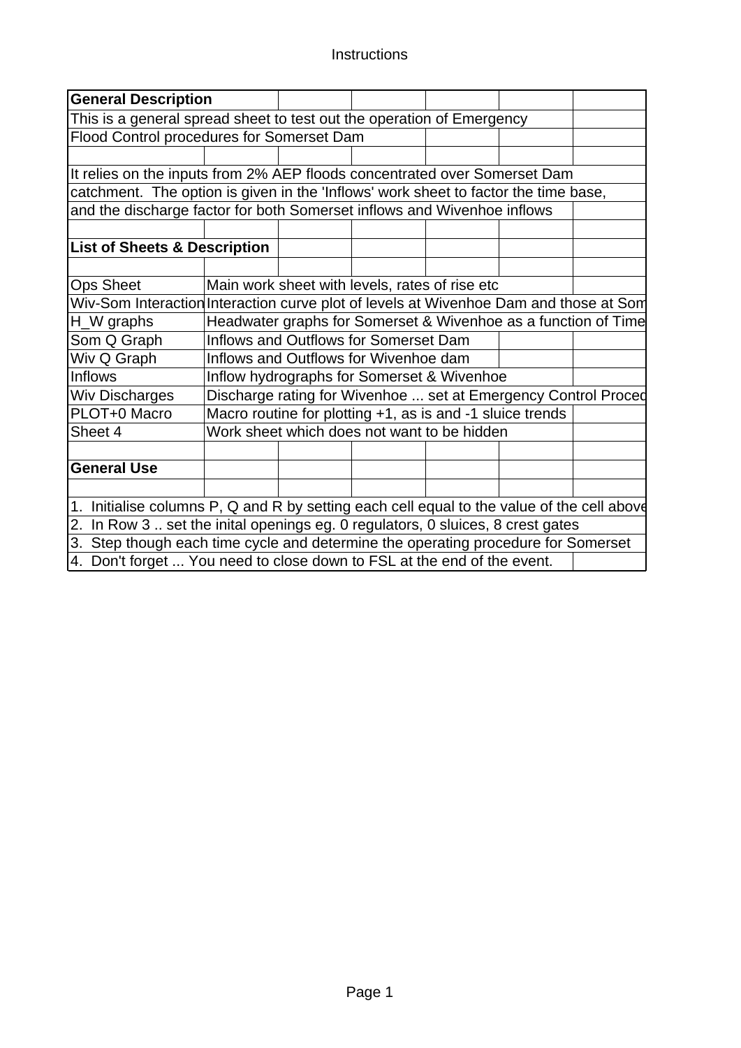# Instructions

**General Description**

This is a general spread sheet to test out the operation of Emergency Flood Control procedures for Somerset Dam

It relies on the inputs from 2% AEP floods concentrated over Somerset Dam catchment. The option is given in the 'Inflows' work sheet to factor the time base, and the discharge factor for both Somerset inflows and Wivenhoe inflows

**List of Sheets & Description**

| Sheet | Description |
|---|---|
| Ops Sheet | Main work sheet with levels, rates of rise etc |
| Wiv-Som Interaction | Interaction curve plot of levels at Wivenhoe Dam and those at Som |
| H_W graphs | Headwater graphs for Somerset & Wivenhoe as a function of Time |
| Som Q Graph | Inflows and Outflows for Somerset Dam |
| Wiv Q Graph | Inflows and Outflows for Wivenhoe dam |
| Inflows | Inflow hydrographs for Somerset & Wivenhoe |
| Wiv Discharges | Discharge rating for Wivenhoe ... set at Emergency Control Proced |
| PLOT+0 Macro | Macro routine for plotting +1, as is and -1 sluice trends |
| Sheet 4 | Work sheet which does not want to be hidden |

**General Use**

1. Initialise columns P, Q and R by setting each cell equal to the value of the cell above
2. In Row 3 .. set the inital openings eg. 0 regulators, 0 sluices, 8 crest gates
3. Step though each time cycle and determine the operating procedure for Somerset
4. Don't forget ... You need to close down to FSL at the end of the event.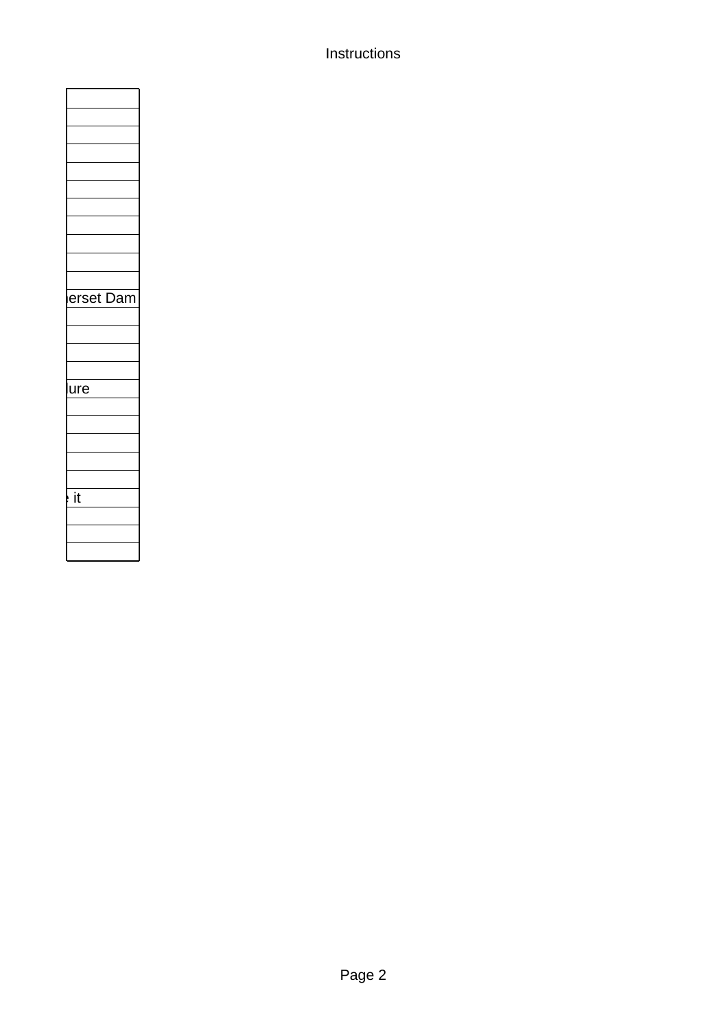| |
|---|
| |
| |
| |
| |
| |
| |
| |
| |
| |
| |
| erset Dam |
| |
| |
| |
| |
| ure |
| |
| |
| |
| |
| |
| it |
| |
| |
| |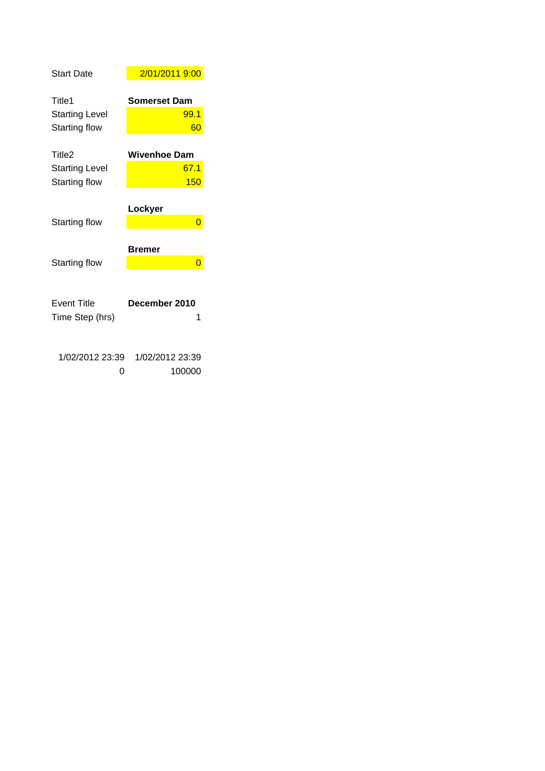| | |
|---|---|
| Start Date | 2/01/2011 9:00 |
| | |
| Title1 | **Somerset Dam** |
| Starting Level | 99.1 |
| Starting flow | 60 |
| | |
| Title2 | **Wivenhoe Dam** |
| Starting Level | 67.1 |
| Starting flow | 150 |
| | |
| | **Lockyer** |
| Starting flow | 0 |
| | |
| | **Bremer** |
| Starting flow | 0 |
| | |
| Event Title | **December 2010** |
| Time Step (hrs) | 1 |
| | |
| 1/02/2012 23:39 | 1/02/2012 23:39 |
| 0 | 100000 |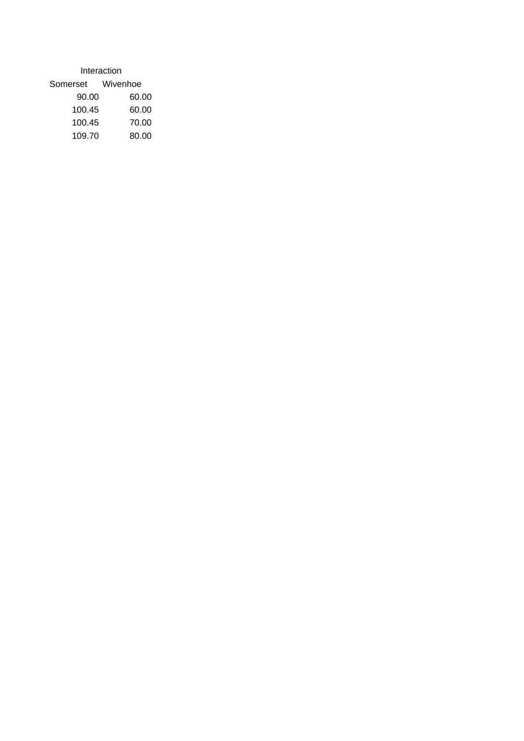| Interaction | |
|---|---|
| Somerset | Wivenhoe |
| 90.00 | 60.00 |
| 100.45 | 60.00 |
| 100.45 | 70.00 |
| 109.70 | 80.00 |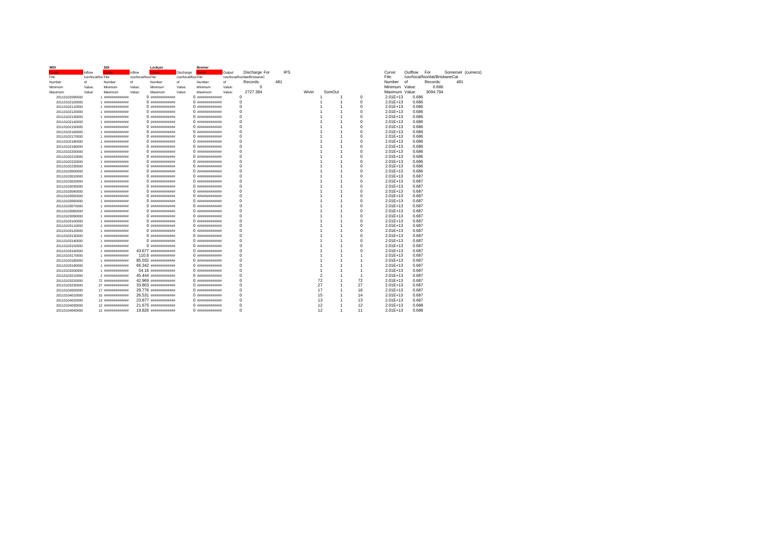| WDI | | SDI | | Lockyer | | Bremer | | | | | | | | | | Curve: | Outflow | For | Somerset (cumecs) |
|---|---|---|---|---|---|---|---|---|---|---|---|---|---|---|---|---|---|---|---|
| Curve: | Inflow | Curve: | Inflow | Curve: | Discharge | Curve: | Output | Discharge For | IPS | | | | | | | File: | /usr/local/foo/dat/BrisbaneCat | | |
| File: | /usr/local/foo File: | | /usr/local/foo File: | | /usr/local/foo File: | | | /usr/local/foo/dat/BrisbaneC | | | | | | | | Number | of | Records: | 481 |
| Number | of | Number | of | Number | of | Number | of | Records: | 481 | | | | | | | Minimum | Value: | 0.686 | |
| Minimum | Value: | Minimum | Value: | Minimum | Value: | Minimum | Value: | 0 | | | | | | | | Maximum | Value: | 3094.794 | |
| Maximum | Value: | Maximum | Value: | Maximum | Value: | Maximum | Value: | 2727.384 | | | Wivin | | SomOut | | | | | | |
| 20110102090000 | | 1 | ############# | 0 | ############# | 0 | ############# | 0 | | | | 1 | 1 | 0 | | 2.01E+13 | 0.686 | | |
| 20110102100000 | | 1 | ############# | 0 | ############# | 0 | ############# | 0 | | | | 1 | 1 | 0 | | 2.01E+13 | 0.686 | | |
| 20110102110000 | | 1 | ############# | 0 | ############# | 0 | ############# | 0 | | | | 1 | 1 | 0 | | 2.01E+13 | 0.686 | | |
| 20110102120000 | | 1 | ############# | 0 | ############# | 0 | ############# | 0 | | | | 1 | 1 | 0 | | 2.01E+13 | 0.686 | | |
| 20110102130000 | | 1 | ############# | 0 | ############# | 0 | ############# | 0 | | | | 1 | 1 | 0 | | 2.01E+13 | 0.686 | | |
| 20110102140000 | | 1 | ############# | 0 | ############# | 0 | ############# | 0 | | | | 1 | 1 | 0 | | 2.01E+13 | 0.686 | | |
| 20110102150000 | | 1 | ############# | 0 | ############# | 0 | ############# | 0 | | | | 1 | 1 | 0 | | 2.01E+13 | 0.686 | | |
| 20110102160000 | | 1 | ############# | 0 | ############# | 0 | ############# | 0 | | | | 1 | 1 | 0 | | 2.01E+13 | 0.686 | | |
| 20110102170000 | | 1 | ############# | 0 | ############# | 0 | ############# | 0 | | | | 1 | 1 | 0 | | 2.01E+13 | 0.686 | | |
| 20110102180000 | | 1 | ############# | 0 | ############# | 0 | ############# | 0 | | | | 1 | 1 | 0 | | 2.01E+13 | 0.686 | | |
| 20110102190000 | | 1 | ############# | 0 | ############# | 0 | ############# | 0 | | | | 1 | 1 | 0 | | 2.01E+13 | 0.686 | | |
| 20110102200000 | | 1 | ############# | 0 | ############# | 0 | ############# | 0 | | | | 1 | 1 | 0 | | 2.01E+13 | 0.686 | | |
| 20110102210000 | | 1 | ############# | 0 | ############# | 0 | ############# | 0 | | | | 1 | 1 | 0 | | 2.01E+13 | 0.686 | | |
| 20110102220000 | | 1 | ############# | 0 | ############# | 0 | ############# | 0 | | | | 1 | 1 | 0 | | 2.01E+13 | 0.686 | | |
| 20110102230000 | | 1 | ############# | 0 | ############# | 0 | ############# | 0 | | | | 1 | 1 | 0 | | 2.01E+13 | 0.686 | | |
| 20110103000000 | | 1 | ############# | 0 | ############# | 0 | ############# | 0 | | | | 1 | 1 | 0 | | 2.01E+13 | 0.686 | | |
| 20110103010000 | | 1 | ############# | 0 | ############# | 0 | ############# | 0 | | | | 1 | 1 | 0 | | 2.01E+13 | 0.687 | | |
| 20110103020000 | | 1 | ############# | 0 | ############# | 0 | ############# | 0 | | | | 1 | 1 | 0 | | 2.01E+13 | 0.687 | | |
| 20110103030000 | | 1 | ############# | 0 | ############# | 0 | ############# | 0 | | | | 1 | 1 | 0 | | 2.01E+13 | 0.687 | | |
| 20110103040000 | | 1 | ############# | 0 | ############# | 0 | ############# | 0 | | | | 1 | 1 | 0 | | 2.01E+13 | 0.687 | | |
| 20110103050000 | | 1 | ############# | 0 | ############# | 0 | ############# | 0 | | | | 1 | 1 | 0 | | 2.01E+13 | 0.687 | | |
| 20110103060000 | | 1 | ############# | 0 | ############# | 0 | ############# | 0 | | | | 1 | 1 | 0 | | 2.01E+13 | 0.687 | | |
| 20110103070000 | | 1 | ############# | 0 | ############# | 0 | ############# | 0 | | | | 1 | 1 | 0 | | 2.01E+13 | 0.687 | | |
| 20110103080000 | | 1 | ############# | 0 | ############# | 0 | ############# | 0 | | | | 1 | 1 | 0 | | 2.01E+13 | 0.687 | | |
| 20110103090000 | | 1 | ############# | 0 | ############# | 0 | ############# | 0 | | | | 1 | 1 | 0 | | 2.01E+13 | 0.687 | | |
| 20110103100000 | | 1 | ############# | 0 | ############# | 0 | ############# | 0 | | | | 1 | 1 | 0 | | 2.01E+13 | 0.687 | | |
| 20110103110000 | | 1 | ############# | 0 | ############# | 0 | ############# | 0 | | | | 1 | 1 | 0 | | 2.01E+13 | 0.687 | | |
| 20110103120000 | | 1 | ############# | 0 | ############# | 0 | ############# | 0 | | | | 1 | 1 | 0 | | 2.01E+13 | 0.687 | | |
| 20110103130000 | | 1 | ############# | 0 | ############# | 0 | ############# | 0 | | | | 1 | 1 | 0 | | 2.01E+13 | 0.687 | | |
| 20110103140000 | | 1 | ############# | 0 | ############# | 0 | ############# | 0 | | | | 1 | 1 | 0 | | 2.01E+13 | 0.687 | | |
| 20110103150000 | | 1 | ############# | 0 | ############# | 0 | ############# | 0 | | | | 1 | 1 | 0 | | 2.01E+13 | 0.687 | | |
| 20110103160000 | | 1 | ############# | 43.677 | ############# | 0 | ############# | 0 | | | | 1 | 1 | 0 | | 2.01E+13 | 0.687 | | |
| 20110103170000 | | 1 | ############# | 110.6 | ############# | 0 | ############# | 0 | | | | 1 | 1 | 1 | | 2.01E+13 | 0.687 | | |
| 20110103180000 | | 1 | ############# | 85.032 | ############# | 0 | ############# | 0 | | | | 1 | 1 | 1 | | 2.01E+13 | 0.687 | | |
| 20110103190000 | | 1 | ############# | 66.342 | ############# | 0 | ############# | 0 | | | | 1 | 1 | 1 | | 2.01E+13 | 0.687 | | |
| 20110103200000 | | 1 | ############# | 54.16 | ############# | 0 | ############# | 0 | | | | 1 | 1 | 1 | | 2.01E+13 | 0.687 | | |
| 20110103210000 | | 2 | ############# | 45.444 | ############# | 0 | ############# | 0 | | | | 2 | 1 | 1 | | 2.01E+13 | 0.687 | | |
| 20110103220000 | | 72 | ############# | 42.969 | ############# | 0 | ############# | 0 | | | | 72 | 1 | 72 | | 2.01E+13 | 0.687 | | |
| 20110103230000 | | 27 | ############# | 33.803 | ############# | 0 | ############# | 0 | | | | 27 | 1 | 27 | | 2.01E+13 | 0.687 | | |
| 20110104000000 | | 17 | ############# | 29.776 | ############# | 0 | ############# | 0 | | | | 17 | 1 | 16 | | 2.01E+13 | 0.687 | | |
| 20110104010000 | | 15 | ############# | 26.531 | ############# | 0 | ############# | 0 | | | | 15 | 1 | 14 | | 2.01E+13 | 0.687 | | |
| 20110104020000 | | 13 | ############# | 23.877 | ############# | 0 | ############# | 0 | | | | 13 | 1 | 13 | | 2.01E+13 | 0.687 | | |
| 20110104030000 | | 12 | ############# | 21.675 | ############# | 0 | ############# | 0 | | | | 12 | 1 | 12 | | 2.01E+13 | 0.688 | | |
| 20110104040000 | | 12 | ############# | 19.826 | ############# | 0 | ############# | 0 | | | | 12 | 1 | 11 | | 2.01E+13 | 0.688 | | |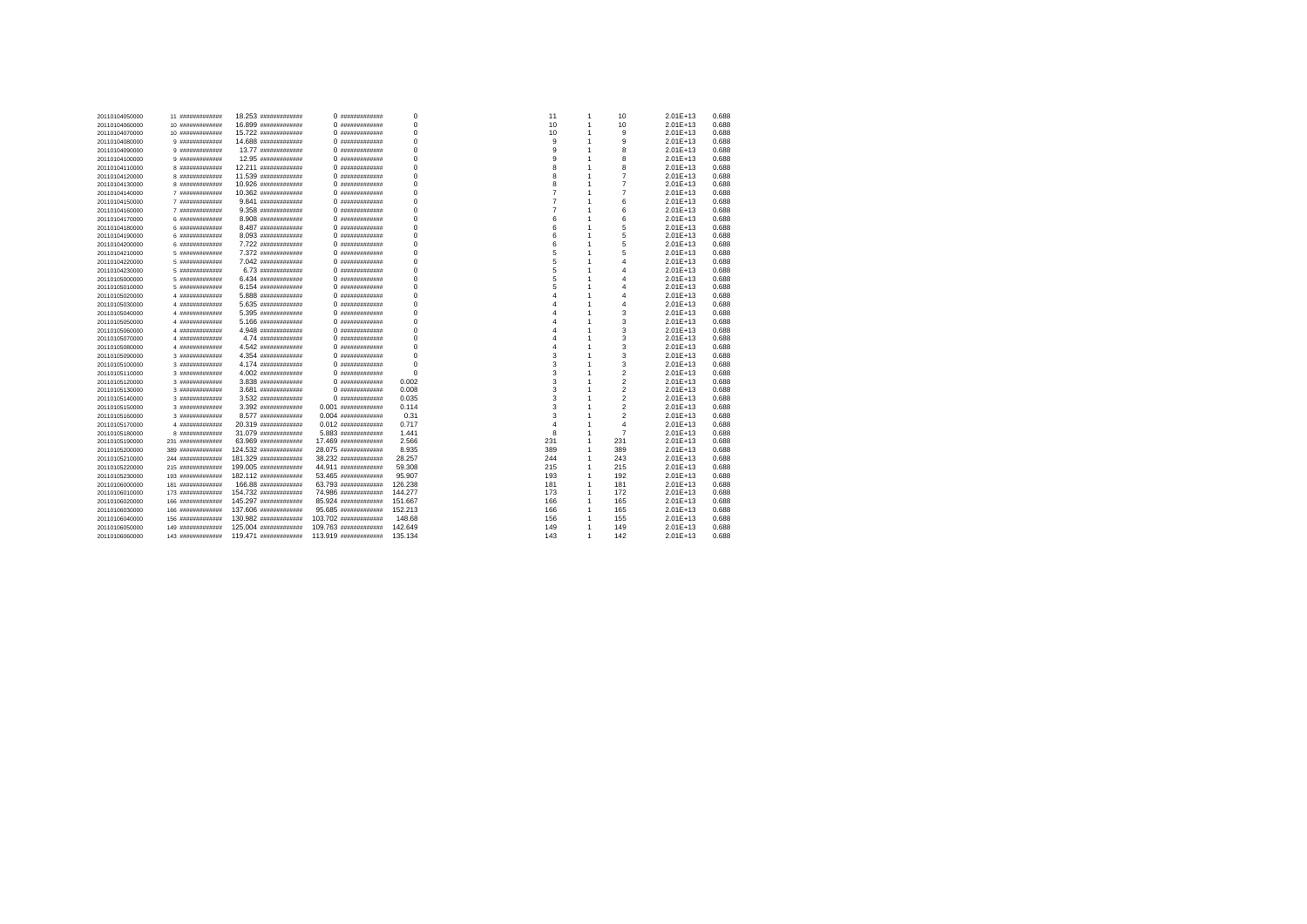| | | | | | | | | | | | | | |
|---|---|---|---|---|---|---|---|---|---|---|---|---|---|
| 20110104050000 | 11 | ############# | 18.253 | ############# | 0 | ############# | 0 | 11 | 1 | 10 | 2.01E+13 | 0.688 |
| 20110104060000 | 10 | ############# | 16.899 | ############# | 0 | ############# | 0 | 10 | 1 | 10 | 2.01E+13 | 0.688 |
| 20110104070000 | 10 | ############# | 15.722 | ############# | 0 | ############# | 0 | 10 | 1 | 9 | 2.01E+13 | 0.688 |
| 20110104080000 | 9 | ############# | 14.688 | ############# | 0 | ############# | 0 | 9 | 1 | 9 | 2.01E+13 | 0.688 |
| 20110104090000 | 9 | ############# | 13.77 | ############# | 0 | ############# | 0 | 9 | 1 | 8 | 2.01E+13 | 0.688 |
| 20110104100000 | 9 | ############# | 12.95 | ############# | 0 | ############# | 0 | 9 | 1 | 8 | 2.01E+13 | 0.688 |
| 20110104110000 | 8 | ############# | 12.211 | ############# | 0 | ############# | 0 | 8 | 1 | 8 | 2.01E+13 | 0.688 |
| 20110104120000 | 8 | ############# | 11.539 | ############# | 0 | ############# | 0 | 8 | 1 | 7 | 2.01E+13 | 0.688 |
| 20110104130000 | 8 | ############# | 10.926 | ############# | 0 | ############# | 0 | 8 | 1 | 7 | 2.01E+13 | 0.688 |
| 20110104140000 | 7 | ############# | 10.362 | ############# | 0 | ############# | 0 | 7 | 1 | 7 | 2.01E+13 | 0.688 |
| 20110104150000 | 7 | ############# | 9.841 | ############# | 0 | ############# | 0 | 7 | 1 | 6 | 2.01E+13 | 0.688 |
| 20110104160000 | 7 | ############# | 9.358 | ############# | 0 | ############# | 0 | 7 | 1 | 6 | 2.01E+13 | 0.688 |
| 20110104170000 | 6 | ############# | 8.908 | ############# | 0 | ############# | 0 | 6 | 1 | 6 | 2.01E+13 | 0.688 |
| 20110104180000 | 6 | ############# | 8.487 | ############# | 0 | ############# | 0 | 6 | 1 | 5 | 2.01E+13 | 0.688 |
| 20110104190000 | 6 | ############# | 8.093 | ############# | 0 | ############# | 0 | 6 | 1 | 5 | 2.01E+13 | 0.688 |
| 20110104200000 | 6 | ############# | 7.722 | ############# | 0 | ############# | 0 | 6 | 1 | 5 | 2.01E+13 | 0.688 |
| 20110104210000 | 5 | ############# | 7.372 | ############# | 0 | ############# | 0 | 5 | 1 | 5 | 2.01E+13 | 0.688 |
| 20110104220000 | 5 | ############# | 7.042 | ############# | 0 | ############# | 0 | 5 | 1 | 4 | 2.01E+13 | 0.688 |
| 20110104230000 | 5 | ############# | 6.73 | ############# | 0 | ############# | 0 | 5 | 1 | 4 | 2.01E+13 | 0.688 |
| 20110105000000 | 5 | ############# | 6.434 | ############# | 0 | ############# | 0 | 5 | 1 | 4 | 2.01E+13 | 0.688 |
| 20110105010000 | 5 | ############# | 6.154 | ############# | 0 | ############# | 0 | 5 | 1 | 4 | 2.01E+13 | 0.688 |
| 20110105020000 | 4 | ############# | 5.888 | ############# | 0 | ############# | 0 | 4 | 1 | 4 | 2.01E+13 | 0.688 |
| 20110105030000 | 4 | ############# | 5.635 | ############# | 0 | ############# | 0 | 4 | 1 | 4 | 2.01E+13 | 0.688 |
| 20110105040000 | 4 | ############# | 5.395 | ############# | 0 | ############# | 0 | 4 | 1 | 3 | 2.01E+13 | 0.688 |
| 20110105050000 | 4 | ############# | 5.166 | ############# | 0 | ############# | 0 | 4 | 1 | 3 | 2.01E+13 | 0.688 |
| 20110105060000 | 4 | ############# | 4.948 | ############# | 0 | ############# | 0 | 4 | 1 | 3 | 2.01E+13 | 0.688 |
| 20110105070000 | 4 | ############# | 4.74 | ############# | 0 | ############# | 0 | 4 | 1 | 3 | 2.01E+13 | 0.688 |
| 20110105080000 | 4 | ############# | 4.542 | ############# | 0 | ############# | 0 | 4 | 1 | 3 | 2.01E+13 | 0.688 |
| 20110105090000 | 3 | ############# | 4.354 | ############# | 0 | ############# | 0 | 3 | 1 | 3 | 2.01E+13 | 0.688 |
| 20110105100000 | 3 | ############# | 4.174 | ############# | 0 | ############# | 0 | 3 | 1 | 3 | 2.01E+13 | 0.688 |
| 20110105110000 | 3 | ############# | 4.002 | ############# | 0 | ############# | 0 | 3 | 1 | 2 | 2.01E+13 | 0.688 |
| 20110105120000 | 3 | ############# | 3.838 | ############# | 0 | ############# | 0.002 | 3 | 1 | 2 | 2.01E+13 | 0.688 |
| 20110105130000 | 3 | ############# | 3.681 | ############# | 0 | ############# | 0.008 | 3 | 1 | 2 | 2.01E+13 | 0.688 |
| 20110105140000 | 3 | ############# | 3.532 | ############# | 0 | ############# | 0.035 | 3 | 1 | 2 | 2.01E+13 | 0.688 |
| 20110105150000 | 3 | ############# | 3.392 | ############# | 0.001 | ############# | 0.114 | 3 | 1 | 2 | 2.01E+13 | 0.688 |
| 20110105160000 | 3 | ############# | 8.577 | ############# | 0.004 | ############# | 0.31 | 3 | 1 | 2 | 2.01E+13 | 0.688 |
| 20110105170000 | 4 | ############# | 20.319 | ############# | 0.012 | ############# | 0.717 | 4 | 1 | 4 | 2.01E+13 | 0.688 |
| 20110105180000 | 8 | ############# | 31.079 | ############# | 5.883 | ############# | 1.441 | 8 | 1 | 7 | 2.01E+13 | 0.688 |
| 20110105190000 | 231 | ############# | 63.969 | ############# | 17.469 | ############# | 2.566 | 231 | 1 | 231 | 2.01E+13 | 0.688 |
| 20110105200000 | 389 | ############# | 124.532 | ############# | 28.075 | ############# | 8.935 | 389 | 1 | 389 | 2.01E+13 | 0.688 |
| 20110105210000 | 244 | ############# | 181.329 | ############# | 38.232 | ############# | 28.257 | 244 | 1 | 243 | 2.01E+13 | 0.688 |
| 20110105220000 | 215 | ############# | 199.005 | ############# | 44.911 | ############# | 59.308 | 215 | 1 | 215 | 2.01E+13 | 0.688 |
| 20110105230000 | 193 | ############# | 182.112 | ############# | 53.465 | ############# | 95.907 | 193 | 1 | 192 | 2.01E+13 | 0.688 |
| 20110106000000 | 181 | ############# | 166.88 | ############# | 63.793 | ############# | 126.238 | 181 | 1 | 181 | 2.01E+13 | 0.688 |
| 20110106010000 | 173 | ############# | 154.732 | ############# | 74.986 | ############# | 144.277 | 173 | 1 | 172 | 2.01E+13 | 0.688 |
| 20110106020000 | 166 | ############# | 145.297 | ############# | 85.924 | ############# | 151.667 | 166 | 1 | 165 | 2.01E+13 | 0.688 |
| 20110106030000 | 166 | ############# | 137.606 | ############# | 95.685 | ############# | 152.213 | 166 | 1 | 165 | 2.01E+13 | 0.688 |
| 20110106040000 | 156 | ############# | 130.982 | ############# | 103.702 | ############# | 148.68 | 156 | 1 | 155 | 2.01E+13 | 0.688 |
| 20110106050000 | 149 | ############# | 125.004 | ############# | 109.763 | ############# | 142.649 | 149 | 1 | 149 | 2.01E+13 | 0.688 |
| 20110106060000 | 143 | ############# | 119.471 | ############# | 113.919 | ############# | 135.134 | 143 | 1 | 142 | 2.01E+13 | 0.688 |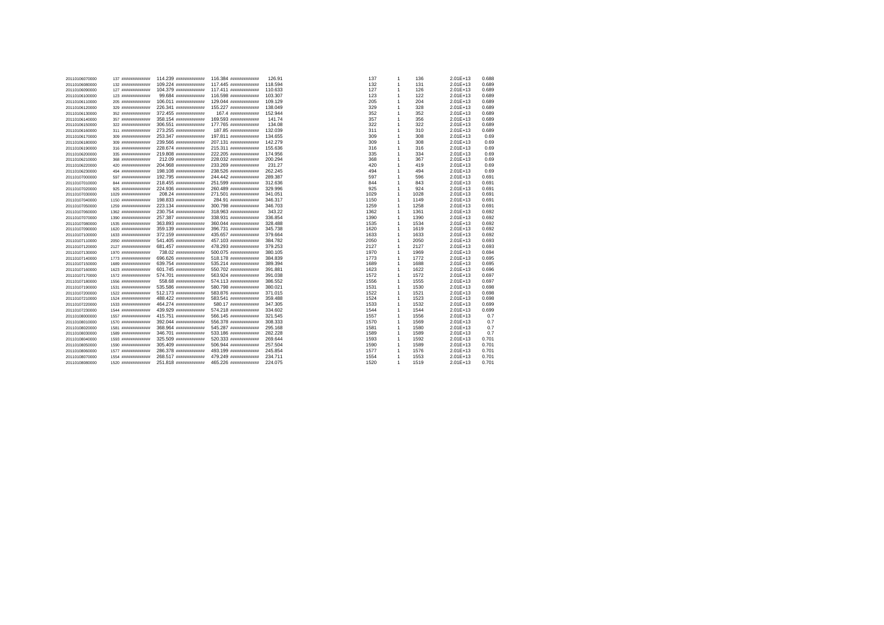| | | | | | | | | | | | | | |
|---|---|---|---|---|---|---|---|---|---|---|---|---|---|
| 20110106070000 | 137 | ############ | 114.239 | ############ | 116.384 | ############ | 126.91 | 137 | 1 | 136 | 2.01E+13 | 0.688 |
| 20110106080000 | 132 | ############ | 109.224 | ############ | 117.445 | ############ | 118.594 | 132 | 1 | 131 | 2.01E+13 | 0.689 |
| 20110106090000 | 127 | ############ | 104.379 | ############ | 117.411 | ############ | 110.633 | 127 | 1 | 126 | 2.01E+13 | 0.689 |
| 20110106100000 | 123 | ############ | 99.684 | ############ | 116.598 | ############ | 103.307 | 123 | 1 | 122 | 2.01E+13 | 0.689 |
| 20110106110000 | 205 | ############ | 106.011 | ############ | 129.044 | ############ | 109.129 | 205 | 1 | 204 | 2.01E+13 | 0.689 |
| 20110106120000 | 329 | ############ | 226.341 | ############ | 155.227 | ############ | 138.049 | 329 | 1 | 328 | 2.01E+13 | 0.689 |
| 20110106130000 | 352 | ############ | 372.455 | ############ | 167.4 | ############ | 152.944 | 352 | 1 | 352 | 2.01E+13 | 0.689 |
| 20110106140000 | 357 | ############ | 358.154 | ############ | 169.593 | ############ | 141.74 | 357 | 1 | 356 | 2.01E+13 | 0.689 |
| 20110106150000 | 322 | ############ | 306.551 | ############ | 177.765 | ############ | 134.08 | 322 | 1 | 322 | 2.01E+13 | 0.689 |
| 20110106160000 | 311 | ############ | 273.255 | ############ | 187.85 | ############ | 132.039 | 311 | 1 | 310 | 2.01E+13 | 0.689 |
| 20110106170000 | 309 | ############ | 253.347 | ############ | 197.811 | ############ | 134.655 | 309 | 1 | 308 | 2.01E+13 | 0.69 |
| 20110106180000 | 309 | ############ | 239.566 | ############ | 207.131 | ############ | 142.279 | 309 | 1 | 308 | 2.01E+13 | 0.69 |
| 20110106190000 | 316 | ############ | 228.674 | ############ | 215.311 | ############ | 155.636 | 316 | 1 | 316 | 2.01E+13 | 0.69 |
| 20110106200000 | 335 | ############ | 219.808 | ############ | 222.205 | ############ | 174.956 | 335 | 1 | 334 | 2.01E+13 | 0.69 |
| 20110106210000 | 368 | ############ | 212.09 | ############ | 228.032 | ############ | 200.294 | 368 | 1 | 367 | 2.01E+13 | 0.69 |
| 20110106220000 | 420 | ############ | 204.968 | ############ | 233.269 | ############ | 231.27 | 420 | 1 | 419 | 2.01E+13 | 0.69 |
| 20110106230000 | 494 | ############ | 198.108 | ############ | 238.526 | ############ | 262.245 | 494 | 1 | 494 | 2.01E+13 | 0.69 |
| 20110107000000 | 597 | ############ | 192.795 | ############ | 244.442 | ############ | 289.387 | 597 | 1 | 596 | 2.01E+13 | 0.691 |
| 20110107010000 | 844 | ############ | 218.455 | ############ | 251.599 | ############ | 312.636 | 844 | 1 | 843 | 2.01E+13 | 0.691 |
| 20110107020000 | 925 | ############ | 224.936 | ############ | 260.489 | ############ | 329.996 | 925 | 1 | 924 | 2.01E+13 | 0.691 |
| 20110107030000 | 1029 | ############ | 208.24 | ############ | 271.501 | ############ | 341.051 | 1029 | 1 | 1028 | 2.01E+13 | 0.691 |
| 20110107040000 | 1150 | ############ | 198.833 | ############ | 284.91 | ############ | 346.317 | 1150 | 1 | 1149 | 2.01E+13 | 0.691 |
| 20110107050000 | 1259 | ############ | 223.134 | ############ | 300.798 | ############ | 346.703 | 1259 | 1 | 1258 | 2.01E+13 | 0.691 |
| 20110107060000 | 1362 | ############ | 230.754 | ############ | 318.963 | ############ | 343.22 | 1362 | 1 | 1361 | 2.01E+13 | 0.692 |
| 20110107070000 | 1390 | ############ | 257.387 | ############ | 338.931 | ############ | 336.854 | 1390 | 1 | 1390 | 2.01E+13 | 0.692 |
| 20110107080000 | 1535 | ############ | 363.893 | ############ | 360.044 | ############ | 328.488 | 1535 | 1 | 1534 | 2.01E+13 | 0.692 |
| 20110107090000 | 1620 | ############ | 359.139 | ############ | 396.731 | ############ | 345.738 | 1620 | 1 | 1619 | 2.01E+13 | 0.692 |
| 20110107100000 | 1633 | ############ | 372.159 | ############ | 435.657 | ############ | 379.664 | 1633 | 1 | 1633 | 2.01E+13 | 0.692 |
| 20110107110000 | 2050 | ############ | 541.405 | ############ | 457.103 | ############ | 384.782 | 2050 | 1 | 2050 | 2.01E+13 | 0.693 |
| 20110107120000 | 2127 | ############ | 681.457 | ############ | 478.293 | ############ | 379.253 | 2127 | 1 | 2127 | 2.01E+13 | 0.693 |
| 20110107130000 | 1970 | ############ | 738.02 | ############ | 500.075 | ############ | 380.105 | 1970 | 1 | 1969 | 2.01E+13 | 0.694 |
| 20110107140000 | 1773 | ############ | 696.626 | ############ | 518.178 | ############ | 384.839 | 1773 | 1 | 1772 | 2.01E+13 | 0.695 |
| 20110107150000 | 1689 | ############ | 639.754 | ############ | 535.214 | ############ | 389.394 | 1689 | 1 | 1688 | 2.01E+13 | 0.695 |
| 20110107160000 | 1623 | ############ | 601.745 | ############ | 550.702 | ############ | 391.881 | 1623 | 1 | 1622 | 2.01E+13 | 0.696 |
| 20110107170000 | 1572 | ############ | 574.701 | ############ | 563.924 | ############ | 391.038 | 1572 | 1 | 1572 | 2.01E+13 | 0.697 |
| 20110107180000 | 1556 | ############ | 558.68 | ############ | 574.113 | ############ | 386.552 | 1556 | 1 | 1555 | 2.01E+13 | 0.697 |
| 20110107190000 | 1531 | ############ | 535.586 | ############ | 580.798 | ############ | 380.021 | 1531 | 1 | 1530 | 2.01E+13 | 0.698 |
| 20110107200000 | 1522 | ############ | 512.173 | ############ | 583.876 | ############ | 371.015 | 1522 | 1 | 1521 | 2.01E+13 | 0.698 |
| 20110107210000 | 1524 | ############ | 488.422 | ############ | 583.541 | ############ | 359.488 | 1524 | 1 | 1523 | 2.01E+13 | 0.698 |
| 20110107220000 | 1533 | ############ | 464.274 | ############ | 580.17 | ############ | 347.305 | 1533 | 1 | 1532 | 2.01E+13 | 0.699 |
| 20110107230000 | 1544 | ############ | 439.929 | ############ | 574.218 | ############ | 334.602 | 1544 | 1 | 1544 | 2.01E+13 | 0.699 |
| 20110108000000 | 1557 | ############ | 415.751 | ############ | 566.145 | ############ | 321.545 | 1557 | 1 | 1556 | 2.01E+13 | 0.7 |
| 20110108010000 | 1570 | ############ | 392.044 | ############ | 556.378 | ############ | 308.333 | 1570 | 1 | 1569 | 2.01E+13 | 0.7 |
| 20110108020000 | 1581 | ############ | 368.964 | ############ | 545.287 | ############ | 295.168 | 1581 | 1 | 1580 | 2.01E+13 | 0.7 |
| 20110108030000 | 1589 | ############ | 346.701 | ############ | 533.186 | ############ | 282.228 | 1589 | 1 | 1589 | 2.01E+13 | 0.7 |
| 20110108040000 | 1593 | ############ | 325.509 | ############ | 520.333 | ############ | 269.644 | 1593 | 1 | 1592 | 2.01E+13 | 0.701 |
| 20110108050000 | 1590 | ############ | 305.409 | ############ | 506.944 | ############ | 257.504 | 1590 | 1 | 1589 | 2.01E+13 | 0.701 |
| 20110108060000 | 1577 | ############ | 286.378 | ############ | 493.199 | ############ | 245.854 | 1577 | 1 | 1576 | 2.01E+13 | 0.701 |
| 20110108070000 | 1554 | ############ | 268.517 | ############ | 479.249 | ############ | 234.711 | 1554 | 1 | 1553 | 2.01E+13 | 0.701 |
| 20110108080000 | 1520 | ############ | 251.818 | ############ | 465.226 | ############ | 224.075 | 1520 | 1 | 1519 | 2.01E+13 | 0.701 |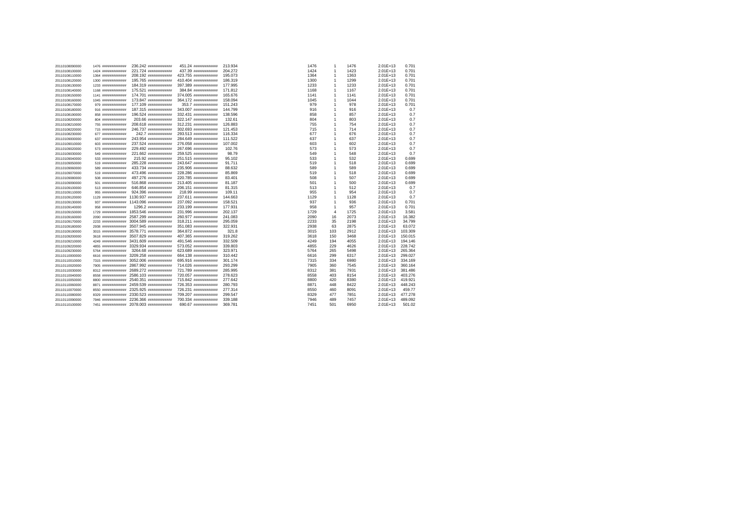| | | | | | | | | | | | | | | |
|---|---|---|---|---|---|---|---|---|---|---|---|---|---|---|
| 20110108090000 | 1476 | ############ | 236.242 | ############ | 451.24 | ############ | 213.934 | | 1476 | 1 | 1476 | | 2.01E+13 | 0.701 |
| 20110108100000 | 1424 | ############ | 221.724 | ############ | 437.39 | ############ | 204.272 | | 1424 | 1 | 1423 | | 2.01E+13 | 0.701 |
| 20110108110000 | 1364 | ############ | 208.192 | ############ | 423.755 | ############ | 195.073 | | 1364 | 1 | 1363 | | 2.01E+13 | 0.701 |
| 20110108120000 | 1300 | ############ | 195.765 | ############ | 410.404 | ############ | 186.319 | | 1300 | 1 | 1299 | | 2.01E+13 | 0.701 |
| 20110108130000 | 1233 | ############ | 184.319 | ############ | 397.389 | ############ | 177.995 | | 1233 | 1 | 1233 | | 2.01E+13 | 0.701 |
| 20110108140000 | 1168 | ############ | 175.521 | ############ | 384.84 | ############ | 171.812 | | 1168 | 1 | 1167 | | 2.01E+13 | 0.701 |
| 20110108150000 | 1141 | ############ | 174.701 | ############ | 374.005 | ############ | 165.676 | | 1141 | 1 | 1141 | | 2.01E+13 | 0.701 |
| 20110108160000 | 1045 | ############ | 173.847 | ############ | 364.172 | ############ | 158.094 | | 1045 | 1 | 1044 | | 2.01E+13 | 0.701 |
| 20110108170000 | 979 | ############ | 177.109 | ############ | 353.7 | ############ | 151.243 | | 979 | 1 | 978 | | 2.01E+13 | 0.701 |
| 20110108180000 | 916 | ############ | 187.315 | ############ | 343.007 | ############ | 144.799 | | 916 | 1 | 916 | | 2.01E+13 | 0.7 |
| 20110108190000 | 858 | ############ | 196.524 | ############ | 332.431 | ############ | 138.596 | | 858 | 1 | 857 | | 2.01E+13 | 0.7 |
| 20110108200000 | 804 | ############ | 203.66 | ############ | 322.147 | ############ | 132.61 | | 804 | 1 | 803 | | 2.01E+13 | 0.7 |
| 20110108210000 | 755 | ############ | 208.618 | ############ | 312.231 | ############ | 126.883 | | 755 | 1 | 754 | | 2.01E+13 | 0.7 |
| 20110108220000 | 715 | ############ | 246.737 | ############ | 302.693 | ############ | 121.453 | | 715 | 1 | 714 | | 2.01E+13 | 0.7 |
| 20110108230000 | 677 | ############ | 242.7 | ############ | 293.513 | ############ | 116.334 | | 677 | 1 | 676 | | 2.01E+13 | 0.7 |
| 20110109000000 | 637 | ############ | 243.954 | ############ | 284.649 | ############ | 111.522 | | 637 | 1 | 637 | | 2.01E+13 | 0.7 |
| 20110109010000 | 603 | ############ | 237.524 | ############ | 276.058 | ############ | 107.002 | | 603 | 1 | 602 | | 2.01E+13 | 0.7 |
| 20110109020000 | 573 | ############ | 229.492 | ############ | 267.696 | ############ | 102.76 | | 573 | 1 | 573 | | 2.01E+13 | 0.7 |
| 20110109030000 | 549 | ############ | 221.662 | ############ | 259.525 | ############ | 98.79 | | 549 | 1 | 548 | | 2.01E+13 | 0.7 |
| 20110109040000 | 533 | ############ | 215.92 | ############ | 251.515 | ############ | 95.102 | | 533 | 1 | 532 | | 2.01E+13 | 0.699 |
| 20110109050000 | 519 | ############ | 285.228 | ############ | 243.647 | ############ | 91.711 | | 519 | 1 | 518 | | 2.01E+13 | 0.699 |
| 20110109060000 | 589 | ############ | 433.734 | ############ | 235.906 | ############ | 88.632 | | 589 | 1 | 589 | | 2.01E+13 | 0.699 |
| 20110109070000 | 519 | ############ | 473.496 | ############ | 228.286 | ############ | 85.869 | | 519 | 1 | 518 | | 2.01E+13 | 0.699 |
| 20110109080000 | 508 | ############ | 497.276 | ############ | 220.785 | ############ | 83.401 | | 508 | 1 | 507 | | 2.01E+13 | 0.699 |
| 20110109090000 | 501 | ############ | 516.868 | ############ | 213.405 | ############ | 81.187 | | 501 | 1 | 500 | | 2.01E+13 | 0.699 |
| 20110109100000 | 513 | ############ | 646.854 | ############ | 206.151 | ############ | 81.315 | | 513 | 1 | 512 | | 2.01E+13 | 0.7 |
| 20110109110000 | 955 | ############ | 924.396 | ############ | 218.99 | ############ | 109.11 | | 955 | 1 | 954 | | 2.01E+13 | 0.7 |
| 20110109120000 | 1129 | ############ | 1130.937 | ############ | 237.611 | ############ | 144.663 | | 1129 | 1 | 1128 | | 2.01E+13 | 0.7 |
| 20110109130000 | 937 | ############ | 1143.096 | ############ | 237.092 | ############ | 158.521 | | 937 | 1 | 936 | | 2.01E+13 | 0.701 |
| 20110109140000 | 958 | ############ | 1296.2 | ############ | 233.199 | ############ | 177.931 | | 958 | 1 | 957 | | 2.01E+13 | 0.701 |
| 20110109150000 | 1729 | ############ | 1853.546 | ############ | 231.996 | ############ | 202.137 | | 1729 | 4 | 1725 | | 2.01E+13 | 3.581 |
| 20110109160000 | 2090 | ############ | 2587.299 | ############ | 260.977 | ############ | 241.083 | | 2090 | 16 | 2073 | | 2.01E+13 | 16.382 |
| 20110109170000 | 2233 | ############ | 3004.589 | ############ | 318.211 | ############ | 295.059 | | 2233 | 35 | 2198 | | 2.01E+13 | 34.799 |
| 20110109180000 | 2938 | ############ | 3507.945 | ############ | 351.083 | ############ | 322.931 | | 2938 | 63 | 2875 | | 2.01E+13 | 63.072 |
| 20110109190000 | 3015 | ############ | 3578.771 | ############ | 364.872 | ############ | 321.8 | | 3015 | 103 | 2912 | | 2.01E+13 | 103.309 |
| 20110109200000 | 3618 | ############ | 3507.829 | ############ | 407.365 | ############ | 319.262 | | 3618 | 150 | 3468 | | 2.01E+13 | 150.015 |
| 20110109210000 | 4249 | ############ | 3431.609 | ############ | 491.546 | ############ | 332.509 | | 4249 | 194 | 4055 | | 2.01E+13 | 194.146 |
| 20110109220000 | 4855 | ############ | 3329.934 | ############ | 573.052 | ############ | 339.803 | | 4855 | 229 | 4626 | | 2.01E+13 | 228.742 |
| 20110109230000 | 5764 | ############ | 3264.68 | ############ | 623.689 | ############ | 323.971 | | 5764 | 265 | 5498 | | 2.01E+13 | 265.364 |
| 20110110000000 | 6616 | ############ | 3209.258 | ############ | 664.138 | ############ | 310.442 | | 6616 | 299 | 6317 | | 2.01E+13 | 299.027 |
| 20110110010000 | 7315 | ############ | 3052.006 | ############ | 695.916 | ############ | 301.174 | | 7315 | 334 | 6980 | | 2.01E+13 | 334.169 |
| 20110110020000 | 7905 | ############ | 2867.992 | ############ | 714.026 | ############ | 293.299 | | 7905 | 360 | 7545 | | 2.01E+13 | 360.164 |
| 20110110030000 | 8312 | ############ | 2689.272 | ############ | 721.789 | ############ | 285.995 | | 8312 | 381 | 7931 | | 2.01E+13 | 381.486 |
| 20110110040000 | 8558 | ############ | 2586.103 | ############ | 720.057 | ############ | 278.623 | | 8558 | 403 | 8154 | | 2.01E+13 | 403.276 |
| 20110110050000 | 8800 | ############ | 2540.351 | ############ | 715.842 | ############ | 277.642 | | 8800 | 420 | 8380 | | 2.01E+13 | 419.921 |
| 20110110060000 | 8871 | ############ | 2459.539 | ############ | 726.353 | ############ | 280.793 | | 8871 | 448 | 8422 | | 2.01E+13 | 448.243 |
| 20110110070000 | 8550 | ############ | 2325.925 | ############ | 726.231 | ############ | 277.314 | | 8550 | 460 | 8091 | | 2.01E+13 | 459.77 |
| 20110110080000 | 8329 | ############ | 2330.523 | ############ | 709.207 | ############ | 299.547 | | 8329 | 477 | 7851 | | 2.01E+13 | 477.278 |
| 20110110090000 | 7946 | ############ | 2236.366 | ############ | 700.334 | ############ | 339.188 | | 7946 | 489 | 7457 | | 2.01E+13 | 489.092 |
| 20110110100000 | 7451 | ############ | 2078.003 | ############ | 690.67 | ############ | 369.781 | | 7451 | 501 | 6950 | | 2.01E+13 | 501.02 |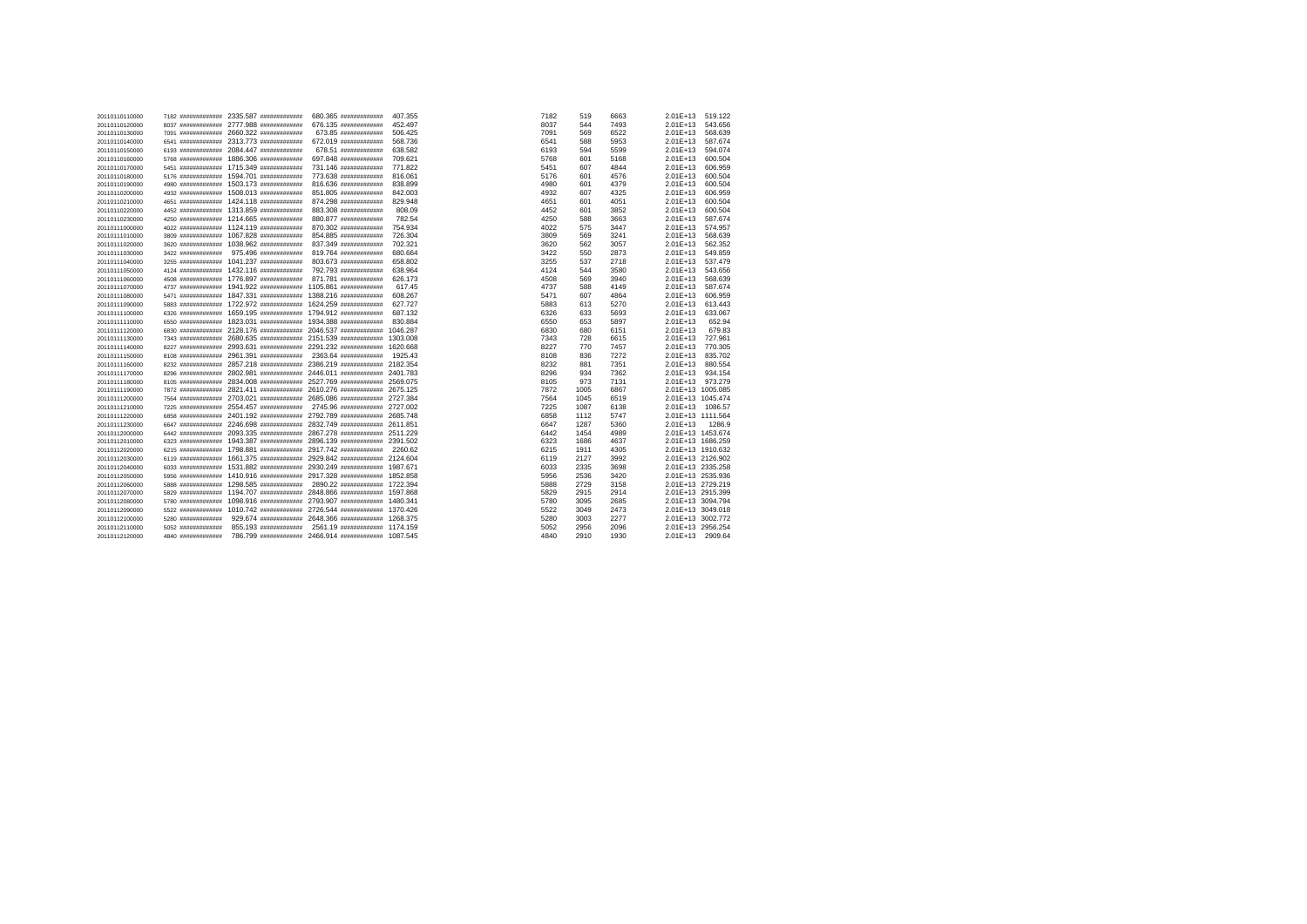| | | | | | | | | | | | | | |
|---|---|---|---|---|---|---|---|---|---|---|---|---|---|
| 20110110110000 | 7182 | ############ | 2335.587 | ############ | 680.365 | ############ | 407.355 | 7182 | 519 | 6663 | 2.01E+13 | 519.122 |
| 20110110120000 | 8037 | ############ | 2777.988 | ############ | 676.135 | ############ | 452.497 | 8037 | 544 | 7493 | 2.01E+13 | 543.656 |
| 20110110130000 | 7091 | ############ | 2660.322 | ############ | 673.85 | ############ | 506.425 | 7091 | 569 | 6522 | 2.01E+13 | 568.639 |
| 20110110140000 | 6541 | ############ | 2313.773 | ############ | 672.019 | ############ | 568.736 | 6541 | 588 | 5953 | 2.01E+13 | 587.674 |
| 20110110150000 | 6193 | ############ | 2084.447 | ############ | 678.51 | ############ | 638.582 | 6193 | 594 | 5599 | 2.01E+13 | 594.074 |
| 20110110160000 | 5768 | ############ | 1886.306 | ############ | 697.848 | ############ | 709.621 | 5768 | 601 | 5168 | 2.01E+13 | 600.504 |
| 20110110170000 | 5451 | ############ | 1715.349 | ############ | 731.146 | ############ | 771.822 | 5451 | 607 | 4844 | 2.01E+13 | 606.959 |
| 20110110180000 | 5176 | ############ | 1594.701 | ############ | 773.638 | ############ | 816.061 | 5176 | 601 | 4576 | 2.01E+13 | 600.504 |
| 20110110190000 | 4980 | ############ | 1503.173 | ############ | 816.636 | ############ | 838.899 | 4980 | 601 | 4379 | 2.01E+13 | 600.504 |
| 20110110200000 | 4932 | ############ | 1508.013 | ############ | 851.805 | ############ | 842.003 | 4932 | 607 | 4325 | 2.01E+13 | 606.959 |
| 20110110210000 | 4651 | ############ | 1424.118 | ############ | 874.298 | ############ | 829.948 | 4651 | 601 | 4051 | 2.01E+13 | 600.504 |
| 20110110220000 | 4452 | ############ | 1313.859 | ############ | 883.308 | ############ | 808.09 | 4452 | 601 | 3852 | 2.01E+13 | 600.504 |
| 20110110230000 | 4250 | ############ | 1214.665 | ############ | 880.877 | ############ | 782.54 | 4250 | 588 | 3663 | 2.01E+13 | 587.674 |
| 20110111000000 | 4022 | ############ | 1124.119 | ############ | 870.302 | ############ | 754.934 | 4022 | 575 | 3447 | 2.01E+13 | 574.957 |
| 20110111010000 | 3809 | ############ | 1067.828 | ############ | 854.885 | ############ | 726.304 | 3809 | 569 | 3241 | 2.01E+13 | 568.639 |
| 20110111020000 | 3620 | ############ | 1038.962 | ############ | 837.349 | ############ | 702.321 | 3620 | 562 | 3057 | 2.01E+13 | 562.352 |
| 20110111030000 | 3422 | ############ | 975.496 | ############ | 819.764 | ############ | 680.664 | 3422 | 550 | 2873 | 2.01E+13 | 549.859 |
| 20110111040000 | 3255 | ############ | 1041.237 | ############ | 803.673 | ############ | 658.802 | 3255 | 537 | 2718 | 2.01E+13 | 537.479 |
| 20110111050000 | 4124 | ############ | 1432.116 | ############ | 792.793 | ############ | 638.964 | 4124 | 544 | 3580 | 2.01E+13 | 543.656 |
| 20110111060000 | 4508 | ############ | 1776.897 | ############ | 871.781 | ############ | 626.173 | 4508 | 569 | 3940 | 2.01E+13 | 568.639 |
| 20110111070000 | 4737 | ############ | 1941.922 | ############ | 1105.861 | ############ | 617.45 | 4737 | 588 | 4149 | 2.01E+13 | 587.674 |
| 20110111080000 | 5471 | ############ | 1847.331 | ############ | 1388.216 | ############ | 608.267 | 5471 | 607 | 4864 | 2.01E+13 | 606.959 |
| 20110111090000 | 5883 | ############ | 1722.972 | ############ | 1624.259 | ############ | 627.727 | 5883 | 613 | 5270 | 2.01E+13 | 613.443 |
| 20110111100000 | 6326 | ############ | 1659.195 | ############ | 1794.912 | ############ | 687.132 | 6326 | 633 | 5693 | 2.01E+13 | 633.067 |
| 20110111110000 | 6550 | ############ | 1823.031 | ############ | 1934.388 | ############ | 830.884 | 6550 | 653 | 5897 | 2.01E+13 | 652.94 |
| 20110111120000 | 6830 | ############ | 2128.176 | ############ | 2046.537 | ############ | 1046.287 | 6830 | 680 | 6151 | 2.01E+13 | 679.83 |
| 20110111130000 | 7343 | ############ | 2680.635 | ############ | 2151.539 | ############ | 1303.008 | 7343 | 728 | 6615 | 2.01E+13 | 727.961 |
| 20110111140000 | 8227 | ############ | 2993.631 | ############ | 2291.232 | ############ | 1620.668 | 8227 | 770 | 7457 | 2.01E+13 | 770.305 |
| 20110111150000 | 8108 | ############ | 2961.391 | ############ | 2363.64 | ############ | 1925.43 | 8108 | 836 | 7272 | 2.01E+13 | 835.702 |
| 20110111160000 | 8232 | ############ | 2857.218 | ############ | 2386.219 | ############ | 2182.354 | 8232 | 881 | 7351 | 2.01E+13 | 880.554 |
| 20110111170000 | 8296 | ############ | 2802.981 | ############ | 2446.011 | ############ | 2401.783 | 8296 | 934 | 7362 | 2.01E+13 | 934.154 |
| 20110111180000 | 8105 | ############ | 2834.008 | ############ | 2527.769 | ############ | 2569.075 | 8105 | 973 | 7131 | 2.01E+13 | 973.279 |
| 20110111190000 | 7872 | ############ | 2821.411 | ############ | 2610.276 | ############ | 2675.125 | 7872 | 1005 | 6867 | 2.01E+13 | 1005.085 |
| 20110111200000 | 7564 | ############ | 2703.021 | ############ | 2685.086 | ############ | 2727.384 | 7564 | 1045 | 6519 | 2.01E+13 | 1045.474 |
| 20110111210000 | 7225 | ############ | 2554.457 | ############ | 2745.96 | ############ | 2727.002 | 7225 | 1087 | 6138 | 2.01E+13 | 1086.57 |
| 20110111220000 | 6858 | ############ | 2401.192 | ############ | 2792.789 | ############ | 2685.748 | 6858 | 1112 | 5747 | 2.01E+13 | 1111.564 |
| 20110111230000 | 6647 | ############ | 2246.698 | ############ | 2832.749 | ############ | 2611.851 | 6647 | 1287 | 5360 | 2.01E+13 | 1286.9 |
| 20110112000000 | 6442 | ############ | 2093.335 | ############ | 2867.278 | ############ | 2511.229 | 6442 | 1454 | 4989 | 2.01E+13 | 1453.674 |
| 20110112010000 | 6323 | ############ | 1943.387 | ############ | 2896.139 | ############ | 2391.502 | 6323 | 1686 | 4637 | 2.01E+13 | 1686.259 |
| 20110112020000 | 6215 | ############ | 1798.881 | ############ | 2917.742 | ############ | 2260.62 | 6215 | 1911 | 4305 | 2.01E+13 | 1910.632 |
| 20110112030000 | 6119 | ############ | 1661.375 | ############ | 2929.842 | ############ | 2124.604 | 6119 | 2127 | 3992 | 2.01E+13 | 2126.902 |
| 20110112040000 | 6033 | ############ | 1531.882 | ############ | 2930.249 | ############ | 1987.671 | 6033 | 2335 | 3698 | 2.01E+13 | 2335.258 |
| 20110112050000 | 5956 | ############ | 1410.916 | ############ | 2917.328 | ############ | 1852.858 | 5956 | 2536 | 3420 | 2.01E+13 | 2535.936 |
| 20110112060000 | 5888 | ############ | 1298.585 | ############ | 2890.22 | ############ | 1722.394 | 5888 | 2729 | 3158 | 2.01E+13 | 2729.219 |
| 20110112070000 | 5829 | ############ | 1194.707 | ############ | 2848.866 | ############ | 1597.868 | 5829 | 2915 | 2914 | 2.01E+13 | 2915.399 |
| 20110112080000 | 5780 | ############ | 1098.916 | ############ | 2793.907 | ############ | 1480.341 | 5780 | 3095 | 2685 | 2.01E+13 | 3094.794 |
| 20110112090000 | 5522 | ############ | 1010.742 | ############ | 2726.544 | ############ | 1370.426 | 5522 | 3049 | 2473 | 2.01E+13 | 3049.018 |
| 20110112100000 | 5280 | ############ | 929.674 | ############ | 2648.366 | ############ | 1268.375 | 5280 | 3003 | 2277 | 2.01E+13 | 3002.772 |
| 20110112110000 | 5052 | ############ | 855.193 | ############ | 2561.19 | ############ | 1174.159 | 5052 | 2956 | 2096 | 2.01E+13 | 2956.254 |
| 20110112120000 | 4840 | ############ | 786.799 | ############ | 2466.914 | ############ | 1087.545 | 4840 | 2910 | 1930 | 2.01E+13 | 2909.64 |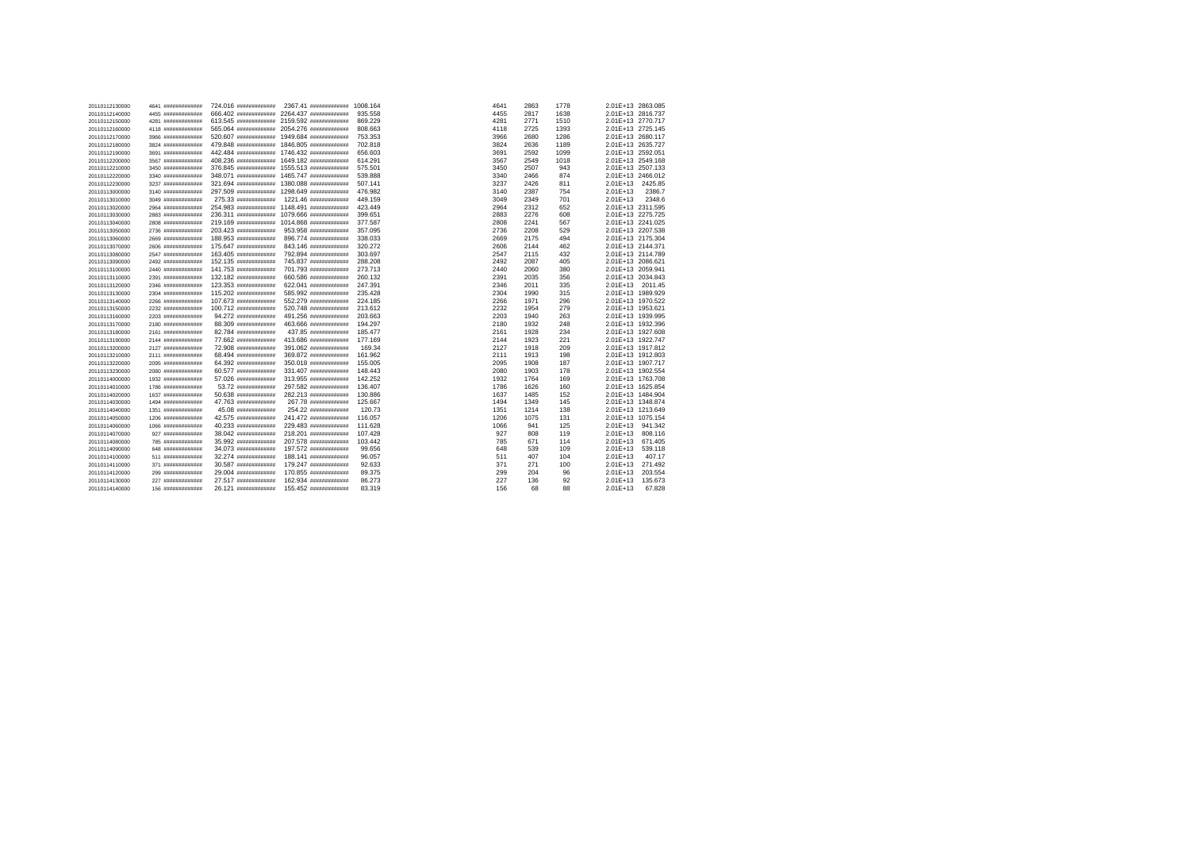| | | | | | | | | | | | | |
|---|---|---|---|---|---|---|---|---|---|---|---|---|
| 20110112130000 | 4641 | ############ | 724.016 | ############ | 2367.41 | ############ | 1008.164 | 4641 | 2863 | 1778 | 2.01E+13 | 2863.085 |
| 20110112140000 | 4455 | ############ | 666.402 | ############ | 2264.437 | ############ | 935.558 | 4455 | 2817 | 1638 | 2.01E+13 | 2816.737 |
| 20110112150000 | 4281 | ############ | 613.545 | ############ | 2159.592 | ############ | 869.229 | 4281 | 2771 | 1510 | 2.01E+13 | 2770.717 |
| 20110112160000 | 4118 | ############ | 565.064 | ############ | 2054.276 | ############ | 808.663 | 4118 | 2725 | 1393 | 2.01E+13 | 2725.145 |
| 20110112170000 | 3966 | ############ | 520.607 | ############ | 1949.684 | ############ | 753.353 | 3966 | 2680 | 1286 | 2.01E+13 | 2680.117 |
| 20110112180000 | 3824 | ############ | 479.848 | ############ | 1846.805 | ############ | 702.818 | 3824 | 2636 | 1189 | 2.01E+13 | 2635.727 |
| 20110112190000 | 3691 | ############ | 442.484 | ############ | 1746.432 | ############ | 656.603 | 3691 | 2592 | 1099 | 2.01E+13 | 2592.051 |
| 20110112200000 | 3567 | ############ | 408.236 | ############ | 1649.182 | ############ | 614.291 | 3567 | 2549 | 1018 | 2.01E+13 | 2549.168 |
| 20110112210000 | 3450 | ############ | 376.845 | ############ | 1555.513 | ############ | 575.501 | 3450 | 2507 | 943 | 2.01E+13 | 2507.133 |
| 20110112220000 | 3340 | ############ | 348.071 | ############ | 1465.747 | ############ | 539.888 | 3340 | 2466 | 874 | 2.01E+13 | 2466.012 |
| 20110112230000 | 3237 | ############ | 321.694 | ############ | 1380.088 | ############ | 507.141 | 3237 | 2426 | 811 | 2.01E+13 | 2425.85 |
| 20110113000000 | 3140 | ############ | 297.509 | ############ | 1298.649 | ############ | 476.982 | 3140 | 2387 | 754 | 2.01E+13 | 2386.7 |
| 20110113010000 | 3049 | ############ | 275.33 | ############ | 1221.46 | ############ | 449.159 | 3049 | 2349 | 701 | 2.01E+13 | 2348.6 |
| 20110113020000 | 2964 | ############ | 254.983 | ############ | 1148.491 | ############ | 423.449 | 2964 | 2312 | 652 | 2.01E+13 | 2311.595 |
| 20110113030000 | 2883 | ############ | 236.311 | ############ | 1079.666 | ############ | 399.651 | 2883 | 2276 | 608 | 2.01E+13 | 2275.725 |
| 20110113040000 | 2808 | ############ | 219.169 | ############ | 1014.868 | ############ | 377.587 | 2808 | 2241 | 567 | 2.01E+13 | 2241.025 |
| 20110113050000 | 2736 | ############ | 203.423 | ############ | 953.958 | ############ | 357.095 | 2736 | 2208 | 529 | 2.01E+13 | 2207.538 |
| 20110113060000 | 2669 | ############ | 188.953 | ############ | 896.774 | ############ | 338.033 | 2669 | 2175 | 494 | 2.01E+13 | 2175.304 |
| 20110113070000 | 2606 | ############ | 175.647 | ############ | 843.146 | ############ | 320.272 | 2606 | 2144 | 462 | 2.01E+13 | 2144.371 |
| 20110113080000 | 2547 | ############ | 163.405 | ############ | 792.894 | ############ | 303.697 | 2547 | 2115 | 432 | 2.01E+13 | 2114.789 |
| 20110113090000 | 2492 | ############ | 152.135 | ############ | 745.837 | ############ | 288.208 | 2492 | 2087 | 405 | 2.01E+13 | 2086.621 |
| 20110113100000 | 2440 | ############ | 141.753 | ############ | 701.793 | ############ | 273.713 | 2440 | 2060 | 380 | 2.01E+13 | 2059.941 |
| 20110113110000 | 2391 | ############ | 132.182 | ############ | 660.586 | ############ | 260.132 | 2391 | 2035 | 356 | 2.01E+13 | 2034.843 |
| 20110113120000 | 2346 | ############ | 123.353 | ############ | 622.041 | ############ | 247.391 | 2346 | 2011 | 335 | 2.01E+13 | 2011.45 |
| 20110113130000 | 2304 | ############ | 115.202 | ############ | 585.992 | ############ | 235.428 | 2304 | 1990 | 315 | 2.01E+13 | 1989.929 |
| 20110113140000 | 2266 | ############ | 107.673 | ############ | 552.279 | ############ | 224.185 | 2266 | 1971 | 296 | 2.01E+13 | 1970.522 |
| 20110113150000 | 2232 | ############ | 100.712 | ############ | 520.748 | ############ | 213.612 | 2232 | 1954 | 279 | 2.01E+13 | 1953.621 |
| 20110113160000 | 2203 | ############ | 94.272 | ############ | 491.256 | ############ | 203.663 | 2203 | 1940 | 263 | 2.01E+13 | 1939.995 |
| 20110113170000 | 2180 | ############ | 88.309 | ############ | 463.666 | ############ | 194.297 | 2180 | 1932 | 248 | 2.01E+13 | 1932.396 |
| 20110113180000 | 2161 | ############ | 82.784 | ############ | 437.85 | ############ | 185.477 | 2161 | 1928 | 234 | 2.01E+13 | 1927.608 |
| 20110113190000 | 2144 | ############ | 77.662 | ############ | 413.686 | ############ | 177.169 | 2144 | 1923 | 221 | 2.01E+13 | 1922.747 |
| 20110113200000 | 2127 | ############ | 72.908 | ############ | 391.062 | ############ | 169.34 | 2127 | 1918 | 209 | 2.01E+13 | 1917.812 |
| 20110113210000 | 2111 | ############ | 68.494 | ############ | 369.872 | ############ | 161.962 | 2111 | 1913 | 198 | 2.01E+13 | 1912.803 |
| 20110113220000 | 2095 | ############ | 64.392 | ############ | 350.018 | ############ | 155.005 | 2095 | 1908 | 187 | 2.01E+13 | 1907.717 |
| 20110113230000 | 2080 | ############ | 60.577 | ############ | 331.407 | ############ | 148.443 | 2080 | 1903 | 178 | 2.01E+13 | 1902.554 |
| 20110114000000 | 1932 | ############ | 57.026 | ############ | 313.955 | ############ | 142.252 | 1932 | 1764 | 169 | 2.01E+13 | 1763.708 |
| 20110114010000 | 1786 | ############ | 53.72 | ############ | 297.582 | ############ | 136.407 | 1786 | 1626 | 160 | 2.01E+13 | 1625.854 |
| 20110114020000 | 1637 | ############ | 50.638 | ############ | 282.213 | ############ | 130.886 | 1637 | 1485 | 152 | 2.01E+13 | 1484.904 |
| 20110114030000 | 1494 | ############ | 47.763 | ############ | 267.78 | ############ | 125.667 | 1494 | 1349 | 145 | 2.01E+13 | 1348.874 |
| 20110114040000 | 1351 | ############ | 45.08 | ############ | 254.22 | ############ | 120.73 | 1351 | 1214 | 138 | 2.01E+13 | 1213.649 |
| 20110114050000 | 1206 | ############ | 42.575 | ############ | 241.472 | ############ | 116.057 | 1206 | 1075 | 131 | 2.01E+13 | 1075.154 |
| 20110114060000 | 1066 | ############ | 40.233 | ############ | 229.483 | ############ | 111.628 | 1066 | 941 | 125 | 2.01E+13 | 941.342 |
| 20110114070000 | 927 | ############ | 38.042 | ############ | 218.201 | ############ | 107.428 | 927 | 808 | 119 | 2.01E+13 | 808.116 |
| 20110114080000 | 785 | ############ | 35.992 | ############ | 207.578 | ############ | 103.442 | 785 | 671 | 114 | 2.01E+13 | 671.405 |
| 20110114090000 | 648 | ############ | 34.073 | ############ | 197.572 | ############ | 99.656 | 648 | 539 | 109 | 2.01E+13 | 539.118 |
| 20110114100000 | 511 | ############ | 32.274 | ############ | 188.141 | ############ | 96.057 | 511 | 407 | 104 | 2.01E+13 | 407.17 |
| 20110114110000 | 371 | ############ | 30.587 | ############ | 179.247 | ############ | 92.633 | 371 | 271 | 100 | 2.01E+13 | 271.492 |
| 20110114120000 | 299 | ############ | 29.004 | ############ | 170.855 | ############ | 89.375 | 299 | 204 | 96 | 2.01E+13 | 203.554 |
| 20110114130000 | 227 | ############ | 27.517 | ############ | 162.934 | ############ | 86.273 | 227 | 136 | 92 | 2.01E+13 | 135.673 |
| 20110114140000 | 156 | ############ | 26.121 | ############ | 155.452 | ############ | 83.319 | 156 | 68 | 88 | 2.01E+13 | 67.828 |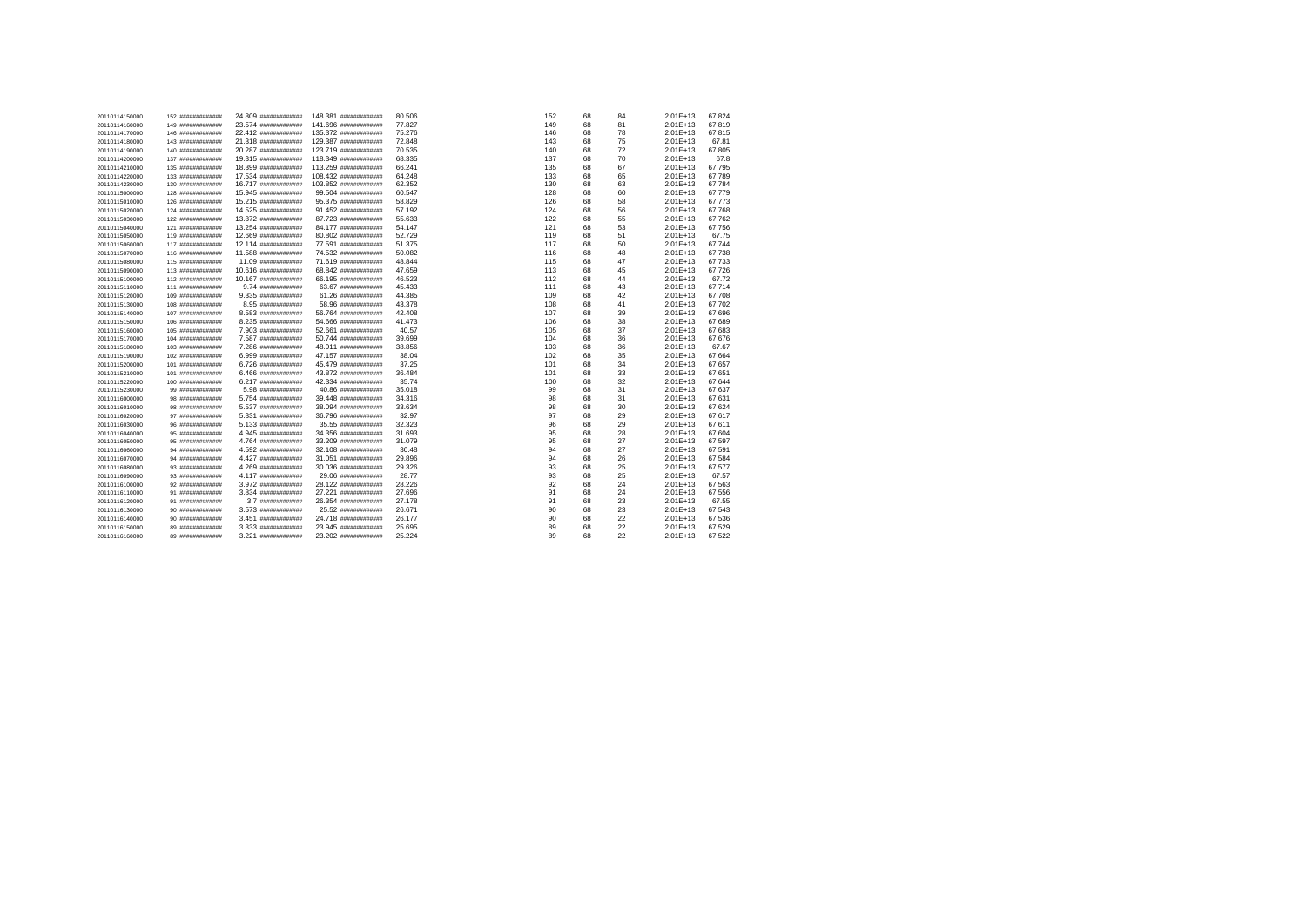| | | | | | | | | | | | | |
|---|---|---|---|---|---|---|---|---|---|---|---|---|
| 20110114150000 | 152 | ############# | 24.809 | ############# | 148.381 | ############# | 80.506 | 152 | 68 | 84 | 2.01E+13 | 67.824 |
| 20110114160000 | 149 | ############# | 23.574 | ############# | 141.696 | ############# | 77.827 | 149 | 68 | 81 | 2.01E+13 | 67.819 |
| 20110114170000 | 146 | ############# | 22.412 | ############# | 135.372 | ############# | 75.276 | 146 | 68 | 78 | 2.01E+13 | 67.815 |
| 20110114180000 | 143 | ############# | 21.318 | ############# | 129.387 | ############# | 72.848 | 143 | 68 | 75 | 2.01E+13 | 67.81 |
| 20110114190000 | 140 | ############# | 20.287 | ############# | 123.719 | ############# | 70.535 | 140 | 68 | 72 | 2.01E+13 | 67.805 |
| 20110114200000 | 137 | ############# | 19.315 | ############# | 118.349 | ############# | 68.335 | 137 | 68 | 70 | 2.01E+13 | 67.8 |
| 20110114210000 | 135 | ############# | 18.399 | ############# | 113.259 | ############# | 66.241 | 135 | 68 | 67 | 2.01E+13 | 67.795 |
| 20110114220000 | 133 | ############# | 17.534 | ############# | 108.432 | ############# | 64.248 | 133 | 68 | 65 | 2.01E+13 | 67.789 |
| 20110114230000 | 130 | ############# | 16.717 | ############# | 103.852 | ############# | 62.352 | 130 | 68 | 63 | 2.01E+13 | 67.784 |
| 20110115000000 | 128 | ############# | 15.945 | ############# | 99.504 | ############# | 60.547 | 128 | 68 | 60 | 2.01E+13 | 67.779 |
| 20110115010000 | 126 | ############# | 15.215 | ############# | 95.375 | ############# | 58.829 | 126 | 68 | 58 | 2.01E+13 | 67.773 |
| 20110115020000 | 124 | ############# | 14.525 | ############# | 91.452 | ############# | 57.192 | 124 | 68 | 56 | 2.01E+13 | 67.768 |
| 20110115030000 | 122 | ############# | 13.872 | ############# | 87.723 | ############# | 55.633 | 122 | 68 | 55 | 2.01E+13 | 67.762 |
| 20110115040000 | 121 | ############# | 13.254 | ############# | 84.177 | ############# | 54.147 | 121 | 68 | 53 | 2.01E+13 | 67.756 |
| 20110115050000 | 119 | ############# | 12.669 | ############# | 80.802 | ############# | 52.729 | 119 | 68 | 51 | 2.01E+13 | 67.75 |
| 20110115060000 | 117 | ############# | 12.114 | ############# | 77.591 | ############# | 51.375 | 117 | 68 | 50 | 2.01E+13 | 67.744 |
| 20110115070000 | 116 | ############# | 11.588 | ############# | 74.532 | ############# | 50.082 | 116 | 68 | 48 | 2.01E+13 | 67.738 |
| 20110115080000 | 115 | ############# | 11.09 | ############# | 71.619 | ############# | 48.844 | 115 | 68 | 47 | 2.01E+13 | 67.733 |
| 20110115090000 | 113 | ############# | 10.616 | ############# | 68.842 | ############# | 47.659 | 113 | 68 | 45 | 2.01E+13 | 67.726 |
| 20110115100000 | 112 | ############# | 10.167 | ############# | 66.195 | ############# | 46.523 | 112 | 68 | 44 | 2.01E+13 | 67.72 |
| 20110115110000 | 111 | ############# | 9.74 | ############# | 63.67 | ############# | 45.433 | 111 | 68 | 43 | 2.01E+13 | 67.714 |
| 20110115120000 | 109 | ############# | 9.335 | ############# | 61.26 | ############# | 44.385 | 109 | 68 | 42 | 2.01E+13 | 67.708 |
| 20110115130000 | 108 | ############# | 8.95 | ############# | 58.96 | ############# | 43.378 | 108 | 68 | 41 | 2.01E+13 | 67.702 |
| 20110115140000 | 107 | ############# | 8.583 | ############# | 56.764 | ############# | 42.408 | 107 | 68 | 39 | 2.01E+13 | 67.696 |
| 20110115150000 | 106 | ############# | 8.235 | ############# | 54.666 | ############# | 41.473 | 106 | 68 | 38 | 2.01E+13 | 67.689 |
| 20110115160000 | 105 | ############# | 7.903 | ############# | 52.661 | ############# | 40.57 | 105 | 68 | 37 | 2.01E+13 | 67.683 |
| 20110115170000 | 104 | ############# | 7.587 | ############# | 50.744 | ############# | 39.699 | 104 | 68 | 36 | 2.01E+13 | 67.676 |
| 20110115180000 | 103 | ############# | 7.286 | ############# | 48.911 | ############# | 38.856 | 103 | 68 | 36 | 2.01E+13 | 67.67 |
| 20110115190000 | 102 | ############# | 6.999 | ############# | 47.157 | ############# | 38.04 | 102 | 68 | 35 | 2.01E+13 | 67.664 |
| 20110115200000 | 101 | ############# | 6.726 | ############# | 45.479 | ############# | 37.25 | 101 | 68 | 34 | 2.01E+13 | 67.657 |
| 20110115210000 | 101 | ############# | 6.466 | ############# | 43.872 | ############# | 36.484 | 101 | 68 | 33 | 2.01E+13 | 67.651 |
| 20110115220000 | 100 | ############# | 6.217 | ############# | 42.334 | ############# | 35.74 | 100 | 68 | 32 | 2.01E+13 | 67.644 |
| 20110115230000 | 99 | ############# | 5.98 | ############# | 40.86 | ############# | 35.018 | 99 | 68 | 31 | 2.01E+13 | 67.637 |
| 20110116000000 | 98 | ############# | 5.754 | ############# | 39.448 | ############# | 34.316 | 98 | 68 | 31 | 2.01E+13 | 67.631 |
| 20110116010000 | 98 | ############# | 5.537 | ############# | 38.094 | ############# | 33.634 | 98 | 68 | 30 | 2.01E+13 | 67.624 |
| 20110116020000 | 97 | ############# | 5.331 | ############# | 36.796 | ############# | 32.97 | 97 | 68 | 29 | 2.01E+13 | 67.617 |
| 20110116030000 | 96 | ############# | 5.133 | ############# | 35.55 | ############# | 32.323 | 96 | 68 | 29 | 2.01E+13 | 67.611 |
| 20110116040000 | 95 | ############# | 4.945 | ############# | 34.356 | ############# | 31.693 | 95 | 68 | 28 | 2.01E+13 | 67.604 |
| 20110116050000 | 95 | ############# | 4.764 | ############# | 33.209 | ############# | 31.079 | 95 | 68 | 27 | 2.01E+13 | 67.597 |
| 20110116060000 | 94 | ############# | 4.592 | ############# | 32.108 | ############# | 30.48 | 94 | 68 | 27 | 2.01E+13 | 67.591 |
| 20110116070000 | 94 | ############# | 4.427 | ############# | 31.051 | ############# | 29.896 | 94 | 68 | 26 | 2.01E+13 | 67.584 |
| 20110116080000 | 93 | ############# | 4.269 | ############# | 30.036 | ############# | 29.326 | 93 | 68 | 25 | 2.01E+13 | 67.577 |
| 20110116090000 | 93 | ############# | 4.117 | ############# | 29.06 | ############# | 28.77 | 93 | 68 | 25 | 2.01E+13 | 67.57 |
| 20110116100000 | 92 | ############# | 3.972 | ############# | 28.122 | ############# | 28.226 | 92 | 68 | 24 | 2.01E+13 | 67.563 |
| 20110116110000 | 91 | ############# | 3.834 | ############# | 27.221 | ############# | 27.696 | 91 | 68 | 24 | 2.01E+13 | 67.556 |
| 20110116120000 | 91 | ############# | 3.7 | ############# | 26.354 | ############# | 27.178 | 91 | 68 | 23 | 2.01E+13 | 67.55 |
| 20110116130000 | 90 | ############# | 3.573 | ############# | 25.52 | ############# | 26.671 | 90 | 68 | 23 | 2.01E+13 | 67.543 |
| 20110116140000 | 90 | ############# | 3.451 | ############# | 24.718 | ############# | 26.177 | 90 | 68 | 22 | 2.01E+13 | 67.536 |
| 20110116150000 | 89 | ############# | 3.333 | ############# | 23.945 | ############# | 25.695 | 89 | 68 | 22 | 2.01E+13 | 67.529 |
| 20110116160000 | 89 | ############# | 3.221 | ############# | 23.202 | ############# | 25.224 | 89 | 68 | 22 | 2.01E+13 | 67.522 |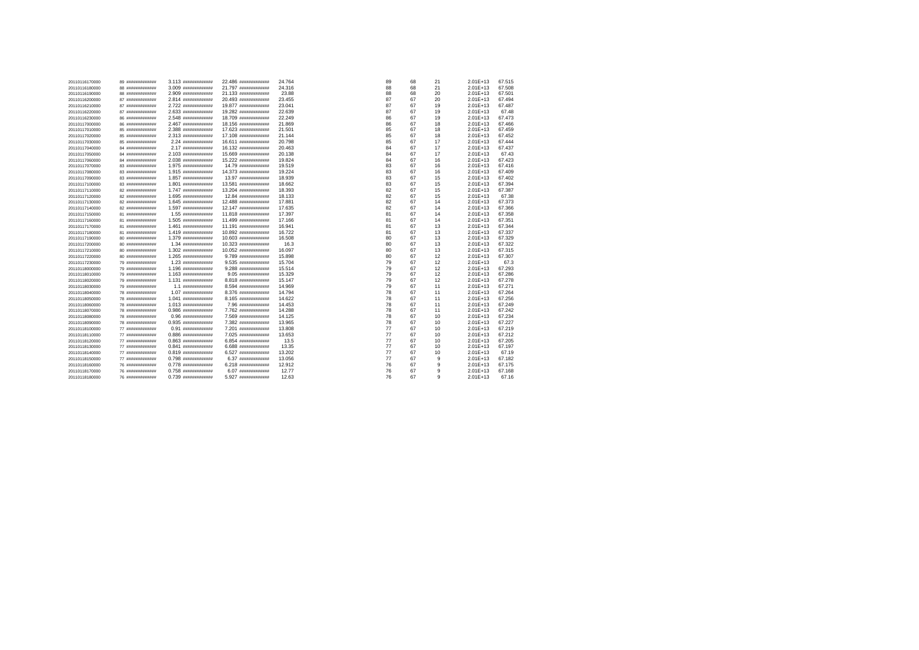| | | | | | | | | | | | | |
|---|---|---|---|---|---|---|---|---|---|---|---|---|
| 20110116170000 | 89 | ############ | 3.113 | ############ | 22.486 | ############ | 24.764 | 89 | 68 | 21 | 2.01E+13 | 67.515 |
| 20110116180000 | 88 | ############ | 3.009 | ############ | 21.797 | ############ | 24.316 | 88 | 68 | 21 | 2.01E+13 | 67.508 |
| 20110116190000 | 88 | ############ | 2.909 | ############ | 21.133 | ############ | 23.88 | 88 | 68 | 20 | 2.01E+13 | 67.501 |
| 20110116200000 | 87 | ############ | 2.814 | ############ | 20.493 | ############ | 23.455 | 87 | 67 | 20 | 2.01E+13 | 67.494 |
| 20110116210000 | 87 | ############ | 2.722 | ############ | 19.877 | ############ | 23.041 | 87 | 67 | 19 | 2.01E+13 | 67.487 |
| 20110116220000 | 87 | ############ | 2.633 | ############ | 19.282 | ############ | 22.639 | 87 | 67 | 19 | 2.01E+13 | 67.48 |
| 20110116230000 | 86 | ############ | 2.548 | ############ | 18.709 | ############ | 22.249 | 86 | 67 | 19 | 2.01E+13 | 67.473 |
| 20110117000000 | 86 | ############ | 2.467 | ############ | 18.156 | ############ | 21.869 | 86 | 67 | 18 | 2.01E+13 | 67.466 |
| 20110117010000 | 85 | ############ | 2.388 | ############ | 17.623 | ############ | 21.501 | 85 | 67 | 18 | 2.01E+13 | 67.459 |
| 20110117020000 | 85 | ############ | 2.313 | ############ | 17.108 | ############ | 21.144 | 85 | 67 | 18 | 2.01E+13 | 67.452 |
| 20110117030000 | 85 | ############ | 2.24 | ############ | 16.611 | ############ | 20.798 | 85 | 67 | 17 | 2.01E+13 | 67.444 |
| 20110117040000 | 84 | ############ | 2.17 | ############ | 16.132 | ############ | 20.463 | 84 | 67 | 17 | 2.01E+13 | 67.437 |
| 20110117050000 | 84 | ############ | 2.103 | ############ | 15.669 | ############ | 20.138 | 84 | 67 | 17 | 2.01E+13 | 67.43 |
| 20110117060000 | 84 | ############ | 2.038 | ############ | 15.222 | ############ | 19.824 | 84 | 67 | 16 | 2.01E+13 | 67.423 |
| 20110117070000 | 83 | ############ | 1.975 | ############ | 14.79 | ############ | 19.519 | 83 | 67 | 16 | 2.01E+13 | 67.416 |
| 20110117080000 | 83 | ############ | 1.915 | ############ | 14.373 | ############ | 19.224 | 83 | 67 | 16 | 2.01E+13 | 67.409 |
| 20110117090000 | 83 | ############ | 1.857 | ############ | 13.97 | ############ | 18.939 | 83 | 67 | 15 | 2.01E+13 | 67.402 |
| 20110117100000 | 83 | ############ | 1.801 | ############ | 13.581 | ############ | 18.662 | 83 | 67 | 15 | 2.01E+13 | 67.394 |
| 20110117110000 | 82 | ############ | 1.747 | ############ | 13.204 | ############ | 18.393 | 82 | 67 | 15 | 2.01E+13 | 67.387 |
| 20110117120000 | 82 | ############ | 1.695 | ############ | 12.84 | ############ | 18.133 | 82 | 67 | 15 | 2.01E+13 | 67.38 |
| 20110117130000 | 82 | ############ | 1.645 | ############ | 12.488 | ############ | 17.881 | 82 | 67 | 14 | 2.01E+13 | 67.373 |
| 20110117140000 | 82 | ############ | 1.597 | ############ | 12.147 | ############ | 17.635 | 82 | 67 | 14 | 2.01E+13 | 67.366 |
| 20110117150000 | 81 | ############ | 1.55 | ############ | 11.818 | ############ | 17.397 | 81 | 67 | 14 | 2.01E+13 | 67.358 |
| 20110117160000 | 81 | ############ | 1.505 | ############ | 11.499 | ############ | 17.166 | 81 | 67 | 14 | 2.01E+13 | 67.351 |
| 20110117170000 | 81 | ############ | 1.461 | ############ | 11.191 | ############ | 16.941 | 81 | 67 | 13 | 2.01E+13 | 67.344 |
| 20110117180000 | 81 | ############ | 1.419 | ############ | 10.892 | ############ | 16.722 | 81 | 67 | 13 | 2.01E+13 | 67.337 |
| 20110117190000 | 80 | ############ | 1.379 | ############ | 10.603 | ############ | 16.508 | 80 | 67 | 13 | 2.01E+13 | 67.329 |
| 20110117200000 | 80 | ############ | 1.34 | ############ | 10.323 | ############ | 16.3 | 80 | 67 | 13 | 2.01E+13 | 67.322 |
| 20110117210000 | 80 | ############ | 1.302 | ############ | 10.052 | ############ | 16.097 | 80 | 67 | 13 | 2.01E+13 | 67.315 |
| 20110117220000 | 80 | ############ | 1.265 | ############ | 9.789 | ############ | 15.898 | 80 | 67 | 12 | 2.01E+13 | 67.307 |
| 20110117230000 | 79 | ############ | 1.23 | ############ | 9.535 | ############ | 15.704 | 79 | 67 | 12 | 2.01E+13 | 67.3 |
| 20110118000000 | 79 | ############ | 1.196 | ############ | 9.288 | ############ | 15.514 | 79 | 67 | 12 | 2.01E+13 | 67.293 |
| 20110118010000 | 79 | ############ | 1.163 | ############ | 9.05 | ############ | 15.329 | 79 | 67 | 12 | 2.01E+13 | 67.286 |
| 20110118020000 | 79 | ############ | 1.131 | ############ | 8.818 | ############ | 15.147 | 79 | 67 | 12 | 2.01E+13 | 67.278 |
| 20110118030000 | 79 | ############ | 1.1 | ############ | 8.594 | ############ | 14.969 | 79 | 67 | 11 | 2.01E+13 | 67.271 |
| 20110118040000 | 78 | ############ | 1.07 | ############ | 8.376 | ############ | 14.794 | 78 | 67 | 11 | 2.01E+13 | 67.264 |
| 20110118050000 | 78 | ############ | 1.041 | ############ | 8.165 | ############ | 14.622 | 78 | 67 | 11 | 2.01E+13 | 67.256 |
| 20110118060000 | 78 | ############ | 1.013 | ############ | 7.96 | ############ | 14.453 | 78 | 67 | 11 | 2.01E+13 | 67.249 |
| 20110118070000 | 78 | ############ | 0.986 | ############ | 7.762 | ############ | 14.288 | 78 | 67 | 11 | 2.01E+13 | 67.242 |
| 20110118080000 | 78 | ############ | 0.96 | ############ | 7.569 | ############ | 14.125 | 78 | 67 | 10 | 2.01E+13 | 67.234 |
| 20110118090000 | 78 | ############ | 0.935 | ############ | 7.382 | ############ | 13.965 | 78 | 67 | 10 | 2.01E+13 | 67.227 |
| 20110118100000 | 77 | ############ | 0.91 | ############ | 7.201 | ############ | 13.808 | 77 | 67 | 10 | 2.01E+13 | 67.219 |
| 20110118110000 | 77 | ############ | 0.886 | ############ | 7.025 | ############ | 13.653 | 77 | 67 | 10 | 2.01E+13 | 67.212 |
| 20110118120000 | 77 | ############ | 0.863 | ############ | 6.854 | ############ | 13.5 | 77 | 67 | 10 | 2.01E+13 | 67.205 |
| 20110118130000 | 77 | ############ | 0.841 | ############ | 6.688 | ############ | 13.35 | 77 | 67 | 10 | 2.01E+13 | 67.197 |
| 20110118140000 | 77 | ############ | 0.819 | ############ | 6.527 | ############ | 13.202 | 77 | 67 | 10 | 2.01E+13 | 67.19 |
| 20110118150000 | 77 | ############ | 0.798 | ############ | 6.37 | ############ | 13.056 | 77 | 67 | 9 | 2.01E+13 | 67.182 |
| 20110118160000 | 76 | ############ | 0.778 | ############ | 6.218 | ############ | 12.912 | 76 | 67 | 9 | 2.01E+13 | 67.175 |
| 20110118170000 | 76 | ############ | 0.758 | ############ | 6.07 | ############ | 12.77 | 76 | 67 | 9 | 2.01E+13 | 67.168 |
| 20110118180000 | 76 | ############ | 0.739 | ############ | 5.927 | ############ | 12.63 | 76 | 67 | 9 | 2.01E+13 | 67.16 |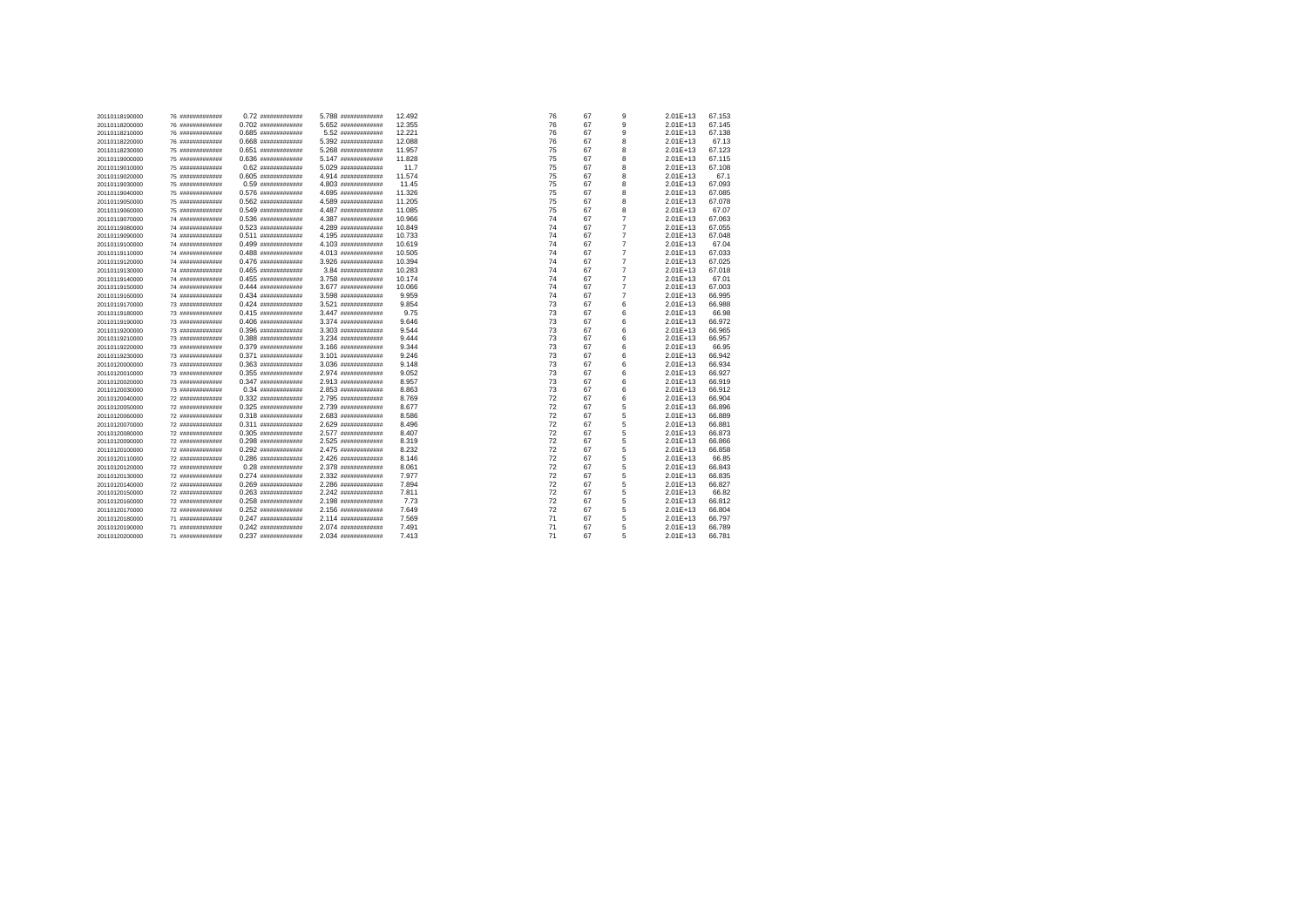| | | | | | | | | | | | | |
|---|---|---|---|---|---|---|---|---|---|---|---|---|
| 20110118190000 | 76 | ############ | 0.72 | ############ | 5.788 | ############ | 12.492 | 76 | 67 | 9 | 2.01E+13 | 67.153 |
| 20110118200000 | 76 | ############ | 0.702 | ############ | 5.652 | ############ | 12.355 | 76 | 67 | 9 | 2.01E+13 | 67.145 |
| 20110118210000 | 76 | ############ | 0.685 | ############ | 5.52 | ############ | 12.221 | 76 | 67 | 9 | 2.01E+13 | 67.138 |
| 20110118220000 | 76 | ############ | 0.668 | ############ | 5.392 | ############ | 12.088 | 76 | 67 | 8 | 2.01E+13 | 67.13 |
| 20110118230000 | 75 | ############ | 0.651 | ############ | 5.268 | ############ | 11.957 | 75 | 67 | 8 | 2.01E+13 | 67.123 |
| 20110119000000 | 75 | ############ | 0.636 | ############ | 5.147 | ############ | 11.828 | 75 | 67 | 8 | 2.01E+13 | 67.115 |
| 20110119010000 | 75 | ############ | 0.62 | ############ | 5.029 | ############ | 11.7 | 75 | 67 | 8 | 2.01E+13 | 67.108 |
| 20110119020000 | 75 | ############ | 0.605 | ############ | 4.914 | ############ | 11.574 | 75 | 67 | 8 | 2.01E+13 | 67.1 |
| 20110119030000 | 75 | ############ | 0.59 | ############ | 4.803 | ############ | 11.45 | 75 | 67 | 8 | 2.01E+13 | 67.093 |
| 20110119040000 | 75 | ############ | 0.576 | ############ | 4.695 | ############ | 11.326 | 75 | 67 | 8 | 2.01E+13 | 67.085 |
| 20110119050000 | 75 | ############ | 0.562 | ############ | 4.589 | ############ | 11.205 | 75 | 67 | 8 | 2.01E+13 | 67.078 |
| 20110119060000 | 75 | ############ | 0.549 | ############ | 4.487 | ############ | 11.085 | 75 | 67 | 8 | 2.01E+13 | 67.07 |
| 20110119070000 | 74 | ############ | 0.536 | ############ | 4.387 | ############ | 10.966 | 74 | 67 | 7 | 2.01E+13 | 67.063 |
| 20110119080000 | 74 | ############ | 0.523 | ############ | 4.289 | ############ | 10.849 | 74 | 67 | 7 | 2.01E+13 | 67.055 |
| 20110119090000 | 74 | ############ | 0.511 | ############ | 4.195 | ############ | 10.733 | 74 | 67 | 7 | 2.01E+13 | 67.048 |
| 20110119100000 | 74 | ############ | 0.499 | ############ | 4.103 | ############ | 10.619 | 74 | 67 | 7 | 2.01E+13 | 67.04 |
| 20110119110000 | 74 | ############ | 0.488 | ############ | 4.013 | ############ | 10.505 | 74 | 67 | 7 | 2.01E+13 | 67.033 |
| 20110119120000 | 74 | ############ | 0.476 | ############ | 3.926 | ############ | 10.394 | 74 | 67 | 7 | 2.01E+13 | 67.025 |
| 20110119130000 | 74 | ############ | 0.465 | ############ | 3.84 | ############ | 10.283 | 74 | 67 | 7 | 2.01E+13 | 67.018 |
| 20110119140000 | 74 | ############ | 0.455 | ############ | 3.758 | ############ | 10.174 | 74 | 67 | 7 | 2.01E+13 | 67.01 |
| 20110119150000 | 74 | ############ | 0.444 | ############ | 3.677 | ############ | 10.066 | 74 | 67 | 7 | 2.01E+13 | 67.003 |
| 20110119160000 | 74 | ############ | 0.434 | ############ | 3.598 | ############ | 9.959 | 74 | 67 | 7 | 2.01E+13 | 66.995 |
| 20110119170000 | 73 | ############ | 0.424 | ############ | 3.521 | ############ | 9.854 | 73 | 67 | 6 | 2.01E+13 | 66.988 |
| 20110119180000 | 73 | ############ | 0.415 | ############ | 3.447 | ############ | 9.75 | 73 | 67 | 6 | 2.01E+13 | 66.98 |
| 20110119190000 | 73 | ############ | 0.406 | ############ | 3.374 | ############ | 9.646 | 73 | 67 | 6 | 2.01E+13 | 66.972 |
| 20110119200000 | 73 | ############ | 0.396 | ############ | 3.303 | ############ | 9.544 | 73 | 67 | 6 | 2.01E+13 | 66.965 |
| 20110119210000 | 73 | ############ | 0.388 | ############ | 3.234 | ############ | 9.444 | 73 | 67 | 6 | 2.01E+13 | 66.957 |
| 20110119220000 | 73 | ############ | 0.379 | ############ | 3.166 | ############ | 9.344 | 73 | 67 | 6 | 2.01E+13 | 66.95 |
| 20110119230000 | 73 | ############ | 0.371 | ############ | 3.101 | ############ | 9.246 | 73 | 67 | 6 | 2.01E+13 | 66.942 |
| 20110120000000 | 73 | ############ | 0.363 | ############ | 3.036 | ############ | 9.148 | 73 | 67 | 6 | 2.01E+13 | 66.934 |
| 20110120010000 | 73 | ############ | 0.355 | ############ | 2.974 | ############ | 9.052 | 73 | 67 | 6 | 2.01E+13 | 66.927 |
| 20110120020000 | 73 | ############ | 0.347 | ############ | 2.913 | ############ | 8.957 | 73 | 67 | 6 | 2.01E+13 | 66.919 |
| 20110120030000 | 73 | ############ | 0.34 | ############ | 2.853 | ############ | 8.863 | 73 | 67 | 6 | 2.01E+13 | 66.912 |
| 20110120040000 | 72 | ############ | 0.332 | ############ | 2.795 | ############ | 8.769 | 72 | 67 | 6 | 2.01E+13 | 66.904 |
| 20110120050000 | 72 | ############ | 0.325 | ############ | 2.739 | ############ | 8.677 | 72 | 67 | 5 | 2.01E+13 | 66.896 |
| 20110120060000 | 72 | ############ | 0.318 | ############ | 2.683 | ############ | 8.586 | 72 | 67 | 5 | 2.01E+13 | 66.889 |
| 20110120070000 | 72 | ############ | 0.311 | ############ | 2.629 | ############ | 8.496 | 72 | 67 | 5 | 2.01E+13 | 66.881 |
| 20110120080000 | 72 | ############ | 0.305 | ############ | 2.577 | ############ | 8.407 | 72 | 67 | 5 | 2.01E+13 | 66.873 |
| 20110120090000 | 72 | ############ | 0.298 | ############ | 2.525 | ############ | 8.319 | 72 | 67 | 5 | 2.01E+13 | 66.866 |
| 20110120100000 | 72 | ############ | 0.292 | ############ | 2.475 | ############ | 8.232 | 72 | 67 | 5 | 2.01E+13 | 66.858 |
| 20110120110000 | 72 | ############ | 0.286 | ############ | 2.426 | ############ | 8.146 | 72 | 67 | 5 | 2.01E+13 | 66.85 |
| 20110120120000 | 72 | ############ | 0.28 | ############ | 2.378 | ############ | 8.061 | 72 | 67 | 5 | 2.01E+13 | 66.843 |
| 20110120130000 | 72 | ############ | 0.274 | ############ | 2.332 | ############ | 7.977 | 72 | 67 | 5 | 2.01E+13 | 66.835 |
| 20110120140000 | 72 | ############ | 0.269 | ############ | 2.286 | ############ | 7.894 | 72 | 67 | 5 | 2.01E+13 | 66.827 |
| 20110120150000 | 72 | ############ | 0.263 | ############ | 2.242 | ############ | 7.811 | 72 | 67 | 5 | 2.01E+13 | 66.82 |
| 20110120160000 | 72 | ############ | 0.258 | ############ | 2.198 | ############ | 7.73 | 72 | 67 | 5 | 2.01E+13 | 66.812 |
| 20110120170000 | 72 | ############ | 0.252 | ############ | 2.156 | ############ | 7.649 | 72 | 67 | 5 | 2.01E+13 | 66.804 |
| 20110120180000 | 71 | ############ | 0.247 | ############ | 2.114 | ############ | 7.569 | 71 | 67 | 5 | 2.01E+13 | 66.797 |
| 20110120190000 | 71 | ############ | 0.242 | ############ | 2.074 | ############ | 7.491 | 71 | 67 | 5 | 2.01E+13 | 66.789 |
| 20110120200000 | 71 | ############ | 0.237 | ############ | 2.034 | ############ | 7.413 | 71 | 67 | 5 | 2.01E+13 | 66.781 |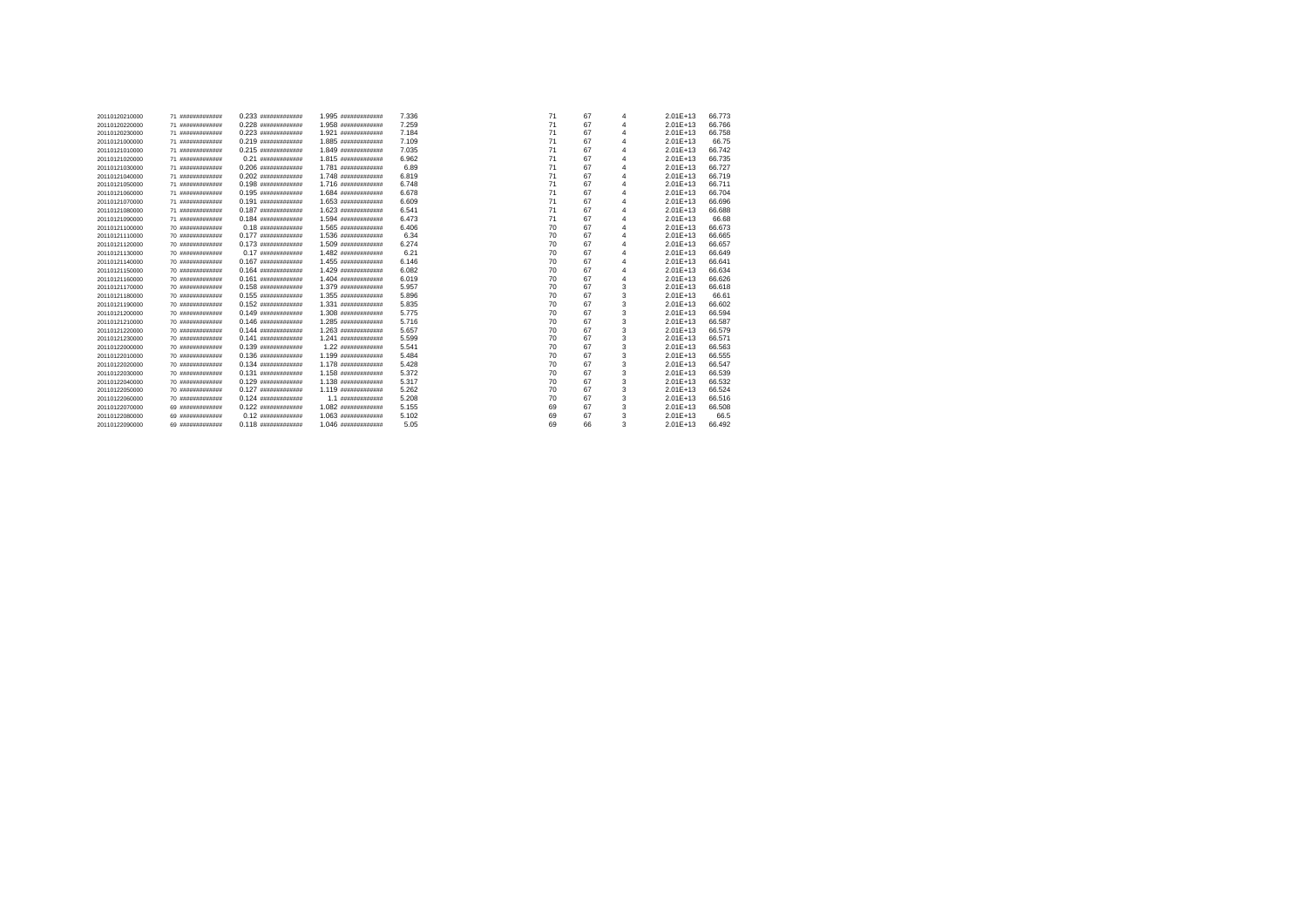| | | | | | | | | | | | |
|---|---|---|---|---|---|---|---|---|---|---|---|
| 20110120210000 | 71 | ############# | 0.233 | ############# | 1.995 | ############# | 7.336 | 71 | 67 | 4 | 2.01E+13 | 66.773 |
| 20110120220000 | 71 | ############# | 0.228 | ############# | 1.958 | ############# | 7.259 | 71 | 67 | 4 | 2.01E+13 | 66.766 |
| 20110120230000 | 71 | ############# | 0.223 | ############# | 1.921 | ############# | 7.184 | 71 | 67 | 4 | 2.01E+13 | 66.758 |
| 20110121000000 | 71 | ############# | 0.219 | ############# | 1.885 | ############# | 7.109 | 71 | 67 | 4 | 2.01E+13 | 66.75 |
| 20110121010000 | 71 | ############# | 0.215 | ############# | 1.849 | ############# | 7.035 | 71 | 67 | 4 | 2.01E+13 | 66.742 |
| 20110121020000 | 71 | ############# | 0.21 | ############# | 1.815 | ############# | 6.962 | 71 | 67 | 4 | 2.01E+13 | 66.735 |
| 20110121030000 | 71 | ############# | 0.206 | ############# | 1.781 | ############# | 6.89 | 71 | 67 | 4 | 2.01E+13 | 66.727 |
| 20110121040000 | 71 | ############# | 0.202 | ############# | 1.748 | ############# | 6.819 | 71 | 67 | 4 | 2.01E+13 | 66.719 |
| 20110121050000 | 71 | ############# | 0.198 | ############# | 1.716 | ############# | 6.748 | 71 | 67 | 4 | 2.01E+13 | 66.711 |
| 20110121060000 | 71 | ############# | 0.195 | ############# | 1.684 | ############# | 6.678 | 71 | 67 | 4 | 2.01E+13 | 66.704 |
| 20110121070000 | 71 | ############# | 0.191 | ############# | 1.653 | ############# | 6.609 | 71 | 67 | 4 | 2.01E+13 | 66.696 |
| 20110121080000 | 71 | ############# | 0.187 | ############# | 1.623 | ############# | 6.541 | 71 | 67 | 4 | 2.01E+13 | 66.688 |
| 20110121090000 | 71 | ############# | 0.184 | ############# | 1.594 | ############# | 6.473 | 71 | 67 | 4 | 2.01E+13 | 66.68 |
| 20110121100000 | 70 | ############# | 0.18 | ############# | 1.565 | ############# | 6.406 | 70 | 67 | 4 | 2.01E+13 | 66.673 |
| 20110121110000 | 70 | ############# | 0.177 | ############# | 1.536 | ############# | 6.34 | 70 | 67 | 4 | 2.01E+13 | 66.665 |
| 20110121120000 | 70 | ############# | 0.173 | ############# | 1.509 | ############# | 6.274 | 70 | 67 | 4 | 2.01E+13 | 66.657 |
| 20110121130000 | 70 | ############# | 0.17 | ############# | 1.482 | ############# | 6.21 | 70 | 67 | 4 | 2.01E+13 | 66.649 |
| 20110121140000 | 70 | ############# | 0.167 | ############# | 1.455 | ############# | 6.146 | 70 | 67 | 4 | 2.01E+13 | 66.641 |
| 20110121150000 | 70 | ############# | 0.164 | ############# | 1.429 | ############# | 6.082 | 70 | 67 | 4 | 2.01E+13 | 66.634 |
| 20110121160000 | 70 | ############# | 0.161 | ############# | 1.404 | ############# | 6.019 | 70 | 67 | 4 | 2.01E+13 | 66.626 |
| 20110121170000 | 70 | ############# | 0.158 | ############# | 1.379 | ############# | 5.957 | 70 | 67 | 3 | 2.01E+13 | 66.618 |
| 20110121180000 | 70 | ############# | 0.155 | ############# | 1.355 | ############# | 5.896 | 70 | 67 | 3 | 2.01E+13 | 66.61 |
| 20110121190000 | 70 | ############# | 0.152 | ############# | 1.331 | ############# | 5.835 | 70 | 67 | 3 | 2.01E+13 | 66.602 |
| 20110121200000 | 70 | ############# | 0.149 | ############# | 1.308 | ############# | 5.775 | 70 | 67 | 3 | 2.01E+13 | 66.594 |
| 20110121210000 | 70 | ############# | 0.146 | ############# | 1.285 | ############# | 5.716 | 70 | 67 | 3 | 2.01E+13 | 66.587 |
| 20110121220000 | 70 | ############# | 0.144 | ############# | 1.263 | ############# | 5.657 | 70 | 67 | 3 | 2.01E+13 | 66.579 |
| 20110121230000 | 70 | ############# | 0.141 | ############# | 1.241 | ############# | 5.599 | 70 | 67 | 3 | 2.01E+13 | 66.571 |
| 20110122000000 | 70 | ############# | 0.139 | ############# | 1.22 | ############# | 5.541 | 70 | 67 | 3 | 2.01E+13 | 66.563 |
| 20110122010000 | 70 | ############# | 0.136 | ############# | 1.199 | ############# | 5.484 | 70 | 67 | 3 | 2.01E+13 | 66.555 |
| 20110122020000 | 70 | ############# | 0.134 | ############# | 1.178 | ############# | 5.428 | 70 | 67 | 3 | 2.01E+13 | 66.547 |
| 20110122030000 | 70 | ############# | 0.131 | ############# | 1.158 | ############# | 5.372 | 70 | 67 | 3 | 2.01E+13 | 66.539 |
| 20110122040000 | 70 | ############# | 0.129 | ############# | 1.138 | ############# | 5.317 | 70 | 67 | 3 | 2.01E+13 | 66.532 |
| 20110122050000 | 70 | ############# | 0.127 | ############# | 1.119 | ############# | 5.262 | 70 | 67 | 3 | 2.01E+13 | 66.524 |
| 20110122060000 | 70 | ############# | 0.124 | ############# | 1.1 | ############# | 5.208 | 70 | 67 | 3 | 2.01E+13 | 66.516 |
| 20110122070000 | 69 | ############# | 0.122 | ############# | 1.082 | ############# | 5.155 | 69 | 67 | 3 | 2.01E+13 | 66.508 |
| 20110122080000 | 69 | ############# | 0.12 | ############# | 1.063 | ############# | 5.102 | 69 | 67 | 3 | 2.01E+13 | 66.5 |
| 20110122090000 | 69 | ############# | 0.118 | ############# | 1.046 | ############# | 5.05 | 69 | 66 | 3 | 2.01E+13 | 66.492 |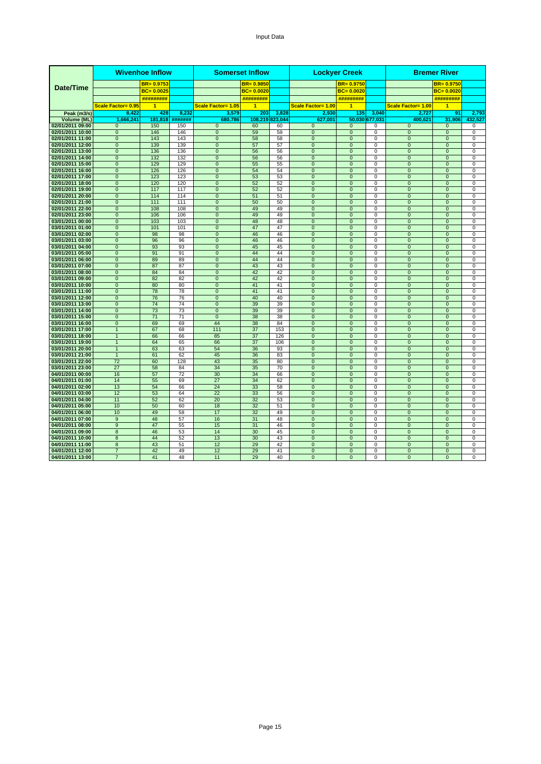Input Data

| Date/Time | Wivenhoe Inflow | | | Somerset Inflow | | | Lockyer Creek | | | Bremer River | | |
|---|---|---|---|---|---|---|---|---|---|---|---|---|
| | | BR= 0.9753 | | | BR= 0.9850 | | | BR= 0.9750 | | | BR= 0.9750 | |
| | | BC= 0.0025 | | | BC= 0.0020 | | | BC= 0.0020 | | | BC= 0.0020 | |
| | | ######### | | | ######### | | | ######### | | | ######### | |
| | Scale Factor= 0.95 | 1 | | Scale Factor= 1.05 | 1 | | Scale Factor= 1.00 | 1 | | Scale Factor= 1.00 | 1 | |
| Peak (m3/s) | 8,422 | 428 | 8,232 | 3,579 | 203 | 3,828 | 2,930 | 135 | 3,040 | 2,727 | 91 | 2,793 |
| Volume (ML) | 1,666,241 | 181,818 | ####### | 680,786 | 108,219 | 823,044 | 627,001 | 50,030 | 677,031 | 400,621 | 31,906 | 432,527 |
| 02/01/2011 09:00 | 0 | 150 | 150 | 0 | 60 | 60 | 0 | 0 | 0 | 0 | 0 | 0 |
| 02/01/2011 10:00 | 0 | 146 | 146 | 0 | 59 | 59 | 0 | 0 | 0 | 0 | 0 | 0 |
| 02/01/2011 11:00 | 0 | 143 | 143 | 0 | 58 | 58 | 0 | 0 | 0 | 0 | 0 | 0 |
| 02/01/2011 12:00 | 0 | 139 | 139 | 0 | 57 | 57 | 0 | 0 | 0 | 0 | 0 | 0 |
| 02/01/2011 13:00 | 0 | 136 | 136 | 0 | 56 | 56 | 0 | 0 | 0 | 0 | 0 | 0 |
| 02/01/2011 14:00 | 0 | 132 | 132 | 0 | 56 | 56 | 0 | 0 | 0 | 0 | 0 | 0 |
| 02/01/2011 15:00 | 0 | 129 | 129 | 0 | 55 | 55 | 0 | 0 | 0 | 0 | 0 | 0 |
| 02/01/2011 16:00 | 0 | 126 | 126 | 0 | 54 | 54 | 0 | 0 | 0 | 0 | 0 | 0 |
| 02/01/2011 17:00 | 0 | 123 | 123 | 0 | 53 | 53 | 0 | 0 | 0 | 0 | 0 | 0 |
| 02/01/2011 18:00 | 0 | 120 | 120 | 0 | 52 | 52 | 0 | 0 | 0 | 0 | 0 | 0 |
| 02/01/2011 19:00 | 0 | 117 | 117 | 0 | 52 | 52 | 0 | 0 | 0 | 0 | 0 | 0 |
| 02/01/2011 20:00 | 0 | 114 | 114 | 0 | 51 | 51 | 0 | 0 | 0 | 0 | 0 | 0 |
| 02/01/2011 21:00 | 0 | 111 | 111 | 0 | 50 | 50 | 0 | 0 | 0 | 0 | 0 | 0 |
| 02/01/2011 22:00 | 0 | 108 | 108 | 0 | 49 | 49 | 0 | 0 | 0 | 0 | 0 | 0 |
| 02/01/2011 23:00 | 0 | 106 | 106 | 0 | 49 | 49 | 0 | 0 | 0 | 0 | 0 | 0 |
| 03/01/2011 00:00 | 0 | 103 | 103 | 0 | 48 | 48 | 0 | 0 | 0 | 0 | 0 | 0 |
| 03/01/2011 01:00 | 0 | 101 | 101 | 0 | 47 | 47 | 0 | 0 | 0 | 0 | 0 | 0 |
| 03/01/2011 02:00 | 0 | 98 | 98 | 0 | 46 | 46 | 0 | 0 | 0 | 0 | 0 | 0 |
| 03/01/2011 03:00 | 0 | 96 | 96 | 0 | 46 | 46 | 0 | 0 | 0 | 0 | 0 | 0 |
| 03/01/2011 04:00 | 0 | 93 | 93 | 0 | 45 | 45 | 0 | 0 | 0 | 0 | 0 | 0 |
| 03/01/2011 05:00 | 0 | 91 | 91 | 0 | 44 | 44 | 0 | 0 | 0 | 0 | 0 | 0 |
| 03/01/2011 06:00 | 0 | 89 | 89 | 0 | 44 | 44 | 0 | 0 | 0 | 0 | 0 | 0 |
| 03/01/2011 07:00 | 0 | 87 | 87 | 0 | 43 | 43 | 0 | 0 | 0 | 0 | 0 | 0 |
| 03/01/2011 08:00 | 0 | 84 | 84 | 0 | 42 | 42 | 0 | 0 | 0 | 0 | 0 | 0 |
| 03/01/2011 09:00 | 0 | 82 | 82 | 0 | 42 | 42 | 0 | 0 | 0 | 0 | 0 | 0 |
| 03/01/2011 10:00 | 0 | 80 | 80 | 0 | 41 | 41 | 0 | 0 | 0 | 0 | 0 | 0 |
| 03/01/2011 11:00 | 0 | 78 | 78 | 0 | 41 | 41 | 0 | 0 | 0 | 0 | 0 | 0 |
| 03/01/2011 12:00 | 0 | 76 | 76 | 0 | 40 | 40 | 0 | 0 | 0 | 0 | 0 | 0 |
| 03/01/2011 13:00 | 0 | 74 | 74 | 0 | 39 | 39 | 0 | 0 | 0 | 0 | 0 | 0 |
| 03/01/2011 14:00 | 0 | 73 | 73 | 0 | 39 | 39 | 0 | 0 | 0 | 0 | 0 | 0 |
| 03/01/2011 15:00 | 0 | 71 | 71 | 0 | 38 | 38 | 0 | 0 | 0 | 0 | 0 | 0 |
| 03/01/2011 16:00 | 0 | 69 | 69 | 44 | 38 | 84 | 0 | 0 | 0 | 0 | 0 | 0 |
| 03/01/2011 17:00 | 1 | 67 | 68 | 111 | 37 | 153 | 0 | 0 | 0 | 0 | 0 | 0 |
| 03/01/2011 18:00 | 1 | 66 | 66 | 85 | 37 | 126 | 0 | 0 | 0 | 0 | 0 | 0 |
| 03/01/2011 19:00 | 1 | 64 | 65 | 66 | 37 | 106 | 0 | 0 | 0 | 0 | 0 | 0 |
| 03/01/2011 20:00 | 1 | 63 | 63 | 54 | 36 | 93 | 0 | 0 | 0 | 0 | 0 | 0 |
| 03/01/2011 21:00 | 1 | 61 | 62 | 45 | 36 | 83 | 0 | 0 | 0 | 0 | 0 | 0 |
| 03/01/2011 22:00 | 72 | 60 | 128 | 43 | 35 | 80 | 0 | 0 | 0 | 0 | 0 | 0 |
| 03/01/2011 23:00 | 27 | 58 | 84 | 34 | 35 | 70 | 0 | 0 | 0 | 0 | 0 | 0 |
| 04/01/2011 00:00 | 16 | 57 | 72 | 30 | 34 | 66 | 0 | 0 | 0 | 0 | 0 | 0 |
| 04/01/2011 01:00 | 14 | 55 | 69 | 27 | 34 | 62 | 0 | 0 | 0 | 0 | 0 | 0 |
| 04/01/2011 02:00 | 13 | 54 | 66 | 24 | 33 | 58 | 0 | 0 | 0 | 0 | 0 | 0 |
| 04/01/2011 03:00 | 12 | 53 | 64 | 22 | 33 | 56 | 0 | 0 | 0 | 0 | 0 | 0 |
| 04/01/2011 04:00 | 11 | 52 | 62 | 20 | 32 | 53 | 0 | 0 | 0 | 0 | 0 | 0 |
| 04/01/2011 05:00 | 10 | 50 | 60 | 18 | 32 | 51 | 0 | 0 | 0 | 0 | 0 | 0 |
| 04/01/2011 06:00 | 10 | 49 | 58 | 17 | 32 | 49 | 0 | 0 | 0 | 0 | 0 | 0 |
| 04/01/2011 07:00 | 9 | 48 | 57 | 16 | 31 | 48 | 0 | 0 | 0 | 0 | 0 | 0 |
| 04/01/2011 08:00 | 9 | 47 | 55 | 15 | 31 | 46 | 0 | 0 | 0 | 0 | 0 | 0 |
| 04/01/2011 09:00 | 8 | 46 | 53 | 14 | 30 | 45 | 0 | 0 | 0 | 0 | 0 | 0 |
| 04/01/2011 10:00 | 8 | 44 | 52 | 13 | 30 | 43 | 0 | 0 | 0 | 0 | 0 | 0 |
| 04/01/2011 11:00 | 8 | 43 | 51 | 12 | 29 | 42 | 0 | 0 | 0 | 0 | 0 | 0 |
| 04/01/2011 12:00 | 7 | 42 | 49 | 12 | 29 | 41 | 0 | 0 | 0 | 0 | 0 | 0 |
| 04/01/2011 13:00 | 7 | 41 | 48 | 11 | 29 | 40 | 0 | 0 | 0 | 0 | 0 | 0 |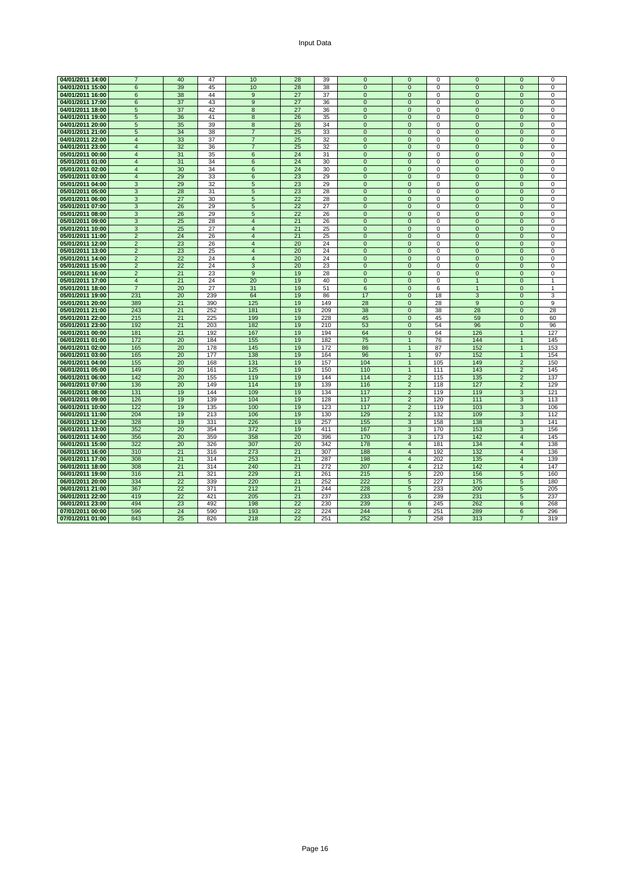# Input Data

| | | | | | | | | | | | | |
|---|---|---|---|---|---|---|---|---|---|---|---|---|
| 04/01/2011 14:00 | 7 | 40 | 47 | 10 | 28 | 39 | 0 | 0 | 0 | 0 | 0 | 0 |
| 04/01/2011 15:00 | 6 | 39 | 45 | 10 | 28 | 38 | 0 | 0 | 0 | 0 | 0 | 0 |
| 04/01/2011 16:00 | 6 | 38 | 44 | 9 | 27 | 37 | 0 | 0 | 0 | 0 | 0 | 0 |
| 04/01/2011 17:00 | 6 | 37 | 43 | 9 | 27 | 36 | 0 | 0 | 0 | 0 | 0 | 0 |
| 04/01/2011 18:00 | 5 | 37 | 42 | 8 | 27 | 36 | 0 | 0 | 0 | 0 | 0 | 0 |
| 04/01/2011 19:00 | 5 | 36 | 41 | 8 | 26 | 35 | 0 | 0 | 0 | 0 | 0 | 0 |
| 04/01/2011 20:00 | 5 | 35 | 39 | 8 | 26 | 34 | 0 | 0 | 0 | 0 | 0 | 0 |
| 04/01/2011 21:00 | 5 | 34 | 38 | 7 | 25 | 33 | 0 | 0 | 0 | 0 | 0 | 0 |
| 04/01/2011 22:00 | 4 | 33 | 37 | 7 | 25 | 32 | 0 | 0 | 0 | 0 | 0 | 0 |
| 04/01/2011 23:00 | 4 | 32 | 36 | 7 | 25 | 32 | 0 | 0 | 0 | 0 | 0 | 0 |
| 05/01/2011 00:00 | 4 | 31 | 35 | 6 | 24 | 31 | 0 | 0 | 0 | 0 | 0 | 0 |
| 05/01/2011 01:00 | 4 | 31 | 34 | 6 | 24 | 30 | 0 | 0 | 0 | 0 | 0 | 0 |
| 05/01/2011 02:00 | 4 | 30 | 34 | 6 | 24 | 30 | 0 | 0 | 0 | 0 | 0 | 0 |
| 05/01/2011 03:00 | 4 | 29 | 33 | 6 | 23 | 29 | 0 | 0 | 0 | 0 | 0 | 0 |
| 05/01/2011 04:00 | 3 | 29 | 32 | 5 | 23 | 29 | 0 | 0 | 0 | 0 | 0 | 0 |
| 05/01/2011 05:00 | 3 | 28 | 31 | 5 | 23 | 28 | 0 | 0 | 0 | 0 | 0 | 0 |
| 05/01/2011 06:00 | 3 | 27 | 30 | 5 | 22 | 28 | 0 | 0 | 0 | 0 | 0 | 0 |
| 05/01/2011 07:00 | 3 | 26 | 29 | 5 | 22 | 27 | 0 | 0 | 0 | 0 | 0 | 0 |
| 05/01/2011 08:00 | 3 | 26 | 29 | 5 | 22 | 26 | 0 | 0 | 0 | 0 | 0 | 0 |
| 05/01/2011 09:00 | 3 | 25 | 28 | 4 | 21 | 26 | 0 | 0 | 0 | 0 | 0 | 0 |
| 05/01/2011 10:00 | 3 | 25 | 27 | 4 | 21 | 25 | 0 | 0 | 0 | 0 | 0 | 0 |
| 05/01/2011 11:00 | 2 | 24 | 26 | 4 | 21 | 25 | 0 | 0 | 0 | 0 | 0 | 0 |
| 05/01/2011 12:00 | 2 | 23 | 26 | 4 | 20 | 24 | 0 | 0 | 0 | 0 | 0 | 0 |
| 05/01/2011 13:00 | 2 | 23 | 25 | 4 | 20 | 24 | 0 | 0 | 0 | 0 | 0 | 0 |
| 05/01/2011 14:00 | 2 | 22 | 24 | 4 | 20 | 24 | 0 | 0 | 0 | 0 | 0 | 0 |
| 05/01/2011 15:00 | 2 | 22 | 24 | 3 | 20 | 23 | 0 | 0 | 0 | 0 | 0 | 0 |
| 05/01/2011 16:00 | 2 | 21 | 23 | 9 | 19 | 28 | 0 | 0 | 0 | 0 | 0 | 0 |
| 05/01/2011 17:00 | 4 | 21 | 24 | 20 | 19 | 40 | 0 | 0 | 0 | 1 | 0 | 1 |
| 05/01/2011 18:00 | 7 | 20 | 27 | 31 | 19 | 51 | 6 | 0 | 6 | 1 | 0 | 1 |
| 05/01/2011 19:00 | 231 | 20 | 239 | 64 | 19 | 86 | 17 | 0 | 18 | 3 | 0 | 3 |
| 05/01/2011 20:00 | 389 | 21 | 390 | 125 | 19 | 149 | 28 | 0 | 28 | 9 | 0 | 9 |
| 05/01/2011 21:00 | 243 | 21 | 252 | 181 | 19 | 209 | 38 | 0 | 38 | 28 | 0 | 28 |
| 05/01/2011 22:00 | 215 | 21 | 225 | 199 | 19 | 228 | 45 | 0 | 45 | 59 | 0 | 60 |
| 05/01/2011 23:00 | 192 | 21 | 203 | 182 | 19 | 210 | 53 | 0 | 54 | 96 | 0 | 96 |
| 06/01/2011 00:00 | 181 | 21 | 192 | 167 | 19 | 194 | 64 | 0 | 64 | 126 | 1 | 127 |
| 06/01/2011 01:00 | 172 | 20 | 184 | 155 | 19 | 182 | 75 | 1 | 76 | 144 | 1 | 145 |
| 06/01/2011 02:00 | 165 | 20 | 178 | 145 | 19 | 172 | 86 | 1 | 87 | 152 | 1 | 153 |
| 06/01/2011 03:00 | 165 | 20 | 177 | 138 | 19 | 164 | 96 | 1 | 97 | 152 | 1 | 154 |
| 06/01/2011 04:00 | 155 | 20 | 168 | 131 | 19 | 157 | 104 | 1 | 105 | 149 | 2 | 150 |
| 06/01/2011 05:00 | 149 | 20 | 161 | 125 | 19 | 150 | 110 | 1 | 111 | 143 | 2 | 145 |
| 06/01/2011 06:00 | 142 | 20 | 155 | 119 | 19 | 144 | 114 | 2 | 115 | 135 | 2 | 137 |
| 06/01/2011 07:00 | 136 | 20 | 149 | 114 | 19 | 139 | 116 | 2 | 118 | 127 | 2 | 129 |
| 06/01/2011 08:00 | 131 | 19 | 144 | 109 | 19 | 134 | 117 | 2 | 119 | 119 | 3 | 121 |
| 06/01/2011 09:00 | 126 | 19 | 139 | 104 | 19 | 128 | 117 | 2 | 120 | 111 | 3 | 113 |
| 06/01/2011 10:00 | 122 | 19 | 135 | 100 | 19 | 123 | 117 | 2 | 119 | 103 | 3 | 106 |
| 06/01/2011 11:00 | 204 | 19 | 213 | 106 | 19 | 130 | 129 | 2 | 132 | 109 | 3 | 112 |
| 06/01/2011 12:00 | 328 | 19 | 331 | 226 | 19 | 257 | 155 | 3 | 158 | 138 | 3 | 141 |
| 06/01/2011 13:00 | 352 | 20 | 354 | 372 | 19 | 411 | 167 | 3 | 170 | 153 | 3 | 156 |
| 06/01/2011 14:00 | 356 | 20 | 359 | 358 | 20 | 396 | 170 | 3 | 173 | 142 | 4 | 145 |
| 06/01/2011 15:00 | 322 | 20 | 326 | 307 | 20 | 342 | 178 | 4 | 181 | 134 | 4 | 138 |
| 06/01/2011 16:00 | 310 | 21 | 316 | 273 | 21 | 307 | 188 | 4 | 192 | 132 | 4 | 136 |
| 06/01/2011 17:00 | 308 | 21 | 314 | 253 | 21 | 287 | 198 | 4 | 202 | 135 | 4 | 139 |
| 06/01/2011 18:00 | 308 | 21 | 314 | 240 | 21 | 272 | 207 | 4 | 212 | 142 | 4 | 147 |
| 06/01/2011 19:00 | 316 | 21 | 321 | 229 | 21 | 261 | 215 | 5 | 220 | 156 | 5 | 160 |
| 06/01/2011 20:00 | 334 | 22 | 339 | 220 | 21 | 252 | 222 | 5 | 227 | 175 | 5 | 180 |
| 06/01/2011 21:00 | 367 | 22 | 371 | 212 | 21 | 244 | 228 | 5 | 233 | 200 | 5 | 205 |
| 06/01/2011 22:00 | 419 | 22 | 421 | 205 | 21 | 237 | 233 | 6 | 239 | 231 | 5 | 237 |
| 06/01/2011 23:00 | 494 | 23 | 492 | 198 | 22 | 230 | 239 | 6 | 245 | 262 | 6 | 268 |
| 07/01/2011 00:00 | 596 | 24 | 590 | 193 | 22 | 224 | 244 | 6 | 251 | 289 | 6 | 296 |
| 07/01/2011 01:00 | 843 | 25 | 826 | 218 | 22 | 251 | 252 | 7 | 258 | 313 | 7 | 319 |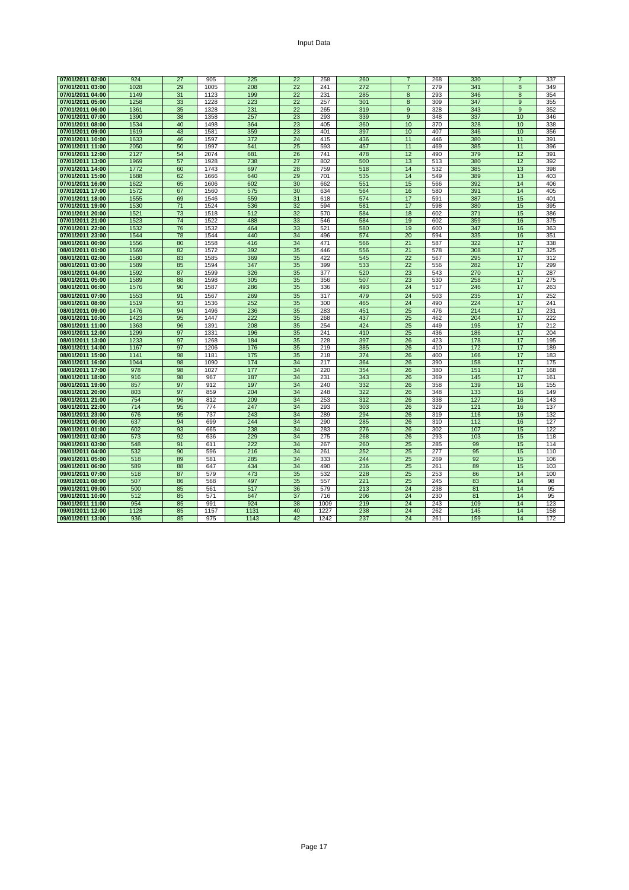Input Data

| | | | | | | | | | | | | |
|---|---|---|---|---|---|---|---|---|---|---|---|---|
| 07/01/2011 02:00 | 924 | 27 | 905 | 225 | 22 | 258 | 260 | 7 | 268 | 330 | 7 | 337 |
| 07/01/2011 03:00 | 1028 | 29 | 1005 | 208 | 22 | 241 | 272 | 7 | 279 | 341 | 8 | 349 |
| 07/01/2011 04:00 | 1149 | 31 | 1123 | 199 | 22 | 231 | 285 | 8 | 293 | 346 | 8 | 354 |
| 07/01/2011 05:00 | 1258 | 33 | 1228 | 223 | 22 | 257 | 301 | 8 | 309 | 347 | 9 | 355 |
| 07/01/2011 06:00 | 1361 | 35 | 1328 | 231 | 22 | 265 | 319 | 9 | 328 | 343 | 9 | 352 |
| 07/01/2011 07:00 | 1390 | 38 | 1358 | 257 | 23 | 293 | 339 | 9 | 348 | 337 | 10 | 346 |
| 07/01/2011 08:00 | 1534 | 40 | 1498 | 364 | 23 | 405 | 360 | 10 | 370 | 328 | 10 | 338 |
| 07/01/2011 09:00 | 1619 | 43 | 1581 | 359 | 23 | 401 | 397 | 10 | 407 | 346 | 10 | 356 |
| 07/01/2011 10:00 | 1633 | 46 | 1597 | 372 | 24 | 415 | 436 | 11 | 446 | 380 | 11 | 391 |
| 07/01/2011 11:00 | 2050 | 50 | 1997 | 541 | 25 | 593 | 457 | 11 | 469 | 385 | 11 | 396 |
| 07/01/2011 12:00 | 2127 | 54 | 2074 | 681 | 26 | 741 | 478 | 12 | 490 | 379 | 12 | 391 |
| 07/01/2011 13:00 | 1969 | 57 | 1928 | 738 | 27 | 802 | 500 | 13 | 513 | 380 | 12 | 392 |
| 07/01/2011 14:00 | 1772 | 60 | 1743 | 697 | 28 | 759 | 518 | 14 | 532 | 385 | 13 | 398 |
| 07/01/2011 15:00 | 1688 | 62 | 1666 | 640 | 29 | 701 | 535 | 14 | 549 | 389 | 13 | 403 |
| 07/01/2011 16:00 | 1622 | 65 | 1606 | 602 | 30 | 662 | 551 | 15 | 566 | 392 | 14 | 406 |
| 07/01/2011 17:00 | 1572 | 67 | 1560 | 575 | 30 | 634 | 564 | 16 | 580 | 391 | 14 | 405 |
| 07/01/2011 18:00 | 1555 | 69 | 1546 | 559 | 31 | 618 | 574 | 17 | 591 | 387 | 15 | 401 |
| 07/01/2011 19:00 | 1530 | 71 | 1524 | 536 | 32 | 594 | 581 | 17 | 598 | 380 | 15 | 395 |
| 07/01/2011 20:00 | 1521 | 73 | 1518 | 512 | 32 | 570 | 584 | 18 | 602 | 371 | 15 | 386 |
| 07/01/2011 21:00 | 1523 | 74 | 1522 | 488 | 33 | 546 | 584 | 19 | 602 | 359 | 16 | 375 |
| 07/01/2011 22:00 | 1532 | 76 | 1532 | 464 | 33 | 521 | 580 | 19 | 600 | 347 | 16 | 363 |
| 07/01/2011 23:00 | 1544 | 78 | 1544 | 440 | 34 | 496 | 574 | 20 | 594 | 335 | 16 | 351 |
| 08/01/2011 00:00 | 1556 | 80 | 1558 | 416 | 34 | 471 | 566 | 21 | 587 | 322 | 17 | 338 |
| 08/01/2011 01:00 | 1569 | 82 | 1572 | 392 | 35 | 446 | 556 | 21 | 578 | 308 | 17 | 325 |
| 08/01/2011 02:00 | 1580 | 83 | 1585 | 369 | 35 | 422 | 545 | 22 | 567 | 295 | 17 | 312 |
| 08/01/2011 03:00 | 1589 | 85 | 1594 | 347 | 35 | 399 | 533 | 22 | 556 | 282 | 17 | 299 |
| 08/01/2011 04:00 | 1592 | 87 | 1599 | 326 | 35 | 377 | 520 | 23 | 543 | 270 | 17 | 287 |
| 08/01/2011 05:00 | 1589 | 88 | 1598 | 305 | 35 | 356 | 507 | 23 | 530 | 258 | 17 | 275 |
| 08/01/2011 06:00 | 1576 | 90 | 1587 | 286 | 35 | 336 | 493 | 24 | 517 | 246 | 17 | 263 |
| 08/01/2011 07:00 | 1553 | 91 | 1567 | 269 | 35 | 317 | 479 | 24 | 503 | 235 | 17 | 252 |
| 08/01/2011 08:00 | 1519 | 93 | 1536 | 252 | 35 | 300 | 465 | 24 | 490 | 224 | 17 | 241 |
| 08/01/2011 09:00 | 1476 | 94 | 1496 | 236 | 35 | 283 | 451 | 25 | 476 | 214 | 17 | 231 |
| 08/01/2011 10:00 | 1423 | 95 | 1447 | 222 | 35 | 268 | 437 | 25 | 462 | 204 | 17 | 222 |
| 08/01/2011 11:00 | 1363 | 96 | 1391 | 208 | 35 | 254 | 424 | 25 | 449 | 195 | 17 | 212 |
| 08/01/2011 12:00 | 1299 | 97 | 1331 | 196 | 35 | 241 | 410 | 25 | 436 | 186 | 17 | 204 |
| 08/01/2011 13:00 | 1233 | 97 | 1268 | 184 | 35 | 228 | 397 | 26 | 423 | 178 | 17 | 195 |
| 08/01/2011 14:00 | 1167 | 97 | 1206 | 176 | 35 | 219 | 385 | 26 | 410 | 172 | 17 | 189 |
| 08/01/2011 15:00 | 1141 | 98 | 1181 | 175 | 35 | 218 | 374 | 26 | 400 | 166 | 17 | 183 |
| 08/01/2011 16:00 | 1044 | 98 | 1090 | 174 | 34 | 217 | 364 | 26 | 390 | 158 | 17 | 175 |
| 08/01/2011 17:00 | 978 | 98 | 1027 | 177 | 34 | 220 | 354 | 26 | 380 | 151 | 17 | 168 |
| 08/01/2011 18:00 | 916 | 98 | 967 | 187 | 34 | 231 | 343 | 26 | 369 | 145 | 17 | 161 |
| 08/01/2011 19:00 | 857 | 97 | 912 | 197 | 34 | 240 | 332 | 26 | 358 | 139 | 16 | 155 |
| 08/01/2011 20:00 | 803 | 97 | 859 | 204 | 34 | 248 | 322 | 26 | 348 | 133 | 16 | 149 |
| 08/01/2011 21:00 | 754 | 96 | 812 | 209 | 34 | 253 | 312 | 26 | 338 | 127 | 16 | 143 |
| 08/01/2011 22:00 | 714 | 95 | 774 | 247 | 34 | 293 | 303 | 26 | 329 | 121 | 16 | 137 |
| 08/01/2011 23:00 | 676 | 95 | 737 | 243 | 34 | 289 | 294 | 26 | 319 | 116 | 16 | 132 |
| 09/01/2011 00:00 | 637 | 94 | 699 | 244 | 34 | 290 | 285 | 26 | 310 | 112 | 16 | 127 |
| 09/01/2011 01:00 | 602 | 93 | 665 | 238 | 34 | 283 | 276 | 26 | 302 | 107 | 15 | 122 |
| 09/01/2011 02:00 | 573 | 92 | 636 | 229 | 34 | 275 | 268 | 26 | 293 | 103 | 15 | 118 |
| 09/01/2011 03:00 | 548 | 91 | 611 | 222 | 34 | 267 | 260 | 25 | 285 | 99 | 15 | 114 |
| 09/01/2011 04:00 | 532 | 90 | 596 | 216 | 34 | 261 | 252 | 25 | 277 | 95 | 15 | 110 |
| 09/01/2011 05:00 | 518 | 89 | 581 | 285 | 34 | 333 | 244 | 25 | 269 | 92 | 15 | 106 |
| 09/01/2011 06:00 | 589 | 88 | 647 | 434 | 34 | 490 | 236 | 25 | 261 | 89 | 15 | 103 |
| 09/01/2011 07:00 | 518 | 87 | 579 | 473 | 35 | 532 | 228 | 25 | 253 | 86 | 14 | 100 |
| 09/01/2011 08:00 | 507 | 86 | 568 | 497 | 35 | 557 | 221 | 25 | 245 | 83 | 14 | 98 |
| 09/01/2011 09:00 | 500 | 85 | 561 | 517 | 36 | 579 | 213 | 24 | 238 | 81 | 14 | 95 |
| 09/01/2011 10:00 | 512 | 85 | 571 | 647 | 37 | 716 | 206 | 24 | 230 | 81 | 14 | 95 |
| 09/01/2011 11:00 | 954 | 85 | 991 | 924 | 38 | 1009 | 219 | 24 | 243 | 109 | 14 | 123 |
| 09/01/2011 12:00 | 1128 | 85 | 1157 | 1131 | 40 | 1227 | 238 | 24 | 262 | 145 | 14 | 158 |
| 09/01/2011 13:00 | 936 | 85 | 975 | 1143 | 42 | 1242 | 237 | 24 | 261 | 159 | 14 | 172 |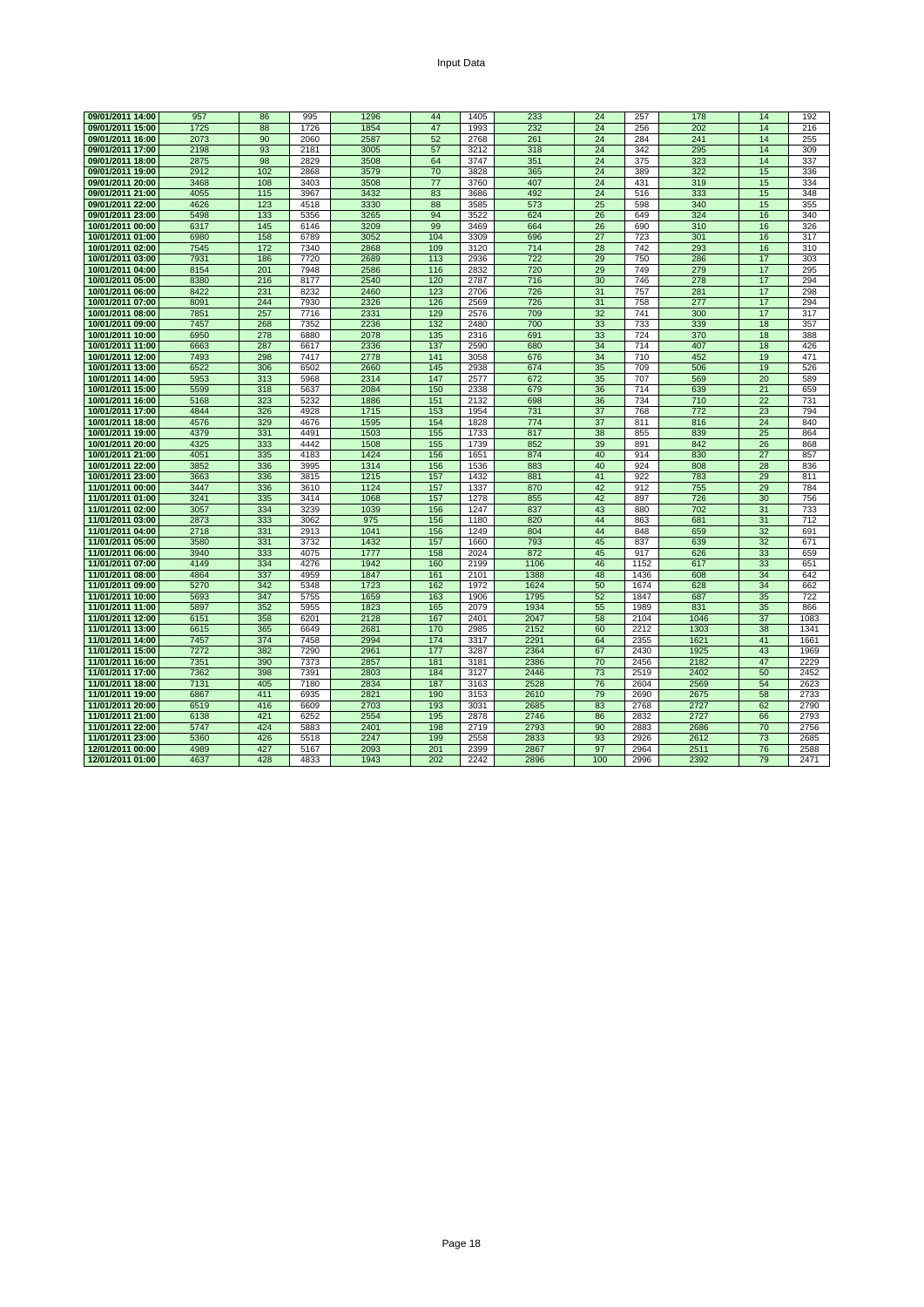Input Data

| | | | | | | | | | | | | |
|---|---|---|---|---|---|---|---|---|---|---|---|---|
| 09/01/2011 14:00 | 957 | 86 | 995 | 1296 | 44 | 1405 | 233 | 24 | 257 | 178 | 14 | 192 |
| 09/01/2011 15:00 | 1725 | 88 | 1726 | 1854 | 47 | 1993 | 232 | 24 | 256 | 202 | 14 | 216 |
| 09/01/2011 16:00 | 2073 | 90 | 2060 | 2587 | 52 | 2768 | 261 | 24 | 284 | 241 | 14 | 255 |
| 09/01/2011 17:00 | 2198 | 93 | 2181 | 3005 | 57 | 3212 | 318 | 24 | 342 | 295 | 14 | 309 |
| 09/01/2011 18:00 | 2875 | 98 | 2829 | 3508 | 64 | 3747 | 351 | 24 | 375 | 323 | 14 | 337 |
| 09/01/2011 19:00 | 2912 | 102 | 2868 | 3579 | 70 | 3828 | 365 | 24 | 389 | 322 | 15 | 336 |
| 09/01/2011 20:00 | 3468 | 108 | 3403 | 3508 | 77 | 3760 | 407 | 24 | 431 | 319 | 15 | 334 |
| 09/01/2011 21:00 | 4055 | 115 | 3967 | 3432 | 83 | 3686 | 492 | 24 | 516 | 333 | 15 | 348 |
| 09/01/2011 22:00 | 4626 | 123 | 4518 | 3330 | 88 | 3585 | 573 | 25 | 598 | 340 | 15 | 355 |
| 09/01/2011 23:00 | 5498 | 133 | 5356 | 3265 | 94 | 3522 | 624 | 26 | 649 | 324 | 16 | 340 |
| 10/01/2011 00:00 | 6317 | 145 | 6146 | 3209 | 99 | 3469 | 664 | 26 | 690 | 310 | 16 | 326 |
| 10/01/2011 01:00 | 6980 | 158 | 6789 | 3052 | 104 | 3309 | 696 | 27 | 723 | 301 | 16 | 317 |
| 10/01/2011 02:00 | 7545 | 172 | 7340 | 2868 | 109 | 3120 | 714 | 28 | 742 | 293 | 16 | 310 |
| 10/01/2011 03:00 | 7931 | 186 | 7720 | 2689 | 113 | 2936 | 722 | 29 | 750 | 286 | 17 | 303 |
| 10/01/2011 04:00 | 8154 | 201 | 7948 | 2586 | 116 | 2832 | 720 | 29 | 749 | 279 | 17 | 295 |
| 10/01/2011 05:00 | 8380 | 216 | 8177 | 2540 | 120 | 2787 | 716 | 30 | 746 | 278 | 17 | 294 |
| 10/01/2011 06:00 | 8422 | 231 | 8232 | 2460 | 123 | 2706 | 726 | 31 | 757 | 281 | 17 | 298 |
| 10/01/2011 07:00 | 8091 | 244 | 7930 | 2326 | 126 | 2569 | 726 | 31 | 758 | 277 | 17 | 294 |
| 10/01/2011 08:00 | 7851 | 257 | 7716 | 2331 | 129 | 2576 | 709 | 32 | 741 | 300 | 17 | 317 |
| 10/01/2011 09:00 | 7457 | 268 | 7352 | 2236 | 132 | 2480 | 700 | 33 | 733 | 339 | 18 | 357 |
| 10/01/2011 10:00 | 6950 | 278 | 6880 | 2078 | 135 | 2316 | 691 | 33 | 724 | 370 | 18 | 388 |
| 10/01/2011 11:00 | 6663 | 287 | 6617 | 2336 | 137 | 2590 | 680 | 34 | 714 | 407 | 18 | 426 |
| 10/01/2011 12:00 | 7493 | 298 | 7417 | 2778 | 141 | 3058 | 676 | 34 | 710 | 452 | 19 | 471 |
| 10/01/2011 13:00 | 6522 | 306 | 6502 | 2660 | 145 | 2938 | 674 | 35 | 709 | 506 | 19 | 526 |
| 10/01/2011 14:00 | 5953 | 313 | 5968 | 2314 | 147 | 2577 | 672 | 35 | 707 | 569 | 20 | 589 |
| 10/01/2011 15:00 | 5599 | 318 | 5637 | 2084 | 150 | 2338 | 679 | 36 | 714 | 639 | 21 | 659 |
| 10/01/2011 16:00 | 5168 | 323 | 5232 | 1886 | 151 | 2132 | 698 | 36 | 734 | 710 | 22 | 731 |
| 10/01/2011 17:00 | 4844 | 326 | 4928 | 1715 | 153 | 1954 | 731 | 37 | 768 | 772 | 23 | 794 |
| 10/01/2011 18:00 | 4576 | 329 | 4676 | 1595 | 154 | 1828 | 774 | 37 | 811 | 816 | 24 | 840 |
| 10/01/2011 19:00 | 4379 | 331 | 4491 | 1503 | 155 | 1733 | 817 | 38 | 855 | 839 | 25 | 864 |
| 10/01/2011 20:00 | 4325 | 333 | 4442 | 1508 | 155 | 1739 | 852 | 39 | 891 | 842 | 26 | 868 |
| 10/01/2011 21:00 | 4051 | 335 | 4183 | 1424 | 156 | 1651 | 874 | 40 | 914 | 830 | 27 | 857 |
| 10/01/2011 22:00 | 3852 | 336 | 3995 | 1314 | 156 | 1536 | 883 | 40 | 924 | 808 | 28 | 836 |
| 10/01/2011 23:00 | 3663 | 336 | 3815 | 1215 | 157 | 1432 | 881 | 41 | 922 | 783 | 29 | 811 |
| 11/01/2011 00:00 | 3447 | 336 | 3610 | 1124 | 157 | 1337 | 870 | 42 | 912 | 755 | 29 | 784 |
| 11/01/2011 01:00 | 3241 | 335 | 3414 | 1068 | 157 | 1278 | 855 | 42 | 897 | 726 | 30 | 756 |
| 11/01/2011 02:00 | 3057 | 334 | 3239 | 1039 | 156 | 1247 | 837 | 43 | 880 | 702 | 31 | 733 |
| 11/01/2011 03:00 | 2873 | 333 | 3062 | 975 | 156 | 1180 | 820 | 44 | 863 | 681 | 31 | 712 |
| 11/01/2011 04:00 | 2718 | 331 | 2913 | 1041 | 156 | 1249 | 804 | 44 | 848 | 659 | 32 | 691 |
| 11/01/2011 05:00 | 3580 | 331 | 3732 | 1432 | 157 | 1660 | 793 | 45 | 837 | 639 | 32 | 671 |
| 11/01/2011 06:00 | 3940 | 333 | 4075 | 1777 | 158 | 2024 | 872 | 45 | 917 | 626 | 33 | 659 |
| 11/01/2011 07:00 | 4149 | 334 | 4276 | 1942 | 160 | 2199 | 1106 | 46 | 1152 | 617 | 33 | 651 |
| 11/01/2011 08:00 | 4864 | 337 | 4959 | 1847 | 161 | 2101 | 1388 | 48 | 1436 | 608 | 34 | 642 |
| 11/01/2011 09:00 | 5270 | 342 | 5348 | 1723 | 162 | 1972 | 1624 | 50 | 1674 | 628 | 34 | 662 |
| 11/01/2011 10:00 | 5693 | 347 | 5755 | 1659 | 163 | 1906 | 1795 | 52 | 1847 | 687 | 35 | 722 |
| 11/01/2011 11:00 | 5897 | 352 | 5955 | 1823 | 165 | 2079 | 1934 | 55 | 1989 | 831 | 35 | 866 |
| 11/01/2011 12:00 | 6151 | 358 | 6201 | 2128 | 167 | 2401 | 2047 | 58 | 2104 | 1046 | 37 | 1083 |
| 11/01/2011 13:00 | 6615 | 365 | 6649 | 2681 | 170 | 2985 | 2152 | 60 | 2212 | 1303 | 38 | 1341 |
| 11/01/2011 14:00 | 7457 | 374 | 7458 | 2994 | 174 | 3317 | 2291 | 64 | 2355 | 1621 | 41 | 1661 |
| 11/01/2011 15:00 | 7272 | 382 | 7290 | 2961 | 177 | 3287 | 2364 | 67 | 2430 | 1925 | 43 | 1969 |
| 11/01/2011 16:00 | 7351 | 390 | 7373 | 2857 | 181 | 3181 | 2386 | 70 | 2456 | 2182 | 47 | 2229 |
| 11/01/2011 17:00 | 7362 | 398 | 7391 | 2803 | 184 | 3127 | 2446 | 73 | 2519 | 2402 | 50 | 2452 |
| 11/01/2011 18:00 | 7131 | 405 | 7180 | 2834 | 187 | 3163 | 2528 | 76 | 2604 | 2569 | 54 | 2623 |
| 11/01/2011 19:00 | 6867 | 411 | 6935 | 2821 | 190 | 3153 | 2610 | 79 | 2690 | 2675 | 58 | 2733 |
| 11/01/2011 20:00 | 6519 | 416 | 6609 | 2703 | 193 | 3031 | 2685 | 83 | 2768 | 2727 | 62 | 2790 |
| 11/01/2011 21:00 | 6138 | 421 | 6252 | 2554 | 195 | 2878 | 2746 | 86 | 2832 | 2727 | 66 | 2793 |
| 11/01/2011 22:00 | 5747 | 424 | 5883 | 2401 | 198 | 2719 | 2793 | 90 | 2883 | 2686 | 70 | 2756 |
| 11/01/2011 23:00 | 5360 | 426 | 5518 | 2247 | 199 | 2558 | 2833 | 93 | 2926 | 2612 | 73 | 2685 |
| 12/01/2011 00:00 | 4989 | 427 | 5167 | 2093 | 201 | 2399 | 2867 | 97 | 2964 | 2511 | 76 | 2588 |
| 12/01/2011 01:00 | 4637 | 428 | 4833 | 1943 | 202 | 2242 | 2896 | 100 | 2996 | 2392 | 79 | 2471 |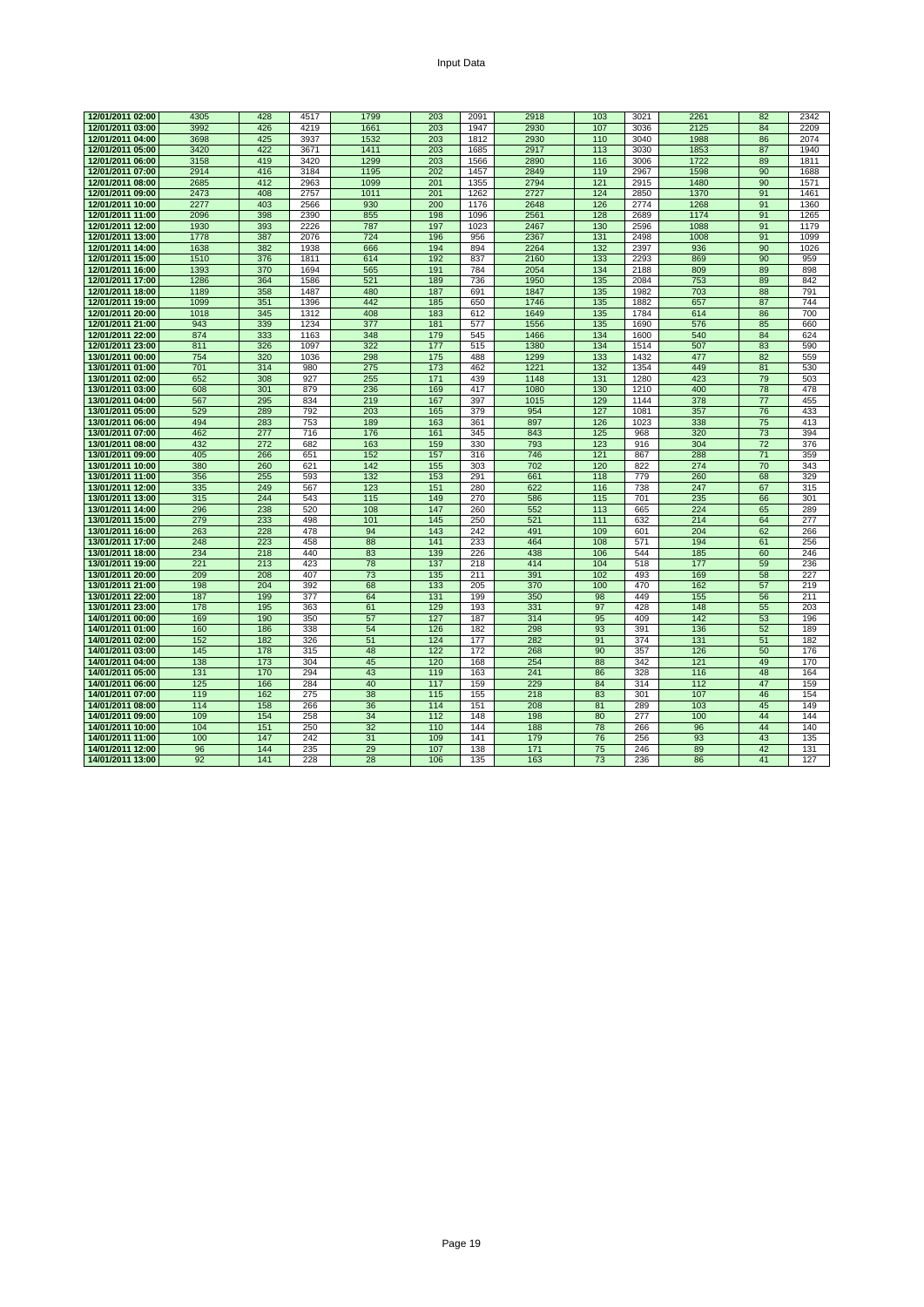Input Data

| | | | | | | | | | | | | |
|---|---|---|---|---|---|---|---|---|---|---|---|---|
| 12/01/2011 02:00 | 4305 | 428 | 4517 | 1799 | 203 | 2091 | 2918 | 103 | 3021 | 2261 | 82 | 2342 |
| 12/01/2011 03:00 | 3992 | 426 | 4219 | 1661 | 203 | 1947 | 2930 | 107 | 3036 | 2125 | 84 | 2209 |
| 12/01/2011 04:00 | 3698 | 425 | 3937 | 1532 | 203 | 1812 | 2930 | 110 | 3040 | 1988 | 86 | 2074 |
| 12/01/2011 05:00 | 3420 | 422 | 3671 | 1411 | 203 | 1685 | 2917 | 113 | 3030 | 1853 | 87 | 1940 |
| 12/01/2011 06:00 | 3158 | 419 | 3420 | 1299 | 203 | 1566 | 2890 | 116 | 3006 | 1722 | 89 | 1811 |
| 12/01/2011 07:00 | 2914 | 416 | 3184 | 1195 | 202 | 1457 | 2849 | 119 | 2967 | 1598 | 90 | 1688 |
| 12/01/2011 08:00 | 2685 | 412 | 2963 | 1099 | 201 | 1355 | 2794 | 121 | 2915 | 1480 | 90 | 1571 |
| 12/01/2011 09:00 | 2473 | 408 | 2757 | 1011 | 201 | 1262 | 2727 | 124 | 2850 | 1370 | 91 | 1461 |
| 12/01/2011 10:00 | 2277 | 403 | 2566 | 930 | 200 | 1176 | 2648 | 126 | 2774 | 1268 | 91 | 1360 |
| 12/01/2011 11:00 | 2096 | 398 | 2390 | 855 | 198 | 1096 | 2561 | 128 | 2689 | 1174 | 91 | 1265 |
| 12/01/2011 12:00 | 1930 | 393 | 2226 | 787 | 197 | 1023 | 2467 | 130 | 2596 | 1088 | 91 | 1179 |
| 12/01/2011 13:00 | 1778 | 387 | 2076 | 724 | 196 | 956 | 2367 | 131 | 2498 | 1008 | 91 | 1099 |
| 12/01/2011 14:00 | 1638 | 382 | 1938 | 666 | 194 | 894 | 2264 | 132 | 2397 | 936 | 90 | 1026 |
| 12/01/2011 15:00 | 1510 | 376 | 1811 | 614 | 192 | 837 | 2160 | 133 | 2293 | 869 | 90 | 959 |
| 12/01/2011 16:00 | 1393 | 370 | 1694 | 565 | 191 | 784 | 2054 | 134 | 2188 | 809 | 89 | 898 |
| 12/01/2011 17:00 | 1286 | 364 | 1586 | 521 | 189 | 736 | 1950 | 135 | 2084 | 753 | 89 | 842 |
| 12/01/2011 18:00 | 1189 | 358 | 1487 | 480 | 187 | 691 | 1847 | 135 | 1982 | 703 | 88 | 791 |
| 12/01/2011 19:00 | 1099 | 351 | 1396 | 442 | 185 | 650 | 1746 | 135 | 1882 | 657 | 87 | 744 |
| 12/01/2011 20:00 | 1018 | 345 | 1312 | 408 | 183 | 612 | 1649 | 135 | 1784 | 614 | 86 | 700 |
| 12/01/2011 21:00 | 943 | 339 | 1234 | 377 | 181 | 577 | 1556 | 135 | 1690 | 576 | 85 | 660 |
| 12/01/2011 22:00 | 874 | 333 | 1163 | 348 | 179 | 545 | 1466 | 134 | 1600 | 540 | 84 | 624 |
| 12/01/2011 23:00 | 811 | 326 | 1097 | 322 | 177 | 515 | 1380 | 134 | 1514 | 507 | 83 | 590 |
| 13/01/2011 00:00 | 754 | 320 | 1036 | 298 | 175 | 488 | 1299 | 133 | 1432 | 477 | 82 | 559 |
| 13/01/2011 01:00 | 701 | 314 | 980 | 275 | 173 | 462 | 1221 | 132 | 1354 | 449 | 81 | 530 |
| 13/01/2011 02:00 | 652 | 308 | 927 | 255 | 171 | 439 | 1148 | 131 | 1280 | 423 | 79 | 503 |
| 13/01/2011 03:00 | 608 | 301 | 879 | 236 | 169 | 417 | 1080 | 130 | 1210 | 400 | 78 | 478 |
| 13/01/2011 04:00 | 567 | 295 | 834 | 219 | 167 | 397 | 1015 | 129 | 1144 | 378 | 77 | 455 |
| 13/01/2011 05:00 | 529 | 289 | 792 | 203 | 165 | 379 | 954 | 127 | 1081 | 357 | 76 | 433 |
| 13/01/2011 06:00 | 494 | 283 | 753 | 189 | 163 | 361 | 897 | 126 | 1023 | 338 | 75 | 413 |
| 13/01/2011 07:00 | 462 | 277 | 716 | 176 | 161 | 345 | 843 | 125 | 968 | 320 | 73 | 394 |
| 13/01/2011 08:00 | 432 | 272 | 682 | 163 | 159 | 330 | 793 | 123 | 916 | 304 | 72 | 376 |
| 13/01/2011 09:00 | 405 | 266 | 651 | 152 | 157 | 316 | 746 | 121 | 867 | 288 | 71 | 359 |
| 13/01/2011 10:00 | 380 | 260 | 621 | 142 | 155 | 303 | 702 | 120 | 822 | 274 | 70 | 343 |
| 13/01/2011 11:00 | 356 | 255 | 593 | 132 | 153 | 291 | 661 | 118 | 779 | 260 | 68 | 329 |
| 13/01/2011 12:00 | 335 | 249 | 567 | 123 | 151 | 280 | 622 | 116 | 738 | 247 | 67 | 315 |
| 13/01/2011 13:00 | 315 | 244 | 543 | 115 | 149 | 270 | 586 | 115 | 701 | 235 | 66 | 301 |
| 13/01/2011 14:00 | 296 | 238 | 520 | 108 | 147 | 260 | 552 | 113 | 665 | 224 | 65 | 289 |
| 13/01/2011 15:00 | 279 | 233 | 498 | 101 | 145 | 250 | 521 | 111 | 632 | 214 | 64 | 277 |
| 13/01/2011 16:00 | 263 | 228 | 478 | 94 | 143 | 242 | 491 | 109 | 601 | 204 | 62 | 266 |
| 13/01/2011 17:00 | 248 | 223 | 458 | 88 | 141 | 233 | 464 | 108 | 571 | 194 | 61 | 256 |
| 13/01/2011 18:00 | 234 | 218 | 440 | 83 | 139 | 226 | 438 | 106 | 544 | 185 | 60 | 246 |
| 13/01/2011 19:00 | 221 | 213 | 423 | 78 | 137 | 218 | 414 | 104 | 518 | 177 | 59 | 236 |
| 13/01/2011 20:00 | 209 | 208 | 407 | 73 | 135 | 211 | 391 | 102 | 493 | 169 | 58 | 227 |
| 13/01/2011 21:00 | 198 | 204 | 392 | 68 | 133 | 205 | 370 | 100 | 470 | 162 | 57 | 219 |
| 13/01/2011 22:00 | 187 | 199 | 377 | 64 | 131 | 199 | 350 | 98 | 449 | 155 | 56 | 211 |
| 13/01/2011 23:00 | 178 | 195 | 363 | 61 | 129 | 193 | 331 | 97 | 428 | 148 | 55 | 203 |
| 14/01/2011 00:00 | 169 | 190 | 350 | 57 | 127 | 187 | 314 | 95 | 409 | 142 | 53 | 196 |
| 14/01/2011 01:00 | 160 | 186 | 338 | 54 | 126 | 182 | 298 | 93 | 391 | 136 | 52 | 189 |
| 14/01/2011 02:00 | 152 | 182 | 326 | 51 | 124 | 177 | 282 | 91 | 374 | 131 | 51 | 182 |
| 14/01/2011 03:00 | 145 | 178 | 315 | 48 | 122 | 172 | 268 | 90 | 357 | 126 | 50 | 176 |
| 14/01/2011 04:00 | 138 | 173 | 304 | 45 | 120 | 168 | 254 | 88 | 342 | 121 | 49 | 170 |
| 14/01/2011 05:00 | 131 | 170 | 294 | 43 | 119 | 163 | 241 | 86 | 328 | 116 | 48 | 164 |
| 14/01/2011 06:00 | 125 | 166 | 284 | 40 | 117 | 159 | 229 | 84 | 314 | 112 | 47 | 159 |
| 14/01/2011 07:00 | 119 | 162 | 275 | 38 | 115 | 155 | 218 | 83 | 301 | 107 | 46 | 154 |
| 14/01/2011 08:00 | 114 | 158 | 266 | 36 | 114 | 151 | 208 | 81 | 289 | 103 | 45 | 149 |
| 14/01/2011 09:00 | 109 | 154 | 258 | 34 | 112 | 148 | 198 | 80 | 277 | 100 | 44 | 144 |
| 14/01/2011 10:00 | 104 | 151 | 250 | 32 | 110 | 144 | 188 | 78 | 266 | 96 | 44 | 140 |
| 14/01/2011 11:00 | 100 | 147 | 242 | 31 | 109 | 141 | 179 | 76 | 256 | 93 | 43 | 135 |
| 14/01/2011 12:00 | 96 | 144 | 235 | 29 | 107 | 138 | 171 | 75 | 246 | 89 | 42 | 131 |
| 14/01/2011 13:00 | 92 | 141 | 228 | 28 | 106 | 135 | 163 | 73 | 236 | 86 | 41 | 127 |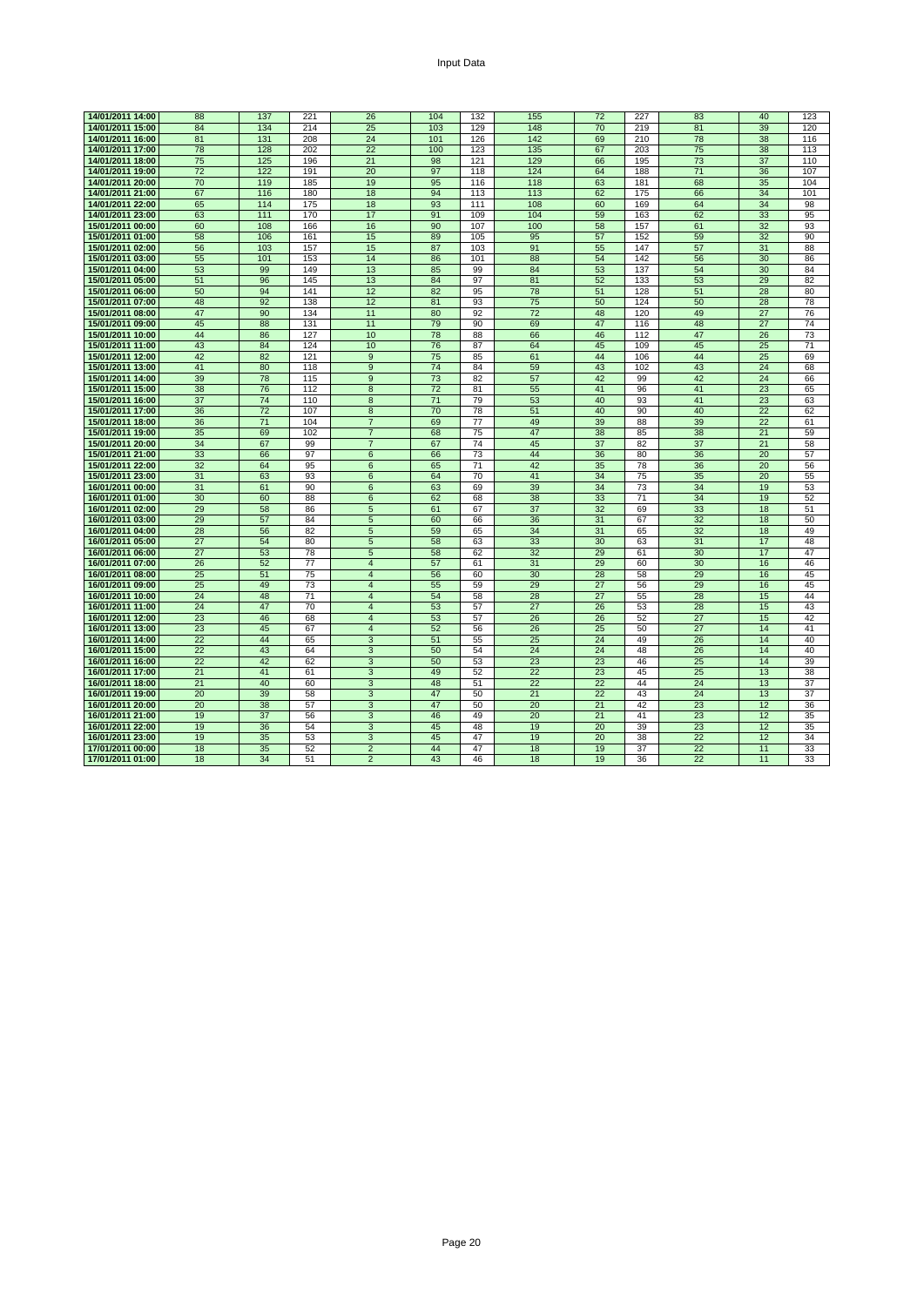# Input Data

| 14/01/2011 14:00 | 88 | 137 | 221 | 26 | 104 | 132 | 155 | 72 | 227 | 83 | 40 | 123 |
|---|---|---|---|---|---|---|---|---|---|---|---|---|
| 14/01/2011 15:00 | 84 | 134 | 214 | 25 | 103 | 129 | 148 | 70 | 219 | 81 | 39 | 120 |
| 14/01/2011 16:00 | 81 | 131 | 208 | 24 | 101 | 126 | 142 | 69 | 210 | 78 | 38 | 116 |
| 14/01/2011 17:00 | 78 | 128 | 202 | 22 | 100 | 123 | 135 | 67 | 203 | 75 | 38 | 113 |
| 14/01/2011 18:00 | 75 | 125 | 196 | 21 | 98 | 121 | 129 | 66 | 195 | 73 | 37 | 110 |
| 14/01/2011 19:00 | 72 | 122 | 191 | 20 | 97 | 118 | 124 | 64 | 188 | 71 | 36 | 107 |
| 14/01/2011 20:00 | 70 | 119 | 185 | 19 | 95 | 116 | 118 | 63 | 181 | 68 | 35 | 104 |
| 14/01/2011 21:00 | 67 | 116 | 180 | 18 | 94 | 113 | 113 | 62 | 175 | 66 | 34 | 101 |
| 14/01/2011 22:00 | 65 | 114 | 175 | 18 | 93 | 111 | 108 | 60 | 169 | 64 | 34 | 98 |
| 14/01/2011 23:00 | 63 | 111 | 170 | 17 | 91 | 109 | 104 | 59 | 163 | 62 | 33 | 95 |
| 15/01/2011 00:00 | 60 | 108 | 166 | 16 | 90 | 107 | 100 | 58 | 157 | 61 | 32 | 93 |
| 15/01/2011 01:00 | 58 | 106 | 161 | 15 | 89 | 105 | 95 | 57 | 152 | 59 | 32 | 90 |
| 15/01/2011 02:00 | 56 | 103 | 157 | 15 | 87 | 103 | 91 | 55 | 147 | 57 | 31 | 88 |
| 15/01/2011 03:00 | 55 | 101 | 153 | 14 | 86 | 101 | 88 | 54 | 142 | 56 | 30 | 86 |
| 15/01/2011 04:00 | 53 | 99 | 149 | 13 | 85 | 99 | 84 | 53 | 137 | 54 | 30 | 84 |
| 15/01/2011 05:00 | 51 | 96 | 145 | 13 | 84 | 97 | 81 | 52 | 133 | 53 | 29 | 82 |
| 15/01/2011 06:00 | 50 | 94 | 141 | 12 | 82 | 95 | 78 | 51 | 128 | 51 | 28 | 80 |
| 15/01/2011 07:00 | 48 | 92 | 138 | 12 | 81 | 93 | 75 | 50 | 124 | 50 | 28 | 78 |
| 15/01/2011 08:00 | 47 | 90 | 134 | 11 | 80 | 92 | 72 | 48 | 120 | 49 | 27 | 76 |
| 15/01/2011 09:00 | 45 | 88 | 131 | 11 | 79 | 90 | 69 | 47 | 116 | 48 | 27 | 74 |
| 15/01/2011 10:00 | 44 | 86 | 127 | 10 | 78 | 88 | 66 | 46 | 112 | 47 | 26 | 73 |
| 15/01/2011 11:00 | 43 | 84 | 124 | 10 | 76 | 87 | 64 | 45 | 109 | 45 | 25 | 71 |
| 15/01/2011 12:00 | 42 | 82 | 121 | 9 | 75 | 85 | 61 | 44 | 106 | 44 | 25 | 69 |
| 15/01/2011 13:00 | 41 | 80 | 118 | 9 | 74 | 84 | 59 | 43 | 102 | 43 | 24 | 68 |
| 15/01/2011 14:00 | 39 | 78 | 115 | 9 | 73 | 82 | 57 | 42 | 99 | 42 | 24 | 66 |
| 15/01/2011 15:00 | 38 | 76 | 112 | 8 | 72 | 81 | 55 | 41 | 96 | 41 | 23 | 65 |
| 15/01/2011 16:00 | 37 | 74 | 110 | 8 | 71 | 79 | 53 | 40 | 93 | 41 | 23 | 63 |
| 15/01/2011 17:00 | 36 | 72 | 107 | 8 | 70 | 78 | 51 | 40 | 90 | 40 | 22 | 62 |
| 15/01/2011 18:00 | 36 | 71 | 104 | 7 | 69 | 77 | 49 | 39 | 88 | 39 | 22 | 61 |
| 15/01/2011 19:00 | 35 | 69 | 102 | 7 | 68 | 75 | 47 | 38 | 85 | 38 | 21 | 59 |
| 15/01/2011 20:00 | 34 | 67 | 99 | 7 | 67 | 74 | 45 | 37 | 82 | 37 | 21 | 58 |
| 15/01/2011 21:00 | 33 | 66 | 97 | 6 | 66 | 73 | 44 | 36 | 80 | 36 | 20 | 57 |
| 15/01/2011 22:00 | 32 | 64 | 95 | 6 | 65 | 71 | 42 | 35 | 78 | 36 | 20 | 56 |
| 15/01/2011 23:00 | 31 | 63 | 93 | 6 | 64 | 70 | 41 | 34 | 75 | 35 | 20 | 55 |
| 16/01/2011 00:00 | 31 | 61 | 90 | 6 | 63 | 69 | 39 | 34 | 73 | 34 | 19 | 53 |
| 16/01/2011 01:00 | 30 | 60 | 88 | 6 | 62 | 68 | 38 | 33 | 71 | 34 | 19 | 52 |
| 16/01/2011 02:00 | 29 | 58 | 86 | 5 | 61 | 67 | 37 | 32 | 69 | 33 | 18 | 51 |
| 16/01/2011 03:00 | 29 | 57 | 84 | 5 | 60 | 66 | 36 | 31 | 67 | 32 | 18 | 50 |
| 16/01/2011 04:00 | 28 | 56 | 82 | 5 | 59 | 65 | 34 | 31 | 65 | 32 | 18 | 49 |
| 16/01/2011 05:00 | 27 | 54 | 80 | 5 | 58 | 63 | 33 | 30 | 63 | 31 | 17 | 48 |
| 16/01/2011 06:00 | 27 | 53 | 78 | 5 | 58 | 62 | 32 | 29 | 61 | 30 | 17 | 47 |
| 16/01/2011 07:00 | 26 | 52 | 77 | 4 | 57 | 61 | 31 | 29 | 60 | 30 | 16 | 46 |
| 16/01/2011 08:00 | 25 | 51 | 75 | 4 | 56 | 60 | 30 | 28 | 58 | 29 | 16 | 45 |
| 16/01/2011 09:00 | 25 | 49 | 73 | 4 | 55 | 59 | 29 | 27 | 56 | 29 | 16 | 45 |
| 16/01/2011 10:00 | 24 | 48 | 71 | 4 | 54 | 58 | 28 | 27 | 55 | 28 | 15 | 44 |
| 16/01/2011 11:00 | 24 | 47 | 70 | 4 | 53 | 57 | 27 | 26 | 53 | 28 | 15 | 43 |
| 16/01/2011 12:00 | 23 | 46 | 68 | 4 | 53 | 57 | 26 | 26 | 52 | 27 | 15 | 42 |
| 16/01/2011 13:00 | 23 | 45 | 67 | 4 | 52 | 56 | 26 | 25 | 50 | 27 | 14 | 41 |
| 16/01/2011 14:00 | 22 | 44 | 65 | 3 | 51 | 55 | 25 | 24 | 49 | 26 | 14 | 40 |
| 16/01/2011 15:00 | 22 | 43 | 64 | 3 | 50 | 54 | 24 | 24 | 48 | 26 | 14 | 40 |
| 16/01/2011 16:00 | 22 | 42 | 62 | 3 | 50 | 53 | 23 | 23 | 46 | 25 | 14 | 39 |
| 16/01/2011 17:00 | 21 | 41 | 61 | 3 | 49 | 52 | 22 | 23 | 45 | 25 | 13 | 38 |
| 16/01/2011 18:00 | 21 | 40 | 60 | 3 | 48 | 51 | 22 | 22 | 44 | 24 | 13 | 37 |
| 16/01/2011 19:00 | 20 | 39 | 58 | 3 | 47 | 50 | 21 | 22 | 43 | 24 | 13 | 37 |
| 16/01/2011 20:00 | 20 | 38 | 57 | 3 | 47 | 50 | 20 | 21 | 42 | 23 | 12 | 36 |
| 16/01/2011 21:00 | 19 | 37 | 56 | 3 | 46 | 49 | 20 | 21 | 41 | 23 | 12 | 35 |
| 16/01/2011 22:00 | 19 | 36 | 54 | 3 | 45 | 48 | 19 | 20 | 39 | 23 | 12 | 35 |
| 16/01/2011 23:00 | 19 | 35 | 53 | 3 | 45 | 47 | 19 | 20 | 38 | 22 | 12 | 34 |
| 17/01/2011 00:00 | 18 | 35 | 52 | 2 | 44 | 47 | 18 | 19 | 37 | 22 | 11 | 33 |
| 17/01/2011 01:00 | 18 | 34 | 51 | 2 | 43 | 46 | 18 | 19 | 36 | 22 | 11 | 33 |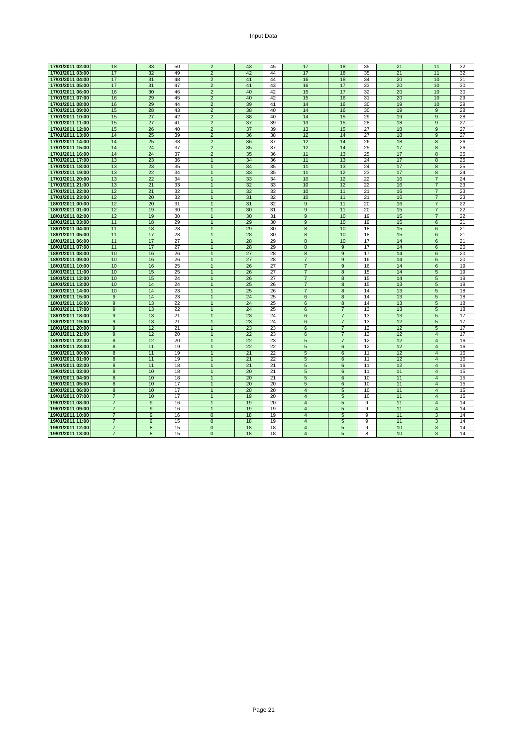| | | | | | | | | | | | | |
|---|---|---|---|---|---|---|---|---|---|---|---|---|
| 17/01/2011 02:00 | 18 | 33 | 50 | 2 | 43 | 45 | 17 | 18 | 35 | 21 | 11 | 32 |
| 17/01/2011 03:00 | 17 | 32 | 49 | 2 | 42 | 44 | 17 | 18 | 35 | 21 | 11 | 32 |
| 17/01/2011 04:00 | 17 | 31 | 48 | 2 | 41 | 44 | 16 | 18 | 34 | 20 | 10 | 31 |
| 17/01/2011 05:00 | 17 | 31 | 47 | 2 | 41 | 43 | 16 | 17 | 33 | 20 | 10 | 30 |
| 17/01/2011 06:00 | 16 | 30 | 46 | 2 | 40 | 42 | 15 | 17 | 32 | 20 | 10 | 30 |
| 17/01/2011 07:00 | 16 | 29 | 45 | 2 | 40 | 42 | 15 | 16 | 31 | 20 | 10 | 29 |
| 17/01/2011 08:00 | 16 | 29 | 44 | 2 | 39 | 41 | 14 | 16 | 30 | 19 | 10 | 29 |
| 17/01/2011 09:00 | 15 | 28 | 43 | 2 | 38 | 40 | 14 | 16 | 30 | 19 | 9 | 28 |
| 17/01/2011 10:00 | 15 | 27 | 42 | 2 | 38 | 40 | 14 | 15 | 29 | 19 | 9 | 28 |
| 17/01/2011 11:00 | 15 | 27 | 41 | 2 | 37 | 39 | 13 | 15 | 28 | 18 | 9 | 27 |
| 17/01/2011 12:00 | 15 | 26 | 40 | 2 | 37 | 39 | 13 | 15 | 27 | 18 | 9 | 27 |
| 17/01/2011 13:00 | 14 | 25 | 39 | 2 | 36 | 38 | 12 | 14 | 27 | 18 | 9 | 27 |
| 17/01/2011 14:00 | 14 | 25 | 38 | 2 | 36 | 37 | 12 | 14 | 26 | 18 | 8 | 26 |
| 17/01/2011 15:00 | 14 | 24 | 37 | 2 | 35 | 37 | 12 | 14 | 25 | 17 | 8 | 26 |
| 17/01/2011 16:00 | 14 | 24 | 37 | 2 | 35 | 36 | 11 | 13 | 25 | 17 | 8 | 25 |
| 17/01/2011 17:00 | 13 | 23 | 36 | 1 | 34 | 36 | 11 | 13 | 24 | 17 | 8 | 25 |
| 17/01/2011 18:00 | 13 | 23 | 35 | 1 | 34 | 35 | 11 | 13 | 24 | 17 | 8 | 25 |
| 17/01/2011 19:00 | 13 | 22 | 34 | 1 | 33 | 35 | 11 | 12 | 23 | 17 | 8 | 24 |
| 17/01/2011 20:00 | 13 | 22 | 34 | 1 | 33 | 34 | 10 | 12 | 22 | 16 | 7 | 24 |
| 17/01/2011 21:00 | 13 | 21 | 33 | 1 | 32 | 33 | 10 | 12 | 22 | 16 | 7 | 23 |
| 17/01/2011 22:00 | 12 | 21 | 32 | 1 | 32 | 33 | 10 | 11 | 21 | 16 | 7 | 23 |
| 17/01/2011 23:00 | 12 | 20 | 32 | 1 | 31 | 32 | 10 | 11 | 21 | 16 | 7 | 23 |
| 18/01/2011 00:00 | 12 | 20 | 31 | 1 | 31 | 32 | 9 | 11 | 20 | 16 | 7 | 22 |
| 18/01/2011 01:00 | 12 | 19 | 30 | 1 | 30 | 31 | 9 | 11 | 20 | 15 | 7 | 22 |
| 18/01/2011 02:00 | 12 | 19 | 30 | 1 | 30 | 31 | 9 | 10 | 19 | 15 | 7 | 22 |
| 18/01/2011 03:00 | 11 | 18 | 29 | 1 | 29 | 30 | 9 | 10 | 19 | 15 | 6 | 21 |
| 18/01/2011 04:00 | 11 | 18 | 28 | 1 | 29 | 30 | 8 | 10 | 18 | 15 | 6 | 21 |
| 18/01/2011 05:00 | 11 | 17 | 28 | 1 | 28 | 30 | 8 | 10 | 18 | 15 | 6 | 21 |
| 18/01/2011 06:00 | 11 | 17 | 27 | 1 | 28 | 29 | 8 | 10 | 17 | 14 | 6 | 21 |
| 18/01/2011 07:00 | 11 | 17 | 27 | 1 | 28 | 29 | 8 | 9 | 17 | 14 | 6 | 20 |
| 18/01/2011 08:00 | 10 | 16 | 26 | 1 | 27 | 28 | 8 | 9 | 17 | 14 | 6 | 20 |
| 18/01/2011 09:00 | 10 | 16 | 26 | 1 | 27 | 28 | 7 | 9 | 16 | 14 | 6 | 20 |
| 18/01/2011 10:00 | 10 | 16 | 25 | 1 | 26 | 27 | 7 | 9 | 16 | 14 | 6 | 19 |
| 18/01/2011 11:00 | 10 | 15 | 25 | 1 | 26 | 27 | 7 | 8 | 15 | 14 | 5 | 19 |
| 18/01/2011 12:00 | 10 | 15 | 24 | 1 | 26 | 27 | 7 | 8 | 15 | 14 | 5 | 19 |
| 18/01/2011 13:00 | 10 | 14 | 24 | 1 | 25 | 26 | 7 | 8 | 15 | 13 | 5 | 19 |
| 18/01/2011 14:00 | 10 | 14 | 23 | 1 | 25 | 26 | 7 | 8 | 14 | 13 | 5 | 18 |
| 18/01/2011 15:00 | 9 | 14 | 23 | 1 | 24 | 25 | 6 | 8 | 14 | 13 | 5 | 18 |
| 18/01/2011 16:00 | 9 | 13 | 22 | 1 | 24 | 25 | 6 | 8 | 14 | 13 | 5 | 18 |
| 18/01/2011 17:00 | 9 | 13 | 22 | 1 | 24 | 25 | 6 | 7 | 13 | 13 | 5 | 18 |
| 18/01/2011 18:00 | 9 | 13 | 21 | 1 | 23 | 24 | 6 | 7 | 13 | 13 | 5 | 17 |
| 18/01/2011 19:00 | 9 | 13 | 21 | 1 | 23 | 24 | 6 | 7 | 13 | 12 | 5 | 17 |
| 18/01/2011 20:00 | 9 | 12 | 21 | 1 | 23 | 23 | 6 | 7 | 12 | 12 | 5 | 17 |
| 18/01/2011 21:00 | 9 | 12 | 20 | 1 | 22 | 23 | 6 | 7 | 12 | 12 | 4 | 17 |
| 18/01/2011 22:00 | 8 | 12 | 20 | 1 | 22 | 23 | 5 | 7 | 12 | 12 | 4 | 16 |
| 18/01/2011 23:00 | 8 | 11 | 19 | 1 | 22 | 22 | 5 | 6 | 12 | 12 | 4 | 16 |
| 19/01/2011 00:00 | 8 | 11 | 19 | 1 | 21 | 22 | 5 | 6 | 11 | 12 | 4 | 16 |
| 19/01/2011 01:00 | 8 | 11 | 19 | 1 | 21 | 22 | 5 | 6 | 11 | 12 | 4 | 16 |
| 19/01/2011 02:00 | 8 | 11 | 18 | 1 | 21 | 21 | 5 | 6 | 11 | 12 | 4 | 16 |
| 19/01/2011 03:00 | 8 | 10 | 18 | 1 | 20 | 21 | 5 | 6 | 11 | 11 | 4 | 15 |
| 19/01/2011 04:00 | 8 | 10 | 18 | 1 | 20 | 21 | 5 | 6 | 10 | 11 | 4 | 15 |
| 19/01/2011 05:00 | 8 | 10 | 17 | 1 | 20 | 20 | 5 | 6 | 10 | 11 | 4 | 15 |
| 19/01/2011 06:00 | 8 | 10 | 17 | 1 | 20 | 20 | 4 | 5 | 10 | 11 | 4 | 15 |
| 19/01/2011 07:00 | 7 | 10 | 17 | 1 | 19 | 20 | 4 | 5 | 10 | 11 | 4 | 15 |
| 19/01/2011 08:00 | 7 | 9 | 16 | 1 | 19 | 20 | 4 | 5 | 9 | 11 | 4 | 14 |
| 19/01/2011 09:00 | 7 | 9 | 16 | 1 | 19 | 19 | 4 | 5 | 9 | 11 | 4 | 14 |
| 19/01/2011 10:00 | 7 | 9 | 16 | 0 | 18 | 19 | 4 | 5 | 9 | 11 | 3 | 14 |
| 19/01/2011 11:00 | 7 | 9 | 15 | 0 | 18 | 19 | 4 | 5 | 9 | 11 | 3 | 14 |
| 19/01/2011 12:00 | 7 | 8 | 15 | 0 | 18 | 18 | 4 | 5 | 9 | 10 | 3 | 14 |
| 19/01/2011 13:00 | 7 | 8 | 15 | 0 | 18 | 18 | 4 | 5 | 8 | 10 | 3 | 14 |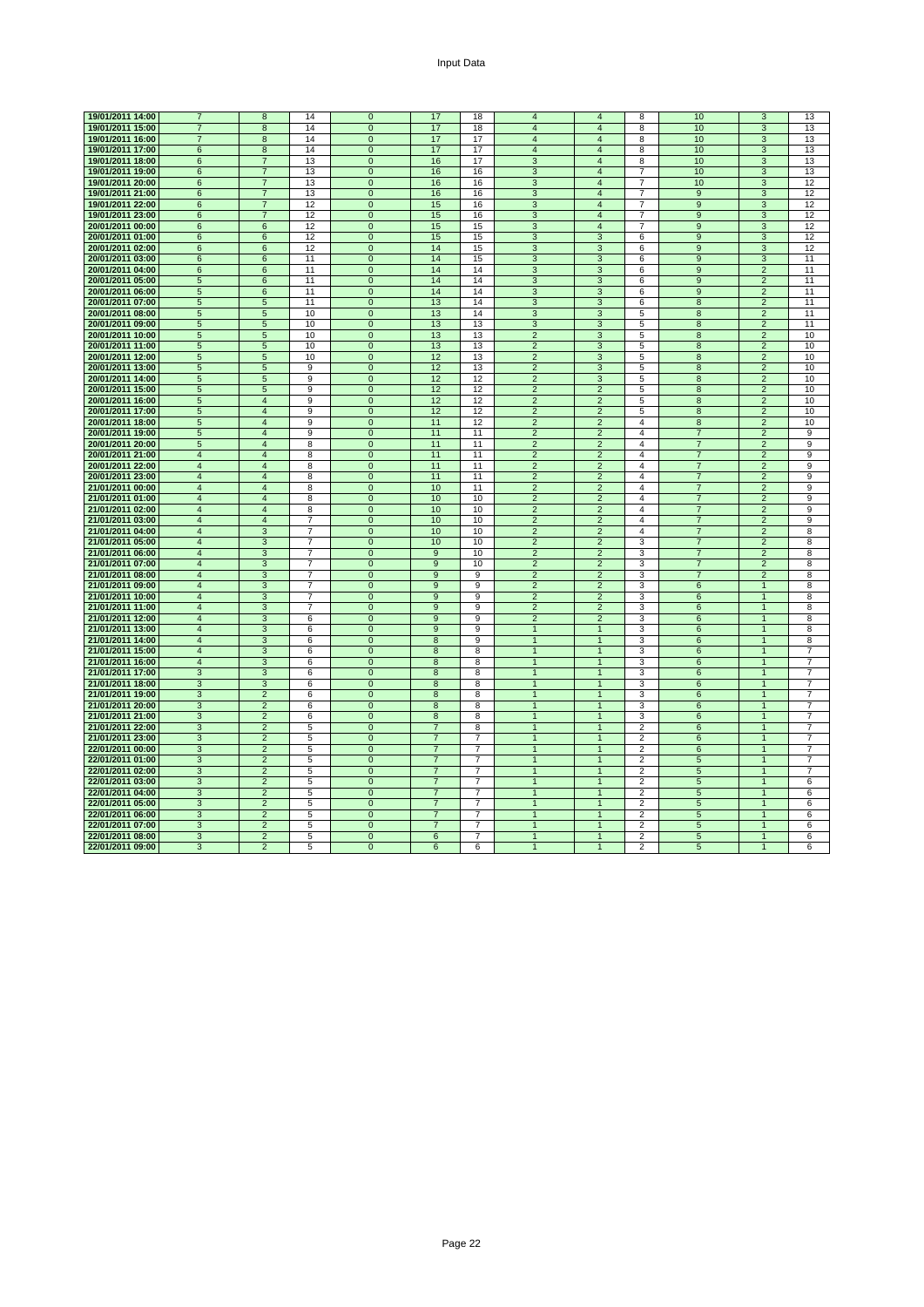Input Data

| | | | | | | | | | | | | |
|---|---|---|---|---|---|---|---|---|---|---|---|---|
| 19/01/2011 14:00 | 7 | 8 | 14 | 0 | 17 | 18 | 4 | 4 | 8 | 10 | 3 | 13 |
| 19/01/2011 15:00 | 7 | 8 | 14 | 0 | 17 | 18 | 4 | 4 | 8 | 10 | 3 | 13 |
| 19/01/2011 16:00 | 7 | 8 | 14 | 0 | 17 | 17 | 4 | 4 | 8 | 10 | 3 | 13 |
| 19/01/2011 17:00 | 6 | 8 | 14 | 0 | 17 | 17 | 4 | 4 | 8 | 10 | 3 | 13 |
| 19/01/2011 18:00 | 6 | 7 | 13 | 0 | 16 | 17 | 3 | 4 | 8 | 10 | 3 | 13 |
| 19/01/2011 19:00 | 6 | 7 | 13 | 0 | 16 | 16 | 3 | 4 | 7 | 10 | 3 | 13 |
| 19/01/2011 20:00 | 6 | 7 | 13 | 0 | 16 | 16 | 3 | 4 | 7 | 10 | 3 | 12 |
| 19/01/2011 21:00 | 6 | 7 | 13 | 0 | 16 | 16 | 3 | 4 | 7 | 9 | 3 | 12 |
| 19/01/2011 22:00 | 6 | 7 | 12 | 0 | 15 | 16 | 3 | 4 | 7 | 9 | 3 | 12 |
| 19/01/2011 23:00 | 6 | 7 | 12 | 0 | 15 | 16 | 3 | 4 | 7 | 9 | 3 | 12 |
| 20/01/2011 00:00 | 6 | 6 | 12 | 0 | 15 | 15 | 3 | 4 | 7 | 9 | 3 | 12 |
| 20/01/2011 01:00 | 6 | 6 | 12 | 0 | 15 | 15 | 3 | 3 | 6 | 9 | 3 | 12 |
| 20/01/2011 02:00 | 6 | 6 | 12 | 0 | 14 | 15 | 3 | 3 | 6 | 9 | 3 | 12 |
| 20/01/2011 03:00 | 6 | 6 | 11 | 0 | 14 | 15 | 3 | 3 | 6 | 9 | 3 | 11 |
| 20/01/2011 04:00 | 6 | 6 | 11 | 0 | 14 | 14 | 3 | 3 | 6 | 9 | 2 | 11 |
| 20/01/2011 05:00 | 5 | 6 | 11 | 0 | 14 | 14 | 3 | 3 | 6 | 9 | 2 | 11 |
| 20/01/2011 06:00 | 5 | 6 | 11 | 0 | 14 | 14 | 3 | 3 | 6 | 9 | 2 | 11 |
| 20/01/2011 07:00 | 5 | 5 | 11 | 0 | 13 | 14 | 3 | 3 | 6 | 8 | 2 | 11 |
| 20/01/2011 08:00 | 5 | 5 | 10 | 0 | 13 | 14 | 3 | 3 | 5 | 8 | 2 | 11 |
| 20/01/2011 09:00 | 5 | 5 | 10 | 0 | 13 | 13 | 3 | 3 | 5 | 8 | 2 | 11 |
| 20/01/2011 10:00 | 5 | 5 | 10 | 0 | 13 | 13 | 2 | 3 | 5 | 8 | 2 | 10 |
| 20/01/2011 11:00 | 5 | 5 | 10 | 0 | 13 | 13 | 2 | 3 | 5 | 8 | 2 | 10 |
| 20/01/2011 12:00 | 5 | 5 | 10 | 0 | 12 | 13 | 2 | 3 | 5 | 8 | 2 | 10 |
| 20/01/2011 13:00 | 5 | 5 | 9 | 0 | 12 | 13 | 2 | 3 | 5 | 8 | 2 | 10 |
| 20/01/2011 14:00 | 5 | 5 | 9 | 0 | 12 | 12 | 2 | 3 | 5 | 8 | 2 | 10 |
| 20/01/2011 15:00 | 5 | 5 | 9 | 0 | 12 | 12 | 2 | 2 | 5 | 8 | 2 | 10 |
| 20/01/2011 16:00 | 5 | 4 | 9 | 0 | 12 | 12 | 2 | 2 | 5 | 8 | 2 | 10 |
| 20/01/2011 17:00 | 5 | 4 | 9 | 0 | 12 | 12 | 2 | 2 | 5 | 8 | 2 | 10 |
| 20/01/2011 18:00 | 5 | 4 | 9 | 0 | 11 | 12 | 2 | 2 | 4 | 8 | 2 | 10 |
| 20/01/2011 19:00 | 5 | 4 | 9 | 0 | 11 | 11 | 2 | 2 | 4 | 7 | 2 | 9 |
| 20/01/2011 20:00 | 5 | 4 | 8 | 0 | 11 | 11 | 2 | 2 | 4 | 7 | 2 | 9 |
| 20/01/2011 21:00 | 4 | 4 | 8 | 0 | 11 | 11 | 2 | 2 | 4 | 7 | 2 | 9 |
| 20/01/2011 22:00 | 4 | 4 | 8 | 0 | 11 | 11 | 2 | 2 | 4 | 7 | 2 | 9 |
| 20/01/2011 23:00 | 4 | 4 | 8 | 0 | 11 | 11 | 2 | 2 | 4 | 7 | 2 | 9 |
| 21/01/2011 00:00 | 4 | 4 | 8 | 0 | 10 | 11 | 2 | 2 | 4 | 7 | 2 | 9 |
| 21/01/2011 01:00 | 4 | 4 | 8 | 0 | 10 | 10 | 2 | 2 | 4 | 7 | 2 | 9 |
| 21/01/2011 02:00 | 4 | 4 | 8 | 0 | 10 | 10 | 2 | 2 | 4 | 7 | 2 | 9 |
| 21/01/2011 03:00 | 4 | 4 | 7 | 0 | 10 | 10 | 2 | 2 | 4 | 7 | 2 | 9 |
| 21/01/2011 04:00 | 4 | 3 | 7 | 0 | 10 | 10 | 2 | 2 | 4 | 7 | 2 | 8 |
| 21/01/2011 05:00 | 4 | 3 | 7 | 0 | 10 | 10 | 2 | 2 | 3 | 7 | 2 | 8 |
| 21/01/2011 06:00 | 4 | 3 | 7 | 0 | 9 | 10 | 2 | 2 | 3 | 7 | 2 | 8 |
| 21/01/2011 07:00 | 4 | 3 | 7 | 0 | 9 | 10 | 2 | 2 | 3 | 7 | 2 | 8 |
| 21/01/2011 08:00 | 4 | 3 | 7 | 0 | 9 | 9 | 2 | 2 | 3 | 7 | 2 | 8 |
| 21/01/2011 09:00 | 4 | 3 | 7 | 0 | 9 | 9 | 2 | 2 | 3 | 6 | 1 | 8 |
| 21/01/2011 10:00 | 4 | 3 | 7 | 0 | 9 | 9 | 2 | 2 | 3 | 6 | 1 | 8 |
| 21/01/2011 11:00 | 4 | 3 | 7 | 0 | 9 | 9 | 2 | 2 | 3 | 6 | 1 | 8 |
| 21/01/2011 12:00 | 4 | 3 | 6 | 0 | 9 | 9 | 2 | 2 | 3 | 6 | 1 | 8 |
| 21/01/2011 13:00 | 4 | 3 | 6 | 0 | 9 | 9 | 1 | 1 | 3 | 6 | 1 | 8 |
| 21/01/2011 14:00 | 4 | 3 | 6 | 0 | 8 | 9 | 1 | 1 | 3 | 6 | 1 | 8 |
| 21/01/2011 15:00 | 4 | 3 | 6 | 0 | 8 | 8 | 1 | 1 | 3 | 6 | 1 | 7 |
| 21/01/2011 16:00 | 4 | 3 | 6 | 0 | 8 | 8 | 1 | 1 | 3 | 6 | 1 | 7 |
| 21/01/2011 17:00 | 3 | 3 | 6 | 0 | 8 | 8 | 1 | 1 | 3 | 6 | 1 | 7 |
| 21/01/2011 18:00 | 3 | 3 | 6 | 0 | 8 | 8 | 1 | 1 | 3 | 6 | 1 | 7 |
| 21/01/2011 19:00 | 3 | 2 | 6 | 0 | 8 | 8 | 1 | 1 | 3 | 6 | 1 | 7 |
| 21/01/2011 20:00 | 3 | 2 | 6 | 0 | 8 | 8 | 1 | 1 | 3 | 6 | 1 | 7 |
| 21/01/2011 21:00 | 3 | 2 | 6 | 0 | 8 | 8 | 1 | 1 | 3 | 6 | 1 | 7 |
| 21/01/2011 22:00 | 3 | 2 | 5 | 0 | 7 | 8 | 1 | 1 | 2 | 6 | 1 | 7 |
| 21/01/2011 23:00 | 3 | 2 | 5 | 0 | 7 | 7 | 1 | 1 | 2 | 6 | 1 | 7 |
| 22/01/2011 00:00 | 3 | 2 | 5 | 0 | 7 | 7 | 1 | 1 | 2 | 6 | 1 | 7 |
| 22/01/2011 01:00 | 3 | 2 | 5 | 0 | 7 | 7 | 1 | 1 | 2 | 5 | 1 | 7 |
| 22/01/2011 02:00 | 3 | 2 | 5 | 0 | 7 | 7 | 1 | 1 | 2 | 5 | 1 | 7 |
| 22/01/2011 03:00 | 3 | 2 | 5 | 0 | 7 | 7 | 1 | 1 | 2 | 5 | 1 | 6 |
| 22/01/2011 04:00 | 3 | 2 | 5 | 0 | 7 | 7 | 1 | 1 | 2 | 5 | 1 | 6 |
| 22/01/2011 05:00 | 3 | 2 | 5 | 0 | 7 | 7 | 1 | 1 | 2 | 5 | 1 | 6 |
| 22/01/2011 06:00 | 3 | 2 | 5 | 0 | 7 | 7 | 1 | 1 | 2 | 5 | 1 | 6 |
| 22/01/2011 07:00 | 3 | 2 | 5 | 0 | 7 | 7 | 1 | 1 | 2 | 5 | 1 | 6 |
| 22/01/2011 08:00 | 3 | 2 | 5 | 0 | 6 | 7 | 1 | 1 | 2 | 5 | 1 | 6 |
| 22/01/2011 09:00 | 3 | 2 | 5 | 0 | 6 | 6 | 1 | 1 | 2 | 5 | 1 | 6 |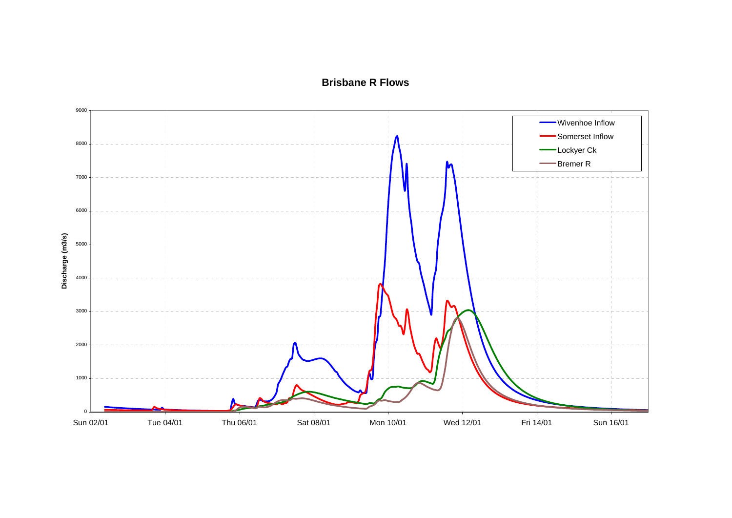**Brisbane R Flows**

Discharge (m3/s)

9000
8000
7000
6000
5000
4000
3000
2000
1000
0

Sun 02/01 | Tue 04/01 | Thu 06/01 | Sat 08/01 | Mon 10/01 | Wed 12/01 | Fri 14/01 | Sun 16/01

- Wivenhoe Inflow
- Somerset Inflow
- Lockyer Ck
- Bremer R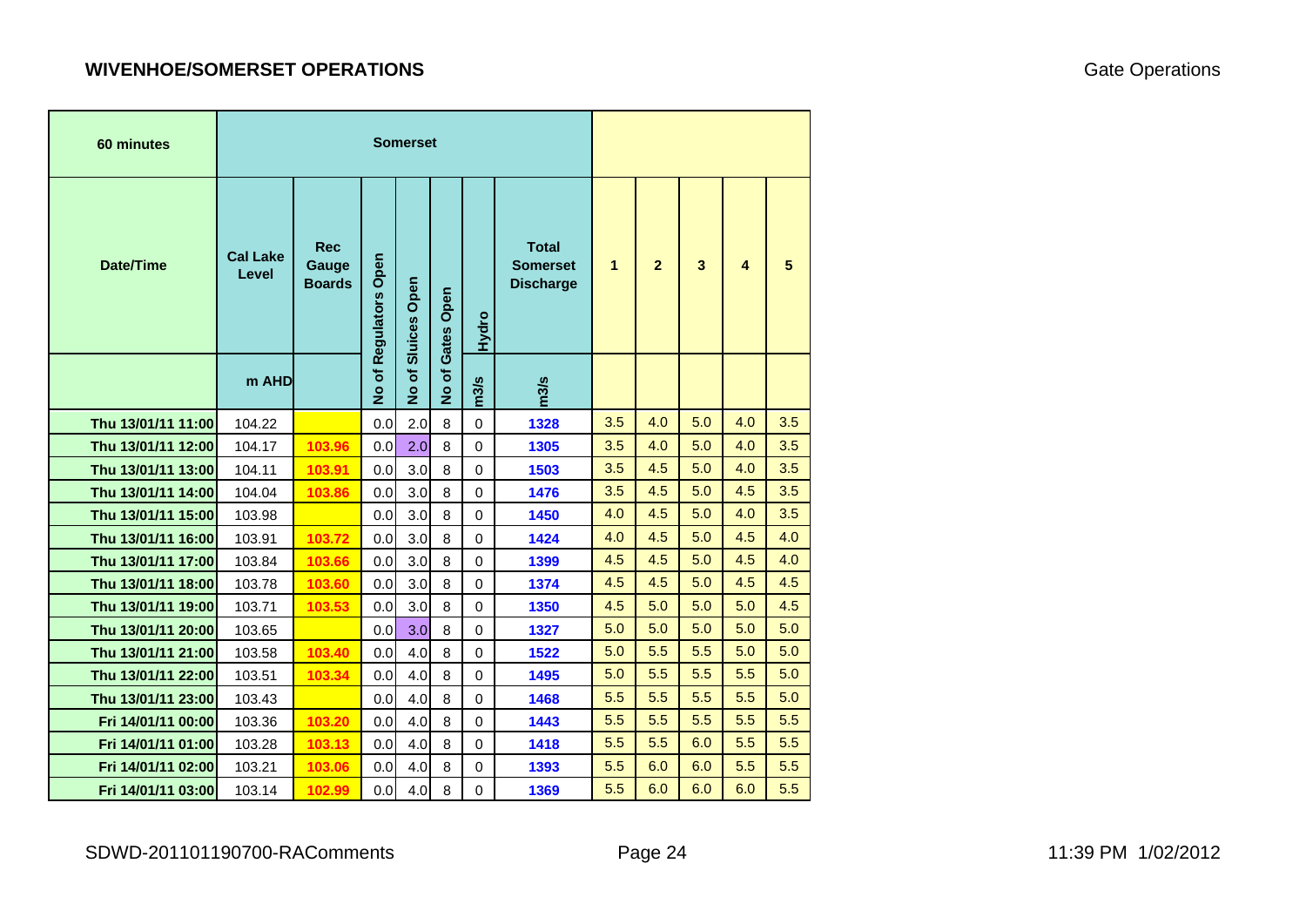## WIVENHOE/SOMERSET OPERATIONS

Gate Operations

| 60 minutes | Somerset | | | | | | | | | | | |
|---|---|---|---|---|---|---|---|---|---|---|---|---|
| Date/Time | Cal Lake Level | Rec Gauge Boards | No of Regulators Open | No of Sluices Open | No of Gates Open | Hydro | Total Somerset Discharge | 1 | 2 | 3 | 4 | 5 |
| | m AHD | | | | | m3/s | m3/s | | | | | |
| Thu 13/01/11 11:00 | 104.22 | | 0.0 | 2.0 | 8 | 0 | 1328 | 3.5 | 4.0 | 5.0 | 4.0 | 3.5 |
| Thu 13/01/11 12:00 | 104.17 | 103.96 | 0.0 | 2.0 | 8 | 0 | 1305 | 3.5 | 4.0 | 5.0 | 4.0 | 3.5 |
| Thu 13/01/11 13:00 | 104.11 | 103.91 | 0.0 | 3.0 | 8 | 0 | 1503 | 3.5 | 4.5 | 5.0 | 4.0 | 3.5 |
| Thu 13/01/11 14:00 | 104.04 | 103.86 | 0.0 | 3.0 | 8 | 0 | 1476 | 3.5 | 4.5 | 5.0 | 4.5 | 3.5 |
| Thu 13/01/11 15:00 | 103.98 | | 0.0 | 3.0 | 8 | 0 | 1450 | 4.0 | 4.5 | 5.0 | 4.0 | 3.5 |
| Thu 13/01/11 16:00 | 103.91 | 103.72 | 0.0 | 3.0 | 8 | 0 | 1424 | 4.0 | 4.5 | 5.0 | 4.5 | 4.0 |
| Thu 13/01/11 17:00 | 103.84 | 103.66 | 0.0 | 3.0 | 8 | 0 | 1399 | 4.5 | 4.5 | 5.0 | 4.5 | 4.0 |
| Thu 13/01/11 18:00 | 103.78 | 103.60 | 0.0 | 3.0 | 8 | 0 | 1374 | 4.5 | 4.5 | 5.0 | 4.5 | 4.5 |
| Thu 13/01/11 19:00 | 103.71 | 103.53 | 0.0 | 3.0 | 8 | 0 | 1350 | 4.5 | 5.0 | 5.0 | 5.0 | 4.5 |
| Thu 13/01/11 20:00 | 103.65 | | 0.0 | 3.0 | 8 | 0 | 1327 | 5.0 | 5.0 | 5.0 | 5.0 | 5.0 |
| Thu 13/01/11 21:00 | 103.58 | 103.40 | 0.0 | 4.0 | 8 | 0 | 1522 | 5.0 | 5.5 | 5.5 | 5.0 | 5.0 |
| Thu 13/01/11 22:00 | 103.51 | 103.34 | 0.0 | 4.0 | 8 | 0 | 1495 | 5.0 | 5.5 | 5.5 | 5.5 | 5.0 |
| Thu 13/01/11 23:00 | 103.43 | | 0.0 | 4.0 | 8 | 0 | 1468 | 5.5 | 5.5 | 5.5 | 5.5 | 5.0 |
| Fri 14/01/11 00:00 | 103.36 | 103.20 | 0.0 | 4.0 | 8 | 0 | 1443 | 5.5 | 5.5 | 5.5 | 5.5 | 5.5 |
| Fri 14/01/11 01:00 | 103.28 | 103.13 | 0.0 | 4.0 | 8 | 0 | 1418 | 5.5 | 5.5 | 6.0 | 5.5 | 5.5 |
| Fri 14/01/11 02:00 | 103.21 | 103.06 | 0.0 | 4.0 | 8 | 0 | 1393 | 5.5 | 6.0 | 6.0 | 5.5 | 5.5 |
| Fri 14/01/11 03:00 | 103.14 | 102.99 | 0.0 | 4.0 | 8 | 0 | 1369 | 5.5 | 6.0 | 6.0 | 6.0 | 5.5 |

SDWD-201101190700-RAComments

11:39 PM 1/02/2012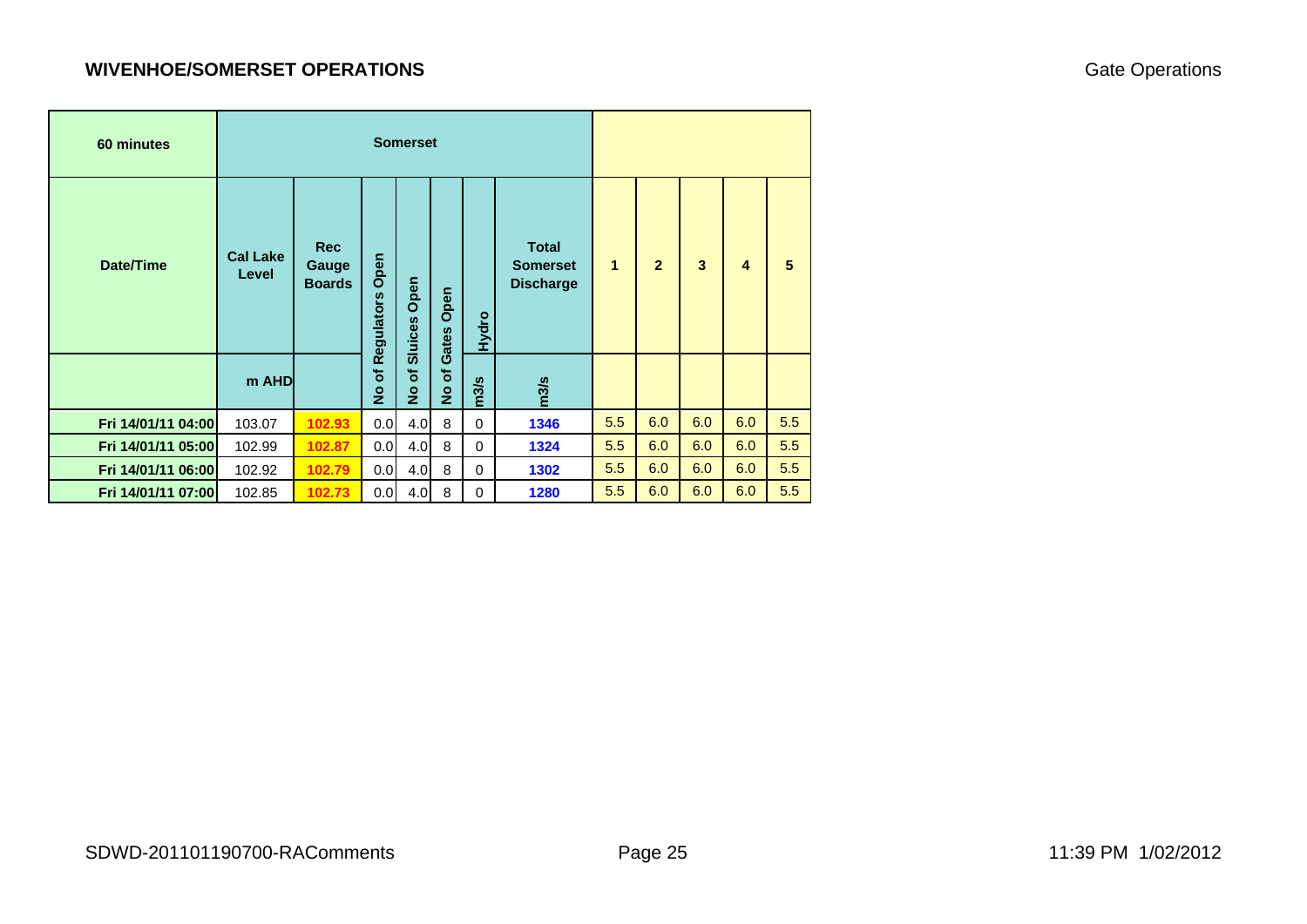# WIVENHOE/SOMERSET OPERATIONS

Gate Operations

| 60 minutes | Somerset | | | | | | | | | | | |
|---|---|---|---|---|---|---|---|---|---|---|---|---|
| Date/Time | Cal Lake Level | Rec Gauge Boards | No of Regulators Open | No of Sluices Open | No of Gates Open | Hydro | Total Somerset Discharge | 1 | 2 | 3 | 4 | 5 |
| | m AHD | | | | | m3/s | m3/s | | | | | |
| Fri 14/01/11 04:00 | 103.07 | 102.93 | 0.0 | 4.0 | 8 | 0 | 1346 | 5.5 | 6.0 | 6.0 | 6.0 | 5.5 |
| Fri 14/01/11 05:00 | 102.99 | 102.87 | 0.0 | 4.0 | 8 | 0 | 1324 | 5.5 | 6.0 | 6.0 | 6.0 | 5.5 |
| Fri 14/01/11 06:00 | 102.92 | 102.79 | 0.0 | 4.0 | 8 | 0 | 1302 | 5.5 | 6.0 | 6.0 | 6.0 | 5.5 |
| Fri 14/01/11 07:00 | 102.85 | 102.73 | 0.0 | 4.0 | 8 | 0 | 1280 | 5.5 | 6.0 | 6.0 | 6.0 | 5.5 |

SDWD-201101190700-RAComments 11:39 PM 1/02/2012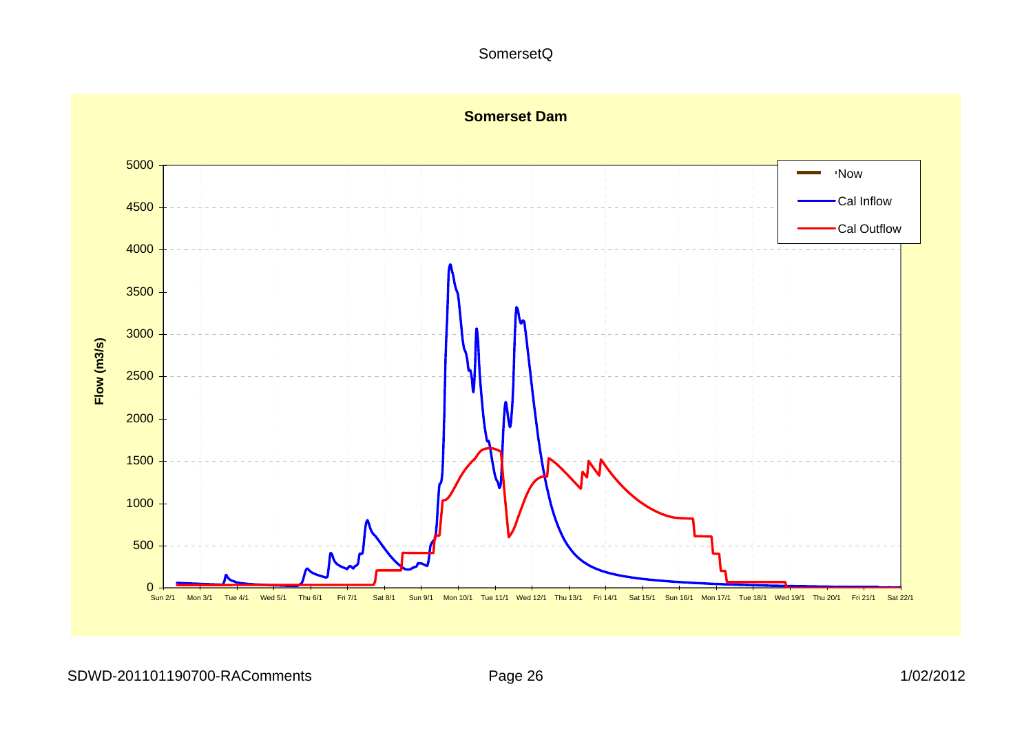SomersetQ

**Somerset Dam**

Flow (m3/s)

Legend: Now, Cal Inflow, Cal Outflow

Y-axis: 0, 500, 1000, 1500, 2000, 2500, 3000, 3500, 4000, 4500, 5000

X-axis: Sun 2/1, Mon 3/1, Tue 4/1, Wed 5/1, Thu 6/1, Fri 7/1, Sat 8/1, Sun 9/1, Mon 10/1, Tue 11/1, Wed 12/1, Thu 13/1, Fri 14/1, Sat 15/1, Sun 16/1, Mon 17/1, Tue 18/1, Wed 19/1, Thu 20/1, Fri 21/1, Sat 22/1

SDWD-201101190700-RAComments 1/02/2012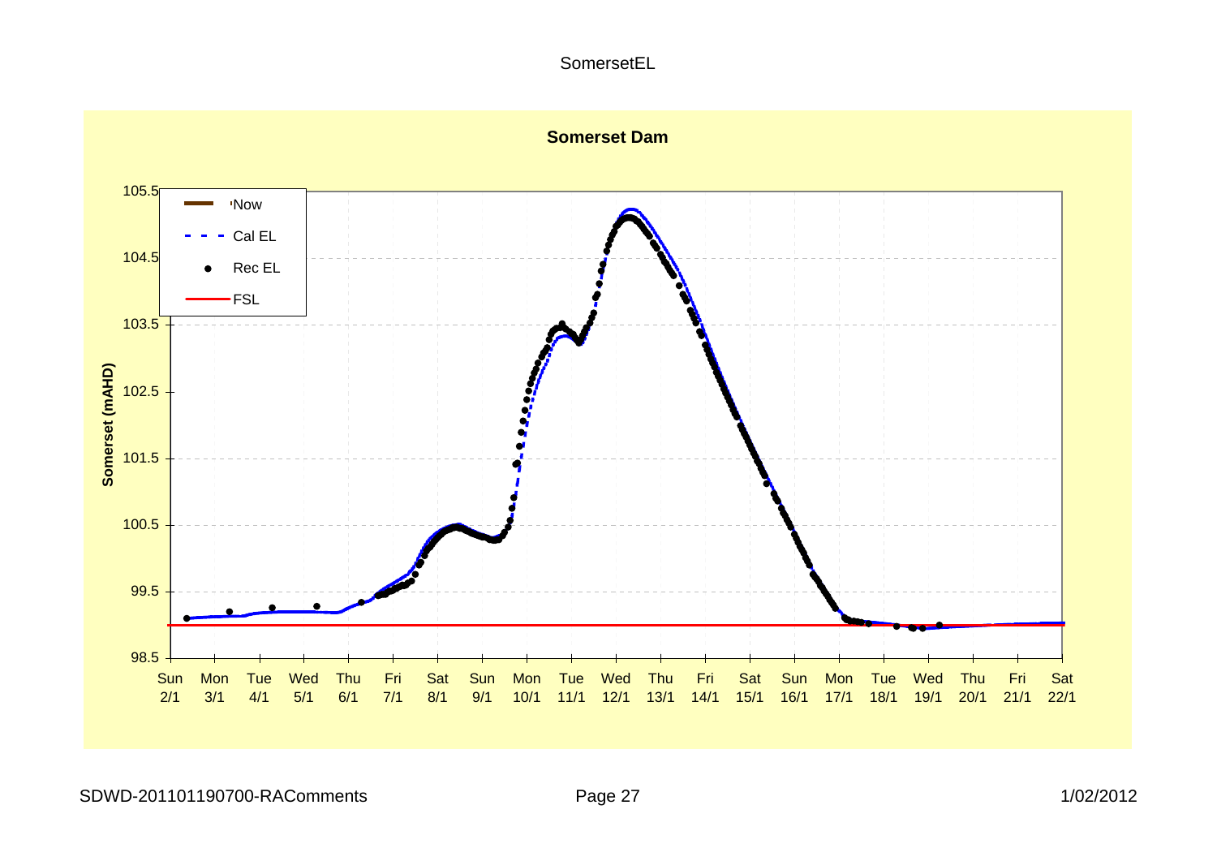SomersetEL

**Somerset Dam**

Somerset (mAHD)

- 'Now
- Cal EL
- Rec EL
- FSL

105.5, 104.5, 103.5, 102.5, 101.5, 100.5, 99.5, 98.5

Sun 2/1, Mon 3/1, Tue 4/1, Wed 5/1, Thu 6/1, Fri 7/1, Sat 8/1, Sun 9/1, Mon 10/1, Tue 11/1, Wed 12/1, Thu 13/1, Fri 14/1, Sat 15/1, Sun 16/1, Mon 17/1, Tue 18/1, Wed 19/1, Thu 20/1, Fri 21/1, Sat 22/1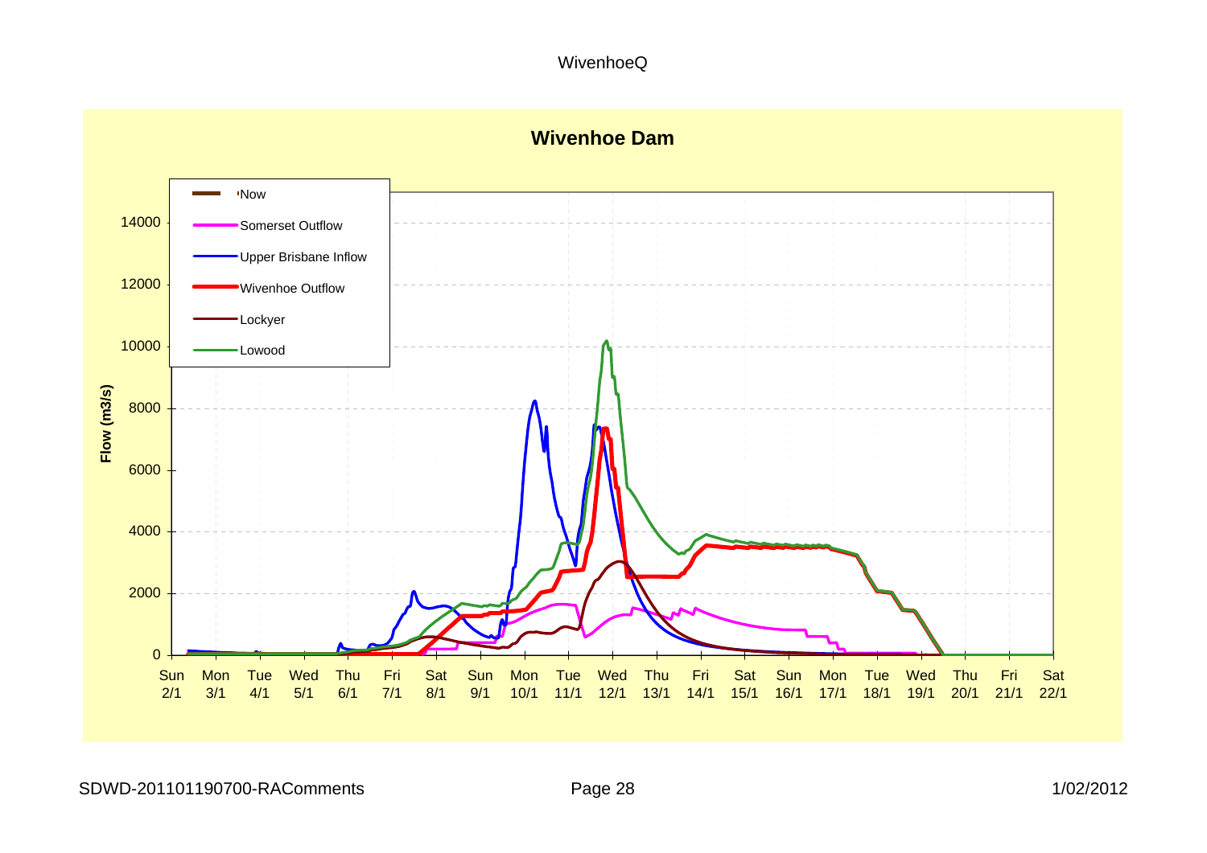WivenhoeQ

## Wivenhoe Dam

Legend: Now, Somerset Outflow, Upper Brisbane Inflow, Wivenhoe Outflow, Lockyer, Lowood

Flow (m3/s)

0, 2000, 4000, 6000, 8000, 10000, 12000, 14000

Sun 2/1, Mon 3/1, Tue 4/1, Wed 5/1, Thu 6/1, Fri 7/1, Sat 8/1, Sun 9/1, Mon 10/1, Tue 11/1, Wed 12/1, Thu 13/1, Fri 14/1, Sat 15/1, Sun 16/1, Mon 17/1, Tue 18/1, Wed 19/1, Thu 20/1, Fri 21/1, Sat 22/1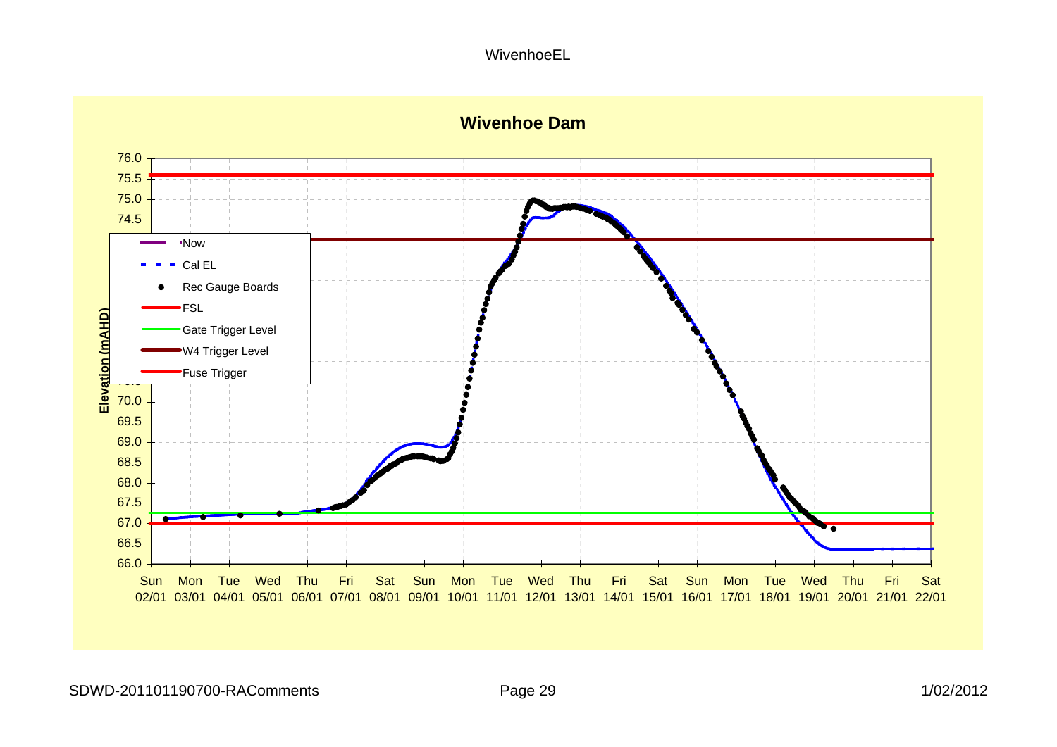WivenhoeEL

**Wivenhoe Dam**

Elevation (mAHD)

76.0
75.5
75.0
74.5
70.0
69.5
69.0
68.5
68.0
67.5
67.0
66.5
66.0

Now
Cal EL
Rec Gauge Boards
FSL
Gate Trigger Level
W4 Trigger Level
Fuse Trigger

Sun 02/01, Mon 03/01, Tue 04/01, Wed 05/01, Thu 06/01, Fri 07/01, Sat 08/01, Sun 09/01, Mon 10/01, Tue 11/01, Wed 12/01, Thu 13/01, Fri 14/01, Sat 15/01, Sun 16/01, Mon 17/01, Tue 18/01, Wed 19/01, Thu 20/01, Fri 21/01, Sat 22/01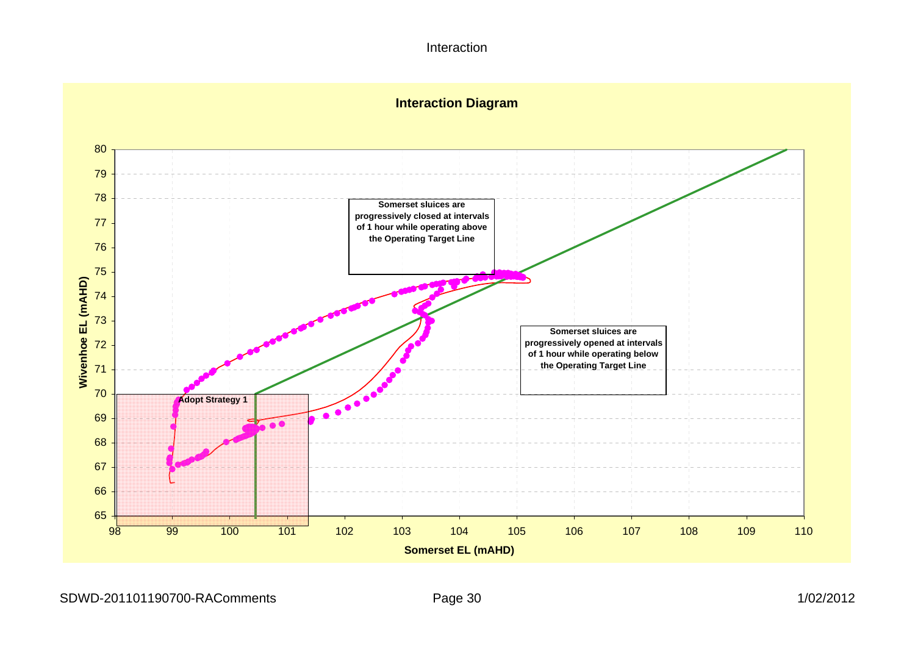Interaction

**Interaction Diagram**

Somerset sluices are progressively closed at intervals of 1 hour while operating above the Operating Target Line

Somerset sluices are progressively opened at intervals of 1 hour while operating below the Operating Target Line

Adopt Strategy 1

Wivenhoe EL (mAHD)

Somerset EL (mAHD)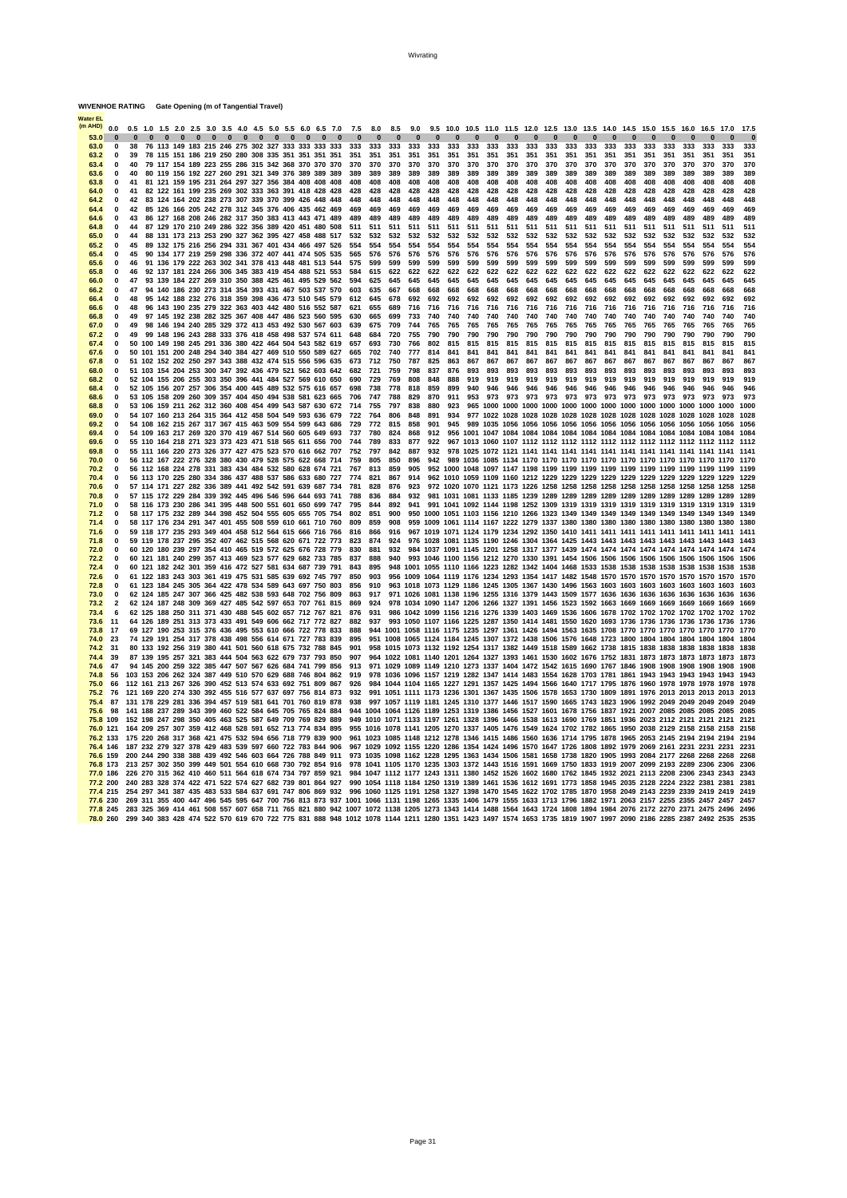**WIVENHOE RATING Gate Opening (m of Tangential Travel)**

| Water EL (m AHD) | 0.0 | 0.5 | 1.0 | 1.5 | 2.0 | 2.5 | 3.0 | 3.5 | 4.0 | 4.5 | 5.0 | 5.5 | 6.0 | 6.5 | 7.0 | 7.5 | 8.0 | 8.5 | 9.0 | 9.5 | 10.0 | 10.5 | 11.0 | 11.5 | 12.0 | 12.5 | 13.0 | 13.5 | 14.0 | 14.5 | 15.0 | 15.5 | 16.0 | 16.5 | 17.0 | 17.5 |
|---|---|---|---|---|---|---|---|---|---|---|---|---|---|---|---|---|---|---|---|---|---|---|---|---|---|---|---|---|---|---|---|---|---|---|---|---|
| 53.0 | 0 | 0 | 0 | 0 | 0 | 0 | 0 | 0 | 0 | 0 | 0 | 0 | 0 | 0 | 0 | 0 | 0 | 0 | 0 | 0 | 0 | 0 | 0 | 0 | 0 | 0 | 0 | 0 | 0 | 0 | 0 | 0 | 0 | 0 | 0 | 0 |
| 63.0 | 0 | 38 | 76 | 113 | 149 | 183 | 215 | 246 | 275 | 302 | 327 | 333 | 333 | 333 | 333 | 333 | 333 | 333 | 333 | 333 | 333 | 333 | 333 | 333 | 333 | 333 | 333 | 333 | 333 | 333 | 333 | 333 | 333 | 333 | 333 | 333 |
| 63.2 | 0 | 39 | 78 | 115 | 151 | 186 | 219 | 250 | 280 | 308 | 335 | 351 | 351 | 351 | 351 | 351 | 351 | 351 | 351 | 351 | 351 | 351 | 351 | 351 | 351 | 351 | 351 | 351 | 351 | 351 | 351 | 351 | 351 | 351 | 351 | 351 |
| 63.4 | 0 | 40 | 79 | 117 | 154 | 189 | 223 | 255 | 286 | 315 | 342 | 368 | 370 | 370 | 370 | 370 | 370 | 370 | 370 | 370 | 370 | 370 | 370 | 370 | 370 | 370 | 370 | 370 | 370 | 370 | 370 | 370 | 370 | 370 | 370 | 370 |
| 63.6 | 0 | 40 | 80 | 119 | 156 | 192 | 227 | 260 | 291 | 321 | 349 | 376 | 389 | 389 | 389 | 389 | 389 | 389 | 389 | 389 | 389 | 389 | 389 | 389 | 389 | 389 | 389 | 389 | 389 | 389 | 389 | 389 | 389 | 389 | 389 | 389 |
| 63.8 | 0 | 41 | 81 | 121 | 159 | 195 | 231 | 264 | 297 | 327 | 356 | 384 | 408 | 408 | 408 | 408 | 408 | 408 | 408 | 408 | 408 | 408 | 408 | 408 | 408 | 408 | 408 | 408 | 408 | 408 | 408 | 408 | 408 | 408 | 408 | 408 |
| 64.0 | 0 | 41 | 82 | 122 | 161 | 199 | 235 | 269 | 302 | 333 | 363 | 391 | 418 | 428 | 428 | 428 | 428 | 428 | 428 | 428 | 428 | 428 | 428 | 428 | 428 | 428 | 428 | 428 | 428 | 428 | 428 | 428 | 428 | 428 | 428 | 428 |
| 64.2 | 0 | 42 | 83 | 124 | 164 | 202 | 238 | 273 | 307 | 339 | 370 | 399 | 426 | 448 | 448 | 448 | 448 | 448 | 448 | 448 | 448 | 448 | 448 | 448 | 448 | 448 | 448 | 448 | 448 | 448 | 448 | 448 | 448 | 448 | 448 | 448 |
| 64.4 | 0 | 42 | 85 | 126 | 166 | 205 | 242 | 278 | 312 | 345 | 376 | 406 | 435 | 462 | 469 | 469 | 469 | 469 | 469 | 469 | 469 | 469 | 469 | 469 | 469 | 469 | 469 | 469 | 469 | 469 | 469 | 469 | 469 | 469 | 469 | 469 |
| 64.6 | 0 | 43 | 86 | 127 | 168 | 208 | 246 | 282 | 317 | 350 | 383 | 413 | 443 | 471 | 489 | 489 | 489 | 489 | 489 | 489 | 489 | 489 | 489 | 489 | 489 | 489 | 489 | 489 | 489 | 489 | 489 | 489 | 489 | 489 | 489 | 489 |
| 64.8 | 0 | 44 | 87 | 129 | 170 | 210 | 249 | 286 | 322 | 356 | 389 | 420 | 451 | 480 | 508 | 511 | 511 | 511 | 511 | 511 | 511 | 511 | 511 | 511 | 511 | 511 | 511 | 511 | 511 | 511 | 511 | 511 | 511 | 511 | 511 | 511 |
| 65.0 | 0 | 44 | 88 | 131 | 173 | 213 | 253 | 290 | 327 | 362 | 395 | 427 | 458 | 488 | 517 | 532 | 532 | 532 | 532 | 532 | 532 | 532 | 532 | 532 | 532 | 532 | 532 | 532 | 532 | 532 | 532 | 532 | 532 | 532 | 532 | 532 |
| 65.2 | 0 | 45 | 89 | 132 | 175 | 216 | 256 | 294 | 331 | 367 | 401 | 434 | 466 | 497 | 526 | 554 | 554 | 554 | 554 | 554 | 554 | 554 | 554 | 554 | 554 | 554 | 554 | 554 | 554 | 554 | 554 | 554 | 554 | 554 | 554 | 554 |
| 65.4 | 0 | 45 | 90 | 134 | 177 | 219 | 259 | 298 | 336 | 372 | 407 | 441 | 474 | 505 | 535 | 565 | 576 | 576 | 576 | 576 | 576 | 576 | 576 | 576 | 576 | 576 | 576 | 576 | 576 | 576 | 576 | 576 | 576 | 576 | 576 | 576 |
| 65.6 | 0 | 46 | 91 | 136 | 179 | 222 | 263 | 302 | 341 | 378 | 413 | 448 | 481 | 513 | 544 | 575 | 599 | 599 | 599 | 599 | 599 | 599 | 599 | 599 | 599 | 599 | 599 | 599 | 599 | 599 | 599 | 599 | 599 | 599 | 599 | 599 |
| 65.8 | 0 | 46 | 92 | 137 | 181 | 224 | 266 | 306 | 345 | 383 | 419 | 454 | 488 | 521 | 553 | 584 | 615 | 622 | 622 | 622 | 622 | 622 | 622 | 622 | 622 | 622 | 622 | 622 | 622 | 622 | 622 | 622 | 622 | 622 | 622 | 622 |
| 66.0 | 0 | 47 | 93 | 139 | 184 | 227 | 269 | 310 | 350 | 388 | 425 | 461 | 495 | 529 | 562 | 594 | 625 | 645 | 645 | 645 | 645 | 645 | 645 | 645 | 645 | 645 | 645 | 645 | 645 | 645 | 645 | 645 | 645 | 645 | 645 | 645 |
| 66.2 | 0 | 47 | 94 | 140 | 186 | 230 | 273 | 314 | 354 | 393 | 431 | 467 | 503 | 537 | 570 | 603 | 635 | 667 | 668 | 668 | 668 | 668 | 668 | 668 | 668 | 668 | 668 | 668 | 668 | 668 | 668 | 668 | 668 | 668 | 668 | 668 |
| 66.4 | 0 | 48 | 95 | 142 | 188 | 232 | 276 | 318 | 359 | 398 | 436 | 473 | 510 | 545 | 579 | 612 | 645 | 678 | 692 | 692 | 692 | 692 | 692 | 692 | 692 | 692 | 692 | 692 | 692 | 692 | 692 | 692 | 692 | 692 | 692 | 692 |
| 66.6 | 0 | 48 | 96 | 143 | 190 | 235 | 279 | 322 | 363 | 403 | 442 | 480 | 516 | 552 | 587 | 621 | 655 | 689 | 716 | 716 | 716 | 716 | 716 | 716 | 716 | 716 | 716 | 716 | 716 | 716 | 716 | 716 | 716 | 716 | 716 | 716 |
| 66.8 | 0 | 49 | 97 | 145 | 192 | 238 | 282 | 325 | 367 | 408 | 447 | 486 | 523 | 560 | 595 | 630 | 665 | 699 | 733 | 740 | 740 | 740 | 740 | 740 | 740 | 740 | 740 | 740 | 740 | 740 | 740 | 740 | 740 | 740 | 740 | 740 |
| 67.0 | 0 | 49 | 98 | 146 | 194 | 240 | 285 | 329 | 372 | 413 | 453 | 492 | 530 | 567 | 603 | 639 | 675 | 709 | 744 | 765 | 765 | 765 | 765 | 765 | 765 | 765 | 765 | 765 | 765 | 765 | 765 | 765 | 765 | 765 | 765 | 765 |
| 67.2 | 0 | 49 | 99 | 148 | 196 | 243 | 288 | 333 | 376 | 418 | 458 | 498 | 537 | 574 | 611 | 648 | 684 | 720 | 755 | 790 | 790 | 790 | 790 | 790 | 790 | 790 | 790 | 790 | 790 | 790 | 790 | 790 | 790 | 790 | 790 | 790 |
| 67.4 | 0 | 50 | 100 | 149 | 198 | 245 | 291 | 336 | 380 | 422 | 464 | 504 | 543 | 582 | 619 | 657 | 693 | 730 | 766 | 802 | 815 | 815 | 815 | 815 | 815 | 815 | 815 | 815 | 815 | 815 | 815 | 815 | 815 | 815 | 815 | 815 |
| 67.6 | 0 | 50 | 101 | 151 | 200 | 248 | 294 | 340 | 384 | 427 | 469 | 510 | 550 | 589 | 627 | 665 | 702 | 740 | 777 | 814 | 841 | 841 | 841 | 841 | 841 | 841 | 841 | 841 | 841 | 841 | 841 | 841 | 841 | 841 | 841 | 841 |
| 67.8 | 0 | 51 | 102 | 152 | 202 | 250 | 297 | 343 | 388 | 432 | 474 | 515 | 556 | 596 | 635 | 673 | 712 | 750 | 787 | 825 | 863 | 867 | 867 | 867 | 867 | 867 | 867 | 867 | 867 | 867 | 867 | 867 | 867 | 867 | 867 | 867 |
| 68.0 | 0 | 51 | 103 | 154 | 204 | 253 | 300 | 347 | 392 | 436 | 479 | 521 | 562 | 603 | 642 | 682 | 721 | 759 | 798 | 837 | 876 | 893 | 893 | 893 | 893 | 893 | 893 | 893 | 893 | 893 | 893 | 893 | 893 | 893 | 893 | 893 |
| 68.2 | 0 | 52 | 104 | 155 | 206 | 255 | 303 | 350 | 396 | 441 | 484 | 527 | 569 | 610 | 650 | 690 | 729 | 769 | 808 | 848 | 888 | 919 | 919 | 919 | 919 | 919 | 919 | 919 | 919 | 919 | 919 | 919 | 919 | 919 | 919 | 919 |
| 68.4 | 0 | 52 | 105 | 156 | 207 | 257 | 306 | 354 | 400 | 445 | 489 | 532 | 575 | 616 | 657 | 698 | 738 | 778 | 818 | 859 | 899 | 940 | 946 | 946 | 946 | 946 | 946 | 946 | 946 | 946 | 946 | 946 | 946 | 946 | 946 | 946 |
| 68.6 | 0 | 53 | 105 | 158 | 209 | 260 | 309 | 357 | 404 | 450 | 494 | 538 | 581 | 623 | 665 | 706 | 747 | 788 | 829 | 870 | 911 | 953 | 973 | 973 | 973 | 973 | 973 | 973 | 973 | 973 | 973 | 973 | 973 | 973 | 973 | 973 |
| 68.8 | 0 | 53 | 106 | 159 | 211 | 262 | 312 | 360 | 408 | 454 | 499 | 543 | 587 | 630 | 672 | 714 | 755 | 797 | 838 | 880 | 923 | 965 | 1000 | 1000 | 1000 | 1000 | 1000 | 1000 | 1000 | 1000 | 1000 | 1000 | 1000 | 1000 | 1000 | 1000 |
| 69.0 | 0 | 54 | 107 | 160 | 213 | 264 | 315 | 364 | 412 | 458 | 504 | 549 | 593 | 636 | 679 | 722 | 764 | 806 | 848 | 891 | 934 | 977 | 1022 | 1028 | 1028 | 1028 | 1028 | 1028 | 1028 | 1028 | 1028 | 1028 | 1028 | 1028 | 1028 | 1028 |
| 69.2 | 0 | 54 | 108 | 162 | 215 | 267 | 317 | 367 | 415 | 463 | 509 | 554 | 599 | 643 | 686 | 729 | 772 | 815 | 858 | 901 | 945 | 989 | 1035 | 1056 | 1056 | 1056 | 1056 | 1056 | 1056 | 1056 | 1056 | 1056 | 1056 | 1056 | 1056 | 1056 |
| 69.4 | 0 | 54 | 109 | 163 | 217 | 269 | 320 | 370 | 419 | 467 | 514 | 560 | 605 | 649 | 693 | 737 | 780 | 824 | 868 | 912 | 956 | 1001 | 1047 | 1084 | 1084 | 1084 | 1084 | 1084 | 1084 | 1084 | 1084 | 1084 | 1084 | 1084 | 1084 | 1084 |
| 69.6 | 0 | 55 | 110 | 164 | 218 | 271 | 323 | 373 | 423 | 471 | 518 | 565 | 611 | 656 | 700 | 744 | 789 | 833 | 877 | 922 | 967 | 1013 | 1060 | 1107 | 1112 | 1112 | 1112 | 1112 | 1112 | 1112 | 1112 | 1112 | 1112 | 1112 | 1112 | 1112 |
| 69.8 | 0 | 55 | 111 | 166 | 220 | 273 | 326 | 377 | 427 | 475 | 523 | 570 | 616 | 662 | 707 | 752 | 797 | 842 | 887 | 932 | 978 | 1025 | 1072 | 1121 | 1141 | 1141 | 1141 | 1141 | 1141 | 1141 | 1141 | 1141 | 1141 | 1141 | 1141 | 1141 |
| 70.0 | 0 | 56 | 112 | 167 | 222 | 276 | 328 | 380 | 430 | 479 | 528 | 575 | 622 | 668 | 714 | 759 | 805 | 850 | 896 | 942 | 989 | 1036 | 1085 | 1134 | 1170 | 1170 | 1170 | 1170 | 1170 | 1170 | 1170 | 1170 | 1170 | 1170 | 1170 | 1170 |
| 70.2 | 0 | 56 | 112 | 168 | 224 | 278 | 331 | 383 | 434 | 484 | 532 | 580 | 628 | 674 | 721 | 767 | 813 | 859 | 905 | 952 | 1000 | 1048 | 1097 | 1147 | 1198 | 1199 | 1199 | 1199 | 1199 | 1199 | 1199 | 1199 | 1199 | 1199 | 1199 | 1199 |
| 70.4 | 0 | 56 | 113 | 170 | 225 | 280 | 334 | 386 | 437 | 488 | 537 | 586 | 633 | 680 | 727 | 774 | 821 | 867 | 914 | 962 | 1010 | 1059 | 1109 | 1160 | 1212 | 1229 | 1229 | 1229 | 1229 | 1229 | 1229 | 1229 | 1229 | 1229 | 1229 | 1229 |
| 70.6 | 0 | 57 | 114 | 171 | 227 | 282 | 336 | 389 | 441 | 492 | 542 | 591 | 639 | 687 | 734 | 781 | 828 | 876 | 923 | 972 | 1020 | 1070 | 1121 | 1173 | 1226 | 1258 | 1258 | 1258 | 1258 | 1258 | 1258 | 1258 | 1258 | 1258 | 1258 | 1258 |
| 70.8 | 0 | 57 | 115 | 172 | 229 | 284 | 339 | 392 | 445 | 496 | 546 | 596 | 644 | 693 | 740 | 788 | 836 | 884 | 932 | 981 | 1031 | 1081 | 1133 | 1185 | 1239 | 1289 | 1289 | 1289 | 1289 | 1289 | 1289 | 1289 | 1289 | 1289 | 1289 | 1289 |
| 71.0 | 0 | 58 | 116 | 173 | 230 | 286 | 341 | 395 | 448 | 500 | 551 | 601 | 650 | 699 | 747 | 795 | 844 | 892 | 941 | 991 | 1041 | 1092 | 1144 | 1198 | 1252 | 1309 | 1319 | 1319 | 1319 | 1319 | 1319 | 1319 | 1319 | 1319 | 1319 | 1319 |
| 71.2 | 0 | 58 | 117 | 175 | 232 | 289 | 344 | 398 | 452 | 504 | 555 | 605 | 655 | 705 | 754 | 802 | 851 | 900 | 950 | 1000 | 1051 | 1103 | 1156 | 1210 | 1266 | 1323 | 1349 | 1349 | 1349 | 1349 | 1349 | 1349 | 1349 | 1349 | 1349 | 1349 |
| 71.4 | 0 | 58 | 117 | 176 | 234 | 291 | 347 | 401 | 455 | 508 | 559 | 610 | 661 | 710 | 760 | 809 | 859 | 908 | 959 | 1009 | 1061 | 1114 | 1167 | 1222 | 1279 | 1337 | 1380 | 1380 | 1380 | 1380 | 1380 | 1380 | 1380 | 1380 | 1380 | 1380 |
| 71.6 | 0 | 59 | 118 | 177 | 235 | 293 | 349 | 404 | 458 | 512 | 564 | 615 | 666 | 716 | 766 | 816 | 866 | 916 | 967 | 1019 | 1071 | 1124 | 1179 | 1234 | 1292 | 1350 | 1410 | 1411 | 1411 | 1411 | 1411 | 1411 | 1411 | 1411 | 1411 | 1411 |
| 71.8 | 0 | 59 | 119 | 178 | 237 | 295 | 352 | 407 | 462 | 515 | 568 | 620 | 671 | 722 | 773 | 823 | 874 | 924 | 976 | 1028 | 1081 | 1135 | 1190 | 1246 | 1304 | 1364 | 1425 | 1443 | 1443 | 1443 | 1443 | 1443 | 1443 | 1443 | 1443 | 1443 |
| 72.0 | 0 | 60 | 120 | 180 | 239 | 297 | 354 | 410 | 465 | 519 | 572 | 625 | 676 | 728 | 779 | 830 | 881 | 932 | 984 | 1037 | 1091 | 1145 | 1201 | 1258 | 1317 | 1377 | 1439 | 1474 | 1474 | 1474 | 1474 | 1474 | 1474 | 1474 | 1474 | 1474 |
| 72.2 | 0 | 60 | 121 | 181 | 240 | 299 | 357 | 413 | 469 | 523 | 576 | 629 | 682 | 733 | 785 | 837 | 888 | 940 | 993 | 1046 | 1100 | 1156 | 1212 | 1270 | 1330 | 1391 | 1454 | 1506 | 1506 | 1506 | 1506 | 1506 | 1506 | 1506 | 1506 | 1506 |
| 72.4 | 0 | 60 | 121 | 182 | 242 | 301 | 359 | 416 | 472 | 527 | 581 | 634 | 687 | 739 | 791 | 843 | 895 | 948 | 1001 | 1055 | 1110 | 1166 | 1223 | 1282 | 1342 | 1404 | 1468 | 1533 | 1538 | 1538 | 1538 | 1538 | 1538 | 1538 | 1538 | 1538 |
| 72.6 | 0 | 61 | 122 | 183 | 243 | 303 | 361 | 419 | 475 | 531 | 585 | 639 | 692 | 745 | 797 | 850 | 903 | 956 | 1009 | 1064 | 1119 | 1176 | 1234 | 1293 | 1354 | 1417 | 1482 | 1548 | 1570 | 1570 | 1570 | 1570 | 1570 | 1570 | 1570 | 1570 |
| 72.8 | 0 | 61 | 123 | 184 | 245 | 305 | 364 | 422 | 478 | 534 | 589 | 643 | 697 | 750 | 803 | 856 | 910 | 963 | 1018 | 1073 | 1129 | 1186 | 1245 | 1305 | 1367 | 1430 | 1496 | 1563 | 1603 | 1603 | 1603 | 1603 | 1603 | 1603 | 1603 | 1603 |
| 73.0 | 0 | 62 | 124 | 185 | 247 | 307 | 366 | 425 | 482 | 538 | 593 | 648 | 702 | 756 | 809 | 863 | 917 | 971 | 1026 | 1081 | 1138 | 1196 | 1255 | 1316 | 1379 | 1443 | 1509 | 1577 | 1636 | 1636 | 1636 | 1636 | 1636 | 1636 | 1636 | 1636 |
| 73.2 | 2 | 62 | 124 | 187 | 248 | 309 | 369 | 427 | 485 | 542 | 597 | 653 | 707 | 761 | 815 | 869 | 924 | 978 | 1034 | 1090 | 1147 | 1206 | 1266 | 1327 | 1391 | 1456 | 1523 | 1592 | 1663 | 1669 | 1669 | 1669 | 1669 | 1669 | 1669 | 1669 |
| 73.4 | 6 | 62 | 125 | 188 | 250 | 311 | 371 | 430 | 488 | 545 | 602 | 657 | 712 | 767 | 821 | 876 | 931 | 986 | 1042 | 1099 | 1156 | 1216 | 1276 | 1339 | 1403 | 1469 | 1536 | 1606 | 1678 | 1702 | 1702 | 1702 | 1702 | 1702 | 1702 | 1702 |
| 73.6 | 11 | 64 | 126 | 189 | 251 | 313 | 373 | 433 | 491 | 549 | 606 | 662 | 717 | 772 | 827 | 882 | 937 | 993 | 1050 | 1107 | 1166 | 1225 | 1287 | 1350 | 1414 | 1481 | 1550 | 1620 | 1693 | 1736 | 1736 | 1736 | 1736 | 1736 | 1736 | 1736 |
| 73.8 | 17 | 69 | 127 | 190 | 253 | 315 | 376 | 436 | 495 | 553 | 610 | 666 | 722 | 778 | 833 | 888 | 944 | 1001 | 1058 | 1116 | 1175 | 1235 | 1297 | 1361 | 1426 | 1494 | 1563 | 1635 | 1708 | 1770 | 1770 | 1770 | 1770 | 1770 | 1770 | 1770 |
| 74.0 | 23 | 74 | 129 | 191 | 254 | 317 | 378 | 438 | 498 | 556 | 614 | 671 | 727 | 783 | 839 | 895 | 951 | 1008 | 1065 | 1124 | 1184 | 1245 | 1307 | 1372 | 1438 | 1506 | 1576 | 1648 | 1723 | 1800 | 1804 | 1804 | 1804 | 1804 | 1804 | 1804 |
| 74.2 | 31 | 80 | 133 | 192 | 256 | 319 | 380 | 441 | 501 | 560 | 618 | 675 | 732 | 788 | 845 | 901 | 958 | 1015 | 1073 | 1132 | 1192 | 1254 | 1317 | 1382 | 1449 | 1518 | 1589 | 1662 | 1738 | 1815 | 1838 | 1838 | 1838 | 1838 | 1838 | 1838 |
| 74.4 | 39 | 87 | 139 | 195 | 257 | 321 | 383 | 444 | 504 | 563 | 622 | 679 | 737 | 793 | 850 | 907 | 964 | 1022 | 1081 | 1140 | 1201 | 1264 | 1327 | 1393 | 1461 | 1530 | 1602 | 1676 | 1752 | 1831 | 1873 | 1873 | 1873 | 1873 | 1873 | 1873 |
| 74.6 | 47 | 94 | 145 | 200 | 259 | 322 | 385 | 447 | 507 | 567 | 626 | 684 | 741 | 799 | 856 | 913 | 971 | 1029 | 1089 | 1149 | 1210 | 1273 | 1337 | 1404 | 1472 | 1542 | 1615 | 1690 | 1767 | 1846 | 1908 | 1908 | 1908 | 1908 | 1908 | 1908 |
| 74.8 | 56 | 103 | 153 | 206 | 262 | 324 | 387 | 449 | 510 | 570 | 629 | 688 | 746 | 804 | 862 | 919 | 978 | 1036 | 1096 | 1157 | 1219 | 1282 | 1347 | 1414 | 1483 | 1554 | 1628 | 1703 | 1781 | 1861 | 1943 | 1943 | 1943 | 1943 | 1943 | 1943 |
| 75.0 | 66 | 112 | 161 | 213 | 267 | 326 | 390 | 452 | 513 | 574 | 633 | 692 | 751 | 809 | 867 | 926 | 984 | 1044 | 1104 | 1165 | 1227 | 1291 | 1357 | 1425 | 1494 | 1566 | 1640 | 1717 | 1795 | 1876 | 1960 | 1978 | 1978 | 1978 | 1978 | 1978 |
| 75.2 | 76 | 121 | 169 | 220 | 274 | 330 | 392 | 455 | 516 | 577 | 637 | 697 | 756 | 814 | 873 | 932 | 991 | 1051 | 1111 | 1173 | 1236 | 1301 | 1367 | 1435 | 1506 | 1578 | 1653 | 1730 | 1809 | 1891 | 1976 | 2013 | 2013 | 2013 | 2013 | 2013 |
| 75.4 | 87 | 131 | 178 | 229 | 281 | 336 | 394 | 457 | 519 | 581 | 641 | 701 | 760 | 819 | 878 | 938 | 997 | 1057 | 1119 | 1181 | 1245 | 1310 | 1377 | 1446 | 1517 | 1590 | 1665 | 1743 | 1823 | 1906 | 1992 | 2049 | 2049 | 2049 | 2049 | 2049 |
| 75.6 | 98 | 141 | 188 | 237 | 289 | 343 | 399 | 460 | 522 | 584 | 645 | 705 | 765 | 824 | 884 | 944 | 1004 | 1064 | 1126 | 1189 | 1253 | 1319 | 1386 | 1456 | 1527 | 1601 | 1678 | 1756 | 1837 | 1921 | 2007 | 2085 | 2085 | 2085 | 2085 | 2085 |
| 75.8 | 109 | 152 | 198 | 247 | 298 | 350 | 405 | 463 | 525 | 587 | 649 | 709 | 769 | 829 | 889 | 949 | 1010 | 1071 | 1133 | 1197 | 1261 | 1328 | 1396 | 1466 | 1538 | 1613 | 1690 | 1769 | 1851 | 1936 | 2023 | 2112 | 2121 | 2121 | 2121 | 2121 |
| 76.0 | 121 | 164 | 209 | 257 | 307 | 359 | 412 | 468 | 528 | 591 | 652 | 713 | 774 | 834 | 895 | 955 | 1016 | 1078 | 1141 | 1205 | 1270 | 1337 | 1405 | 1476 | 1549 | 1624 | 1702 | 1782 | 1865 | 1950 | 2038 | 2129 | 2158 | 2158 | 2158 | 2158 |
| 76.2 | 133 | 175 | 220 | 268 | 317 | 368 | 421 | 475 | 532 | 594 | 656 | 718 | 779 | 839 | 900 | 961 | 1023 | 1085 | 1148 | 1212 | 1278 | 1346 | 1415 | 1486 | 1560 | 1636 | 1714 | 1795 | 1878 | 1965 | 2053 | 2145 | 2194 | 2194 | 2194 | 2194 |
| 76.4 | 146 | 187 | 232 | 279 | 327 | 378 | 429 | 483 | 539 | 597 | 660 | 722 | 783 | 844 | 906 | 967 | 1029 | 1092 | 1155 | 1220 | 1286 | 1354 | 1424 | 1496 | 1570 | 1647 | 1726 | 1808 | 1892 | 1979 | 2069 | 2161 | 2231 | 2231 | 2231 | 2231 |
| 76.6 | 159 | 200 | 244 | 290 | 338 | 388 | 439 | 492 | 546 | 603 | 664 | 726 | 788 | 849 | 911 | 973 | 1035 | 1098 | 1162 | 1228 | 1295 | 1363 | 1434 | 1506 | 1581 | 1658 | 1738 | 1820 | 1905 | 1993 | 2084 | 2177 | 2268 | 2268 | 2268 | 2268 |
| 76.8 | 173 | 213 | 257 | 302 | 350 | 399 | 449 | 501 | 554 | 610 | 668 | 730 | 792 | 854 | 916 | 978 | 1041 | 1105 | 1170 | 1235 | 1303 | 1372 | 1443 | 1516 | 1591 | 1669 | 1750 | 1833 | 1919 | 2007 | 2099 | 2193 | 2289 | 2306 | 2306 | 2306 |
| 77.0 | 186 | 226 | 270 | 315 | 362 | 410 | 460 | 511 | 564 | 618 | 674 | 734 | 797 | 859 | 921 | 984 | 1047 | 1112 | 1177 | 1243 | 1311 | 1380 | 1452 | 1526 | 1602 | 1680 | 1762 | 1845 | 1932 | 2021 | 2113 | 2208 | 2306 | 2343 | 2343 | 2343 |
| 77.2 | 200 | 240 | 283 | 328 | 374 | 422 | 471 | 522 | 574 | 627 | 682 | 739 | 801 | 864 | 927 | 990 | 1054 | 1118 | 1184 | 1250 | 1319 | 1389 | 1461 | 1536 | 1612 | 1691 | 1773 | 1858 | 1945 | 2035 | 2128 | 2224 | 2322 | 2381 | 2381 | 2381 |
| 77.4 | 215 | 254 | 297 | 341 | 387 | 435 | 483 | 533 | 584 | 637 | 691 | 747 | 806 | 869 | 932 | 996 | 1060 | 1125 | 1191 | 1258 | 1327 | 1398 | 1470 | 1545 | 1622 | 1702 | 1785 | 1870 | 1958 | 2049 | 2143 | 2239 | 2339 | 2419 | 2419 | 2419 |
| 77.6 | 230 | 269 | 311 | 355 | 400 | 447 | 496 | 545 | 595 | 647 | 700 | 756 | 813 | 873 | 937 | 1001 | 1066 | 1131 | 1198 | 1265 | 1335 | 1406 | 1479 | 1555 | 1633 | 1713 | 1796 | 1882 | 1971 | 2063 | 2157 | 2255 | 2355 | 2457 | 2457 | 2457 |
| 77.8 | 245 | 283 | 325 | 369 | 414 | 461 | 508 | 557 | 607 | 658 | 711 | 765 | 821 | 880 | 942 | 1007 | 1072 | 1138 | 1205 | 1273 | 1343 | 1415 | 1488 | 1564 | 1643 | 1724 | 1808 | 1894 | 1984 | 2076 | 2172 | 2270 | 2371 | 2475 | 2496 | 2496 |
| 78.0 | 260 | 299 | 340 | 383 | 428 | 474 | 522 | 570 | 619 | 670 | 722 | 775 | 831 | 888 | 948 | 1012 | 1078 | 1144 | 1211 | 1280 | 1351 | 1423 | 1497 | 1574 | 1653 | 1735 | 1819 | 1907 | 1997 | 2090 | 2186 | 2285 | 2387 | 2492 | 2535 | 2535 |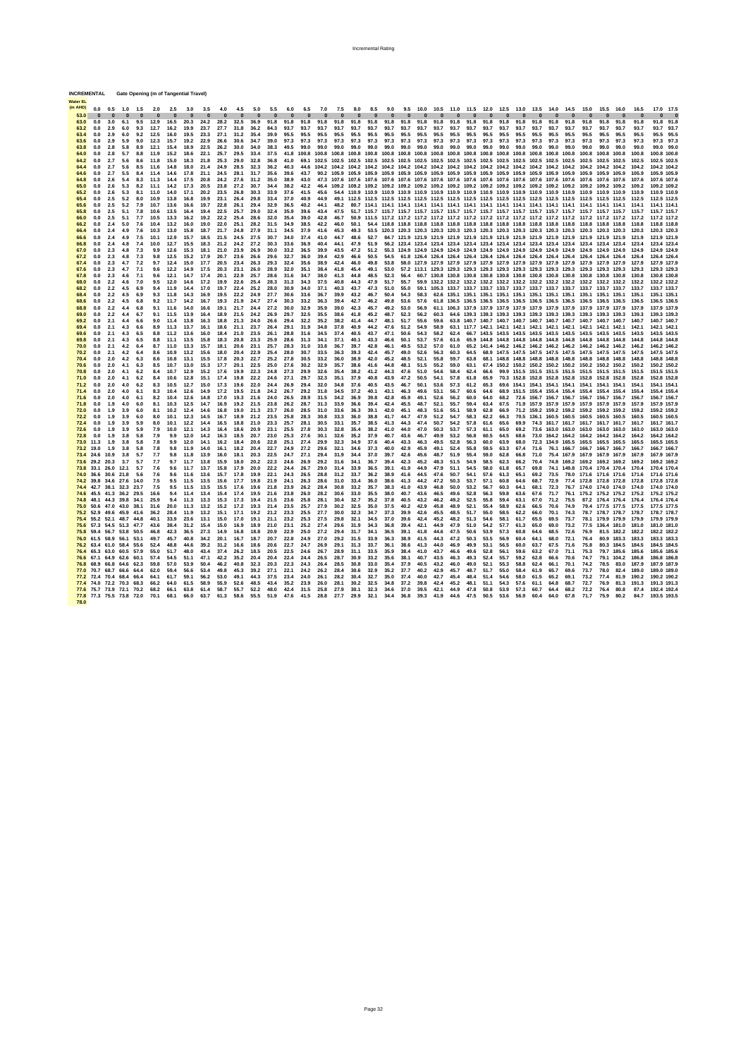**INCREMENTAL** Gate Opening (m of Tangential Travel)

| Water EL (m AHD) | 0.0 | 0.5 | 1.0 | 1.5 | 2.0 | 2.5 | 3.0 | 3.5 | 4.0 | 4.5 | 5.0 | 5.5 | 6.0 | 6.5 | 7.0 | 7.5 | 8.0 | 8.5 | 9.0 | 9.5 | 10.0 | 10.5 | 11.0 | 11.5 | 12.0 | 12.5 | 13.0 | 13.5 | 14.0 | 14.5 | 15.0 | 15.5 | 16.0 | 16.5 | 17.0 | 17.5 |
|---|---|---|---|---|---|---|---|---|---|---|---|---|---|---|---|---|---|---|---|---|---|---|---|---|---|---|---|---|---|---|---|---|---|---|---|---|
| 53.0 | 0 | 0 | 0 | 0 | 0 | 0 | 0 | 0 | 0 | 0 | 0 | 0 | 0 | 0 | 0 | 0 | 0 | 0 | 0 | 0 | 0 | 0 | 0 | 0 | 0 | 0 | 0 | 0 | 0 | 0 | 0 | 0 | 0 | 0 | 0 | 0 |
| 63.0 | 0.0 | 3.0 | 6.1 | 9.5 | 12.9 | 16.5 | 20.3 | 24.2 | 28.2 | 32.5 | 36.9 | 91.8 | 91.8 | 91.8 | 91.8 | 91.8 | 91.8 | 91.8 | 91.8 | 91.8 | 91.8 | 91.8 | 91.8 | 91.8 | 91.8 | 91.8 | 91.8 | 91.8 | 91.8 | 91.8 | 91.8 | 91.8 | 91.8 | 91.8 | 91.8 | 91.8 |
| 63.2 | 0.0 | 2.9 | 6.0 | 9.3 | 12.7 | 16.2 | 19.9 | 23.7 | 27.7 | 31.8 | 36.2 | 84.3 | 93.7 | 93.7 | 93.7 | 93.7 | 93.7 | 93.7 | 93.7 | 93.7 | 93.7 | 93.7 | 93.7 | 93.7 | 93.7 | 93.7 | 93.7 | 93.7 | 93.7 | 93.7 | 93.7 | 93.7 | 93.7 | 93.7 | 93.7 | 93.7 |
| 63.4 | 0.0 | 2.9 | 6.0 | 9.2 | 12.5 | 16.0 | 19.5 | 23.3 | 27.1 | 31.2 | 35.4 | 39.9 | 95.5 | 95.5 | 95.5 | 95.5 | 95.5 | 95.5 | 95.5 | 95.5 | 95.5 | 95.5 | 95.5 | 95.5 | 95.5 | 95.5 | 95.5 | 95.5 | 95.5 | 95.5 | 95.5 | 95.5 | 95.5 | 95.5 | 95.5 | 95.5 |
| 63.6 | 0.0 | 2.9 | 5.9 | 9.0 | 12.3 | 15.7 | 19.2 | 22.9 | 26.6 | 30.6 | 34.7 | 39.0 | 97.3 | 97.3 | 97.3 | 97.3 | 97.3 | 97.3 | 97.3 | 97.3 | 97.3 | 97.3 | 97.3 | 97.3 | 97.3 | 97.3 | 97.3 | 97.3 | 97.3 | 97.3 | 97.3 | 97.3 | 97.3 | 97.3 | 97.3 | 97.3 |
| 63.8 | 0.0 | 2.8 | 5.8 | 8.9 | 12.1 | 15.4 | 18.9 | 22.5 | 26.2 | 30.0 | 34.0 | 38.3 | 49.5 | 99.0 | 99.0 | 99.0 | 99.0 | 99.0 | 99.0 | 99.0 | 99.0 | 99.0 | 99.0 | 99.0 | 99.0 | 99.0 | 99.0 | 99.0 | 99.0 | 99.0 | 99.0 | 99.0 | 99.0 | 99.0 | 99.0 | 99.0 |
| 64.0 | 0.0 | 2.8 | 5.7 | 8.8 | 11.9 | 15.2 | 18.6 | 22.1 | 25.7 | 29.5 | 33.4 | 37.5 | 41.8 | 100.8 | 100.8 | 100.8 | 100.8 | 100.8 | 100.8 | 100.8 | 100.8 | 100.8 | 100.8 | 100.8 | 100.8 | 100.8 | 100.8 | 100.8 | 100.8 | 100.8 | 100.8 | 100.8 | 100.8 | 100.8 | 100.8 | 100.8 |
| 64.2 | 0.0 | 2.7 | 5.6 | 8.6 | 11.8 | 15.0 | 18.3 | 21.8 | 25.3 | 29.0 | 32.8 | 36.8 | 41.0 | 69.1 | 102.5 | 102.5 | 102.5 | 102.5 | 102.5 | 102.5 | 102.5 | 102.5 | 102.5 | 102.5 | 102.5 | 102.5 | 102.5 | 102.5 | 102.5 | 102.5 | 102.5 | 102.5 | 102.5 | 102.5 | 102.5 | 102.5 |
| 64.4 | 0.0 | 2.7 | 5.6 | 8.5 | 11.6 | 14.8 | 18.0 | 21.4 | 24.9 | 28.5 | 32.3 | 36.2 | 40.3 | 44.6 | 104.2 | 104.2 | 104.2 | 104.2 | 104.2 | 104.2 | 104.2 | 104.2 | 104.2 | 104.2 | 104.2 | 104.2 | 104.2 | 104.2 | 104.2 | 104.2 | 104.2 | 104.2 | 104.2 | 104.2 | 104.2 | 104.2 |
| 64.6 | 0.0 | 2.7 | 5.5 | 8.4 | 11.4 | 14.6 | 17.8 | 21.1 | 24.5 | 28.1 | 31.7 | 35.6 | 39.6 | 43.7 | 90.2 | 105.9 | 105.9 | 105.9 | 105.9 | 105.9 | 105.9 | 105.9 | 105.9 | 105.9 | 105.9 | 105.9 | 105.9 | 105.9 | 105.9 | 105.9 | 105.9 | 105.9 | 105.9 | 105.9 | 105.9 | 105.9 |
| 64.8 | 0.0 | 2.6 | 5.4 | 8.3 | 11.3 | 14.4 | 17.5 | 20.8 | 24.2 | 27.6 | 31.2 | 35.0 | 38.9 | 43.0 | 47.3 | 107.6 | 107.6 | 107.6 | 107.6 | 107.6 | 107.6 | 107.6 | 107.6 | 107.6 | 107.6 | 107.6 | 107.6 | 107.6 | 107.6 | 107.6 | 107.6 | 107.6 | 107.6 | 107.6 | 107.6 | 107.6 |
| 65.0 | 0.0 | 2.6 | 5.3 | 8.2 | 11.1 | 14.2 | 17.3 | 20.5 | 23.8 | 27.2 | 30.7 | 34.4 | 38.2 | 42.2 | 46.4 | 109.2 | 109.2 | 109.2 | 109.2 | 109.2 | 109.2 | 109.2 | 109.2 | 109.2 | 109.2 | 109.2 | 109.2 | 109.2 | 109.2 | 109.2 | 109.2 | 109.2 | 109.2 | 109.2 | 109.2 | 109.2 |
| 65.2 | 0.0 | 2.6 | 5.3 | 8.1 | 11.0 | 14.0 | 17.1 | 20.2 | 23.5 | 26.8 | 30.3 | 33.9 | 37.6 | 41.5 | 45.6 | 54.4 | 110.9 | 110.9 | 110.9 | 110.9 | 110.9 | 110.9 | 110.9 | 110.9 | 110.9 | 110.9 | 110.9 | 110.9 | 110.9 | 110.9 | 110.9 | 110.9 | 110.9 | 110.9 | 110.9 | 110.9 |
| 65.4 | 0.0 | 2.5 | 5.2 | 8.0 | 10.9 | 13.8 | 16.8 | 19.9 | 23.1 | 26.4 | 29.8 | 33.4 | 37.0 | 40.9 | 44.9 | 49.1 | 112.5 | 112.5 | 112.5 | 112.5 | 112.5 | 112.5 | 112.5 | 112.5 | 112.5 | 112.5 | 112.5 | 112.5 | 112.5 | 112.5 | 112.5 | 112.5 | 112.5 | 112.5 | 112.5 | 112.5 |
| 65.6 | 0.0 | 2.5 | 5.2 | 7.9 | 10.7 | 13.6 | 16.6 | 19.7 | 22.8 | 26.1 | 29.4 | 32.9 | 36.5 | 40.2 | 44.1 | 48.2 | 80.7 | 114.1 | 114.1 | 114.1 | 114.1 | 114.1 | 114.1 | 114.1 | 114.1 | 114.1 | 114.1 | 114.1 | 114.1 | 114.1 | 114.1 | 114.1 | 114.1 | 114.1 | 114.1 | 114.1 |
| 65.8 | 0.0 | 2.5 | 5.1 | 7.8 | 10.6 | 13.5 | 16.4 | 19.4 | 22.5 | 25.7 | 29.0 | 32.4 | 35.9 | 39.6 | 43.4 | 47.5 | 51.7 | 115.7 | 115.7 | 115.7 | 115.7 | 115.7 | 115.7 | 115.7 | 115.7 | 115.7 | 115.7 | 115.7 | 115.7 | 115.7 | 115.7 | 115.7 | 115.7 | 115.7 | 115.7 | 115.7 |
| 66.0 | 0.0 | 2.5 | 5.1 | 7.7 | 10.5 | 13.3 | 16.2 | 19.2 | 22.2 | 25.4 | 28.6 | 32.0 | 35.4 | 39.0 | 42.8 | 46.7 | 50.9 | 111.5 | 117.2 | 117.2 | 117.2 | 117.2 | 117.2 | 117.2 | 117.2 | 117.2 | 117.2 | 117.2 | 117.2 | 117.2 | 117.2 | 117.2 | 117.2 | 117.2 | 117.2 | 117.2 |
| 66.2 | 0.0 | 2.4 | 5.0 | 7.6 | 10.4 | 13.2 | 16.0 | 19.0 | 22.0 | 25.1 | 28.2 | 31.5 | 34.9 | 38.5 | 42.2 | 46.0 | 50.1 | 54.4 | 118.8 | 118.8 | 118.8 | 118.8 | 118.8 | 118.8 | 118.8 | 118.8 | 118.8 | 118.8 | 118.8 | 118.8 | 118.8 | 118.8 | 118.8 | 118.8 | 118.8 | 118.8 |
| 66.4 | 0.0 | 2.4 | 4.9 | 7.6 | 10.3 | 13.0 | 15.8 | 18.7 | 21.7 | 24.8 | 27.9 | 31.1 | 34.5 | 37.9 | 41.6 | 45.3 | 49.3 | 53.5 | 120.3 | 120.3 | 120.3 | 120.3 | 120.3 | 120.3 | 120.3 | 120.3 | 120.3 | 120.3 | 120.3 | 120.3 | 120.3 | 120.3 | 120.3 | 120.3 | 120.3 | 120.3 |
| 66.6 | 0.0 | 2.4 | 4.9 | 7.5 | 10.1 | 12.9 | 15.7 | 18.5 | 21.5 | 24.5 | 27.5 | 30.7 | 34.0 | 37.4 | 41.0 | 44.7 | 48.6 | 52.7 | 84.7 | 121.9 | 121.9 | 121.9 | 121.9 | 121.9 | 121.9 | 121.9 | 121.9 | 121.9 | 121.9 | 121.9 | 121.9 | 121.9 | 121.9 | 121.9 | 121.9 | 121.9 |
| 66.8 | 0.0 | 2.4 | 4.8 | 7.4 | 10.0 | 12.7 | 15.5 | 18.3 | 21.2 | 24.2 | 27.2 | 30.3 | 33.6 | 36.9 | 40.4 | 44.1 | 47.9 | 51.9 | 56.2 | 123.4 | 123.4 | 123.4 | 123.4 | 123.4 | 123.4 | 123.4 | 123.4 | 123.4 | 123.4 | 123.4 | 123.4 | 123.4 | 123.4 | 123.4 | 123.4 | 123.4 |
| 67.0 | 0.0 | 2.3 | 4.8 | 7.3 | 9.9 | 12.6 | 15.3 | 18.1 | 21.0 | 23.9 | 26.9 | 30.0 | 33.2 | 36.5 | 39.9 | 43.5 | 47.2 | 51.2 | 55.3 | 124.9 | 124.9 | 124.9 | 124.9 | 124.9 | 124.9 | 124.9 | 124.9 | 124.9 | 124.9 | 124.9 | 124.9 | 124.9 | 124.9 | 124.9 | 124.9 | 124.9 |
| 67.2 | 0.0 | 2.3 | 4.8 | 7.3 | 9.8 | 12.5 | 15.2 | 17.9 | 20.7 | 23.6 | 26.6 | 29.6 | 32.7 | 36.0 | 39.4 | 42.9 | 46.6 | 50.5 | 54.5 | 61.8 | 126.4 | 126.4 | 126.4 | 126.4 | 126.4 | 126.4 | 126.4 | 126.4 | 126.4 | 126.4 | 126.4 | 126.4 | 126.4 | 126.4 | 126.4 | 126.4 |
| 67.4 | 0.0 | 2.3 | 4.7 | 7.2 | 9.7 | 12.4 | 15.0 | 17.7 | 20.5 | 23.4 | 26.3 | 29.3 | 32.4 | 35.6 | 38.9 | 42.4 | 46.0 | 49.8 | 53.8 | 58.0 | 127.9 | 127.9 | 127.9 | 127.9 | 127.9 | 127.9 | 127.9 | 127.9 | 127.9 | 127.9 | 127.9 | 127.9 | 127.9 | 127.9 | 127.9 | 127.9 |
| 67.6 | 0.0 | 2.3 | 4.7 | 7.1 | 9.6 | 12.2 | 14.9 | 17.5 | 20.3 | 23.1 | 26.0 | 28.9 | 32.0 | 35.1 | 38.4 | 41.8 | 45.4 | 49.1 | 53.0 | 57.2 | 113.1 | 129.3 | 129.3 | 129.3 | 129.3 | 129.3 | 129.3 | 129.3 | 129.3 | 129.3 | 129.3 | 129.3 | 129.3 | 129.3 | 129.3 | 129.3 |
| 67.8 | 0.0 | 2.3 | 4.6 | 7.1 | 9.6 | 12.1 | 14.7 | 17.4 | 20.1 | 22.9 | 25.7 | 28.6 | 31.6 | 34.7 | 38.0 | 41.3 | 44.8 | 48.5 | 52.3 | 56.4 | 60.7 | 130.8 | 130.8 | 130.8 | 130.8 | 130.8 | 130.8 | 130.8 | 130.8 | 130.8 | 130.8 | 130.8 | 130.8 | 130.8 | 130.8 | 130.8 |
| 68.0 | 0.0 | 2.2 | 4.6 | 7.0 | 9.5 | 12.0 | 14.6 | 17.2 | 19.9 | 22.6 | 25.4 | 28.3 | 31.3 | 34.3 | 37.5 | 40.8 | 44.3 | 47.9 | 51.7 | 55.7 | 59.9 | 132.2 | 132.2 | 132.2 | 132.2 | 132.2 | 132.2 | 132.2 | 132.2 | 132.2 | 132.2 | 132.2 | 132.2 | 132.2 | 132.2 | 132.2 |
| 68.2 | 0.0 | 2.2 | 4.5 | 6.9 | 9.4 | 11.9 | 14.4 | 17.0 | 19.7 | 22.4 | 25.2 | 28.0 | 30.9 | 34.0 | 37.1 | 40.3 | 43.7 | 47.3 | 51.0 | 55.0 | 59.1 | 105.3 | 133.7 | 133.7 | 133.7 | 133.7 | 133.7 | 133.7 | 133.7 | 133.7 | 133.7 | 133.7 | 133.7 | 133.7 | 133.7 | 133.7 |
| 68.4 | 0.0 | 2.2 | 4.5 | 6.9 | 9.3 | 11.8 | 14.3 | 16.9 | 19.5 | 22.2 | 24.9 | 27.7 | 30.6 | 33.6 | 36.7 | 39.9 | 43.2 | 46.7 | 50.4 | 54.3 | 58.3 | 62.6 | 135.1 | 135.1 | 135.1 | 135.1 | 135.1 | 135.1 | 135.1 | 135.1 | 135.1 | 135.1 | 135.1 | 135.1 | 135.1 | 135.1 |
| 68.6 | 0.0 | 2.2 | 4.5 | 6.8 | 9.2 | 11.7 | 14.2 | 16.7 | 19.3 | 21.9 | 24.7 | 27.4 | 30.3 | 33.2 | 36.3 | 39.4 | 42.7 | 46.2 | 49.8 | 53.6 | 57.6 | 61.8 | 136.5 | 136.5 | 136.5 | 136.5 | 136.5 | 136.5 | 136.5 | 136.5 | 136.5 | 136.5 | 136.5 | 136.5 | 136.5 | 136.5 |
| 68.8 | 0.0 | 2.2 | 4.4 | 6.8 | 9.1 | 11.6 | 14.0 | 16.6 | 19.1 | 21.7 | 24.4 | 27.2 | 30.0 | 32.9 | 35.9 | 39.0 | 42.3 | 45.7 | 49.2 | 53.0 | 56.9 | 61.1 | 106.3 | 137.9 | 137.9 | 137.9 | 137.9 | 137.9 | 137.9 | 137.9 | 137.9 | 137.9 | 137.9 | 137.9 | 137.9 | 137.9 |
| 69.0 | 0.0 | 2.2 | 4.4 | 6.7 | 9.1 | 11.5 | 13.9 | 16.4 | 18.9 | 21.5 | 24.2 | 26.9 | 29.7 | 32.5 | 35.5 | 38.6 | 41.8 | 45.2 | 48.7 | 52.3 | 56.2 | 60.3 | 64.6 | 139.3 | 139.3 | 139.3 | 139.3 | 139.3 | 139.3 | 139.3 | 139.3 | 139.3 | 139.3 | 139.3 | 139.3 | 139.3 |
| 69.2 | 0.0 | 2.1 | 4.4 | 6.6 | 9.0 | 11.4 | 13.8 | 16.3 | 18.8 | 21.3 | 24.0 | 26.6 | 29.4 | 32.2 | 35.2 | 38.2 | 41.4 | 44.7 | 48.1 | 51.7 | 55.6 | 59.6 | 63.8 | 140.7 | 140.7 | 140.7 | 140.7 | 140.7 | 140.7 | 140.7 | 140.7 | 140.7 | 140.7 | 140.7 | 140.7 | 140.7 |
| 69.4 | 0.0 | 2.1 | 4.3 | 6.6 | 8.9 | 11.3 | 13.7 | 16.1 | 18.6 | 21.1 | 23.7 | 26.4 | 29.1 | 31.9 | 34.8 | 37.8 | 40.9 | 44.2 | 47.6 | 51.2 | 54.9 | 58.9 | 63.1 | 117.7 | 142.1 | 142.1 | 142.1 | 142.1 | 142.1 | 142.1 | 142.1 | 142.1 | 142.1 | 142.1 | 142.1 | 142.1 |
| 69.6 | 0.0 | 2.1 | 4.3 | 6.5 | 8.8 | 11.2 | 13.6 | 16.0 | 18.4 | 21.0 | 23.5 | 26.1 | 28.8 | 31.6 | 34.5 | 37.4 | 40.5 | 43.7 | 47.1 | 50.6 | 54.3 | 58.2 | 62.4 | 66.7 | 143.5 | 143.5 | 143.5 | 143.5 | 143.5 | 143.5 | 143.5 | 143.5 | 143.5 | 143.5 | 143.5 | 143.5 |
| 69.8 | 0.0 | 2.1 | 4.3 | 6.5 | 8.8 | 11.1 | 13.5 | 15.8 | 18.3 | 20.8 | 23.3 | 25.9 | 28.6 | 31.3 | 34.1 | 37.1 | 40.1 | 43.3 | 46.6 | 50.1 | 53.7 | 57.6 | 61.6 | 65.9 | 144.8 | 144.8 | 144.8 | 144.8 | 144.8 | 144.8 | 144.8 | 144.8 | 144.8 | 144.8 | 144.8 | 144.8 |
| 70.0 | 0.0 | 2.1 | 4.2 | 6.4 | 8.7 | 11.0 | 13.3 | 15.7 | 18.1 | 20.6 | 23.1 | 25.7 | 28.3 | 31.0 | 33.8 | 36.7 | 39.7 | 42.8 | 46.1 | 49.5 | 53.2 | 57.0 | 61.0 | 65.2 | 141.4 | 146.2 | 146.2 | 146.2 | 146.2 | 146.2 | 146.2 | 146.2 | 146.2 | 146.2 | 146.2 | 146.2 |
| 70.2 | 0.0 | 2.1 | 4.2 | 6.4 | 8.6 | 10.9 | 13.2 | 15.6 | 18.0 | 20.4 | 22.9 | 25.4 | 28.0 | 30.7 | 33.5 | 36.3 | 39.3 | 42.4 | 45.7 | 49.0 | 52.6 | 56.3 | 60.3 | 64.5 | 68.9 | 147.5 | 147.5 | 147.5 | 147.5 | 147.5 | 147.5 | 147.5 | 147.5 | 147.5 | 147.5 | 147.5 |
| 70.4 | 0.0 | 2.0 | 4.2 | 6.3 | 8.6 | 10.8 | 13.1 | 15.5 | 17.8 | 20.3 | 22.7 | 25.2 | 27.8 | 30.5 | 33.2 | 36.0 | 38.9 | 42.0 | 45.2 | 48.5 | 52.1 | 55.8 | 59.7 | 63.8 | 68.1 | 148.8 | 148.8 | 148.8 | 148.8 | 148.8 | 148.8 | 148.8 | 148.8 | 148.8 | 148.8 | 148.8 |
| 70.6 | 0.0 | 2.0 | 4.1 | 6.3 | 8.5 | 10.7 | 13.0 | 15.3 | 17.7 | 20.1 | 22.5 | 25.0 | 27.6 | 30.2 | 32.9 | 35.7 | 38.6 | 41.6 | 44.8 | 48.1 | 51.5 | 55.2 | 59.0 | 63.1 | 67.4 | 150.2 | 150.2 | 150.2 | 150.2 | 150.2 | 150.2 | 150.2 | 150.2 | 150.2 | 150.2 | 150.2 |
| 70.8 | 0.0 | 2.0 | 4.1 | 6.2 | 8.4 | 10.7 | 12.9 | 15.2 | 17.6 | 19.9 | 22.3 | 24.8 | 27.3 | 29.9 | 32.6 | 35.4 | 38.2 | 41.2 | 44.3 | 47.6 | 51.0 | 54.6 | 58.4 | 62.4 | 66.6 | 99.9 | 151.5 | 151.5 | 151.5 | 151.5 | 151.5 | 151.5 | 151.5 | 151.5 | 151.5 | 151.5 |
| 71.0 | 0.0 | 2.0 | 4.1 | 6.2 | 8.4 | 10.6 | 12.8 | 15.1 | 17.4 | 19.8 | 22.2 | 24.6 | 27.1 | 29.7 | 32.3 | 35.1 | 37.9 | 40.8 | 43.9 | 47.2 | 50.5 | 54.1 | 57.8 | 61.8 | 65.9 | 70.3 | 152.8 | 152.8 | 152.8 | 152.8 | 152.8 | 152.8 | 152.8 | 152.8 | 152.8 | 152.8 |
| 71.2 | 0.0 | 2.0 | 4.0 | 6.2 | 8.3 | 10.5 | 12.7 | 15.0 | 17.3 | 19.6 | 22.0 | 24.4 | 26.9 | 29.4 | 32.0 | 34.8 | 37.6 | 40.5 | 43.5 | 46.7 | 50.1 | 53.6 | 57.3 | 61.2 | 65.3 | 69.6 | 154.1 | 154.1 | 154.1 | 154.1 | 154.1 | 154.1 | 154.1 | 154.1 | 154.1 | 154.1 |
| 71.4 | 0.0 | 2.0 | 4.0 | 6.1 | 8.3 | 10.4 | 12.6 | 14.9 | 17.2 | 19.5 | 21.8 | 24.2 | 26.7 | 29.2 | 31.8 | 34.5 | 37.2 | 40.1 | 43.1 | 46.3 | 49.6 | 53.1 | 56.7 | 60.6 | 64.6 | 68.9 | 155.4 | 155.4 | 155.4 | 155.4 | 155.4 | 155.4 | 155.4 | 155.4 | 155.4 | 155.4 |
| 71.6 | 0.0 | 2.0 | 4.0 | 6.1 | 8.2 | 10.4 | 12.6 | 14.8 | 17.0 | 19.3 | 21.6 | 24.0 | 26.5 | 28.9 | 31.5 | 34.2 | 36.9 | 39.8 | 42.8 | 45.9 | 49.1 | 52.6 | 56.2 | 60.0 | 64.0 | 68.2 | 72.6 | 156.7 | 156.7 | 156.7 | 156.7 | 156.7 | 156.7 | 156.7 | 156.7 | 156.7 |
| 71.8 | 0.0 | 1.9 | 4.0 | 6.0 | 8.1 | 10.3 | 12.5 | 14.7 | 16.9 | 19.2 | 21.5 | 23.8 | 26.2 | 28.7 | 31.3 | 33.9 | 36.6 | 39.4 | 42.4 | 45.5 | 48.7 | 52.1 | 55.7 | 59.4 | 63.4 | 67.5 | 71.9 | 157.9 | 157.9 | 157.9 | 157.9 | 157.9 | 157.9 | 157.9 | 157.9 | 157.9 |
| 72.0 | 0.0 | 1.9 | 3.9 | 6.0 | 8.1 | 10.2 | 12.4 | 14.6 | 16.8 | 19.0 | 21.3 | 23.7 | 26.0 | 28.5 | 31.0 | 33.6 | 36.3 | 39.1 | 42.0 | 45.1 | 48.3 | 51.6 | 55.1 | 58.9 | 62.8 | 66.9 | 71.2 | 159.2 | 159.2 | 159.2 | 159.2 | 159.2 | 159.2 | 159.2 | 159.2 | 159.2 |
| 72.2 | 0.0 | 1.9 | 3.9 | 6.0 | 8.0 | 10.1 | 12.3 | 14.5 | 16.7 | 18.9 | 21.2 | 23.5 | 25.8 | 28.3 | 30.8 | 33.3 | 36.0 | 38.8 | 41.7 | 44.7 | 47.9 | 51.2 | 54.7 | 58.3 | 62.2 | 66.3 | 70.5 | 136.1 | 160.5 | 160.5 | 160.5 | 160.5 | 160.5 | 160.5 | 160.5 | 160.5 |
| 72.4 | 0.0 | 1.9 | 3.9 | 5.9 | 8.0 | 10.1 | 12.2 | 14.4 | 16.5 | 18.8 | 21.0 | 23.3 | 25.7 | 28.1 | 30.5 | 33.1 | 35.7 | 38.5 | 41.3 | 44.3 | 47.4 | 50.7 | 54.2 | 57.8 | 61.6 | 65.6 | 69.9 | 74.3 | 161.7 | 161.7 | 161.7 | 161.7 | 161.7 | 161.7 | 161.7 | 161.7 |
| 72.6 | 0.0 | 1.9 | 3.9 | 5.9 | 7.9 | 10.0 | 12.1 | 14.3 | 16.4 | 18.6 | 20.9 | 23.1 | 25.5 | 27.8 | 30.3 | 32.8 | 35.4 | 38.2 | 41.0 | 44.0 | 47.0 | 50.3 | 53.7 | 57.3 | 61.1 | 65.0 | 69.2 | 73.6 | 163.0 | 163.0 | 163.0 | 163.0 | 163.0 | 163.0 | 163.0 | 163.0 |
| 72.8 | 0.0 | 1.9 | 3.8 | 5.8 | 7.9 | 9.9 | 12.0 | 14.2 | 16.3 | 18.5 | 20.7 | 23.0 | 25.3 | 27.6 | 30.1 | 32.6 | 35.2 | 37.9 | 40.7 | 43.6 | 46.7 | 49.9 | 53.2 | 56.8 | 60.5 | 64.5 | 68.6 | 73.0 | 164.2 | 164.2 | 164.2 | 164.2 | 164.2 | 164.2 | 164.2 | 164.2 |
| 73.0 | 11.3 | 1.9 | 3.8 | 5.8 | 7.8 | 9.9 | 12.0 | 14.1 | 16.2 | 18.4 | 20.6 | 22.8 | 25.1 | 27.4 | 29.9 | 32.3 | 34.9 | 37.6 | 40.4 | 43.3 | 46.3 | 49.5 | 52.8 | 56.3 | 60.0 | 63.9 | 68.0 | 72.3 | 134.9 | 165.5 | 165.5 | 165.5 | 165.5 | 165.5 | 165.5 | 165.5 |
| 73.2 | 19.0 | 1.9 | 3.8 | 5.8 | 7.8 | 9.8 | 11.9 | 14.0 | 16.1 | 18.2 | 20.4 | 22.7 | 24.9 | 27.2 | 29.6 | 32.1 | 34.6 | 37.3 | 40.0 | 42.9 | 45.9 | 49.1 | 52.4 | 55.8 | 59.5 | 63.3 | 67.4 | 71.6 | 76.1 | 166.7 | 166.7 | 166.7 | 166.7 | 166.7 | 166.7 | 166.7 |
| 73.4 | 24.6 | 10.9 | 3.8 | 5.7 | 7.7 | 9.8 | 11.8 | 13.9 | 16.0 | 18.1 | 20.3 | 22.5 | 24.7 | 27.1 | 29.4 | 31.9 | 34.4 | 37.0 | 39.7 | 42.6 | 45.6 | 48.7 | 51.9 | 55.4 | 59.0 | 62.8 | 66.8 | 71.0 | 75.4 | 167.9 | 167.9 | 167.9 | 167.9 | 167.9 | 167.9 | 167.9 |
| 73.6 | 29.2 | 20.3 | 3.7 | 5.7 | 7.7 | 9.7 | 11.7 | 13.8 | 15.9 | 18.0 | 20.2 | 22.3 | 24.6 | 26.9 | 29.2 | 31.6 | 34.1 | 36.7 | 39.4 | 42.3 | 45.3 | 48.3 | 51.5 | 54.9 | 58.5 | 62.3 | 66.2 | 70.4 | 74.8 | 169.2 | 169.2 | 169.2 | 169.2 | 169.2 | 169.2 | 169.2 |
| 73.8 | 33.1 | 26.0 | 12.1 | 5.7 | 7.6 | 9.6 | 11.7 | 13.7 | 15.8 | 17.9 | 20.0 | 22.2 | 24.4 | 26.7 | 29.0 | 31.4 | 33.9 | 36.5 | 39.1 | 41.9 | 44.9 | 47.9 | 51.1 | 54.5 | 58.0 | 61.8 | 65.7 | 69.8 | 74.1 | 149.8 | 170.4 | 170.4 | 170.4 | 170.4 | 170.4 | 170.4 |
| 74.0 | 36.6 | 30.6 | 21.8 | 5.6 | 7.6 | 9.6 | 11.6 | 13.6 | 15.7 | 17.8 | 19.9 | 22.1 | 24.3 | 26.5 | 28.8 | 31.2 | 33.7 | 36.2 | 38.9 | 41.6 | 44.5 | 47.6 | 50.7 | 54.1 | 57.6 | 61.3 | 65.1 | 69.2 | 73.5 | 78.0 | 171.6 | 171.6 | 171.6 | 171.6 | 171.6 | 171.6 |
| 74.2 | 39.8 | 34.6 | 27.6 | 14.0 | 7.5 | 9.5 | 11.5 | 13.5 | 15.6 | 17.7 | 19.8 | 21.9 | 24.1 | 26.3 | 28.6 | 31.0 | 33.4 | 36.0 | 38.6 | 41.3 | 44.2 | 47.2 | 50.3 | 53.7 | 57.1 | 60.8 | 64.6 | 68.7 | 72.9 | 77.4 | 172.8 | 172.8 | 172.8 | 172.8 | 172.8 | 172.8 |
| 74.4 | 42.7 | 38.1 | 32.3 | 23.7 | 7.5 | 9.5 | 11.5 | 13.5 | 15.5 | 17.6 | 19.6 | 21.8 | 23.9 | 26.2 | 28.4 | 30.8 | 33.2 | 35.7 | 38.3 | 41.0 | 43.9 | 46.8 | 50.0 | 53.2 | 56.7 | 60.3 | 64.1 | 68.1 | 72.3 | 76.7 | 174.0 | 174.0 | 174.0 | 174.0 | 174.0 | 174.0 |
| 74.6 | 45.5 | 41.3 | 36.2 | 29.5 | 16.6 | 9.4 | 11.4 | 13.4 | 15.4 | 17.4 | 19.5 | 21.6 | 23.8 | 26.0 | 28.2 | 30.6 | 33.0 | 35.5 | 38.0 | 40.7 | 43.6 | 46.5 | 49.6 | 52.8 | 56.3 | 59.8 | 63.6 | 67.6 | 71.7 | 76.1 | 175.2 | 175.2 | 175.2 | 175.2 | 175.2 | 175.2 |
| 74.8 | 48.1 | 44.3 | 39.8 | 34.1 | 25.9 | 9.4 | 11.3 | 13.3 | 15.3 | 17.3 | 19.4 | 21.5 | 23.6 | 25.8 | 28.1 | 30.4 | 32.7 | 35.2 | 37.8 | 40.5 | 43.2 | 46.2 | 49.2 | 52.5 | 55.8 | 59.4 | 63.1 | 67.0 | 71.2 | 75.5 | 87.2 | 176.4 | 176.4 | 176.4 | 176.4 | 176.4 |
| 75.0 | 50.6 | 47.0 | 43.0 | 38.1 | 31.6 | 20.0 | 11.3 | 13.2 | 15.2 | 17.2 | 19.3 | 21.4 | 23.5 | 25.7 | 27.9 | 30.2 | 32.5 | 35.0 | 37.5 | 40.2 | 42.9 | 45.8 | 48.9 | 52.1 | 55.4 | 58.9 | 62.6 | 66.5 | 70.6 | 74.9 | 79.4 | 177.5 | 177.5 | 177.5 | 177.5 | 177.5 |
| 75.2 | 52.9 | 49.6 | 45.9 | 41.6 | 36.2 | 28.4 | 11.9 | 13.2 | 15.1 | 17.1 | 19.2 | 21.2 | 23.3 | 25.5 | 27.7 | 30.0 | 32.3 | 34.7 | 37.3 | 39.9 | 42.6 | 45.5 | 48.5 | 51.7 | 55.0 | 58.5 | 62.2 | 66.0 | 70.1 | 74.3 | 78.7 | 178.7 | 178.7 | 178.7 | 178.7 | 178.7 |
| 75.4 | 55.2 | 52.1 | 48.7 | 44.8 | 40.1 | 33.9 | 23.6 | 13.1 | 15.0 | 17.0 | 19.1 | 21.1 | 23.2 | 25.3 | 27.5 | 29.8 | 32.1 | 34.5 | 37.0 | 39.6 | 42.4 | 45.2 | 48.2 | 51.3 | 54.6 | 58.1 | 61.7 | 65.5 | 69.5 | 73.7 | 78.1 | 179.9 | 179.9 | 179.9 | 179.9 | 179.9 |
| 75.6 | 57.3 | 54.5 | 51.3 | 47.7 | 43.6 | 38.4 | 31.2 | 15.4 | 15.0 | 16.9 | 18.9 | 21.0 | 23.1 | 25.2 | 27.4 | 29.6 | 31.9 | 34.3 | 36.8 | 39.4 | 42.1 | 44.9 | 47.9 | 51.0 | 54.2 | 57.7 | 61.3 | 65.0 | 69.0 | 73.2 | 77.5 | 136.4 | 181.0 | 181.0 | 181.0 | 181.0 |
| 75.8 | 59.4 | 56.7 | 53.8 | 50.5 | 46.8 | 42.3 | 36.5 | 27.3 | 14.9 | 16.8 | 18.8 | 20.9 | 22.9 | 25.0 | 27.2 | 29.4 | 31.7 | 34.1 | 36.5 | 39.1 | 41.8 | 44.6 | 47.5 | 50.6 | 53.9 | 57.3 | 60.8 | 64.6 | 68.5 | 72.6 | 76.9 | 81.5 | 182.2 | 182.2 | 182.2 | 182.2 |
| 76.0 | 61.5 | 58.9 | 56.1 | 53.1 | 49.7 | 45.7 | 40.8 | 34.2 | 20.1 | 16.7 | 18.7 | 20.7 | 22.8 | 24.9 | 27.0 | 29.2 | 31.5 | 33.9 | 36.3 | 38.9 | 41.5 | 44.3 | 47.2 | 50.3 | 53.5 | 56.9 | 60.4 | 64.1 | 68.0 | 72.1 | 76.4 | 80.9 | 183.3 | 183.3 | 183.3 | 183.3 |
| 76.2 | 63.4 | 61.0 | 58.4 | 55.6 | 52.4 | 48.8 | 44.6 | 39.2 | 31.2 | 16.6 | 18.6 | 20.6 | 22.7 | 24.7 | 26.9 | 29.1 | 31.3 | 33.7 | 36.1 | 38.6 | 41.3 | 44.0 | 46.9 | 49.9 | 53.1 | 56.5 | 60.0 | 63.7 | 67.5 | 71.6 | 75.8 | 80.3 | 184.5 | 184.5 | 184.5 | 184.5 |
| 76.4 | 65.3 | 63.0 | 60.5 | 57.9 | 55.0 | 51.7 | 48.0 | 43.4 | 37.4 | 26.2 | 18.5 | 20.5 | 22.5 | 24.6 | 26.7 | 28.9 | 31.1 | 33.5 | 35.9 | 38.4 | 41.0 | 43.7 | 46.6 | 49.6 | 52.8 | 56.1 | 59.6 | 63.2 | 67.0 | 71.1 | 75.3 | 79.7 | 185.6 | 185.6 | 185.6 | 185.6 |
| 76.6 | 67.1 | 64.9 | 62.6 | 60.1 | 57.4 | 54.5 | 51.1 | 47.1 | 42.2 | 35.2 | 20.4 | 20.4 | 22.4 | 24.5 | 26.6 | 28.7 | 30.9 | 33.2 | 35.6 | 38.1 | 40.7 | 43.5 | 46.3 | 49.3 | 52.4 | 55.7 | 59.2 | 62.8 | 66.6 | 70.6 | 74.7 | 79.1 | 104.2 | 186.8 | 186.8 | 186.8 |
| 76.8 | 68.9 | 66.8 | 64.6 | 62.3 | 59.8 | 57.0 | 53.9 | 50.4 | 46.2 | 40.8 | 32.3 | 20.3 | 22.3 | 24.3 | 26.4 | 28.5 | 30.8 | 33.0 | 35.4 | 37.9 | 40.5 | 43.2 | 46.0 | 49.0 | 52.1 | 55.3 | 58.8 | 62.4 | 66.1 | 70.1 | 74.2 | 78.5 | 83.0 | 187.9 | 187.9 | 187.9 |
| 77.0 | 70.7 | 68.7 | 66.6 | 64.4 | 62.0 | 59.4 | 56.6 | 53.4 | 49.8 | 45.3 | 39.2 | 27.1 | 22.1 | 24.2 | 26.2 | 28.4 | 30.6 | 32.9 | 35.2 | 37.7 | 40.2 | 42.9 | 45.7 | 48.7 | 51.7 | 55.0 | 58.4 | 61.9 | 65.7 | 69.6 | 73.7 | 78.0 | 82.4 | 189.0 | 189.0 | 189.0 |
| 77.2 | 72.4 | 70.4 | 68.4 | 66.4 | 64.1 | 61.7 | 59.1 | 56.2 | 53.0 | 49.1 | 44.3 | 37.5 | 23.4 | 24.0 | 26.1 | 28.2 | 30.4 | 32.7 | 35.0 | 37.4 | 40.0 | 42.7 | 45.4 | 48.4 | 51.4 | 54.6 | 58.0 | 61.5 | 65.2 | 69.1 | 73.2 | 77.4 | 81.9 | 190.2 | 190.2 | 190.2 |
| 77.4 | 74.0 | 72.2 | 70.3 | 68.3 | 66.2 | 64.0 | 61.5 | 58.9 | 55.9 | 52.6 | 48.5 | 43.4 | 35.2 | 23.9 | 26.0 | 28.1 | 30.2 | 32.5 | 34.8 | 37.2 | 39.8 | 42.4 | 45.2 | 48.1 | 51.1 | 54.3 | 57.6 | 61.1 | 64.8 | 68.7 | 72.7 | 76.9 | 81.3 | 191.3 | 191.3 | 191.3 |
| 77.6 | 75.7 | 73.9 | 72.1 | 70.2 | 68.2 | 66.1 | 63.8 | 61.4 | 58.7 | 55.7 | 52.2 | 48.0 | 42.4 | 31.5 | 25.8 | 27.9 | 30.1 | 32.3 | 34.6 | 37.0 | 39.5 | 42.1 | 44.9 | 47.8 | 50.8 | 53.9 | 57.3 | 60.7 | 64.4 | 68.2 | 72.2 | 76.4 | 80.8 | 87.4 | 192.4 | 192.4 |
| 77.8 | 77.3 | 75.5 | 73.8 | 72.0 | 70.1 | 68.1 | 66.0 | 63.7 | 61.3 | 58.6 | 55.5 | 51.9 | 47.6 | 41.5 | 28.8 | 27.7 | 29.9 | 32.1 | 34.4 | 36.8 | 39.3 | 41.9 | 44.6 | 47.5 | 50.5 | 53.6 | 56.9 | 60.4 | 64.0 | 67.8 | 71.7 | 75.9 | 80.2 | 84.7 | 193.5 | 193.5 |
| 78.0 | | | | | | | | | | | | | | | | | | | | | | | | | | | | | | | | | | | | |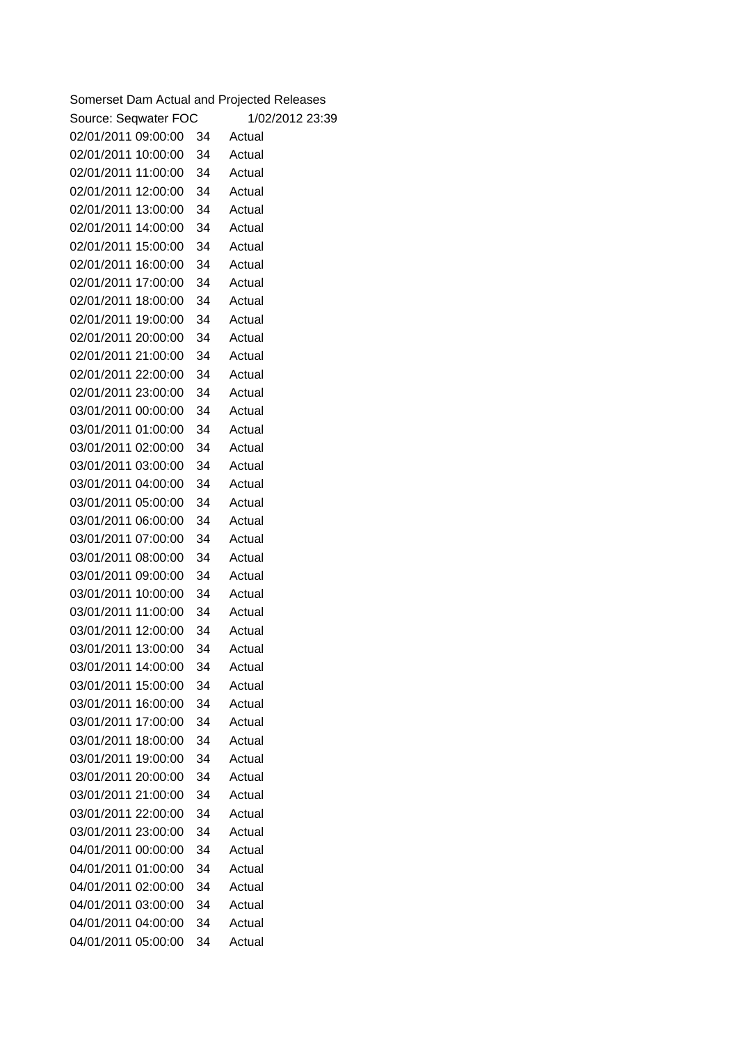Somerset Dam Actual and Projected Releases

Source: Seqwater FOC 1/02/2012 23:39

| | | |
|---|---|---|
| 02/01/2011 09:00:00 | 34 | Actual |
| 02/01/2011 10:00:00 | 34 | Actual |
| 02/01/2011 11:00:00 | 34 | Actual |
| 02/01/2011 12:00:00 | 34 | Actual |
| 02/01/2011 13:00:00 | 34 | Actual |
| 02/01/2011 14:00:00 | 34 | Actual |
| 02/01/2011 15:00:00 | 34 | Actual |
| 02/01/2011 16:00:00 | 34 | Actual |
| 02/01/2011 17:00:00 | 34 | Actual |
| 02/01/2011 18:00:00 | 34 | Actual |
| 02/01/2011 19:00:00 | 34 | Actual |
| 02/01/2011 20:00:00 | 34 | Actual |
| 02/01/2011 21:00:00 | 34 | Actual |
| 02/01/2011 22:00:00 | 34 | Actual |
| 02/01/2011 23:00:00 | 34 | Actual |
| 03/01/2011 00:00:00 | 34 | Actual |
| 03/01/2011 01:00:00 | 34 | Actual |
| 03/01/2011 02:00:00 | 34 | Actual |
| 03/01/2011 03:00:00 | 34 | Actual |
| 03/01/2011 04:00:00 | 34 | Actual |
| 03/01/2011 05:00:00 | 34 | Actual |
| 03/01/2011 06:00:00 | 34 | Actual |
| 03/01/2011 07:00:00 | 34 | Actual |
| 03/01/2011 08:00:00 | 34 | Actual |
| 03/01/2011 09:00:00 | 34 | Actual |
| 03/01/2011 10:00:00 | 34 | Actual |
| 03/01/2011 11:00:00 | 34 | Actual |
| 03/01/2011 12:00:00 | 34 | Actual |
| 03/01/2011 13:00:00 | 34 | Actual |
| 03/01/2011 14:00:00 | 34 | Actual |
| 03/01/2011 15:00:00 | 34 | Actual |
| 03/01/2011 16:00:00 | 34 | Actual |
| 03/01/2011 17:00:00 | 34 | Actual |
| 03/01/2011 18:00:00 | 34 | Actual |
| 03/01/2011 19:00:00 | 34 | Actual |
| 03/01/2011 20:00:00 | 34 | Actual |
| 03/01/2011 21:00:00 | 34 | Actual |
| 03/01/2011 22:00:00 | 34 | Actual |
| 03/01/2011 23:00:00 | 34 | Actual |
| 04/01/2011 00:00:00 | 34 | Actual |
| 04/01/2011 01:00:00 | 34 | Actual |
| 04/01/2011 02:00:00 | 34 | Actual |
| 04/01/2011 03:00:00 | 34 | Actual |
| 04/01/2011 04:00:00 | 34 | Actual |
| 04/01/2011 05:00:00 | 34 | Actual |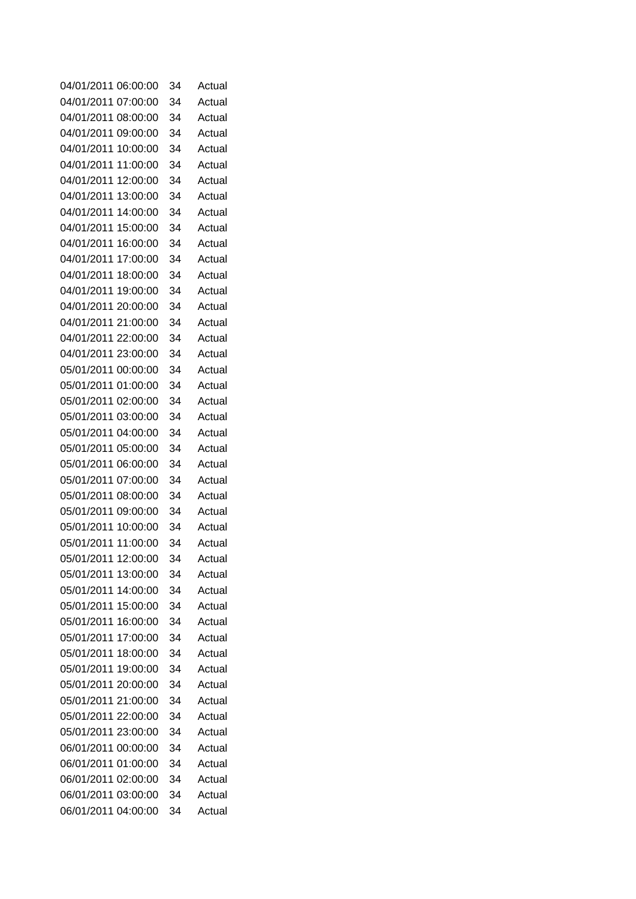| | | |
|---|---|---|
| 04/01/2011 06:00:00 | 34 | Actual |
| 04/01/2011 07:00:00 | 34 | Actual |
| 04/01/2011 08:00:00 | 34 | Actual |
| 04/01/2011 09:00:00 | 34 | Actual |
| 04/01/2011 10:00:00 | 34 | Actual |
| 04/01/2011 11:00:00 | 34 | Actual |
| 04/01/2011 12:00:00 | 34 | Actual |
| 04/01/2011 13:00:00 | 34 | Actual |
| 04/01/2011 14:00:00 | 34 | Actual |
| 04/01/2011 15:00:00 | 34 | Actual |
| 04/01/2011 16:00:00 | 34 | Actual |
| 04/01/2011 17:00:00 | 34 | Actual |
| 04/01/2011 18:00:00 | 34 | Actual |
| 04/01/2011 19:00:00 | 34 | Actual |
| 04/01/2011 20:00:00 | 34 | Actual |
| 04/01/2011 21:00:00 | 34 | Actual |
| 04/01/2011 22:00:00 | 34 | Actual |
| 04/01/2011 23:00:00 | 34 | Actual |
| 05/01/2011 00:00:00 | 34 | Actual |
| 05/01/2011 01:00:00 | 34 | Actual |
| 05/01/2011 02:00:00 | 34 | Actual |
| 05/01/2011 03:00:00 | 34 | Actual |
| 05/01/2011 04:00:00 | 34 | Actual |
| 05/01/2011 05:00:00 | 34 | Actual |
| 05/01/2011 06:00:00 | 34 | Actual |
| 05/01/2011 07:00:00 | 34 | Actual |
| 05/01/2011 08:00:00 | 34 | Actual |
| 05/01/2011 09:00:00 | 34 | Actual |
| 05/01/2011 10:00:00 | 34 | Actual |
| 05/01/2011 11:00:00 | 34 | Actual |
| 05/01/2011 12:00:00 | 34 | Actual |
| 05/01/2011 13:00:00 | 34 | Actual |
| 05/01/2011 14:00:00 | 34 | Actual |
| 05/01/2011 15:00:00 | 34 | Actual |
| 05/01/2011 16:00:00 | 34 | Actual |
| 05/01/2011 17:00:00 | 34 | Actual |
| 05/01/2011 18:00:00 | 34 | Actual |
| 05/01/2011 19:00:00 | 34 | Actual |
| 05/01/2011 20:00:00 | 34 | Actual |
| 05/01/2011 21:00:00 | 34 | Actual |
| 05/01/2011 22:00:00 | 34 | Actual |
| 05/01/2011 23:00:00 | 34 | Actual |
| 06/01/2011 00:00:00 | 34 | Actual |
| 06/01/2011 01:00:00 | 34 | Actual |
| 06/01/2011 02:00:00 | 34 | Actual |
| 06/01/2011 03:00:00 | 34 | Actual |
| 06/01/2011 04:00:00 | 34 | Actual |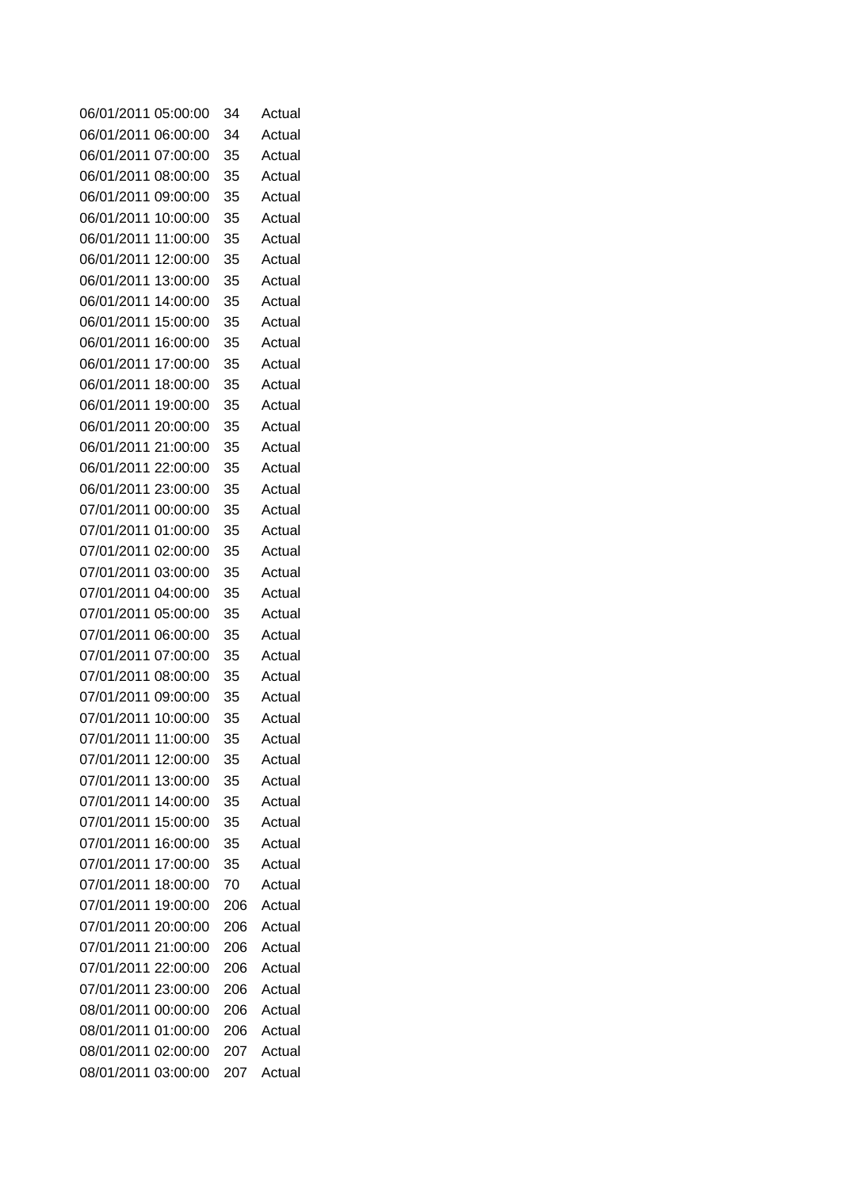| | | |
|---|---|---|
| 06/01/2011 05:00:00 | 34 | Actual |
| 06/01/2011 06:00:00 | 34 | Actual |
| 06/01/2011 07:00:00 | 35 | Actual |
| 06/01/2011 08:00:00 | 35 | Actual |
| 06/01/2011 09:00:00 | 35 | Actual |
| 06/01/2011 10:00:00 | 35 | Actual |
| 06/01/2011 11:00:00 | 35 | Actual |
| 06/01/2011 12:00:00 | 35 | Actual |
| 06/01/2011 13:00:00 | 35 | Actual |
| 06/01/2011 14:00:00 | 35 | Actual |
| 06/01/2011 15:00:00 | 35 | Actual |
| 06/01/2011 16:00:00 | 35 | Actual |
| 06/01/2011 17:00:00 | 35 | Actual |
| 06/01/2011 18:00:00 | 35 | Actual |
| 06/01/2011 19:00:00 | 35 | Actual |
| 06/01/2011 20:00:00 | 35 | Actual |
| 06/01/2011 21:00:00 | 35 | Actual |
| 06/01/2011 22:00:00 | 35 | Actual |
| 06/01/2011 23:00:00 | 35 | Actual |
| 07/01/2011 00:00:00 | 35 | Actual |
| 07/01/2011 01:00:00 | 35 | Actual |
| 07/01/2011 02:00:00 | 35 | Actual |
| 07/01/2011 03:00:00 | 35 | Actual |
| 07/01/2011 04:00:00 | 35 | Actual |
| 07/01/2011 05:00:00 | 35 | Actual |
| 07/01/2011 06:00:00 | 35 | Actual |
| 07/01/2011 07:00:00 | 35 | Actual |
| 07/01/2011 08:00:00 | 35 | Actual |
| 07/01/2011 09:00:00 | 35 | Actual |
| 07/01/2011 10:00:00 | 35 | Actual |
| 07/01/2011 11:00:00 | 35 | Actual |
| 07/01/2011 12:00:00 | 35 | Actual |
| 07/01/2011 13:00:00 | 35 | Actual |
| 07/01/2011 14:00:00 | 35 | Actual |
| 07/01/2011 15:00:00 | 35 | Actual |
| 07/01/2011 16:00:00 | 35 | Actual |
| 07/01/2011 17:00:00 | 35 | Actual |
| 07/01/2011 18:00:00 | 70 | Actual |
| 07/01/2011 19:00:00 | 206 | Actual |
| 07/01/2011 20:00:00 | 206 | Actual |
| 07/01/2011 21:00:00 | 206 | Actual |
| 07/01/2011 22:00:00 | 206 | Actual |
| 07/01/2011 23:00:00 | 206 | Actual |
| 08/01/2011 00:00:00 | 206 | Actual |
| 08/01/2011 01:00:00 | 206 | Actual |
| 08/01/2011 02:00:00 | 207 | Actual |
| 08/01/2011 03:00:00 | 207 | Actual |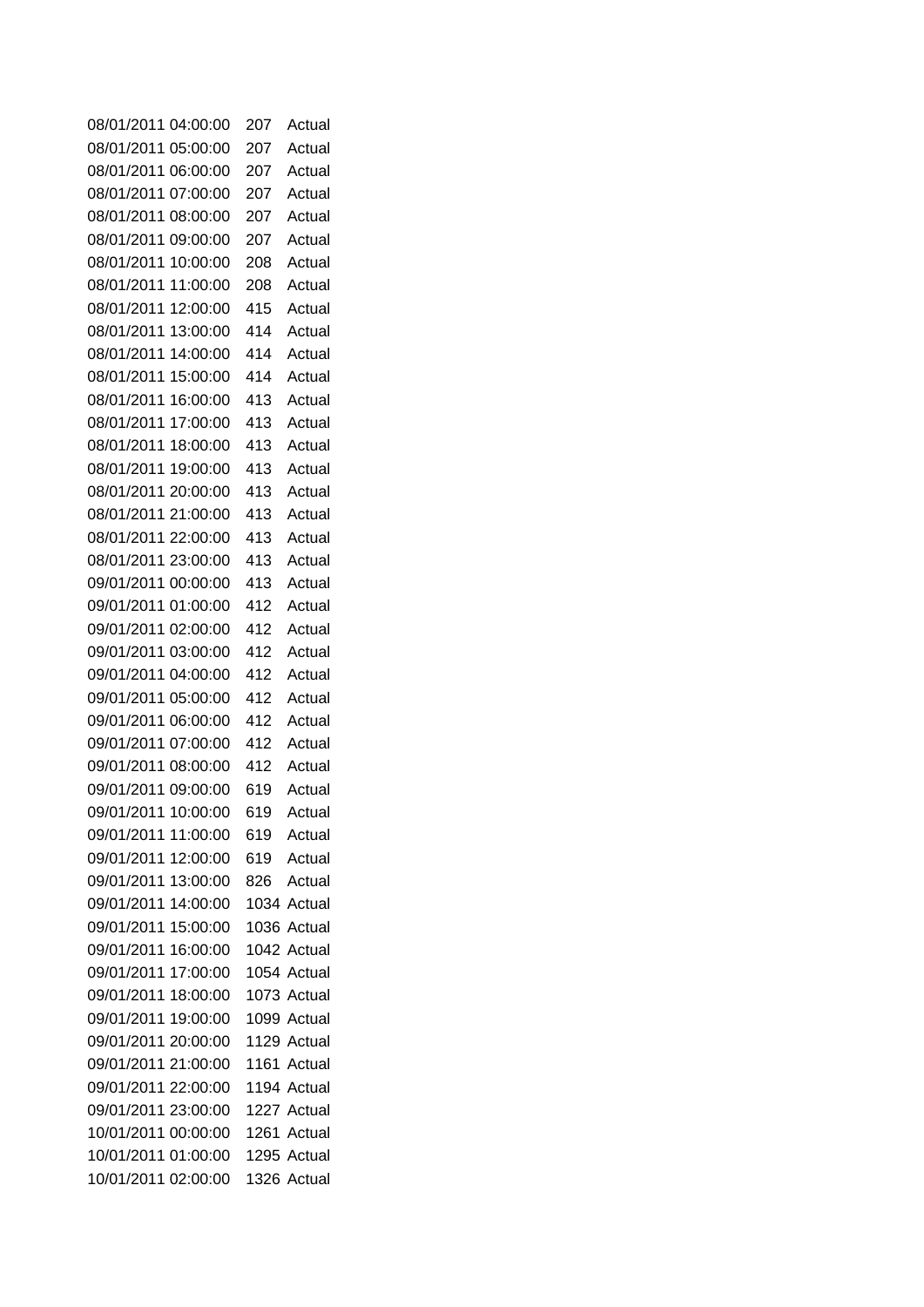| | | |
|---|---|---|
| 08/01/2011 04:00:00 | 207 | Actual |
| 08/01/2011 05:00:00 | 207 | Actual |
| 08/01/2011 06:00:00 | 207 | Actual |
| 08/01/2011 07:00:00 | 207 | Actual |
| 08/01/2011 08:00:00 | 207 | Actual |
| 08/01/2011 09:00:00 | 207 | Actual |
| 08/01/2011 10:00:00 | 208 | Actual |
| 08/01/2011 11:00:00 | 208 | Actual |
| 08/01/2011 12:00:00 | 415 | Actual |
| 08/01/2011 13:00:00 | 414 | Actual |
| 08/01/2011 14:00:00 | 414 | Actual |
| 08/01/2011 15:00:00 | 414 | Actual |
| 08/01/2011 16:00:00 | 413 | Actual |
| 08/01/2011 17:00:00 | 413 | Actual |
| 08/01/2011 18:00:00 | 413 | Actual |
| 08/01/2011 19:00:00 | 413 | Actual |
| 08/01/2011 20:00:00 | 413 | Actual |
| 08/01/2011 21:00:00 | 413 | Actual |
| 08/01/2011 22:00:00 | 413 | Actual |
| 08/01/2011 23:00:00 | 413 | Actual |
| 09/01/2011 00:00:00 | 413 | Actual |
| 09/01/2011 01:00:00 | 412 | Actual |
| 09/01/2011 02:00:00 | 412 | Actual |
| 09/01/2011 03:00:00 | 412 | Actual |
| 09/01/2011 04:00:00 | 412 | Actual |
| 09/01/2011 05:00:00 | 412 | Actual |
| 09/01/2011 06:00:00 | 412 | Actual |
| 09/01/2011 07:00:00 | 412 | Actual |
| 09/01/2011 08:00:00 | 412 | Actual |
| 09/01/2011 09:00:00 | 619 | Actual |
| 09/01/2011 10:00:00 | 619 | Actual |
| 09/01/2011 11:00:00 | 619 | Actual |
| 09/01/2011 12:00:00 | 619 | Actual |
| 09/01/2011 13:00:00 | 826 | Actual |
| 09/01/2011 14:00:00 | 1034 | Actual |
| 09/01/2011 15:00:00 | 1036 | Actual |
| 09/01/2011 16:00:00 | 1042 | Actual |
| 09/01/2011 17:00:00 | 1054 | Actual |
| 09/01/2011 18:00:00 | 1073 | Actual |
| 09/01/2011 19:00:00 | 1099 | Actual |
| 09/01/2011 20:00:00 | 1129 | Actual |
| 09/01/2011 21:00:00 | 1161 | Actual |
| 09/01/2011 22:00:00 | 1194 | Actual |
| 09/01/2011 23:00:00 | 1227 | Actual |
| 10/01/2011 00:00:00 | 1261 | Actual |
| 10/01/2011 01:00:00 | 1295 | Actual |
| 10/01/2011 02:00:00 | 1326 | Actual |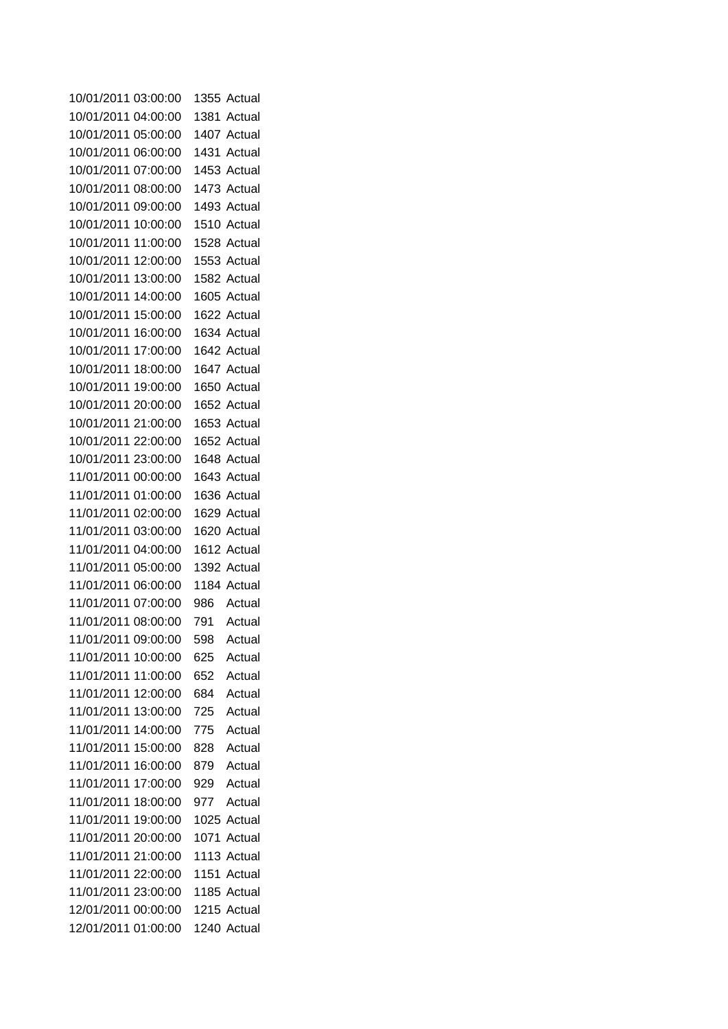| | | |
|---|---|---|
| 10/01/2011 03:00:00 | 1355 | Actual |
| 10/01/2011 04:00:00 | 1381 | Actual |
| 10/01/2011 05:00:00 | 1407 | Actual |
| 10/01/2011 06:00:00 | 1431 | Actual |
| 10/01/2011 07:00:00 | 1453 | Actual |
| 10/01/2011 08:00:00 | 1473 | Actual |
| 10/01/2011 09:00:00 | 1493 | Actual |
| 10/01/2011 10:00:00 | 1510 | Actual |
| 10/01/2011 11:00:00 | 1528 | Actual |
| 10/01/2011 12:00:00 | 1553 | Actual |
| 10/01/2011 13:00:00 | 1582 | Actual |
| 10/01/2011 14:00:00 | 1605 | Actual |
| 10/01/2011 15:00:00 | 1622 | Actual |
| 10/01/2011 16:00:00 | 1634 | Actual |
| 10/01/2011 17:00:00 | 1642 | Actual |
| 10/01/2011 18:00:00 | 1647 | Actual |
| 10/01/2011 19:00:00 | 1650 | Actual |
| 10/01/2011 20:00:00 | 1652 | Actual |
| 10/01/2011 21:00:00 | 1653 | Actual |
| 10/01/2011 22:00:00 | 1652 | Actual |
| 10/01/2011 23:00:00 | 1648 | Actual |
| 11/01/2011 00:00:00 | 1643 | Actual |
| 11/01/2011 01:00:00 | 1636 | Actual |
| 11/01/2011 02:00:00 | 1629 | Actual |
| 11/01/2011 03:00:00 | 1620 | Actual |
| 11/01/2011 04:00:00 | 1612 | Actual |
| 11/01/2011 05:00:00 | 1392 | Actual |
| 11/01/2011 06:00:00 | 1184 | Actual |
| 11/01/2011 07:00:00 | 986 | Actual |
| 11/01/2011 08:00:00 | 791 | Actual |
| 11/01/2011 09:00:00 | 598 | Actual |
| 11/01/2011 10:00:00 | 625 | Actual |
| 11/01/2011 11:00:00 | 652 | Actual |
| 11/01/2011 12:00:00 | 684 | Actual |
| 11/01/2011 13:00:00 | 725 | Actual |
| 11/01/2011 14:00:00 | 775 | Actual |
| 11/01/2011 15:00:00 | 828 | Actual |
| 11/01/2011 16:00:00 | 879 | Actual |
| 11/01/2011 17:00:00 | 929 | Actual |
| 11/01/2011 18:00:00 | 977 | Actual |
| 11/01/2011 19:00:00 | 1025 | Actual |
| 11/01/2011 20:00:00 | 1071 | Actual |
| 11/01/2011 21:00:00 | 1113 | Actual |
| 11/01/2011 22:00:00 | 1151 | Actual |
| 11/01/2011 23:00:00 | 1185 | Actual |
| 12/01/2011 00:00:00 | 1215 | Actual |
| 12/01/2011 01:00:00 | 1240 | Actual |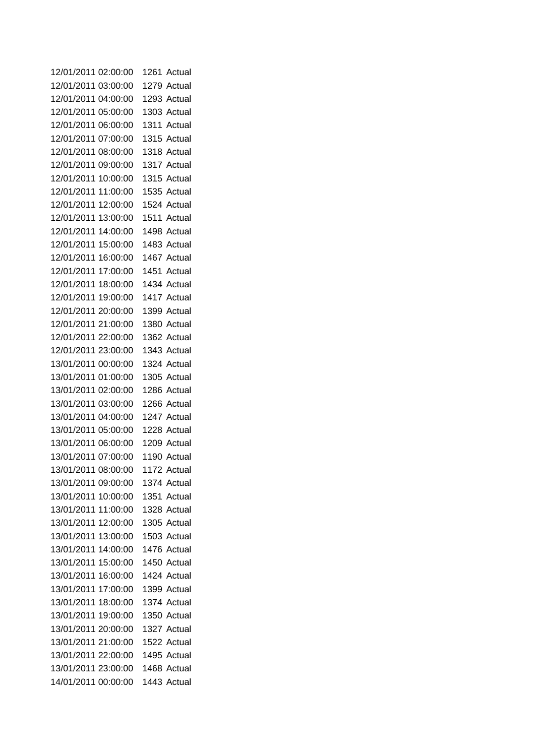| | | |
|---|---|---|
| 12/01/2011 02:00:00 | 1261 | Actual |
| 12/01/2011 03:00:00 | 1279 | Actual |
| 12/01/2011 04:00:00 | 1293 | Actual |
| 12/01/2011 05:00:00 | 1303 | Actual |
| 12/01/2011 06:00:00 | 1311 | Actual |
| 12/01/2011 07:00:00 | 1315 | Actual |
| 12/01/2011 08:00:00 | 1318 | Actual |
| 12/01/2011 09:00:00 | 1317 | Actual |
| 12/01/2011 10:00:00 | 1315 | Actual |
| 12/01/2011 11:00:00 | 1535 | Actual |
| 12/01/2011 12:00:00 | 1524 | Actual |
| 12/01/2011 13:00:00 | 1511 | Actual |
| 12/01/2011 14:00:00 | 1498 | Actual |
| 12/01/2011 15:00:00 | 1483 | Actual |
| 12/01/2011 16:00:00 | 1467 | Actual |
| 12/01/2011 17:00:00 | 1451 | Actual |
| 12/01/2011 18:00:00 | 1434 | Actual |
| 12/01/2011 19:00:00 | 1417 | Actual |
| 12/01/2011 20:00:00 | 1399 | Actual |
| 12/01/2011 21:00:00 | 1380 | Actual |
| 12/01/2011 22:00:00 | 1362 | Actual |
| 12/01/2011 23:00:00 | 1343 | Actual |
| 13/01/2011 00:00:00 | 1324 | Actual |
| 13/01/2011 01:00:00 | 1305 | Actual |
| 13/01/2011 02:00:00 | 1286 | Actual |
| 13/01/2011 03:00:00 | 1266 | Actual |
| 13/01/2011 04:00:00 | 1247 | Actual |
| 13/01/2011 05:00:00 | 1228 | Actual |
| 13/01/2011 06:00:00 | 1209 | Actual |
| 13/01/2011 07:00:00 | 1190 | Actual |
| 13/01/2011 08:00:00 | 1172 | Actual |
| 13/01/2011 09:00:00 | 1374 | Actual |
| 13/01/2011 10:00:00 | 1351 | Actual |
| 13/01/2011 11:00:00 | 1328 | Actual |
| 13/01/2011 12:00:00 | 1305 | Actual |
| 13/01/2011 13:00:00 | 1503 | Actual |
| 13/01/2011 14:00:00 | 1476 | Actual |
| 13/01/2011 15:00:00 | 1450 | Actual |
| 13/01/2011 16:00:00 | 1424 | Actual |
| 13/01/2011 17:00:00 | 1399 | Actual |
| 13/01/2011 18:00:00 | 1374 | Actual |
| 13/01/2011 19:00:00 | 1350 | Actual |
| 13/01/2011 20:00:00 | 1327 | Actual |
| 13/01/2011 21:00:00 | 1522 | Actual |
| 13/01/2011 22:00:00 | 1495 | Actual |
| 13/01/2011 23:00:00 | 1468 | Actual |
| 14/01/2011 00:00:00 | 1443 | Actual |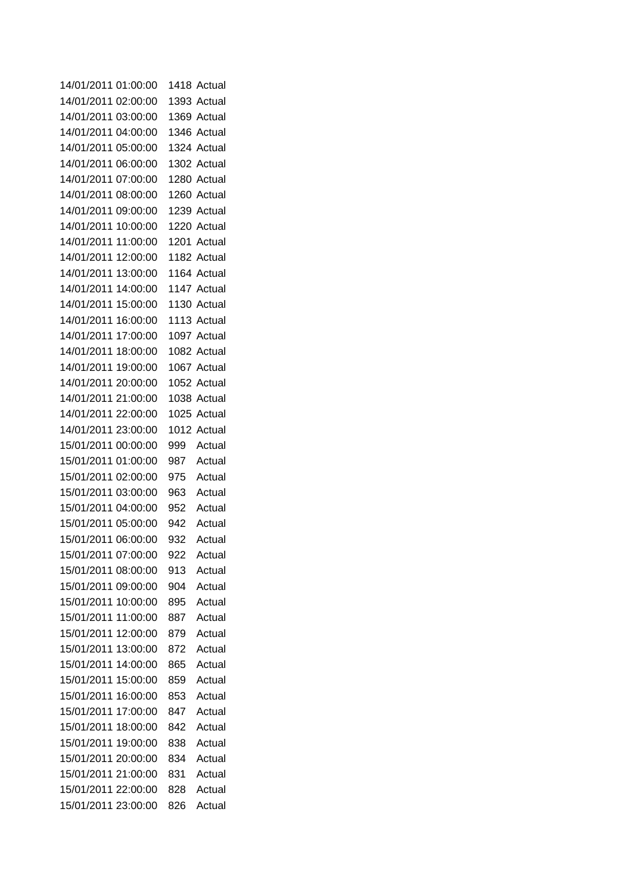| | | |
|---|---|---|
| 14/01/2011 01:00:00 | 1418 | Actual |
| 14/01/2011 02:00:00 | 1393 | Actual |
| 14/01/2011 03:00:00 | 1369 | Actual |
| 14/01/2011 04:00:00 | 1346 | Actual |
| 14/01/2011 05:00:00 | 1324 | Actual |
| 14/01/2011 06:00:00 | 1302 | Actual |
| 14/01/2011 07:00:00 | 1280 | Actual |
| 14/01/2011 08:00:00 | 1260 | Actual |
| 14/01/2011 09:00:00 | 1239 | Actual |
| 14/01/2011 10:00:00 | 1220 | Actual |
| 14/01/2011 11:00:00 | 1201 | Actual |
| 14/01/2011 12:00:00 | 1182 | Actual |
| 14/01/2011 13:00:00 | 1164 | Actual |
| 14/01/2011 14:00:00 | 1147 | Actual |
| 14/01/2011 15:00:00 | 1130 | Actual |
| 14/01/2011 16:00:00 | 1113 | Actual |
| 14/01/2011 17:00:00 | 1097 | Actual |
| 14/01/2011 18:00:00 | 1082 | Actual |
| 14/01/2011 19:00:00 | 1067 | Actual |
| 14/01/2011 20:00:00 | 1052 | Actual |
| 14/01/2011 21:00:00 | 1038 | Actual |
| 14/01/2011 22:00:00 | 1025 | Actual |
| 14/01/2011 23:00:00 | 1012 | Actual |
| 15/01/2011 00:00:00 | 999 | Actual |
| 15/01/2011 01:00:00 | 987 | Actual |
| 15/01/2011 02:00:00 | 975 | Actual |
| 15/01/2011 03:00:00 | 963 | Actual |
| 15/01/2011 04:00:00 | 952 | Actual |
| 15/01/2011 05:00:00 | 942 | Actual |
| 15/01/2011 06:00:00 | 932 | Actual |
| 15/01/2011 07:00:00 | 922 | Actual |
| 15/01/2011 08:00:00 | 913 | Actual |
| 15/01/2011 09:00:00 | 904 | Actual |
| 15/01/2011 10:00:00 | 895 | Actual |
| 15/01/2011 11:00:00 | 887 | Actual |
| 15/01/2011 12:00:00 | 879 | Actual |
| 15/01/2011 13:00:00 | 872 | Actual |
| 15/01/2011 14:00:00 | 865 | Actual |
| 15/01/2011 15:00:00 | 859 | Actual |
| 15/01/2011 16:00:00 | 853 | Actual |
| 15/01/2011 17:00:00 | 847 | Actual |
| 15/01/2011 18:00:00 | 842 | Actual |
| 15/01/2011 19:00:00 | 838 | Actual |
| 15/01/2011 20:00:00 | 834 | Actual |
| 15/01/2011 21:00:00 | 831 | Actual |
| 15/01/2011 22:00:00 | 828 | Actual |
| 15/01/2011 23:00:00 | 826 | Actual |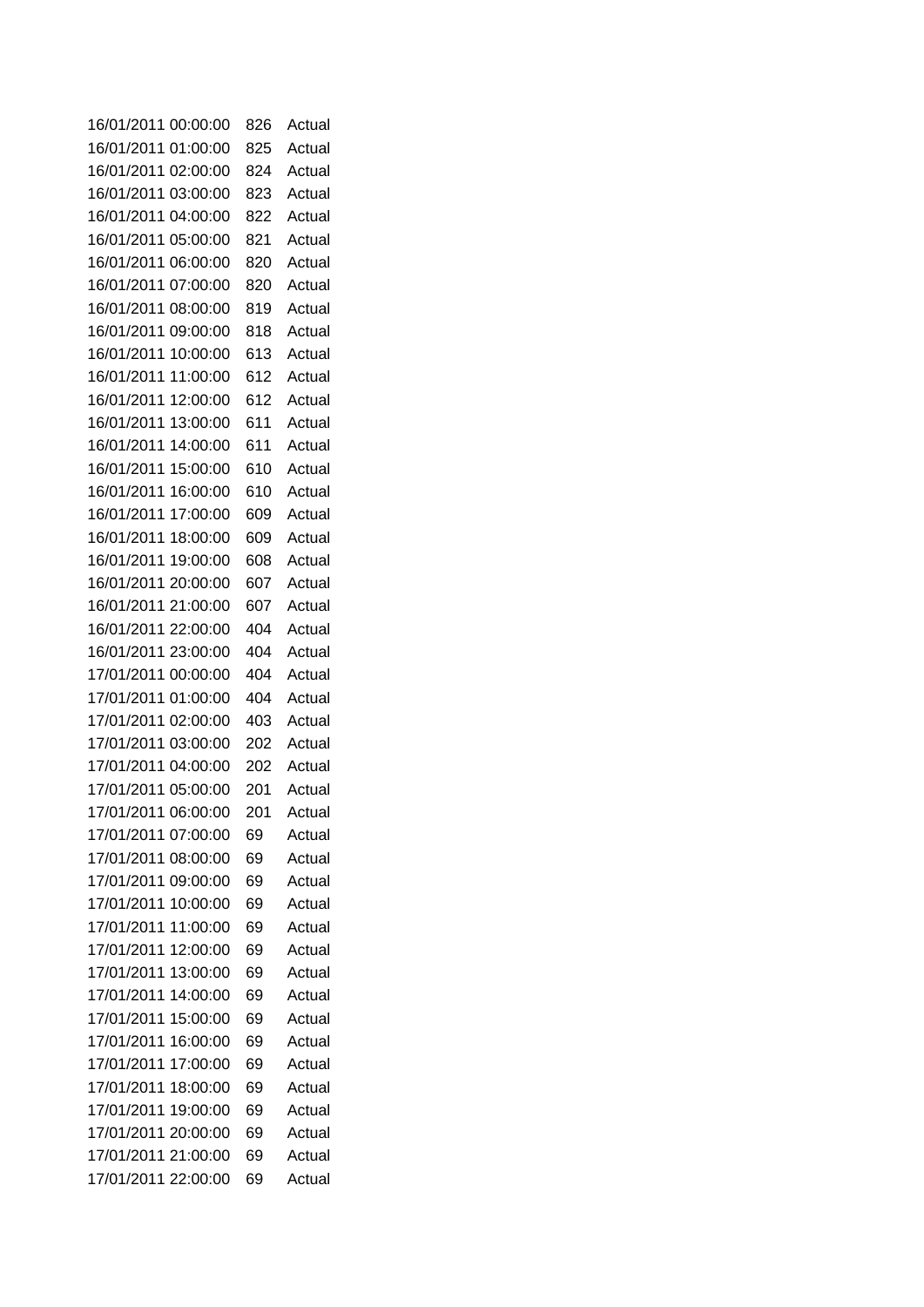| | | |
|---|---|---|
| 16/01/2011 00:00:00 | 826 | Actual |
| 16/01/2011 01:00:00 | 825 | Actual |
| 16/01/2011 02:00:00 | 824 | Actual |
| 16/01/2011 03:00:00 | 823 | Actual |
| 16/01/2011 04:00:00 | 822 | Actual |
| 16/01/2011 05:00:00 | 821 | Actual |
| 16/01/2011 06:00:00 | 820 | Actual |
| 16/01/2011 07:00:00 | 820 | Actual |
| 16/01/2011 08:00:00 | 819 | Actual |
| 16/01/2011 09:00:00 | 818 | Actual |
| 16/01/2011 10:00:00 | 613 | Actual |
| 16/01/2011 11:00:00 | 612 | Actual |
| 16/01/2011 12:00:00 | 612 | Actual |
| 16/01/2011 13:00:00 | 611 | Actual |
| 16/01/2011 14:00:00 | 611 | Actual |
| 16/01/2011 15:00:00 | 610 | Actual |
| 16/01/2011 16:00:00 | 610 | Actual |
| 16/01/2011 17:00:00 | 609 | Actual |
| 16/01/2011 18:00:00 | 609 | Actual |
| 16/01/2011 19:00:00 | 608 | Actual |
| 16/01/2011 20:00:00 | 607 | Actual |
| 16/01/2011 21:00:00 | 607 | Actual |
| 16/01/2011 22:00:00 | 404 | Actual |
| 16/01/2011 23:00:00 | 404 | Actual |
| 17/01/2011 00:00:00 | 404 | Actual |
| 17/01/2011 01:00:00 | 404 | Actual |
| 17/01/2011 02:00:00 | 403 | Actual |
| 17/01/2011 03:00:00 | 202 | Actual |
| 17/01/2011 04:00:00 | 202 | Actual |
| 17/01/2011 05:00:00 | 201 | Actual |
| 17/01/2011 06:00:00 | 201 | Actual |
| 17/01/2011 07:00:00 | 69 | Actual |
| 17/01/2011 08:00:00 | 69 | Actual |
| 17/01/2011 09:00:00 | 69 | Actual |
| 17/01/2011 10:00:00 | 69 | Actual |
| 17/01/2011 11:00:00 | 69 | Actual |
| 17/01/2011 12:00:00 | 69 | Actual |
| 17/01/2011 13:00:00 | 69 | Actual |
| 17/01/2011 14:00:00 | 69 | Actual |
| 17/01/2011 15:00:00 | 69 | Actual |
| 17/01/2011 16:00:00 | 69 | Actual |
| 17/01/2011 17:00:00 | 69 | Actual |
| 17/01/2011 18:00:00 | 69 | Actual |
| 17/01/2011 19:00:00 | 69 | Actual |
| 17/01/2011 20:00:00 | 69 | Actual |
| 17/01/2011 21:00:00 | 69 | Actual |
| 17/01/2011 22:00:00 | 69 | Actual |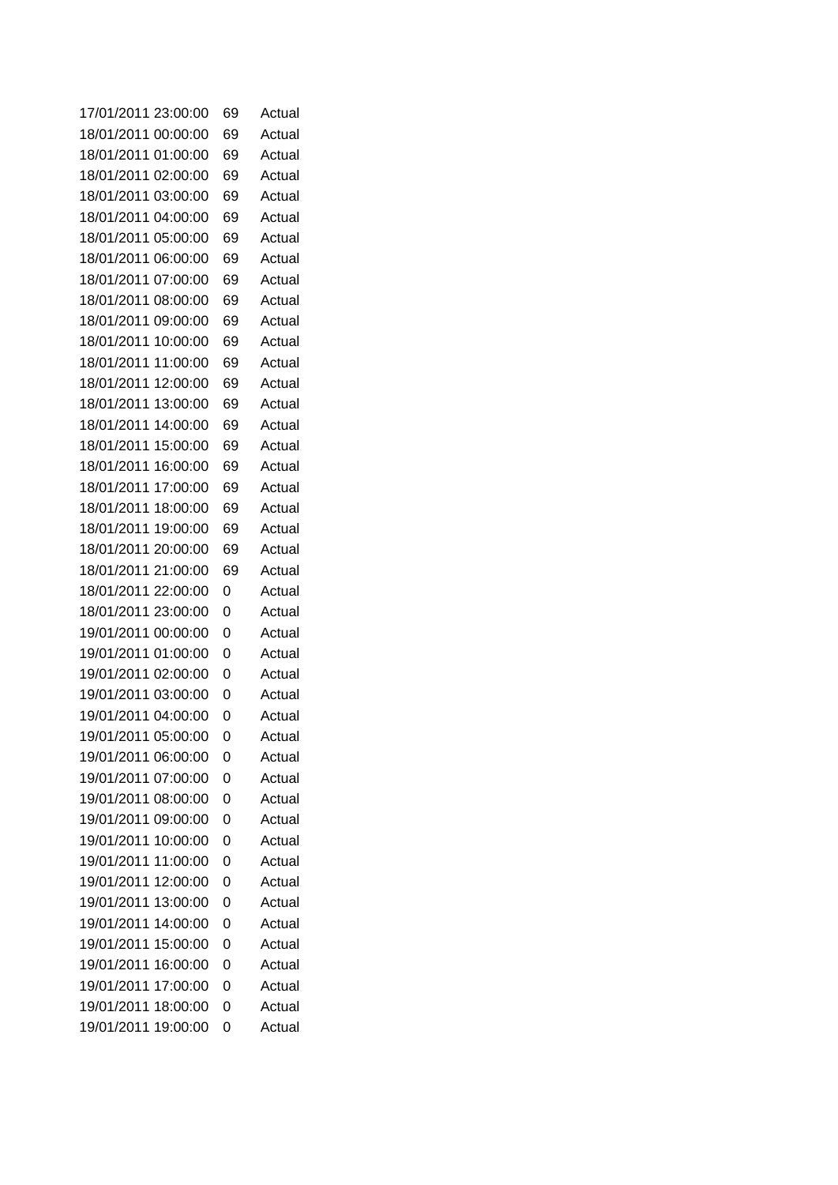| | | |
|---|---|---|
| 17/01/2011 23:00:00 | 69 | Actual |
| 18/01/2011 00:00:00 | 69 | Actual |
| 18/01/2011 01:00:00 | 69 | Actual |
| 18/01/2011 02:00:00 | 69 | Actual |
| 18/01/2011 03:00:00 | 69 | Actual |
| 18/01/2011 04:00:00 | 69 | Actual |
| 18/01/2011 05:00:00 | 69 | Actual |
| 18/01/2011 06:00:00 | 69 | Actual |
| 18/01/2011 07:00:00 | 69 | Actual |
| 18/01/2011 08:00:00 | 69 | Actual |
| 18/01/2011 09:00:00 | 69 | Actual |
| 18/01/2011 10:00:00 | 69 | Actual |
| 18/01/2011 11:00:00 | 69 | Actual |
| 18/01/2011 12:00:00 | 69 | Actual |
| 18/01/2011 13:00:00 | 69 | Actual |
| 18/01/2011 14:00:00 | 69 | Actual |
| 18/01/2011 15:00:00 | 69 | Actual |
| 18/01/2011 16:00:00 | 69 | Actual |
| 18/01/2011 17:00:00 | 69 | Actual |
| 18/01/2011 18:00:00 | 69 | Actual |
| 18/01/2011 19:00:00 | 69 | Actual |
| 18/01/2011 20:00:00 | 69 | Actual |
| 18/01/2011 21:00:00 | 69 | Actual |
| 18/01/2011 22:00:00 | 0 | Actual |
| 18/01/2011 23:00:00 | 0 | Actual |
| 19/01/2011 00:00:00 | 0 | Actual |
| 19/01/2011 01:00:00 | 0 | Actual |
| 19/01/2011 02:00:00 | 0 | Actual |
| 19/01/2011 03:00:00 | 0 | Actual |
| 19/01/2011 04:00:00 | 0 | Actual |
| 19/01/2011 05:00:00 | 0 | Actual |
| 19/01/2011 06:00:00 | 0 | Actual |
| 19/01/2011 07:00:00 | 0 | Actual |
| 19/01/2011 08:00:00 | 0 | Actual |
| 19/01/2011 09:00:00 | 0 | Actual |
| 19/01/2011 10:00:00 | 0 | Actual |
| 19/01/2011 11:00:00 | 0 | Actual |
| 19/01/2011 12:00:00 | 0 | Actual |
| 19/01/2011 13:00:00 | 0 | Actual |
| 19/01/2011 14:00:00 | 0 | Actual |
| 19/01/2011 15:00:00 | 0 | Actual |
| 19/01/2011 16:00:00 | 0 | Actual |
| 19/01/2011 17:00:00 | 0 | Actual |
| 19/01/2011 18:00:00 | 0 | Actual |
| 19/01/2011 19:00:00 | 0 | Actual |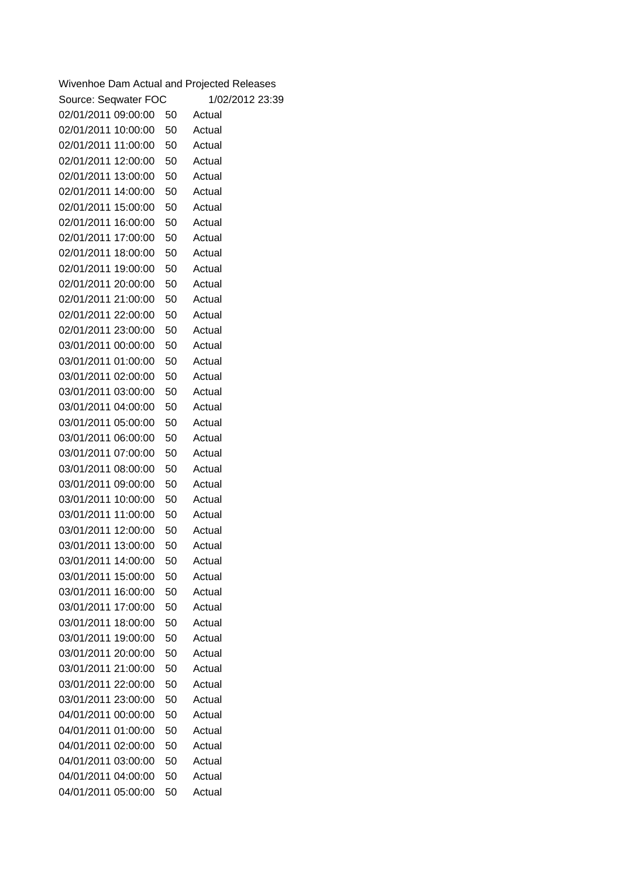Wivenhoe Dam Actual and Projected Releases

Source: Seqwater FOC 1/02/2012 23:39

| | | |
|---|---|---|
| 02/01/2011 09:00:00 | 50 | Actual |
| 02/01/2011 10:00:00 | 50 | Actual |
| 02/01/2011 11:00:00 | 50 | Actual |
| 02/01/2011 12:00:00 | 50 | Actual |
| 02/01/2011 13:00:00 | 50 | Actual |
| 02/01/2011 14:00:00 | 50 | Actual |
| 02/01/2011 15:00:00 | 50 | Actual |
| 02/01/2011 16:00:00 | 50 | Actual |
| 02/01/2011 17:00:00 | 50 | Actual |
| 02/01/2011 18:00:00 | 50 | Actual |
| 02/01/2011 19:00:00 | 50 | Actual |
| 02/01/2011 20:00:00 | 50 | Actual |
| 02/01/2011 21:00:00 | 50 | Actual |
| 02/01/2011 22:00:00 | 50 | Actual |
| 02/01/2011 23:00:00 | 50 | Actual |
| 03/01/2011 00:00:00 | 50 | Actual |
| 03/01/2011 01:00:00 | 50 | Actual |
| 03/01/2011 02:00:00 | 50 | Actual |
| 03/01/2011 03:00:00 | 50 | Actual |
| 03/01/2011 04:00:00 | 50 | Actual |
| 03/01/2011 05:00:00 | 50 | Actual |
| 03/01/2011 06:00:00 | 50 | Actual |
| 03/01/2011 07:00:00 | 50 | Actual |
| 03/01/2011 08:00:00 | 50 | Actual |
| 03/01/2011 09:00:00 | 50 | Actual |
| 03/01/2011 10:00:00 | 50 | Actual |
| 03/01/2011 11:00:00 | 50 | Actual |
| 03/01/2011 12:00:00 | 50 | Actual |
| 03/01/2011 13:00:00 | 50 | Actual |
| 03/01/2011 14:00:00 | 50 | Actual |
| 03/01/2011 15:00:00 | 50 | Actual |
| 03/01/2011 16:00:00 | 50 | Actual |
| 03/01/2011 17:00:00 | 50 | Actual |
| 03/01/2011 18:00:00 | 50 | Actual |
| 03/01/2011 19:00:00 | 50 | Actual |
| 03/01/2011 20:00:00 | 50 | Actual |
| 03/01/2011 21:00:00 | 50 | Actual |
| 03/01/2011 22:00:00 | 50 | Actual |
| 03/01/2011 23:00:00 | 50 | Actual |
| 04/01/2011 00:00:00 | 50 | Actual |
| 04/01/2011 01:00:00 | 50 | Actual |
| 04/01/2011 02:00:00 | 50 | Actual |
| 04/01/2011 03:00:00 | 50 | Actual |
| 04/01/2011 04:00:00 | 50 | Actual |
| 04/01/2011 05:00:00 | 50 | Actual |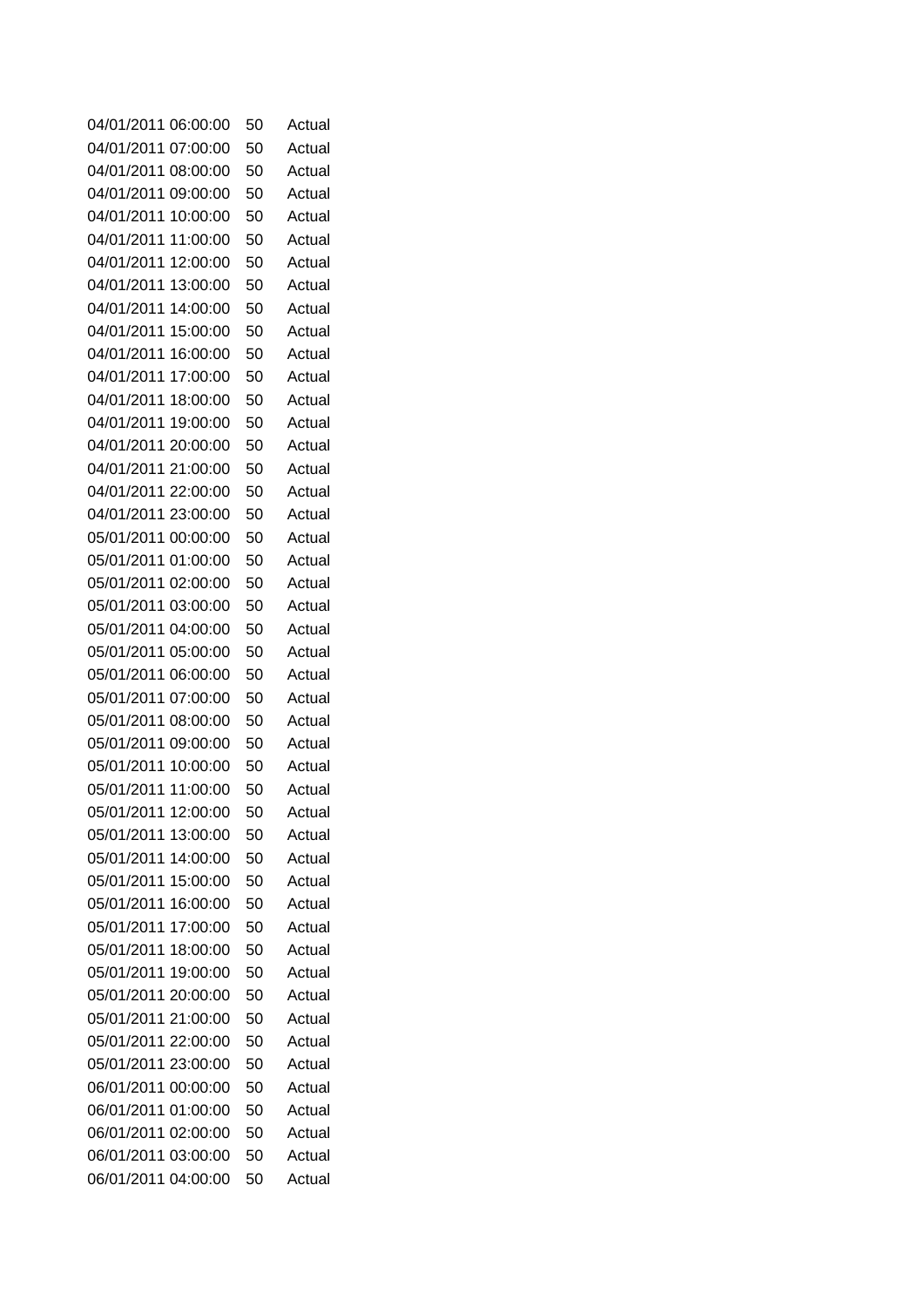| | | |
|---|---|---|
| 04/01/2011 06:00:00 | 50 | Actual |
| 04/01/2011 07:00:00 | 50 | Actual |
| 04/01/2011 08:00:00 | 50 | Actual |
| 04/01/2011 09:00:00 | 50 | Actual |
| 04/01/2011 10:00:00 | 50 | Actual |
| 04/01/2011 11:00:00 | 50 | Actual |
| 04/01/2011 12:00:00 | 50 | Actual |
| 04/01/2011 13:00:00 | 50 | Actual |
| 04/01/2011 14:00:00 | 50 | Actual |
| 04/01/2011 15:00:00 | 50 | Actual |
| 04/01/2011 16:00:00 | 50 | Actual |
| 04/01/2011 17:00:00 | 50 | Actual |
| 04/01/2011 18:00:00 | 50 | Actual |
| 04/01/2011 19:00:00 | 50 | Actual |
| 04/01/2011 20:00:00 | 50 | Actual |
| 04/01/2011 21:00:00 | 50 | Actual |
| 04/01/2011 22:00:00 | 50 | Actual |
| 04/01/2011 23:00:00 | 50 | Actual |
| 05/01/2011 00:00:00 | 50 | Actual |
| 05/01/2011 01:00:00 | 50 | Actual |
| 05/01/2011 02:00:00 | 50 | Actual |
| 05/01/2011 03:00:00 | 50 | Actual |
| 05/01/2011 04:00:00 | 50 | Actual |
| 05/01/2011 05:00:00 | 50 | Actual |
| 05/01/2011 06:00:00 | 50 | Actual |
| 05/01/2011 07:00:00 | 50 | Actual |
| 05/01/2011 08:00:00 | 50 | Actual |
| 05/01/2011 09:00:00 | 50 | Actual |
| 05/01/2011 10:00:00 | 50 | Actual |
| 05/01/2011 11:00:00 | 50 | Actual |
| 05/01/2011 12:00:00 | 50 | Actual |
| 05/01/2011 13:00:00 | 50 | Actual |
| 05/01/2011 14:00:00 | 50 | Actual |
| 05/01/2011 15:00:00 | 50 | Actual |
| 05/01/2011 16:00:00 | 50 | Actual |
| 05/01/2011 17:00:00 | 50 | Actual |
| 05/01/2011 18:00:00 | 50 | Actual |
| 05/01/2011 19:00:00 | 50 | Actual |
| 05/01/2011 20:00:00 | 50 | Actual |
| 05/01/2011 21:00:00 | 50 | Actual |
| 05/01/2011 22:00:00 | 50 | Actual |
| 05/01/2011 23:00:00 | 50 | Actual |
| 06/01/2011 00:00:00 | 50 | Actual |
| 06/01/2011 01:00:00 | 50 | Actual |
| 06/01/2011 02:00:00 | 50 | Actual |
| 06/01/2011 03:00:00 | 50 | Actual |
| 06/01/2011 04:00:00 | 50 | Actual |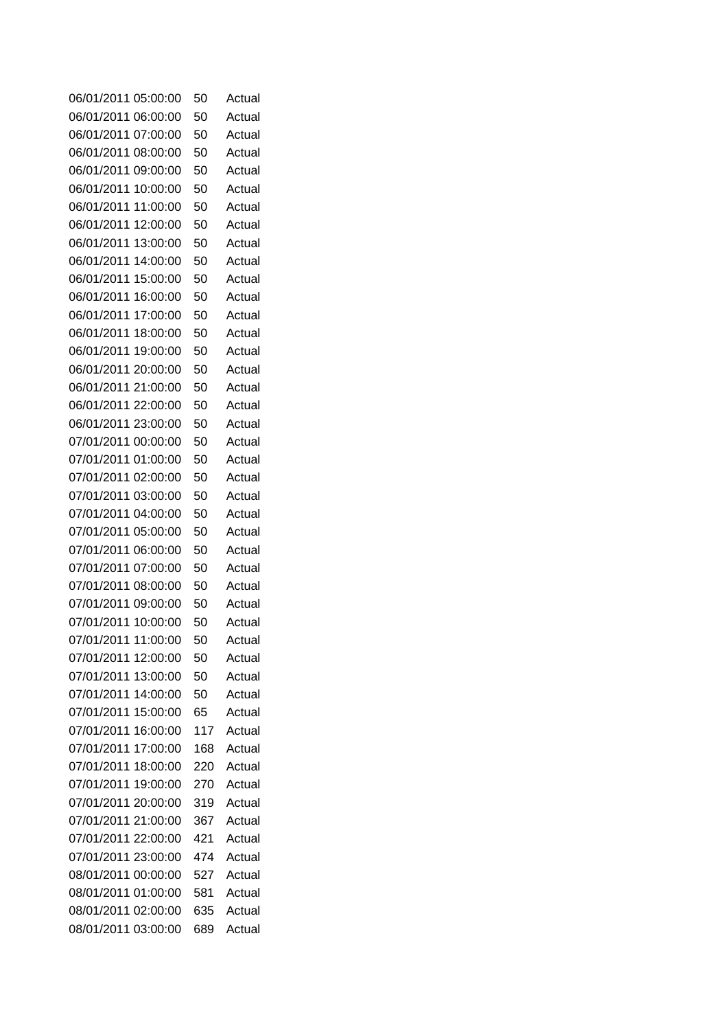| | | |
|---|---|---|
| 06/01/2011 05:00:00 | 50 | Actual |
| 06/01/2011 06:00:00 | 50 | Actual |
| 06/01/2011 07:00:00 | 50 | Actual |
| 06/01/2011 08:00:00 | 50 | Actual |
| 06/01/2011 09:00:00 | 50 | Actual |
| 06/01/2011 10:00:00 | 50 | Actual |
| 06/01/2011 11:00:00 | 50 | Actual |
| 06/01/2011 12:00:00 | 50 | Actual |
| 06/01/2011 13:00:00 | 50 | Actual |
| 06/01/2011 14:00:00 | 50 | Actual |
| 06/01/2011 15:00:00 | 50 | Actual |
| 06/01/2011 16:00:00 | 50 | Actual |
| 06/01/2011 17:00:00 | 50 | Actual |
| 06/01/2011 18:00:00 | 50 | Actual |
| 06/01/2011 19:00:00 | 50 | Actual |
| 06/01/2011 20:00:00 | 50 | Actual |
| 06/01/2011 21:00:00 | 50 | Actual |
| 06/01/2011 22:00:00 | 50 | Actual |
| 06/01/2011 23:00:00 | 50 | Actual |
| 07/01/2011 00:00:00 | 50 | Actual |
| 07/01/2011 01:00:00 | 50 | Actual |
| 07/01/2011 02:00:00 | 50 | Actual |
| 07/01/2011 03:00:00 | 50 | Actual |
| 07/01/2011 04:00:00 | 50 | Actual |
| 07/01/2011 05:00:00 | 50 | Actual |
| 07/01/2011 06:00:00 | 50 | Actual |
| 07/01/2011 07:00:00 | 50 | Actual |
| 07/01/2011 08:00:00 | 50 | Actual |
| 07/01/2011 09:00:00 | 50 | Actual |
| 07/01/2011 10:00:00 | 50 | Actual |
| 07/01/2011 11:00:00 | 50 | Actual |
| 07/01/2011 12:00:00 | 50 | Actual |
| 07/01/2011 13:00:00 | 50 | Actual |
| 07/01/2011 14:00:00 | 50 | Actual |
| 07/01/2011 15:00:00 | 65 | Actual |
| 07/01/2011 16:00:00 | 117 | Actual |
| 07/01/2011 17:00:00 | 168 | Actual |
| 07/01/2011 18:00:00 | 220 | Actual |
| 07/01/2011 19:00:00 | 270 | Actual |
| 07/01/2011 20:00:00 | 319 | Actual |
| 07/01/2011 21:00:00 | 367 | Actual |
| 07/01/2011 22:00:00 | 421 | Actual |
| 07/01/2011 23:00:00 | 474 | Actual |
| 08/01/2011 00:00:00 | 527 | Actual |
| 08/01/2011 01:00:00 | 581 | Actual |
| 08/01/2011 02:00:00 | 635 | Actual |
| 08/01/2011 03:00:00 | 689 | Actual |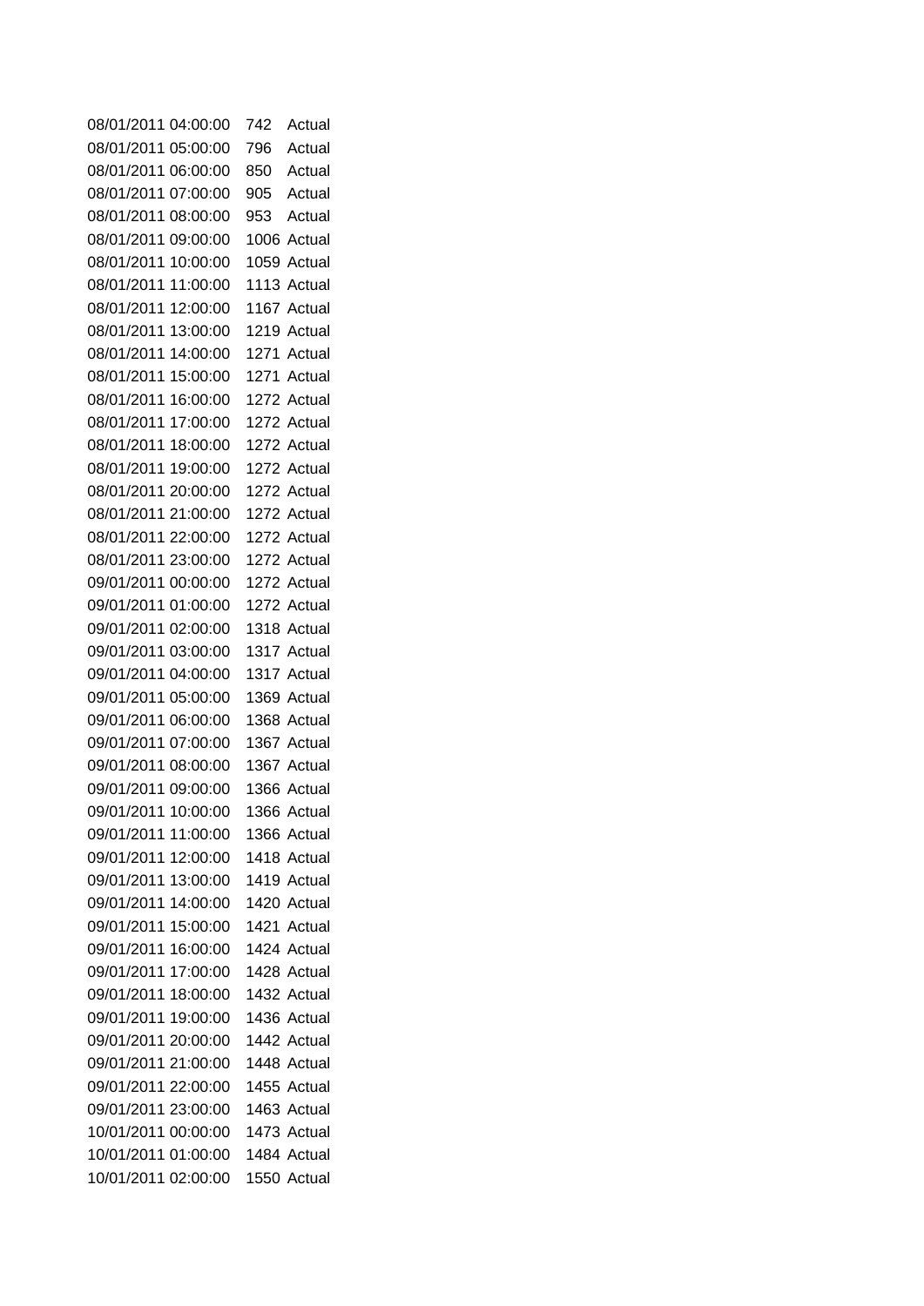| | | |
|---|---|---|
| 08/01/2011 04:00:00 | 742 | Actual |
| 08/01/2011 05:00:00 | 796 | Actual |
| 08/01/2011 06:00:00 | 850 | Actual |
| 08/01/2011 07:00:00 | 905 | Actual |
| 08/01/2011 08:00:00 | 953 | Actual |
| 08/01/2011 09:00:00 | 1006 | Actual |
| 08/01/2011 10:00:00 | 1059 | Actual |
| 08/01/2011 11:00:00 | 1113 | Actual |
| 08/01/2011 12:00:00 | 1167 | Actual |
| 08/01/2011 13:00:00 | 1219 | Actual |
| 08/01/2011 14:00:00 | 1271 | Actual |
| 08/01/2011 15:00:00 | 1271 | Actual |
| 08/01/2011 16:00:00 | 1272 | Actual |
| 08/01/2011 17:00:00 | 1272 | Actual |
| 08/01/2011 18:00:00 | 1272 | Actual |
| 08/01/2011 19:00:00 | 1272 | Actual |
| 08/01/2011 20:00:00 | 1272 | Actual |
| 08/01/2011 21:00:00 | 1272 | Actual |
| 08/01/2011 22:00:00 | 1272 | Actual |
| 08/01/2011 23:00:00 | 1272 | Actual |
| 09/01/2011 00:00:00 | 1272 | Actual |
| 09/01/2011 01:00:00 | 1272 | Actual |
| 09/01/2011 02:00:00 | 1318 | Actual |
| 09/01/2011 03:00:00 | 1317 | Actual |
| 09/01/2011 04:00:00 | 1317 | Actual |
| 09/01/2011 05:00:00 | 1369 | Actual |
| 09/01/2011 06:00:00 | 1368 | Actual |
| 09/01/2011 07:00:00 | 1367 | Actual |
| 09/01/2011 08:00:00 | 1367 | Actual |
| 09/01/2011 09:00:00 | 1366 | Actual |
| 09/01/2011 10:00:00 | 1366 | Actual |
| 09/01/2011 11:00:00 | 1366 | Actual |
| 09/01/2011 12:00:00 | 1418 | Actual |
| 09/01/2011 13:00:00 | 1419 | Actual |
| 09/01/2011 14:00:00 | 1420 | Actual |
| 09/01/2011 15:00:00 | 1421 | Actual |
| 09/01/2011 16:00:00 | 1424 | Actual |
| 09/01/2011 17:00:00 | 1428 | Actual |
| 09/01/2011 18:00:00 | 1432 | Actual |
| 09/01/2011 19:00:00 | 1436 | Actual |
| 09/01/2011 20:00:00 | 1442 | Actual |
| 09/01/2011 21:00:00 | 1448 | Actual |
| 09/01/2011 22:00:00 | 1455 | Actual |
| 09/01/2011 23:00:00 | 1463 | Actual |
| 10/01/2011 00:00:00 | 1473 | Actual |
| 10/01/2011 01:00:00 | 1484 | Actual |
| 10/01/2011 02:00:00 | 1550 | Actual |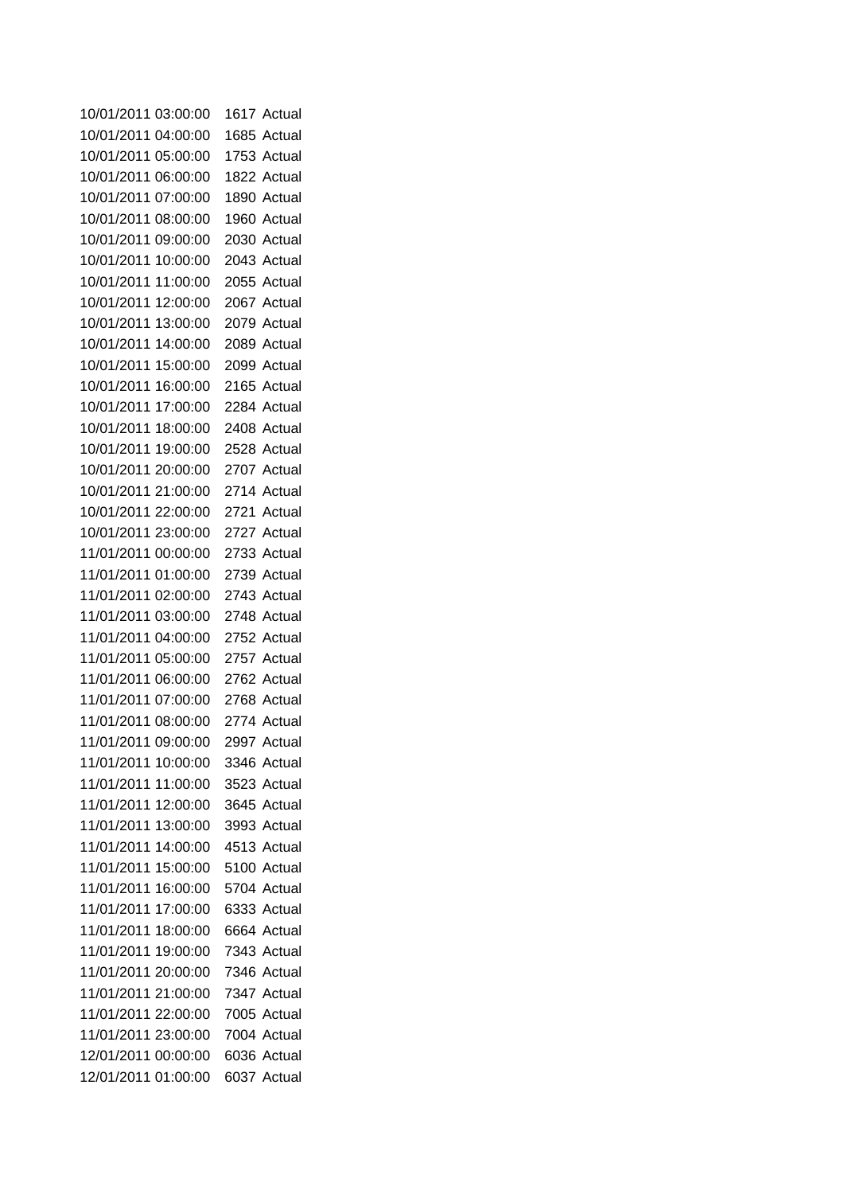| | | |
|---|---|---|
| 10/01/2011 03:00:00 | 1617 | Actual |
| 10/01/2011 04:00:00 | 1685 | Actual |
| 10/01/2011 05:00:00 | 1753 | Actual |
| 10/01/2011 06:00:00 | 1822 | Actual |
| 10/01/2011 07:00:00 | 1890 | Actual |
| 10/01/2011 08:00:00 | 1960 | Actual |
| 10/01/2011 09:00:00 | 2030 | Actual |
| 10/01/2011 10:00:00 | 2043 | Actual |
| 10/01/2011 11:00:00 | 2055 | Actual |
| 10/01/2011 12:00:00 | 2067 | Actual |
| 10/01/2011 13:00:00 | 2079 | Actual |
| 10/01/2011 14:00:00 | 2089 | Actual |
| 10/01/2011 15:00:00 | 2099 | Actual |
| 10/01/2011 16:00:00 | 2165 | Actual |
| 10/01/2011 17:00:00 | 2284 | Actual |
| 10/01/2011 18:00:00 | 2408 | Actual |
| 10/01/2011 19:00:00 | 2528 | Actual |
| 10/01/2011 20:00:00 | 2707 | Actual |
| 10/01/2011 21:00:00 | 2714 | Actual |
| 10/01/2011 22:00:00 | 2721 | Actual |
| 10/01/2011 23:00:00 | 2727 | Actual |
| 11/01/2011 00:00:00 | 2733 | Actual |
| 11/01/2011 01:00:00 | 2739 | Actual |
| 11/01/2011 02:00:00 | 2743 | Actual |
| 11/01/2011 03:00:00 | 2748 | Actual |
| 11/01/2011 04:00:00 | 2752 | Actual |
| 11/01/2011 05:00:00 | 2757 | Actual |
| 11/01/2011 06:00:00 | 2762 | Actual |
| 11/01/2011 07:00:00 | 2768 | Actual |
| 11/01/2011 08:00:00 | 2774 | Actual |
| 11/01/2011 09:00:00 | 2997 | Actual |
| 11/01/2011 10:00:00 | 3346 | Actual |
| 11/01/2011 11:00:00 | 3523 | Actual |
| 11/01/2011 12:00:00 | 3645 | Actual |
| 11/01/2011 13:00:00 | 3993 | Actual |
| 11/01/2011 14:00:00 | 4513 | Actual |
| 11/01/2011 15:00:00 | 5100 | Actual |
| 11/01/2011 16:00:00 | 5704 | Actual |
| 11/01/2011 17:00:00 | 6333 | Actual |
| 11/01/2011 18:00:00 | 6664 | Actual |
| 11/01/2011 19:00:00 | 7343 | Actual |
| 11/01/2011 20:00:00 | 7346 | Actual |
| 11/01/2011 21:00:00 | 7347 | Actual |
| 11/01/2011 22:00:00 | 7005 | Actual |
| 11/01/2011 23:00:00 | 7004 | Actual |
| 12/01/2011 00:00:00 | 6036 | Actual |
| 12/01/2011 01:00:00 | 6037 | Actual |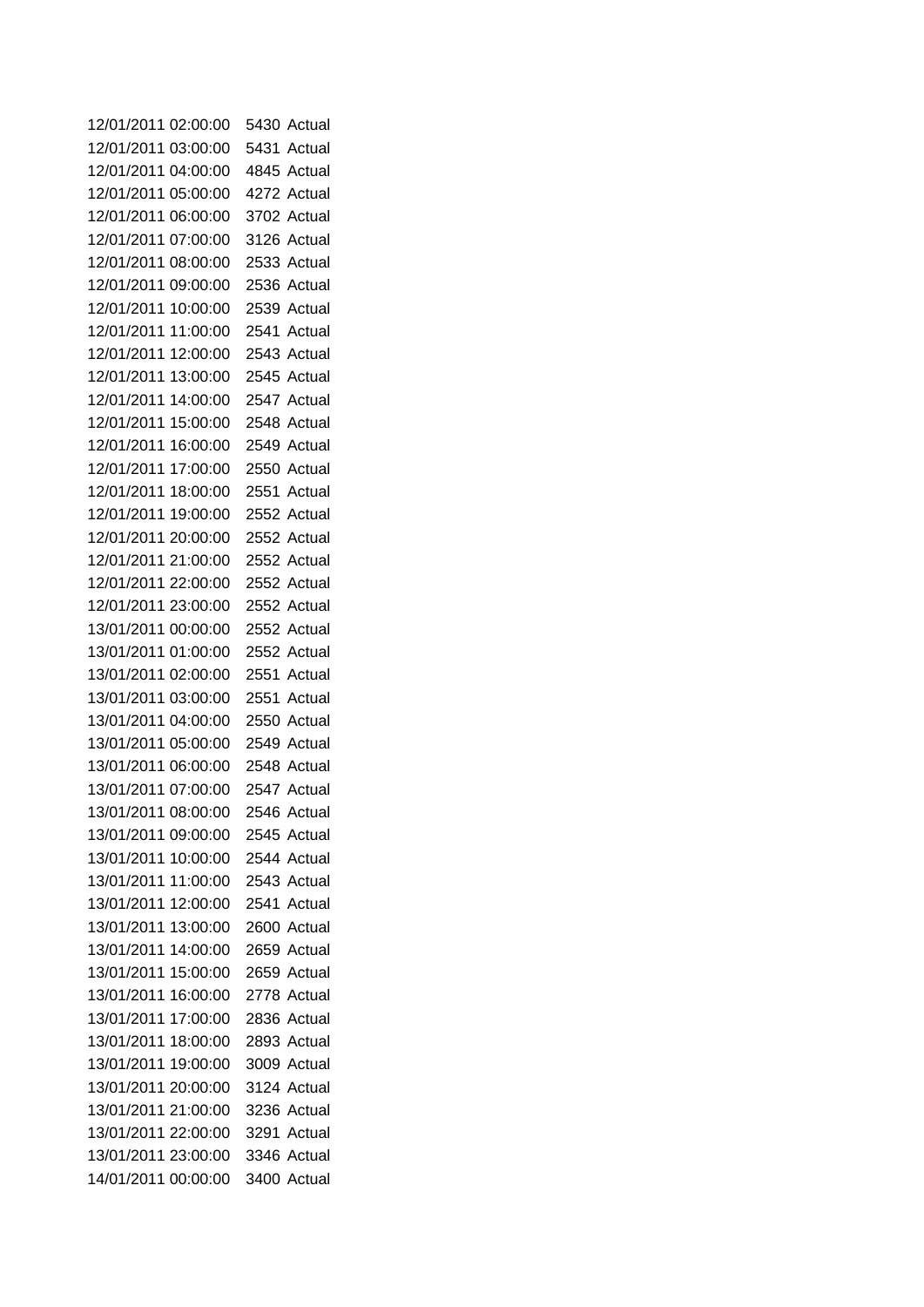| | | |
|---|---|---|
| 12/01/2011 02:00:00 | 5430 | Actual |
| 12/01/2011 03:00:00 | 5431 | Actual |
| 12/01/2011 04:00:00 | 4845 | Actual |
| 12/01/2011 05:00:00 | 4272 | Actual |
| 12/01/2011 06:00:00 | 3702 | Actual |
| 12/01/2011 07:00:00 | 3126 | Actual |
| 12/01/2011 08:00:00 | 2533 | Actual |
| 12/01/2011 09:00:00 | 2536 | Actual |
| 12/01/2011 10:00:00 | 2539 | Actual |
| 12/01/2011 11:00:00 | 2541 | Actual |
| 12/01/2011 12:00:00 | 2543 | Actual |
| 12/01/2011 13:00:00 | 2545 | Actual |
| 12/01/2011 14:00:00 | 2547 | Actual |
| 12/01/2011 15:00:00 | 2548 | Actual |
| 12/01/2011 16:00:00 | 2549 | Actual |
| 12/01/2011 17:00:00 | 2550 | Actual |
| 12/01/2011 18:00:00 | 2551 | Actual |
| 12/01/2011 19:00:00 | 2552 | Actual |
| 12/01/2011 20:00:00 | 2552 | Actual |
| 12/01/2011 21:00:00 | 2552 | Actual |
| 12/01/2011 22:00:00 | 2552 | Actual |
| 12/01/2011 23:00:00 | 2552 | Actual |
| 13/01/2011 00:00:00 | 2552 | Actual |
| 13/01/2011 01:00:00 | 2552 | Actual |
| 13/01/2011 02:00:00 | 2551 | Actual |
| 13/01/2011 03:00:00 | 2551 | Actual |
| 13/01/2011 04:00:00 | 2550 | Actual |
| 13/01/2011 05:00:00 | 2549 | Actual |
| 13/01/2011 06:00:00 | 2548 | Actual |
| 13/01/2011 07:00:00 | 2547 | Actual |
| 13/01/2011 08:00:00 | 2546 | Actual |
| 13/01/2011 09:00:00 | 2545 | Actual |
| 13/01/2011 10:00:00 | 2544 | Actual |
| 13/01/2011 11:00:00 | 2543 | Actual |
| 13/01/2011 12:00:00 | 2541 | Actual |
| 13/01/2011 13:00:00 | 2600 | Actual |
| 13/01/2011 14:00:00 | 2659 | Actual |
| 13/01/2011 15:00:00 | 2659 | Actual |
| 13/01/2011 16:00:00 | 2778 | Actual |
| 13/01/2011 17:00:00 | 2836 | Actual |
| 13/01/2011 18:00:00 | 2893 | Actual |
| 13/01/2011 19:00:00 | 3009 | Actual |
| 13/01/2011 20:00:00 | 3124 | Actual |
| 13/01/2011 21:00:00 | 3236 | Actual |
| 13/01/2011 22:00:00 | 3291 | Actual |
| 13/01/2011 23:00:00 | 3346 | Actual |
| 14/01/2011 00:00:00 | 3400 | Actual |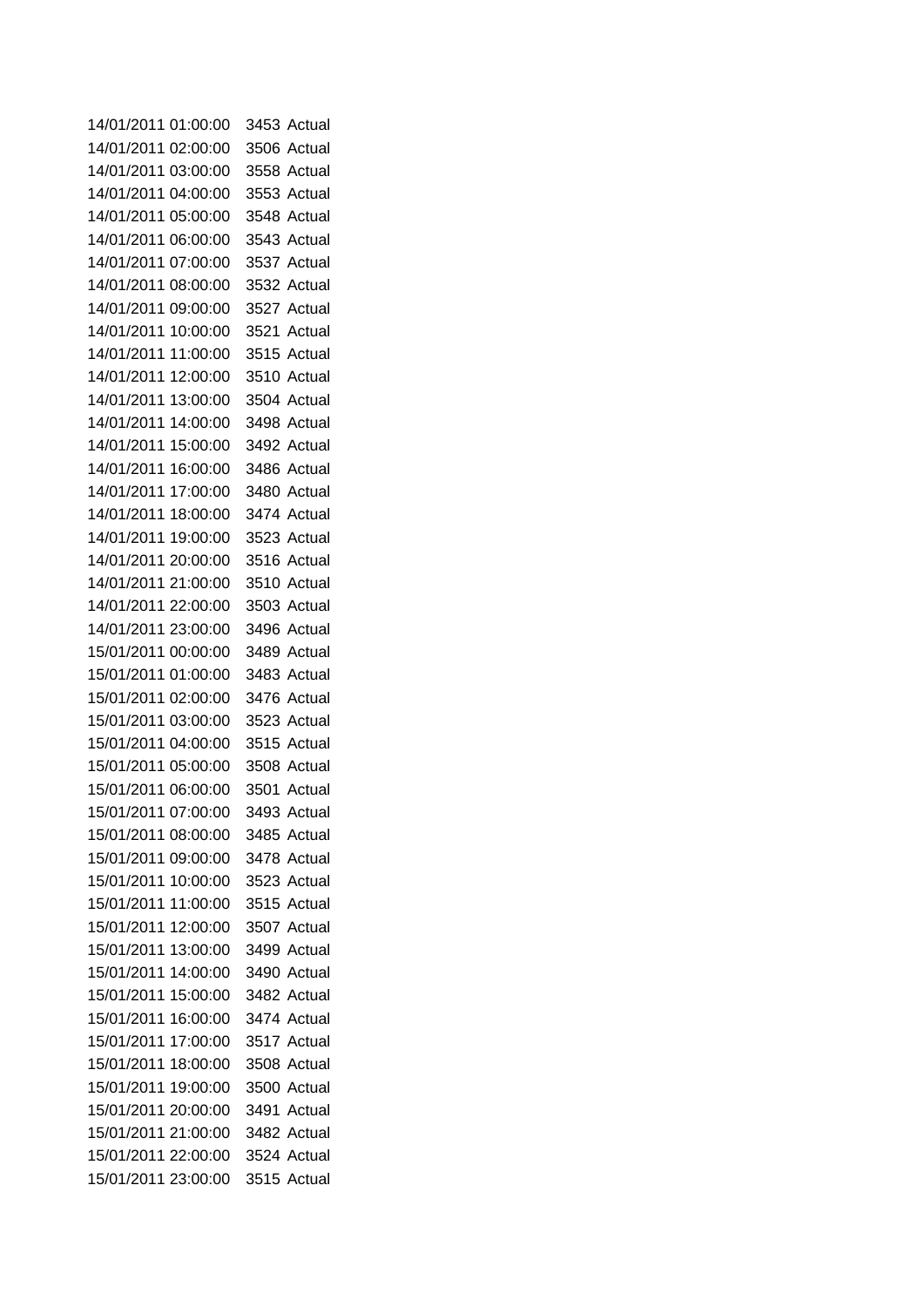| | | |
|---|---|---|
| 14/01/2011 01:00:00 | 3453 | Actual |
| 14/01/2011 02:00:00 | 3506 | Actual |
| 14/01/2011 03:00:00 | 3558 | Actual |
| 14/01/2011 04:00:00 | 3553 | Actual |
| 14/01/2011 05:00:00 | 3548 | Actual |
| 14/01/2011 06:00:00 | 3543 | Actual |
| 14/01/2011 07:00:00 | 3537 | Actual |
| 14/01/2011 08:00:00 | 3532 | Actual |
| 14/01/2011 09:00:00 | 3527 | Actual |
| 14/01/2011 10:00:00 | 3521 | Actual |
| 14/01/2011 11:00:00 | 3515 | Actual |
| 14/01/2011 12:00:00 | 3510 | Actual |
| 14/01/2011 13:00:00 | 3504 | Actual |
| 14/01/2011 14:00:00 | 3498 | Actual |
| 14/01/2011 15:00:00 | 3492 | Actual |
| 14/01/2011 16:00:00 | 3486 | Actual |
| 14/01/2011 17:00:00 | 3480 | Actual |
| 14/01/2011 18:00:00 | 3474 | Actual |
| 14/01/2011 19:00:00 | 3523 | Actual |
| 14/01/2011 20:00:00 | 3516 | Actual |
| 14/01/2011 21:00:00 | 3510 | Actual |
| 14/01/2011 22:00:00 | 3503 | Actual |
| 14/01/2011 23:00:00 | 3496 | Actual |
| 15/01/2011 00:00:00 | 3489 | Actual |
| 15/01/2011 01:00:00 | 3483 | Actual |
| 15/01/2011 02:00:00 | 3476 | Actual |
| 15/01/2011 03:00:00 | 3523 | Actual |
| 15/01/2011 04:00:00 | 3515 | Actual |
| 15/01/2011 05:00:00 | 3508 | Actual |
| 15/01/2011 06:00:00 | 3501 | Actual |
| 15/01/2011 07:00:00 | 3493 | Actual |
| 15/01/2011 08:00:00 | 3485 | Actual |
| 15/01/2011 09:00:00 | 3478 | Actual |
| 15/01/2011 10:00:00 | 3523 | Actual |
| 15/01/2011 11:00:00 | 3515 | Actual |
| 15/01/2011 12:00:00 | 3507 | Actual |
| 15/01/2011 13:00:00 | 3499 | Actual |
| 15/01/2011 14:00:00 | 3490 | Actual |
| 15/01/2011 15:00:00 | 3482 | Actual |
| 15/01/2011 16:00:00 | 3474 | Actual |
| 15/01/2011 17:00:00 | 3517 | Actual |
| 15/01/2011 18:00:00 | 3508 | Actual |
| 15/01/2011 19:00:00 | 3500 | Actual |
| 15/01/2011 20:00:00 | 3491 | Actual |
| 15/01/2011 21:00:00 | 3482 | Actual |
| 15/01/2011 22:00:00 | 3524 | Actual |
| 15/01/2011 23:00:00 | 3515 | Actual |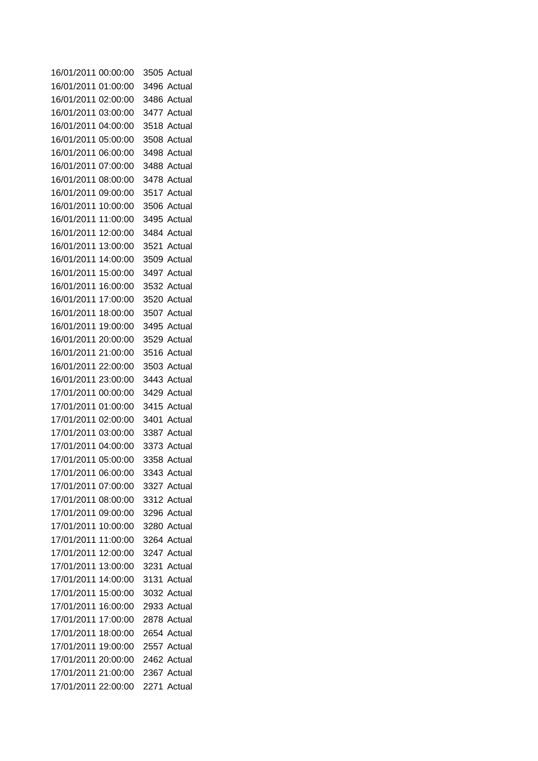| | | |
|---|---|---|
| 16/01/2011 00:00:00 | 3505 | Actual |
| 16/01/2011 01:00:00 | 3496 | Actual |
| 16/01/2011 02:00:00 | 3486 | Actual |
| 16/01/2011 03:00:00 | 3477 | Actual |
| 16/01/2011 04:00:00 | 3518 | Actual |
| 16/01/2011 05:00:00 | 3508 | Actual |
| 16/01/2011 06:00:00 | 3498 | Actual |
| 16/01/2011 07:00:00 | 3488 | Actual |
| 16/01/2011 08:00:00 | 3478 | Actual |
| 16/01/2011 09:00:00 | 3517 | Actual |
| 16/01/2011 10:00:00 | 3506 | Actual |
| 16/01/2011 11:00:00 | 3495 | Actual |
| 16/01/2011 12:00:00 | 3484 | Actual |
| 16/01/2011 13:00:00 | 3521 | Actual |
| 16/01/2011 14:00:00 | 3509 | Actual |
| 16/01/2011 15:00:00 | 3497 | Actual |
| 16/01/2011 16:00:00 | 3532 | Actual |
| 16/01/2011 17:00:00 | 3520 | Actual |
| 16/01/2011 18:00:00 | 3507 | Actual |
| 16/01/2011 19:00:00 | 3495 | Actual |
| 16/01/2011 20:00:00 | 3529 | Actual |
| 16/01/2011 21:00:00 | 3516 | Actual |
| 16/01/2011 22:00:00 | 3503 | Actual |
| 16/01/2011 23:00:00 | 3443 | Actual |
| 17/01/2011 00:00:00 | 3429 | Actual |
| 17/01/2011 01:00:00 | 3415 | Actual |
| 17/01/2011 02:00:00 | 3401 | Actual |
| 17/01/2011 03:00:00 | 3387 | Actual |
| 17/01/2011 04:00:00 | 3373 | Actual |
| 17/01/2011 05:00:00 | 3358 | Actual |
| 17/01/2011 06:00:00 | 3343 | Actual |
| 17/01/2011 07:00:00 | 3327 | Actual |
| 17/01/2011 08:00:00 | 3312 | Actual |
| 17/01/2011 09:00:00 | 3296 | Actual |
| 17/01/2011 10:00:00 | 3280 | Actual |
| 17/01/2011 11:00:00 | 3264 | Actual |
| 17/01/2011 12:00:00 | 3247 | Actual |
| 17/01/2011 13:00:00 | 3231 | Actual |
| 17/01/2011 14:00:00 | 3131 | Actual |
| 17/01/2011 15:00:00 | 3032 | Actual |
| 17/01/2011 16:00:00 | 2933 | Actual |
| 17/01/2011 17:00:00 | 2878 | Actual |
| 17/01/2011 18:00:00 | 2654 | Actual |
| 17/01/2011 19:00:00 | 2557 | Actual |
| 17/01/2011 20:00:00 | 2462 | Actual |
| 17/01/2011 21:00:00 | 2367 | Actual |
| 17/01/2011 22:00:00 | 2271 | Actual |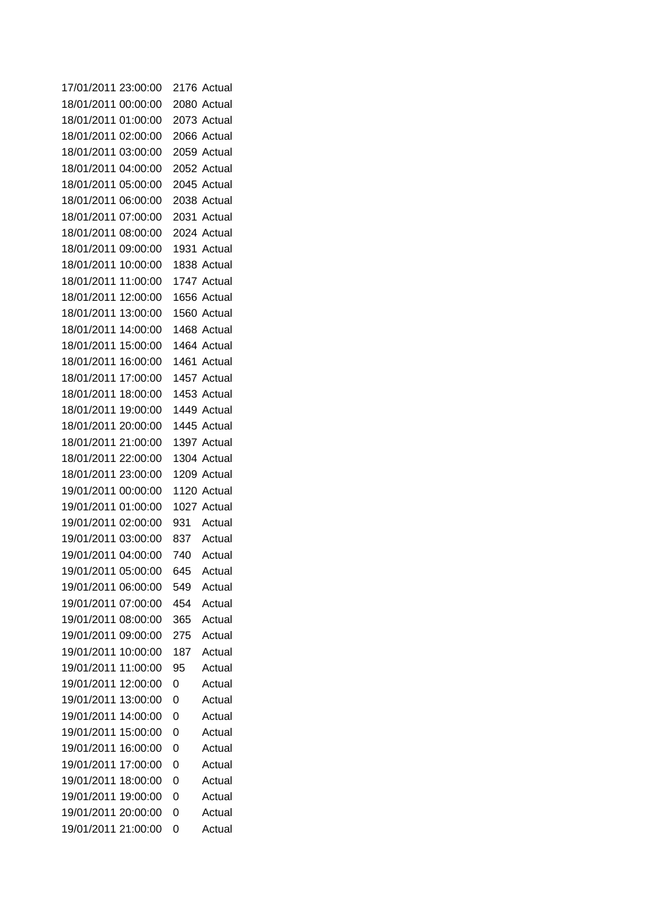| | | |
|---|---|---|
| 17/01/2011 23:00:00 | 2176 | Actual |
| 18/01/2011 00:00:00 | 2080 | Actual |
| 18/01/2011 01:00:00 | 2073 | Actual |
| 18/01/2011 02:00:00 | 2066 | Actual |
| 18/01/2011 03:00:00 | 2059 | Actual |
| 18/01/2011 04:00:00 | 2052 | Actual |
| 18/01/2011 05:00:00 | 2045 | Actual |
| 18/01/2011 06:00:00 | 2038 | Actual |
| 18/01/2011 07:00:00 | 2031 | Actual |
| 18/01/2011 08:00:00 | 2024 | Actual |
| 18/01/2011 09:00:00 | 1931 | Actual |
| 18/01/2011 10:00:00 | 1838 | Actual |
| 18/01/2011 11:00:00 | 1747 | Actual |
| 18/01/2011 12:00:00 | 1656 | Actual |
| 18/01/2011 13:00:00 | 1560 | Actual |
| 18/01/2011 14:00:00 | 1468 | Actual |
| 18/01/2011 15:00:00 | 1464 | Actual |
| 18/01/2011 16:00:00 | 1461 | Actual |
| 18/01/2011 17:00:00 | 1457 | Actual |
| 18/01/2011 18:00:00 | 1453 | Actual |
| 18/01/2011 19:00:00 | 1449 | Actual |
| 18/01/2011 20:00:00 | 1445 | Actual |
| 18/01/2011 21:00:00 | 1397 | Actual |
| 18/01/2011 22:00:00 | 1304 | Actual |
| 18/01/2011 23:00:00 | 1209 | Actual |
| 19/01/2011 00:00:00 | 1120 | Actual |
| 19/01/2011 01:00:00 | 1027 | Actual |
| 19/01/2011 02:00:00 | 931 | Actual |
| 19/01/2011 03:00:00 | 837 | Actual |
| 19/01/2011 04:00:00 | 740 | Actual |
| 19/01/2011 05:00:00 | 645 | Actual |
| 19/01/2011 06:00:00 | 549 | Actual |
| 19/01/2011 07:00:00 | 454 | Actual |
| 19/01/2011 08:00:00 | 365 | Actual |
| 19/01/2011 09:00:00 | 275 | Actual |
| 19/01/2011 10:00:00 | 187 | Actual |
| 19/01/2011 11:00:00 | 95 | Actual |
| 19/01/2011 12:00:00 | 0 | Actual |
| 19/01/2011 13:00:00 | 0 | Actual |
| 19/01/2011 14:00:00 | 0 | Actual |
| 19/01/2011 15:00:00 | 0 | Actual |
| 19/01/2011 16:00:00 | 0 | Actual |
| 19/01/2011 17:00:00 | 0 | Actual |
| 19/01/2011 18:00:00 | 0 | Actual |
| 19/01/2011 19:00:00 | 0 | Actual |
| 19/01/2011 20:00:00 | 0 | Actual |
| 19/01/2011 21:00:00 | 0 | Actual |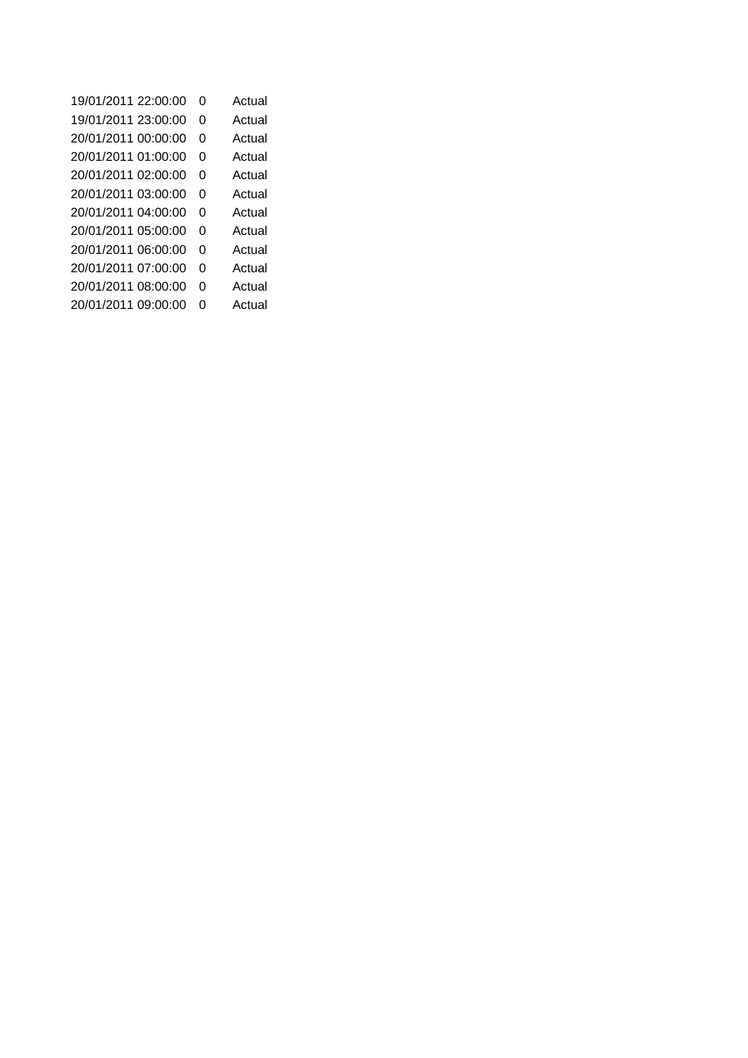| | | |
|---|---|---|
| 19/01/2011 22:00:00 | 0 | Actual |
| 19/01/2011 23:00:00 | 0 | Actual |
| 20/01/2011 00:00:00 | 0 | Actual |
| 20/01/2011 01:00:00 | 0 | Actual |
| 20/01/2011 02:00:00 | 0 | Actual |
| 20/01/2011 03:00:00 | 0 | Actual |
| 20/01/2011 04:00:00 | 0 | Actual |
| 20/01/2011 05:00:00 | 0 | Actual |
| 20/01/2011 06:00:00 | 0 | Actual |
| 20/01/2011 07:00:00 | 0 | Actual |
| 20/01/2011 08:00:00 | 0 | Actual |
| 20/01/2011 09:00:00 | 0 | Actual |